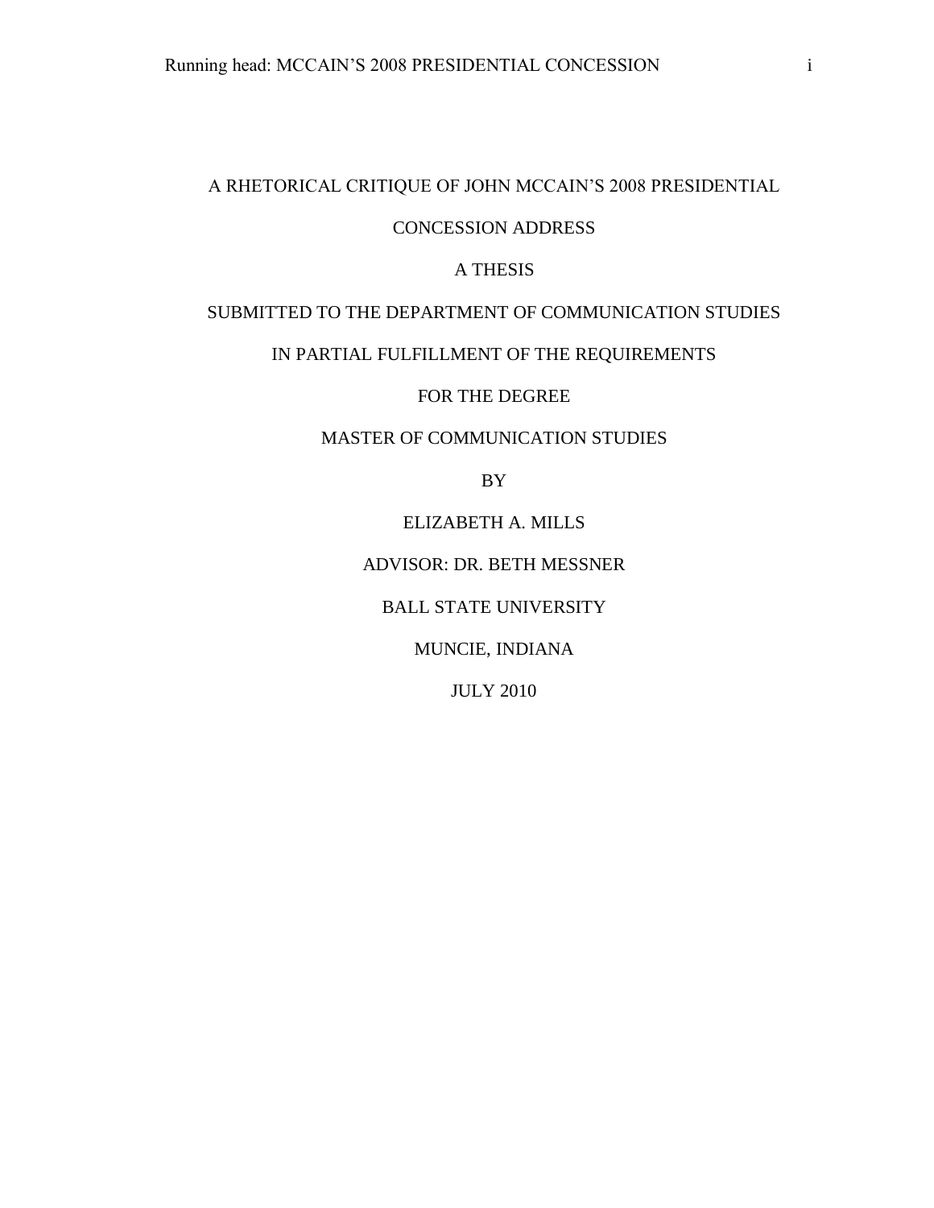# A RHETORICAL CRITIQUE OF JOHN MCCAIN'S 2008 PRESIDENTIAL CONCESSION ADDRESS

A THESIS

SUBMITTED TO THE DEPARTMENT OF COMMUNICATION STUDIES

IN PARTIAL FULFILLMENT OF THE REQUIREMENTS

FOR THE DEGREE

MASTER OF COMMUNICATION STUDIES

BY

ELIZABETH A. MILLS

ADVISOR: DR. BETH MESSNER

BALL STATE UNIVERSITY

MUNCIE, INDIANA

JULY 2010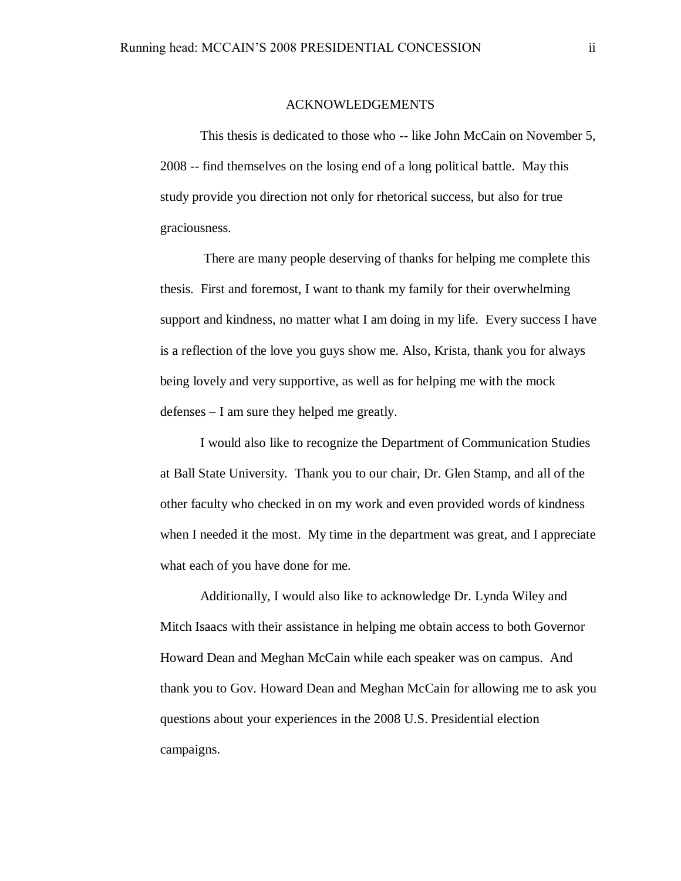# ACKNOWLEDGEMENTS

This thesis is dedicated to those who -- like John McCain on November 5, 2008 -- find themselves on the losing end of a long political battle. May this study provide you direction not only for rhetorical success, but also for true graciousness.

There are many people deserving of thanks for helping me complete this thesis. First and foremost, I want to thank my family for their overwhelming support and kindness, no matter what I am doing in my life. Every success I have is a reflection of the love you guys show me. Also, Krista, thank you for always being lovely and very supportive, as well as for helping me with the mock defenses – I am sure they helped me greatly.

I would also like to recognize the Department of Communication Studies at Ball State University. Thank you to our chair, Dr. Glen Stamp, and all of the other faculty who checked in on my work and even provided words of kindness when I needed it the most. My time in the department was great, and I appreciate what each of you have done for me.

Additionally, I would also like to acknowledge Dr. Lynda Wiley and Mitch Isaacs with their assistance in helping me obtain access to both Governor Howard Dean and Meghan McCain while each speaker was on campus. And thank you to Gov. Howard Dean and Meghan McCain for allowing me to ask you questions about your experiences in the 2008 U.S. Presidential election campaigns.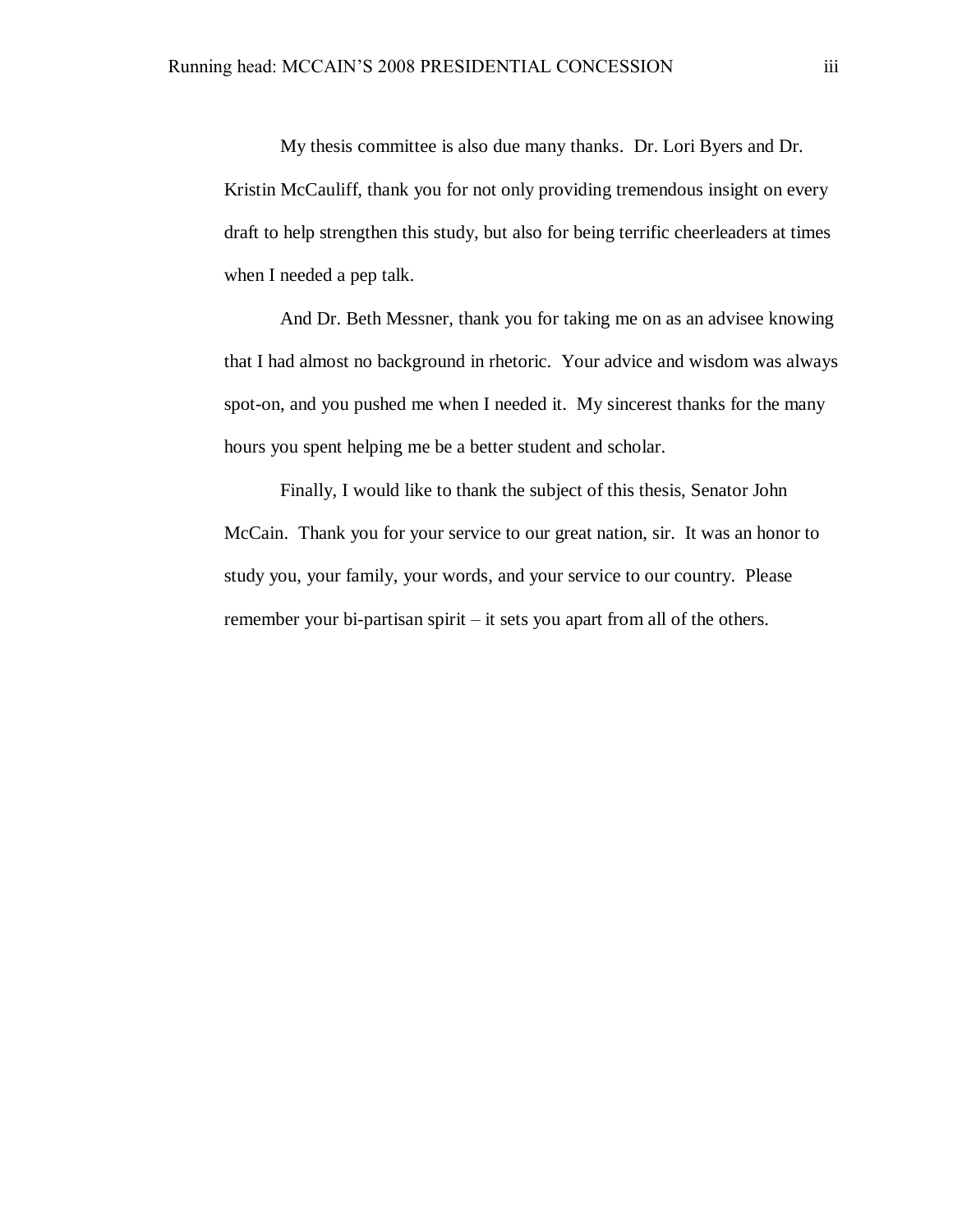My thesis committee is also due many thanks. Dr. Lori Byers and Dr. Kristin McCauliff, thank you for not only providing tremendous insight on every draft to help strengthen this study, but also for being terrific cheerleaders at times when I needed a pep talk.

And Dr. Beth Messner, thank you for taking me on as an advisee knowing that I had almost no background in rhetoric. Your advice and wisdom was always spot-on, and you pushed me when I needed it. My sincerest thanks for the many hours you spent helping me be a better student and scholar.

Finally, I would like to thank the subject of this thesis, Senator John McCain. Thank you for your service to our great nation, sir. It was an honor to study you, your family, your words, and your service to our country. Please remember your bi-partisan spirit – it sets you apart from all of the others.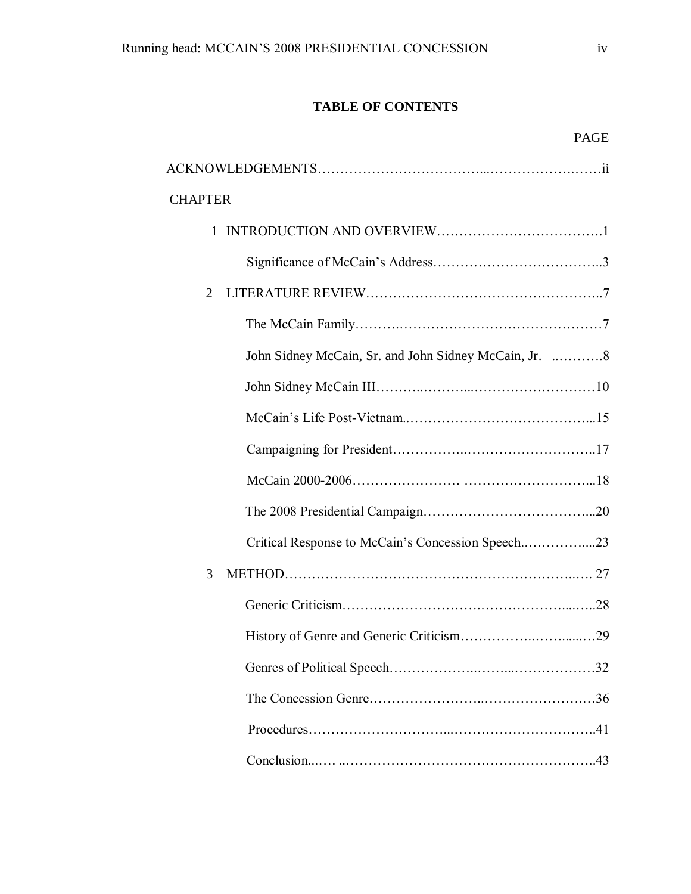# TABLE OF CONTENTS

PAGE

ACKNOWLEDGEMENTS……………………………...………………….……ii

CHAPTER

1 INTRODUCTION AND OVERVIEW……….……………….…………….1

Significance of McCain's Address………………………………..3

2 LITERATURE REVIEW……………………………………………..7

The McCain Family……….…………………………………………7

John Sidney McCain, Sr. and John Sidney McCain, Jr. ..……….8

John Sidney McCain III………..………...………………………10

McCain's Life Post-Vietnam..………………………………...15

Campaigning for President……………..………………………..17

McCain 2000-2006…………………… ………………………...18

The 2008 Presidential Campaign………………………………...20

Critical Response to McCain's Concession Speech..…………....23

3 METHOD…………………………………………………….…. 27

Generic Criticism……………………….………………....…..28

History of Genre and Generic Criticism……………..……......…29

Genres of Political Speech………………..……...………………32

The Concession Genre……………………..………………….…36

Procedures………………………...…………………………..41

Conclusion...…. ..……………………………………………..43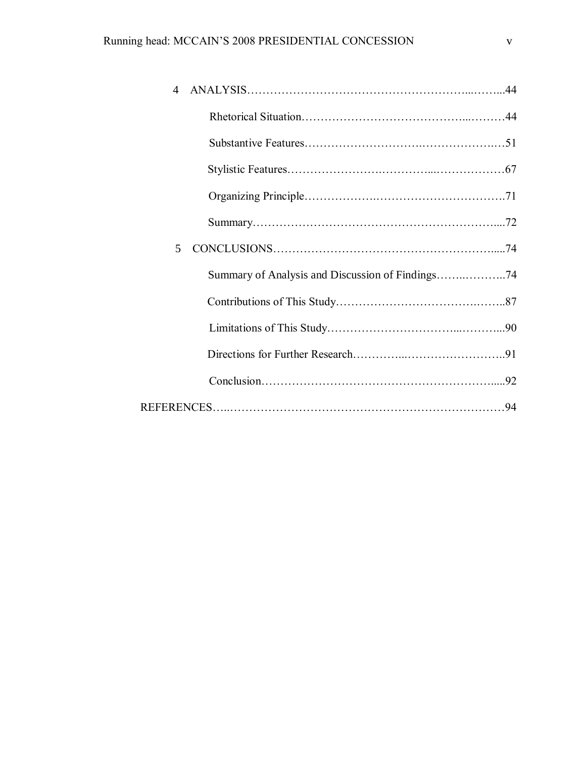4 ANALYSIS……………………………………………………...……...44

Rhetorical Situation……………………………………...………44

Substantive Features………………………..………………….…51

Stylistic Features………………….…………...………………67

Organizing Principle……………..……………………………71

Summary……………………………………………………....72

5 CONCLUSIONS…………………………………………………....74

Summary of Analysis and Discussion of Findings……..………..74

Contributions of This Study………………………………….…..87

Limitations of This Study…………………………...………...90

Directions for Further Research…………...……………………..91

Conclusion……………………………………………………......92

REFERENCES…..…………………………………………………………94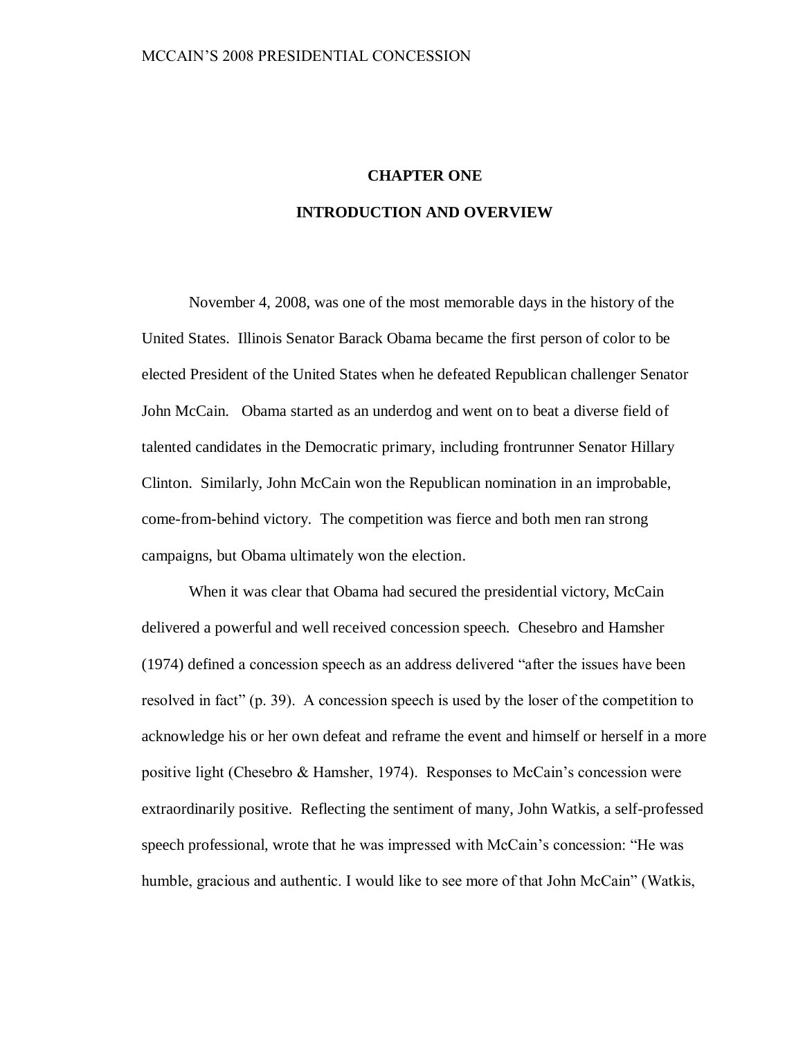# CHAPTER ONE

# INTRODUCTION AND OVERVIEW

November 4, 2008, was one of the most memorable days in the history of the United States. Illinois Senator Barack Obama became the first person of color to be elected President of the United States when he defeated Republican challenger Senator John McCain. Obama started as an underdog and went on to beat a diverse field of talented candidates in the Democratic primary, including frontrunner Senator Hillary Clinton. Similarly, John McCain won the Republican nomination in an improbable, come-from-behind victory. The competition was fierce and both men ran strong campaigns, but Obama ultimately won the election.

When it was clear that Obama had secured the presidential victory, McCain delivered a powerful and well received concession speech. Chesebro and Hamsher (1974) defined a concession speech as an address delivered "after the issues have been resolved in fact" (p. 39). A concession speech is used by the loser of the competition to acknowledge his or her own defeat and reframe the event and himself or herself in a more positive light (Chesebro & Hamsher, 1974). Responses to McCain's concession were extraordinarily positive. Reflecting the sentiment of many, John Watkis, a self-professed speech professional, wrote that he was impressed with McCain's concession: "He was humble, gracious and authentic. I would like to see more of that John McCain" (Watkis,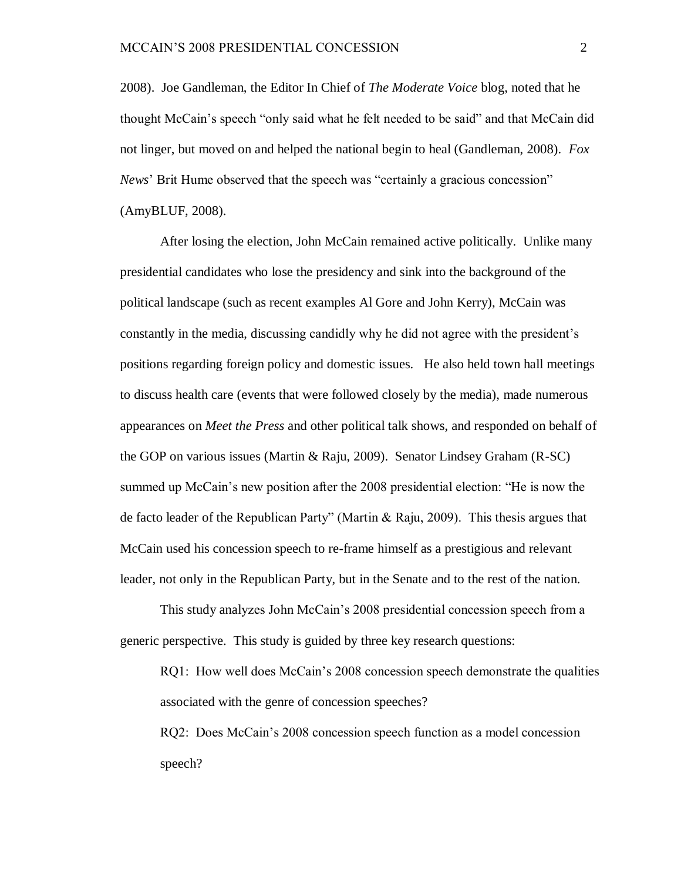2008). Joe Gandleman, the Editor In Chief of *The Moderate Voice* blog, noted that he thought McCain's speech "only said what he felt needed to be said" and that McCain did not linger, but moved on and helped the national begin to heal (Gandleman, 2008). *Fox News*' Brit Hume observed that the speech was "certainly a gracious concession" (AmyBLUF, 2008).

After losing the election, John McCain remained active politically. Unlike many presidential candidates who lose the presidency and sink into the background of the political landscape (such as recent examples Al Gore and John Kerry), McCain was constantly in the media, discussing candidly why he did not agree with the president's positions regarding foreign policy and domestic issues. He also held town hall meetings to discuss health care (events that were followed closely by the media), made numerous appearances on *Meet the Press* and other political talk shows, and responded on behalf of the GOP on various issues (Martin & Raju, 2009). Senator Lindsey Graham (R-SC) summed up McCain's new position after the 2008 presidential election: "He is now the de facto leader of the Republican Party" (Martin & Raju, 2009). This thesis argues that McCain used his concession speech to re-frame himself as a prestigious and relevant leader, not only in the Republican Party, but in the Senate and to the rest of the nation.

This study analyzes John McCain's 2008 presidential concession speech from a generic perspective. This study is guided by three key research questions:

RQ1: How well does McCain's 2008 concession speech demonstrate the qualities associated with the genre of concession speeches?

RQ2: Does McCain's 2008 concession speech function as a model concession speech?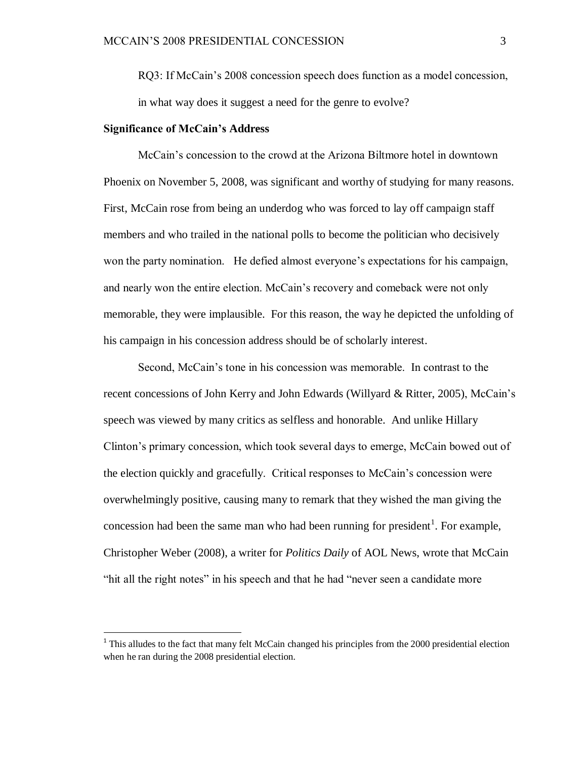RQ3: If McCain's 2008 concession speech does function as a model concession, in what way does it suggest a need for the genre to evolve?

**Significance of McCain's Address**

McCain's concession to the crowd at the Arizona Biltmore hotel in downtown Phoenix on November 5, 2008, was significant and worthy of studying for many reasons. First, McCain rose from being an underdog who was forced to lay off campaign staff members and who trailed in the national polls to become the politician who decisively won the party nomination. He defied almost everyone's expectations for his campaign, and nearly won the entire election. McCain's recovery and comeback were not only memorable, they were implausible. For this reason, the way he depicted the unfolding of his campaign in his concession address should be of scholarly interest.

Second, McCain's tone in his concession was memorable. In contrast to the recent concessions of John Kerry and John Edwards (Willyard & Ritter, 2005), McCain's speech was viewed by many critics as selfless and honorable. And unlike Hillary Clinton's primary concession, which took several days to emerge, McCain bowed out of the election quickly and gracefully. Critical responses to McCain's concession were overwhelmingly positive, causing many to remark that they wished the man giving the concession had been the same man who had been running for president[1]. For example, Christopher Weber (2008), a writer for *Politics Daily* of AOL News, wrote that McCain "hit all the right notes" in his speech and that he had "never seen a candidate more

[1] This alludes to the fact that many felt McCain changed his principles from the 2000 presidential election when he ran during the 2008 presidential election.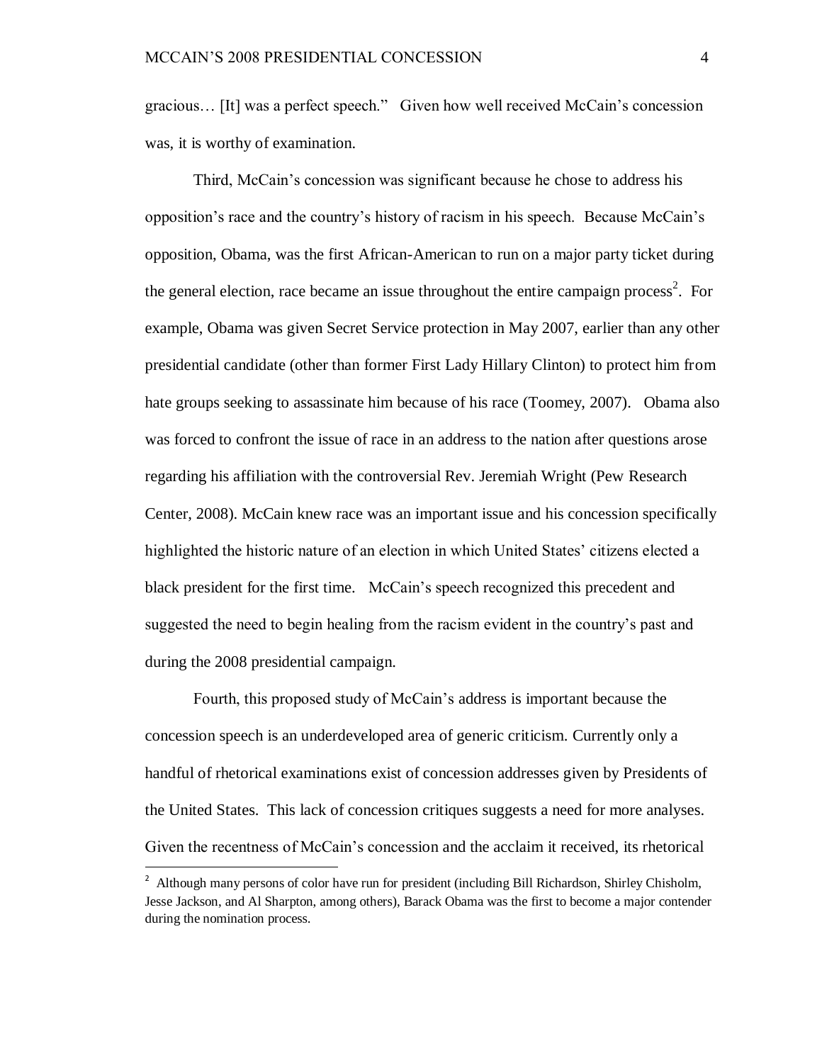gracious… [It] was a perfect speech." Given how well received McCain's concession was, it is worthy of examination.

Third, McCain's concession was significant because he chose to address his opposition's race and the country's history of racism in his speech. Because McCain's opposition, Obama, was the first African-American to run on a major party ticket during the general election, race became an issue throughout the entire campaign process[2]. For example, Obama was given Secret Service protection in May 2007, earlier than any other presidential candidate (other than former First Lady Hillary Clinton) to protect him from hate groups seeking to assassinate him because of his race (Toomey, 2007). Obama also was forced to confront the issue of race in an address to the nation after questions arose regarding his affiliation with the controversial Rev. Jeremiah Wright (Pew Research Center, 2008). McCain knew race was an important issue and his concession specifically highlighted the historic nature of an election in which United States' citizens elected a black president for the first time. McCain's speech recognized this precedent and suggested the need to begin healing from the racism evident in the country's past and during the 2008 presidential campaign.

Fourth, this proposed study of McCain's address is important because the concession speech is an underdeveloped area of generic criticism. Currently only a handful of rhetorical examinations exist of concession addresses given by Presidents of the United States. This lack of concession critiques suggests a need for more analyses. Given the recentness of McCain's concession and the acclaim it received, its rhetorical

[2] Although many persons of color have run for president (including Bill Richardson, Shirley Chisholm, Jesse Jackson, and Al Sharpton, among others), Barack Obama was the first to become a major contender during the nomination process.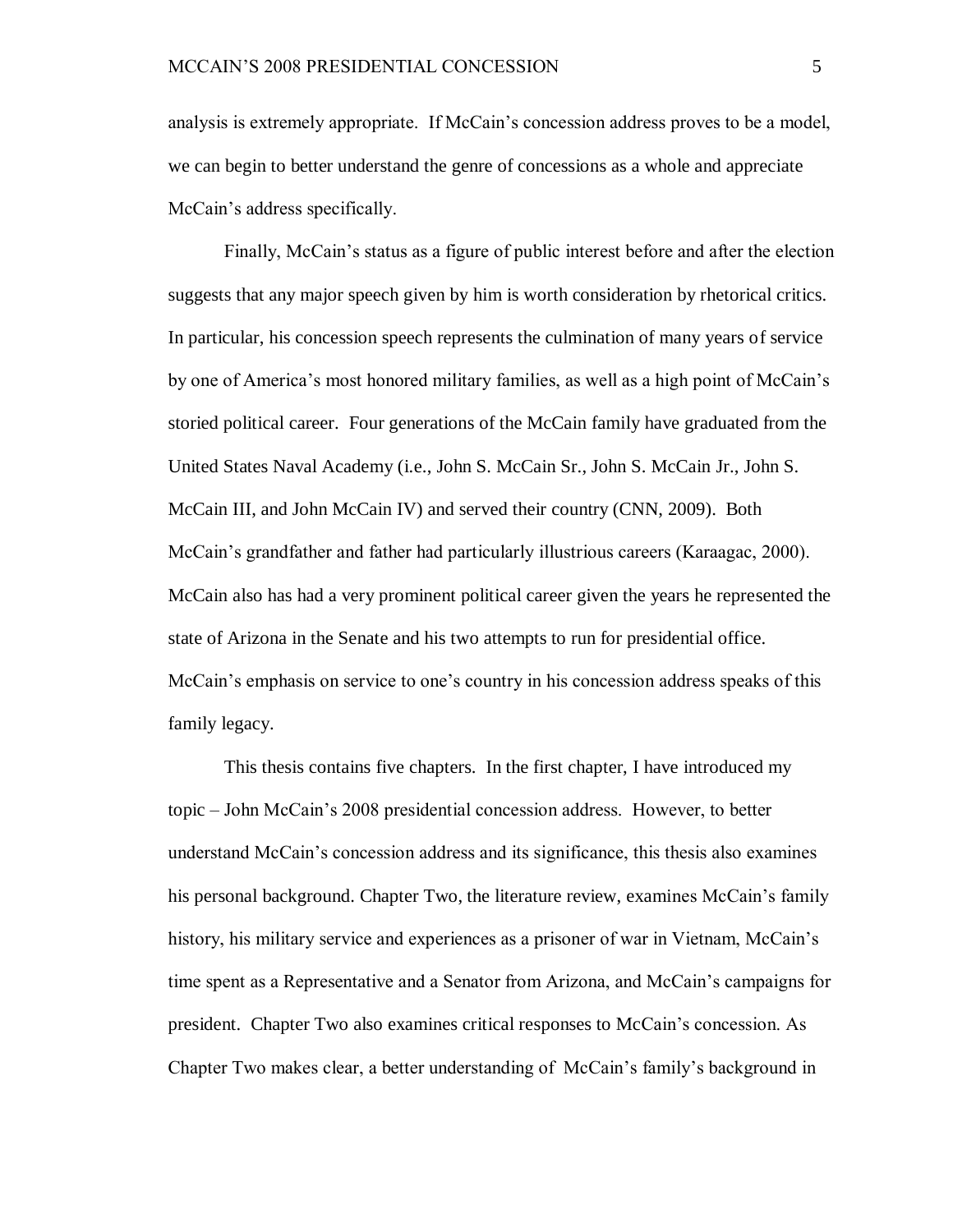analysis is extremely appropriate. If McCain's concession address proves to be a model, we can begin to better understand the genre of concessions as a whole and appreciate McCain's address specifically.

Finally, McCain's status as a figure of public interest before and after the election suggests that any major speech given by him is worth consideration by rhetorical critics. In particular, his concession speech represents the culmination of many years of service by one of America's most honored military families, as well as a high point of McCain's storied political career. Four generations of the McCain family have graduated from the United States Naval Academy (i.e., John S. McCain Sr., John S. McCain Jr., John S. McCain III, and John McCain IV) and served their country (CNN, 2009). Both McCain's grandfather and father had particularly illustrious careers (Karaagac, 2000). McCain also has had a very prominent political career given the years he represented the state of Arizona in the Senate and his two attempts to run for presidential office. McCain's emphasis on service to one's country in his concession address speaks of this family legacy.

This thesis contains five chapters. In the first chapter, I have introduced my topic – John McCain's 2008 presidential concession address. However, to better understand McCain's concession address and its significance, this thesis also examines his personal background. Chapter Two, the literature review, examines McCain's family history, his military service and experiences as a prisoner of war in Vietnam, McCain's time spent as a Representative and a Senator from Arizona, and McCain's campaigns for president. Chapter Two also examines critical responses to McCain's concession. As Chapter Two makes clear, a better understanding of McCain's family's background in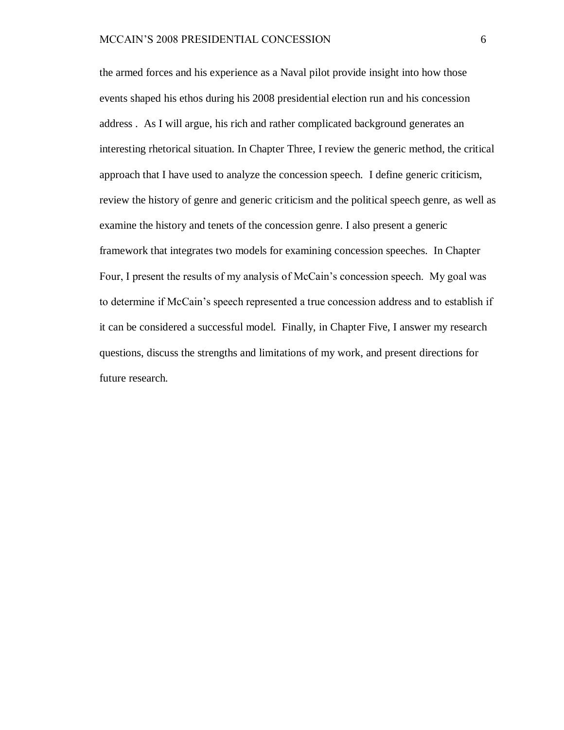the armed forces and his experience as a Naval pilot provide insight into how those events shaped his ethos during his 2008 presidential election run and his concession address . As I will argue, his rich and rather complicated background generates an interesting rhetorical situation. In Chapter Three, I review the generic method, the critical approach that I have used to analyze the concession speech. I define generic criticism, review the history of genre and generic criticism and the political speech genre, as well as examine the history and tenets of the concession genre. I also present a generic framework that integrates two models for examining concession speeches. In Chapter Four, I present the results of my analysis of McCain's concession speech. My goal was to determine if McCain's speech represented a true concession address and to establish if it can be considered a successful model. Finally, in Chapter Five, I answer my research questions, discuss the strengths and limitations of my work, and present directions for future research.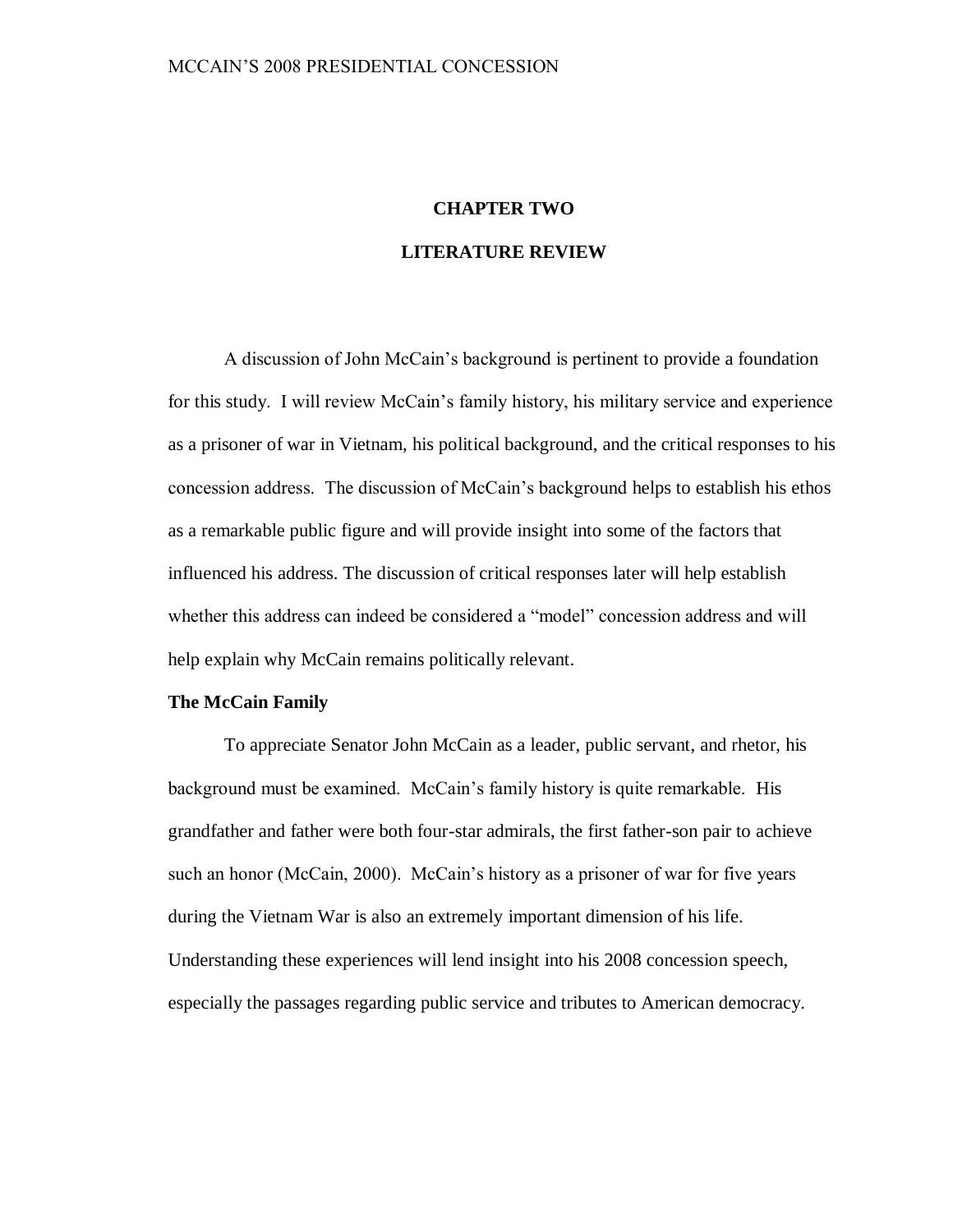# CHAPTER TWO

# LITERATURE REVIEW

A discussion of John McCain's background is pertinent to provide a foundation for this study. I will review McCain's family history, his military service and experience as a prisoner of war in Vietnam, his political background, and the critical responses to his concession address. The discussion of McCain's background helps to establish his ethos as a remarkable public figure and will provide insight into some of the factors that influenced his address. The discussion of critical responses later will help establish whether this address can indeed be considered a "model" concession address and will help explain why McCain remains politically relevant.

## The McCain Family

To appreciate Senator John McCain as a leader, public servant, and rhetor, his background must be examined. McCain's family history is quite remarkable. His grandfather and father were both four-star admirals, the first father-son pair to achieve such an honor (McCain, 2000). McCain's history as a prisoner of war for five years during the Vietnam War is also an extremely important dimension of his life. Understanding these experiences will lend insight into his 2008 concession speech, especially the passages regarding public service and tributes to American democracy.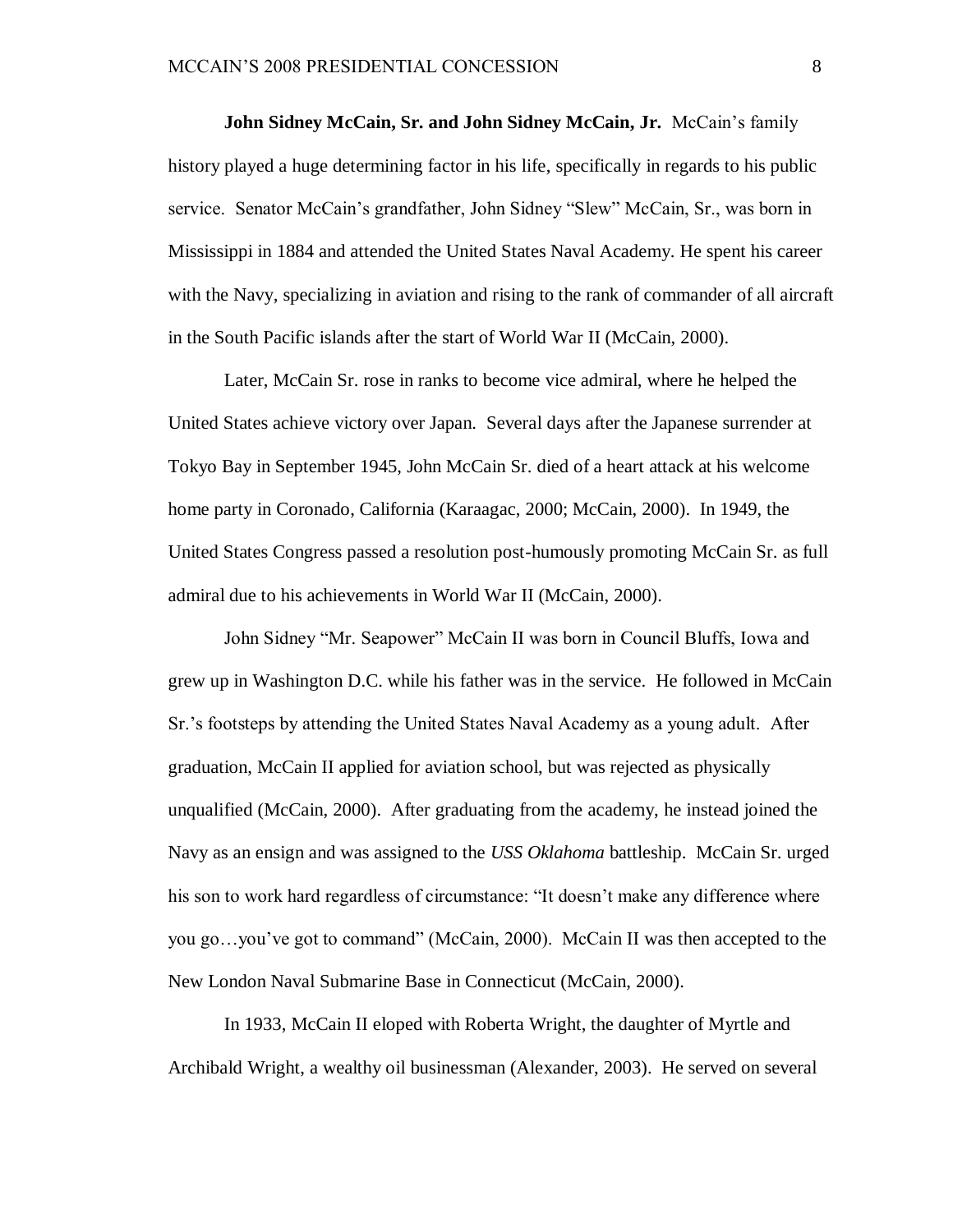**John Sidney McCain, Sr. and John Sidney McCain, Jr.** McCain's family history played a huge determining factor in his life, specifically in regards to his public service. Senator McCain's grandfather, John Sidney "Slew" McCain, Sr., was born in Mississippi in 1884 and attended the United States Naval Academy. He spent his career with the Navy, specializing in aviation and rising to the rank of commander of all aircraft in the South Pacific islands after the start of World War II (McCain, 2000).

Later, McCain Sr. rose in ranks to become vice admiral, where he helped the United States achieve victory over Japan. Several days after the Japanese surrender at Tokyo Bay in September 1945, John McCain Sr. died of a heart attack at his welcome home party in Coronado, California (Karaagac, 2000; McCain, 2000). In 1949, the United States Congress passed a resolution post-humously promoting McCain Sr. as full admiral due to his achievements in World War II (McCain, 2000).

John Sidney "Mr. Seapower" McCain II was born in Council Bluffs, Iowa and grew up in Washington D.C. while his father was in the service. He followed in McCain Sr.'s footsteps by attending the United States Naval Academy as a young adult. After graduation, McCain II applied for aviation school, but was rejected as physically unqualified (McCain, 2000). After graduating from the academy, he instead joined the Navy as an ensign and was assigned to the *USS Oklahoma* battleship. McCain Sr. urged his son to work hard regardless of circumstance: "It doesn't make any difference where you go…you've got to command" (McCain, 2000). McCain II was then accepted to the New London Naval Submarine Base in Connecticut (McCain, 2000).

In 1933, McCain II eloped with Roberta Wright, the daughter of Myrtle and Archibald Wright, a wealthy oil businessman (Alexander, 2003). He served on several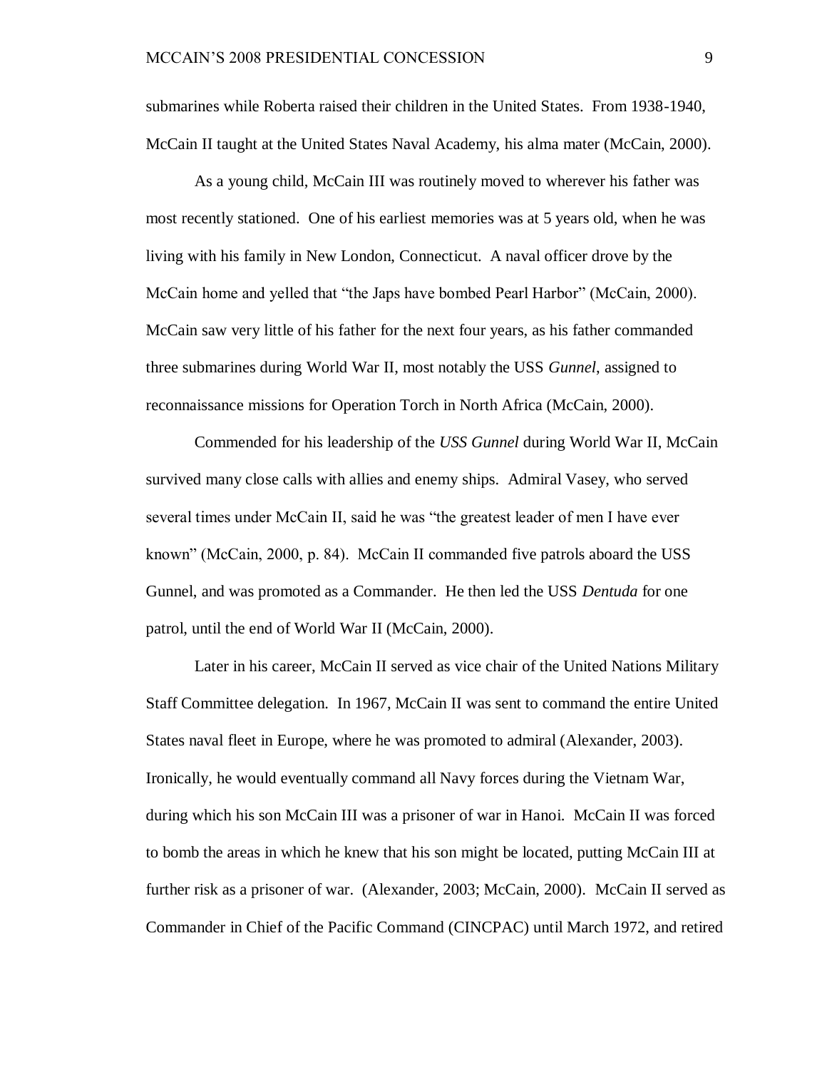submarines while Roberta raised their children in the United States. From 1938-1940, McCain II taught at the United States Naval Academy, his alma mater (McCain, 2000).

As a young child, McCain III was routinely moved to wherever his father was most recently stationed. One of his earliest memories was at 5 years old, when he was living with his family in New London, Connecticut. A naval officer drove by the McCain home and yelled that "the Japs have bombed Pearl Harbor" (McCain, 2000). McCain saw very little of his father for the next four years, as his father commanded three submarines during World War II, most notably the USS *Gunnel*, assigned to reconnaissance missions for Operation Torch in North Africa (McCain, 2000).

Commended for his leadership of the *USS Gunnel* during World War II, McCain survived many close calls with allies and enemy ships. Admiral Vasey, who served several times under McCain II, said he was "the greatest leader of men I have ever known" (McCain, 2000, p. 84). McCain II commanded five patrols aboard the USS Gunnel, and was promoted as a Commander. He then led the USS *Dentuda* for one patrol, until the end of World War II (McCain, 2000).

Later in his career, McCain II served as vice chair of the United Nations Military Staff Committee delegation. In 1967, McCain II was sent to command the entire United States naval fleet in Europe, where he was promoted to admiral (Alexander, 2003). Ironically, he would eventually command all Navy forces during the Vietnam War, during which his son McCain III was a prisoner of war in Hanoi. McCain II was forced to bomb the areas in which he knew that his son might be located, putting McCain III at further risk as a prisoner of war. (Alexander, 2003; McCain, 2000). McCain II served as Commander in Chief of the Pacific Command (CINCPAC) until March 1972, and retired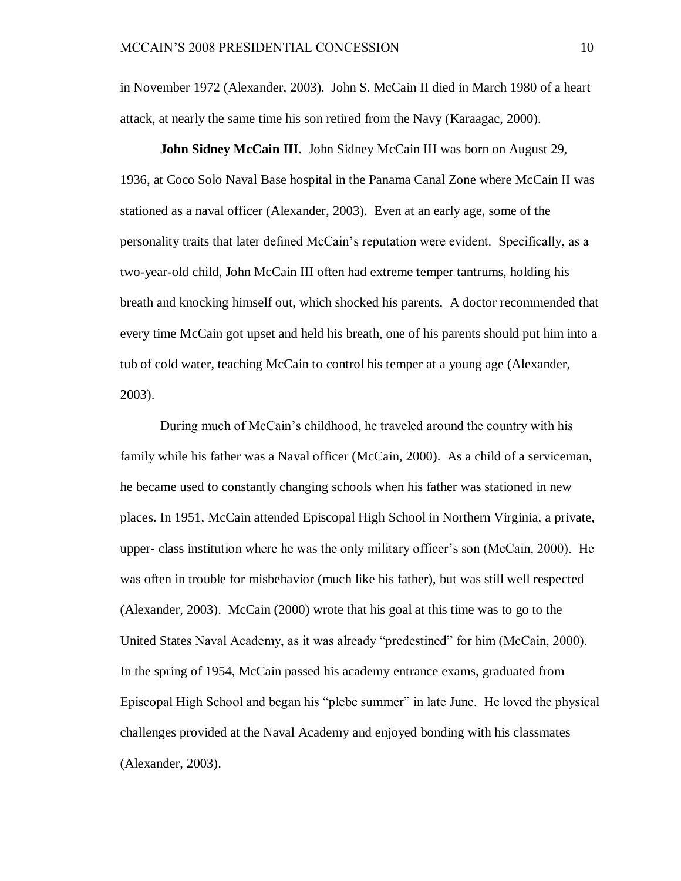in November 1972 (Alexander, 2003). John S. McCain II died in March 1980 of a heart attack, at nearly the same time his son retired from the Navy (Karaagac, 2000).

**John Sidney McCain III.** John Sidney McCain III was born on August 29, 1936, at Coco Solo Naval Base hospital in the Panama Canal Zone where McCain II was stationed as a naval officer (Alexander, 2003). Even at an early age, some of the personality traits that later defined McCain's reputation were evident. Specifically, as a two-year-old child, John McCain III often had extreme temper tantrums, holding his breath and knocking himself out, which shocked his parents. A doctor recommended that every time McCain got upset and held his breath, one of his parents should put him into a tub of cold water, teaching McCain to control his temper at a young age (Alexander, 2003).

During much of McCain's childhood, he traveled around the country with his family while his father was a Naval officer (McCain, 2000). As a child of a serviceman, he became used to constantly changing schools when his father was stationed in new places. In 1951, McCain attended Episcopal High School in Northern Virginia, a private, upper- class institution where he was the only military officer's son (McCain, 2000). He was often in trouble for misbehavior (much like his father), but was still well respected (Alexander, 2003). McCain (2000) wrote that his goal at this time was to go to the United States Naval Academy, as it was already "predestined" for him (McCain, 2000). In the spring of 1954, McCain passed his academy entrance exams, graduated from Episcopal High School and began his "plebe summer" in late June. He loved the physical challenges provided at the Naval Academy and enjoyed bonding with his classmates (Alexander, 2003).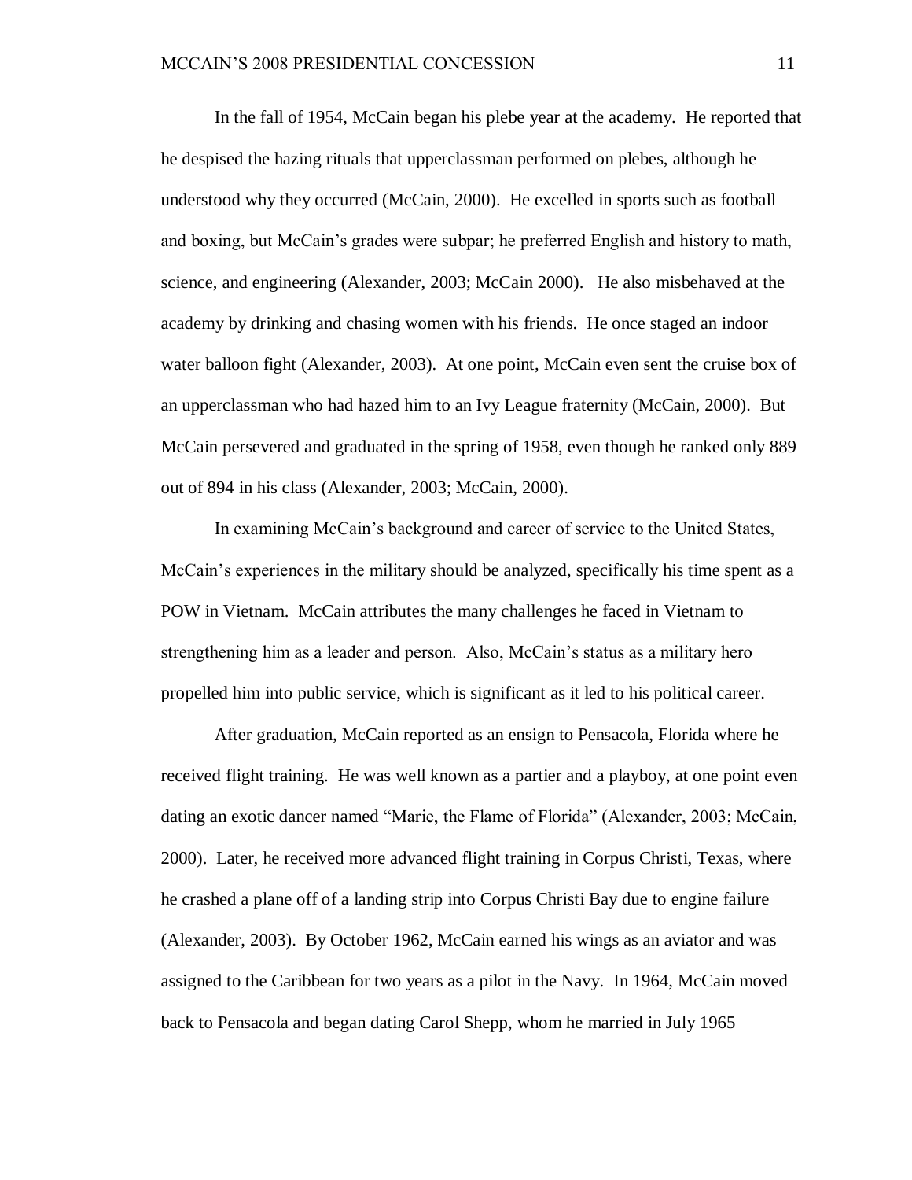In the fall of 1954, McCain began his plebe year at the academy. He reported that he despised the hazing rituals that upperclassman performed on plebes, although he understood why they occurred (McCain, 2000). He excelled in sports such as football and boxing, but McCain's grades were subpar; he preferred English and history to math, science, and engineering (Alexander, 2003; McCain 2000). He also misbehaved at the academy by drinking and chasing women with his friends. He once staged an indoor water balloon fight (Alexander, 2003). At one point, McCain even sent the cruise box of an upperclassman who had hazed him to an Ivy League fraternity (McCain, 2000). But McCain persevered and graduated in the spring of 1958, even though he ranked only 889 out of 894 in his class (Alexander, 2003; McCain, 2000).

In examining McCain's background and career of service to the United States, McCain's experiences in the military should be analyzed, specifically his time spent as a POW in Vietnam. McCain attributes the many challenges he faced in Vietnam to strengthening him as a leader and person. Also, McCain's status as a military hero propelled him into public service, which is significant as it led to his political career.

After graduation, McCain reported as an ensign to Pensacola, Florida where he received flight training. He was well known as a partier and a playboy, at one point even dating an exotic dancer named "Marie, the Flame of Florida" (Alexander, 2003; McCain, 2000). Later, he received more advanced flight training in Corpus Christi, Texas, where he crashed a plane off of a landing strip into Corpus Christi Bay due to engine failure (Alexander, 2003). By October 1962, McCain earned his wings as an aviator and was assigned to the Caribbean for two years as a pilot in the Navy. In 1964, McCain moved back to Pensacola and began dating Carol Shepp, whom he married in July 1965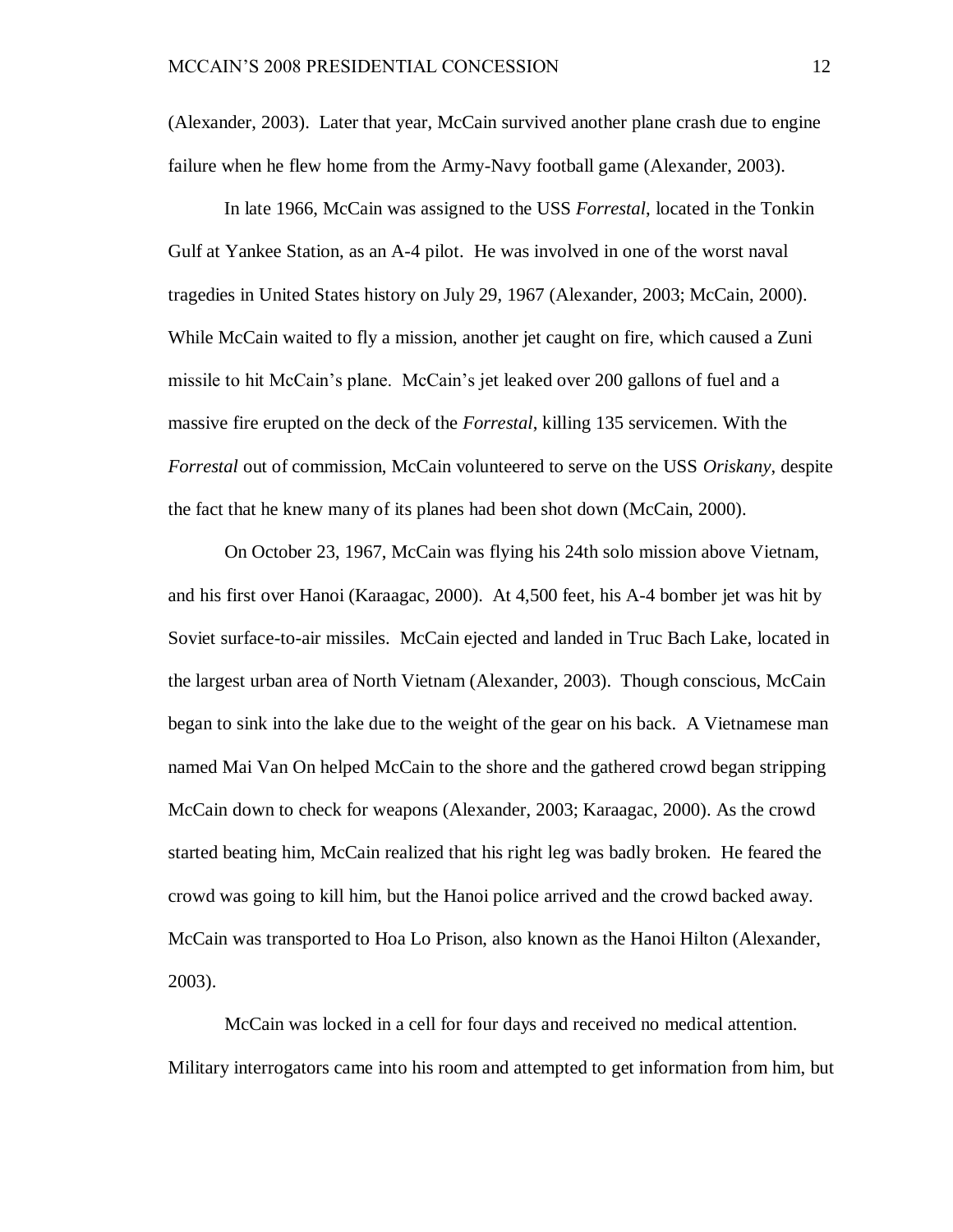(Alexander, 2003). Later that year, McCain survived another plane crash due to engine failure when he flew home from the Army-Navy football game (Alexander, 2003).

In late 1966, McCain was assigned to the USS *Forrestal*, located in the Tonkin Gulf at Yankee Station, as an A-4 pilot. He was involved in one of the worst naval tragedies in United States history on July 29, 1967 (Alexander, 2003; McCain, 2000). While McCain waited to fly a mission, another jet caught on fire, which caused a Zuni missile to hit McCain's plane. McCain's jet leaked over 200 gallons of fuel and a massive fire erupted on the deck of the *Forrestal*, killing 135 servicemen. With the *Forrestal* out of commission, McCain volunteered to serve on the USS *Oriskany*, despite the fact that he knew many of its planes had been shot down (McCain, 2000).

On October 23, 1967, McCain was flying his 24th solo mission above Vietnam, and his first over Hanoi (Karaagac, 2000). At 4,500 feet, his A-4 bomber jet was hit by Soviet surface-to-air missiles. McCain ejected and landed in Truc Bach Lake, located in the largest urban area of North Vietnam (Alexander, 2003). Though conscious, McCain began to sink into the lake due to the weight of the gear on his back. A Vietnamese man named Mai Van On helped McCain to the shore and the gathered crowd began stripping McCain down to check for weapons (Alexander, 2003; Karaagac, 2000). As the crowd started beating him, McCain realized that his right leg was badly broken. He feared the crowd was going to kill him, but the Hanoi police arrived and the crowd backed away. McCain was transported to Hoa Lo Prison, also known as the Hanoi Hilton (Alexander, 2003).

McCain was locked in a cell for four days and received no medical attention. Military interrogators came into his room and attempted to get information from him, but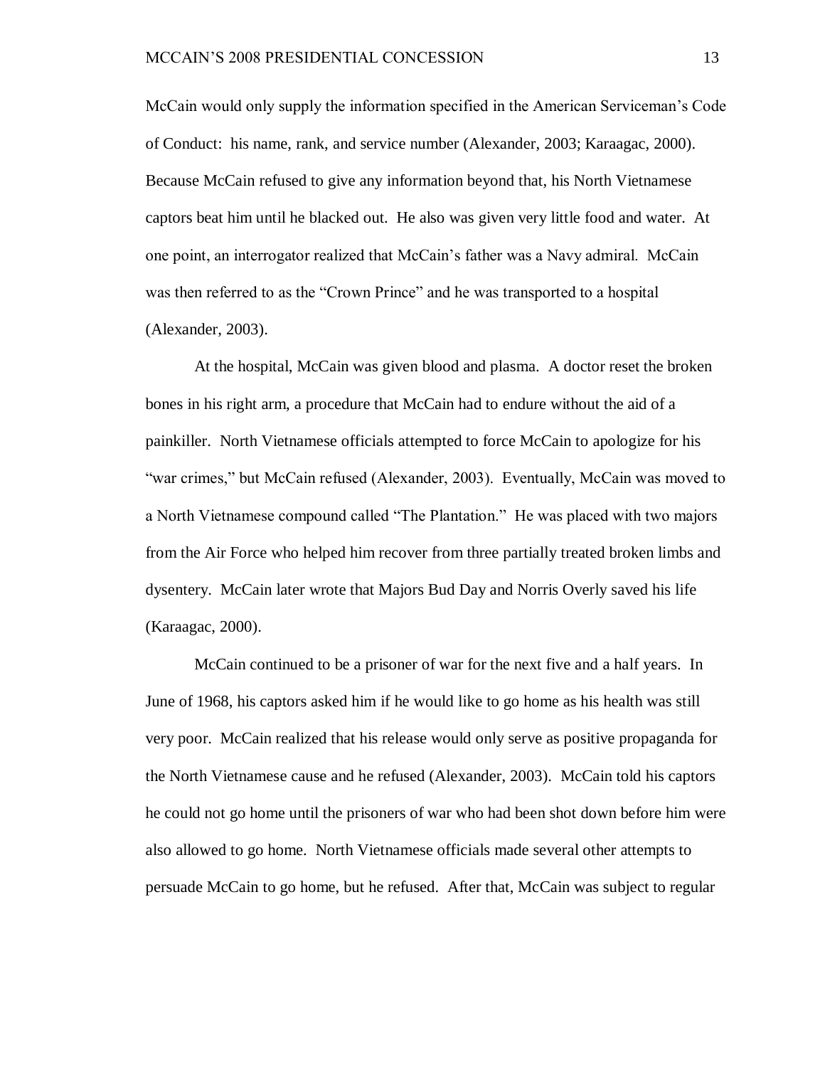McCain would only supply the information specified in the American Serviceman's Code of Conduct: his name, rank, and service number (Alexander, 2003; Karaagac, 2000). Because McCain refused to give any information beyond that, his North Vietnamese captors beat him until he blacked out. He also was given very little food and water. At one point, an interrogator realized that McCain's father was a Navy admiral. McCain was then referred to as the "Crown Prince" and he was transported to a hospital (Alexander, 2003).

At the hospital, McCain was given blood and plasma. A doctor reset the broken bones in his right arm, a procedure that McCain had to endure without the aid of a painkiller. North Vietnamese officials attempted to force McCain to apologize for his "war crimes," but McCain refused (Alexander, 2003). Eventually, McCain was moved to a North Vietnamese compound called "The Plantation." He was placed with two majors from the Air Force who helped him recover from three partially treated broken limbs and dysentery. McCain later wrote that Majors Bud Day and Norris Overly saved his life (Karaagac, 2000).

McCain continued to be a prisoner of war for the next five and a half years. In June of 1968, his captors asked him if he would like to go home as his health was still very poor. McCain realized that his release would only serve as positive propaganda for the North Vietnamese cause and he refused (Alexander, 2003). McCain told his captors he could not go home until the prisoners of war who had been shot down before him were also allowed to go home. North Vietnamese officials made several other attempts to persuade McCain to go home, but he refused. After that, McCain was subject to regular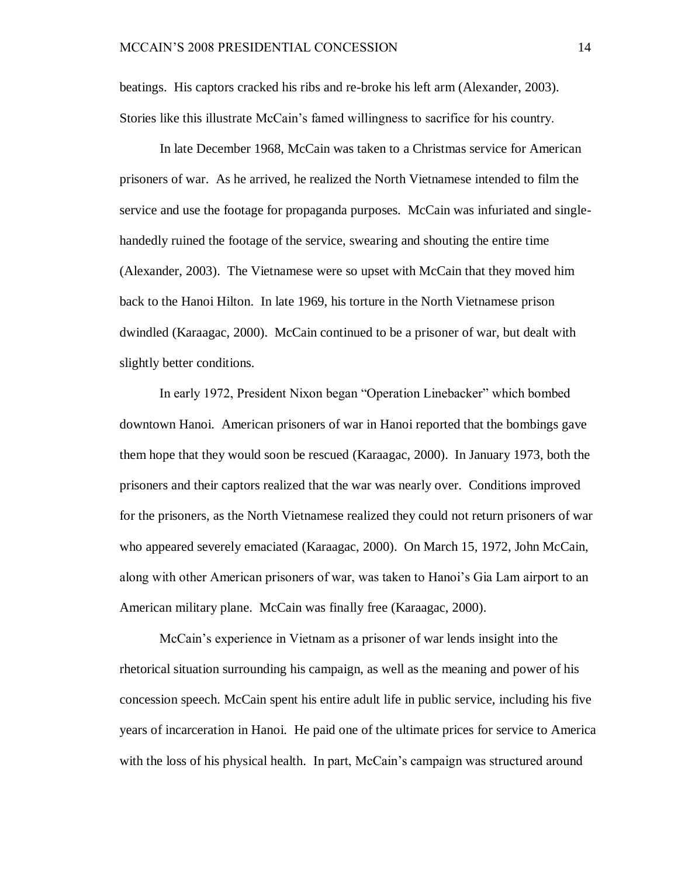beatings. His captors cracked his ribs and re-broke his left arm (Alexander, 2003). Stories like this illustrate McCain's famed willingness to sacrifice for his country.

In late December 1968, McCain was taken to a Christmas service for American prisoners of war. As he arrived, he realized the North Vietnamese intended to film the service and use the footage for propaganda purposes. McCain was infuriated and single-handedly ruined the footage of the service, swearing and shouting the entire time (Alexander, 2003). The Vietnamese were so upset with McCain that they moved him back to the Hanoi Hilton. In late 1969, his torture in the North Vietnamese prison dwindled (Karaagac, 2000). McCain continued to be a prisoner of war, but dealt with slightly better conditions.

In early 1972, President Nixon began "Operation Linebacker" which bombed downtown Hanoi. American prisoners of war in Hanoi reported that the bombings gave them hope that they would soon be rescued (Karaagac, 2000). In January 1973, both the prisoners and their captors realized that the war was nearly over. Conditions improved for the prisoners, as the North Vietnamese realized they could not return prisoners of war who appeared severely emaciated (Karaagac, 2000). On March 15, 1972, John McCain, along with other American prisoners of war, was taken to Hanoi's Gia Lam airport to an American military plane. McCain was finally free (Karaagac, 2000).

McCain's experience in Vietnam as a prisoner of war lends insight into the rhetorical situation surrounding his campaign, as well as the meaning and power of his concession speech. McCain spent his entire adult life in public service, including his five years of incarceration in Hanoi. He paid one of the ultimate prices for service to America with the loss of his physical health. In part, McCain's campaign was structured around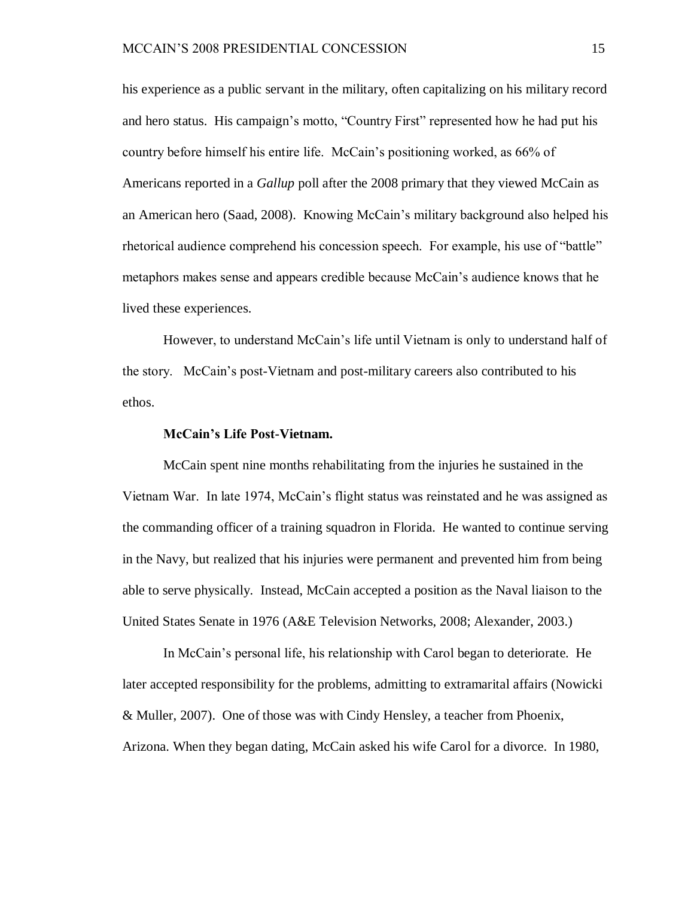his experience as a public servant in the military, often capitalizing on his military record and hero status. His campaign's motto, "Country First" represented how he had put his country before himself his entire life. McCain's positioning worked, as 66% of Americans reported in a *Gallup* poll after the 2008 primary that they viewed McCain as an American hero (Saad, 2008). Knowing McCain's military background also helped his rhetorical audience comprehend his concession speech. For example, his use of "battle" metaphors makes sense and appears credible because McCain's audience knows that he lived these experiences.

However, to understand McCain's life until Vietnam is only to understand half of the story. McCain's post-Vietnam and post-military careers also contributed to his ethos.

**McCain's Life Post-Vietnam.**

McCain spent nine months rehabilitating from the injuries he sustained in the Vietnam War. In late 1974, McCain's flight status was reinstated and he was assigned as the commanding officer of a training squadron in Florida. He wanted to continue serving in the Navy, but realized that his injuries were permanent and prevented him from being able to serve physically. Instead, McCain accepted a position as the Naval liaison to the United States Senate in 1976 (A&E Television Networks, 2008; Alexander, 2003.)

In McCain's personal life, his relationship with Carol began to deteriorate. He later accepted responsibility for the problems, admitting to extramarital affairs (Nowicki & Muller, 2007). One of those was with Cindy Hensley, a teacher from Phoenix, Arizona. When they began dating, McCain asked his wife Carol for a divorce. In 1980,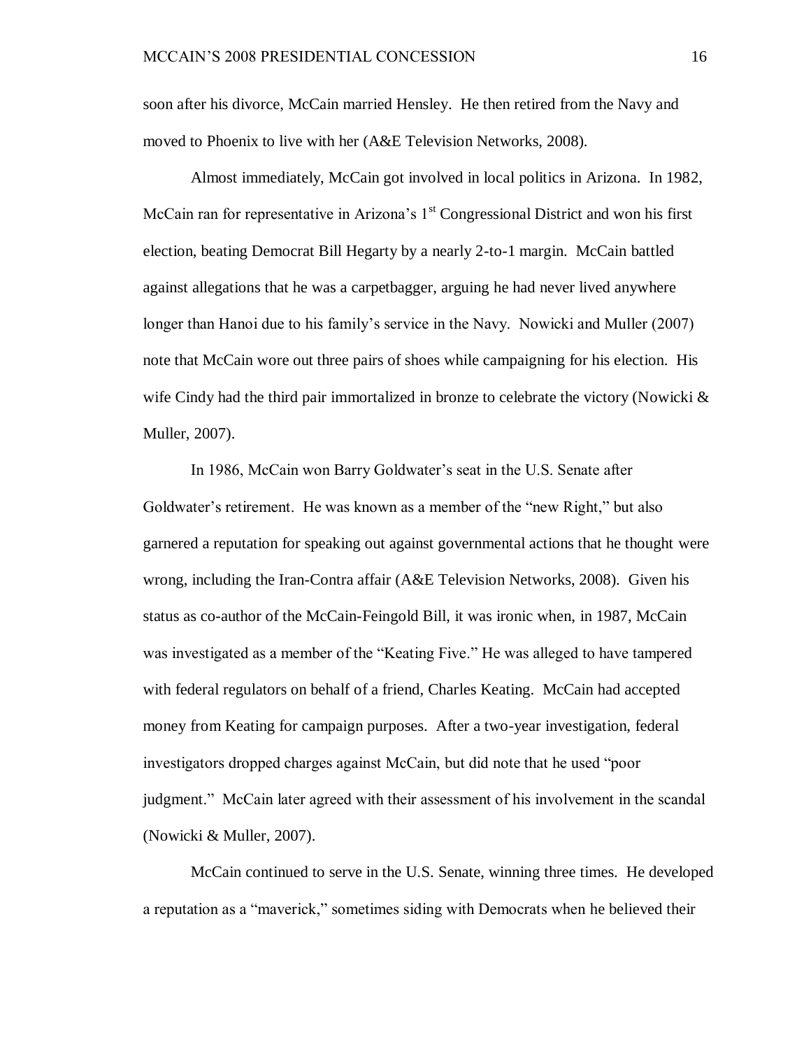soon after his divorce, McCain married Hensley. He then retired from the Navy and moved to Phoenix to live with her (A&E Television Networks, 2008).

Almost immediately, McCain got involved in local politics in Arizona. In 1982, McCain ran for representative in Arizona's 1st Congressional District and won his first election, beating Democrat Bill Hegarty by a nearly 2-to-1 margin. McCain battled against allegations that he was a carpetbagger, arguing he had never lived anywhere longer than Hanoi due to his family's service in the Navy. Nowicki and Muller (2007) note that McCain wore out three pairs of shoes while campaigning for his election. His wife Cindy had the third pair immortalized in bronze to celebrate the victory (Nowicki & Muller, 2007).

In 1986, McCain won Barry Goldwater's seat in the U.S. Senate after Goldwater's retirement. He was known as a member of the "new Right," but also garnered a reputation for speaking out against governmental actions that he thought were wrong, including the Iran-Contra affair (A&E Television Networks, 2008). Given his status as co-author of the McCain-Feingold Bill, it was ironic when, in 1987, McCain was investigated as a member of the "Keating Five." He was alleged to have tampered with federal regulators on behalf of a friend, Charles Keating. McCain had accepted money from Keating for campaign purposes. After a two-year investigation, federal investigators dropped charges against McCain, but did note that he used "poor judgment." McCain later agreed with their assessment of his involvement in the scandal (Nowicki & Muller, 2007).

McCain continued to serve in the U.S. Senate, winning three times. He developed a reputation as a "maverick," sometimes siding with Democrats when he believed their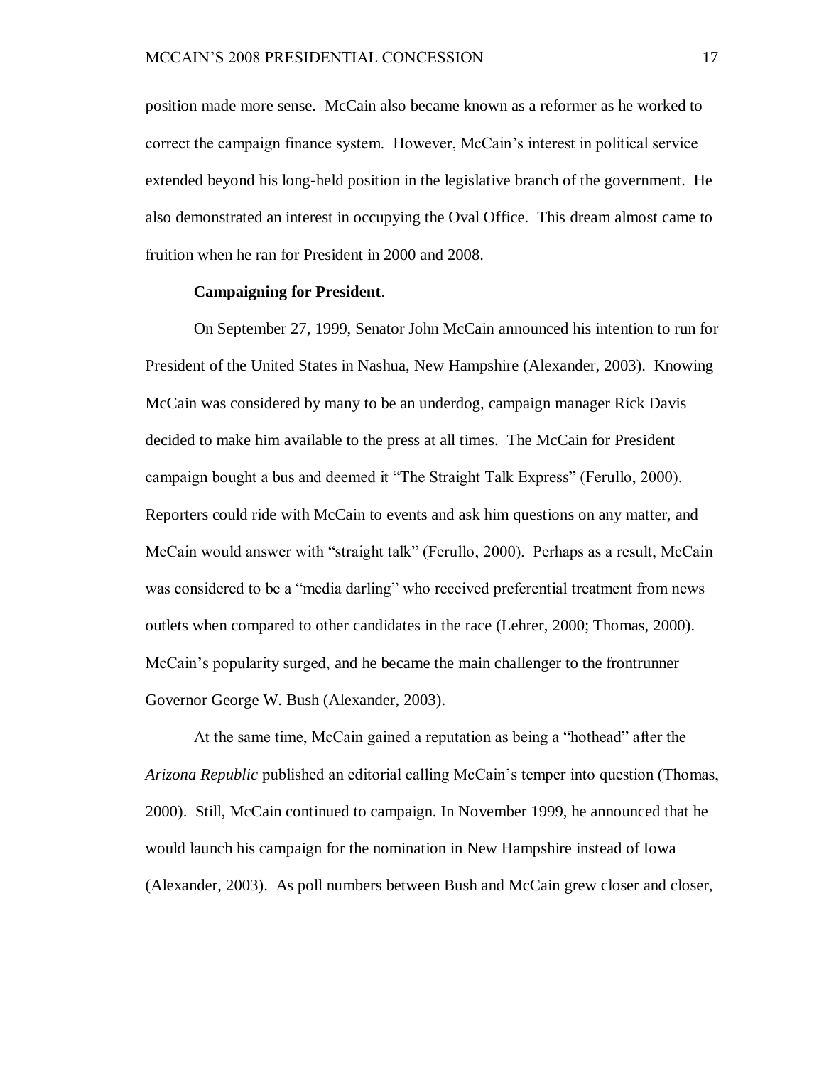position made more sense. McCain also became known as a reformer as he worked to correct the campaign finance system. However, McCain's interest in political service extended beyond his long-held position in the legislative branch of the government. He also demonstrated an interest in occupying the Oval Office. This dream almost came to fruition when he ran for President in 2000 and 2008.

**Campaigning for President**.

On September 27, 1999, Senator John McCain announced his intention to run for President of the United States in Nashua, New Hampshire (Alexander, 2003). Knowing McCain was considered by many to be an underdog, campaign manager Rick Davis decided to make him available to the press at all times. The McCain for President campaign bought a bus and deemed it "The Straight Talk Express" (Ferullo, 2000). Reporters could ride with McCain to events and ask him questions on any matter, and McCain would answer with "straight talk" (Ferullo, 2000). Perhaps as a result, McCain was considered to be a "media darling" who received preferential treatment from news outlets when compared to other candidates in the race (Lehrer, 2000; Thomas, 2000). McCain's popularity surged, and he became the main challenger to the frontrunner Governor George W. Bush (Alexander, 2003).

At the same time, McCain gained a reputation as being a "hothead" after the *Arizona Republic* published an editorial calling McCain's temper into question (Thomas, 2000). Still, McCain continued to campaign. In November 1999, he announced that he would launch his campaign for the nomination in New Hampshire instead of Iowa (Alexander, 2003). As poll numbers between Bush and McCain grew closer and closer,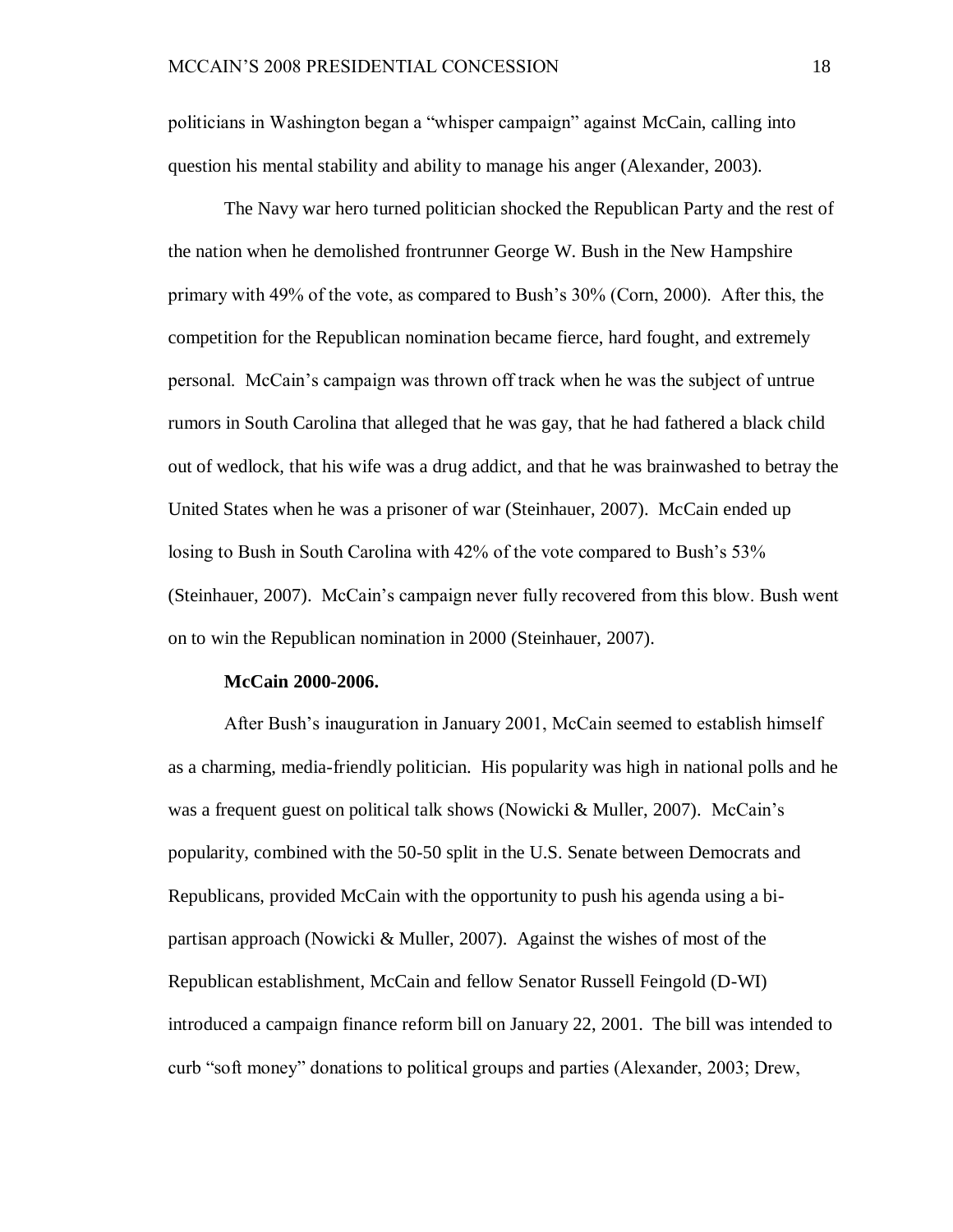politicians in Washington began a "whisper campaign" against McCain, calling into question his mental stability and ability to manage his anger (Alexander, 2003).

The Navy war hero turned politician shocked the Republican Party and the rest of the nation when he demolished frontrunner George W. Bush in the New Hampshire primary with 49% of the vote, as compared to Bush's 30% (Corn, 2000). After this, the competition for the Republican nomination became fierce, hard fought, and extremely personal. McCain's campaign was thrown off track when he was the subject of untrue rumors in South Carolina that alleged that he was gay, that he had fathered a black child out of wedlock, that his wife was a drug addict, and that he was brainwashed to betray the United States when he was a prisoner of war (Steinhauer, 2007). McCain ended up losing to Bush in South Carolina with 42% of the vote compared to Bush's 53% (Steinhauer, 2007). McCain's campaign never fully recovered from this blow. Bush went on to win the Republican nomination in 2000 (Steinhauer, 2007).

**McCain 2000-2006.**

After Bush's inauguration in January 2001, McCain seemed to establish himself as a charming, media-friendly politician. His popularity was high in national polls and he was a frequent guest on political talk shows (Nowicki & Muller, 2007). McCain's popularity, combined with the 50-50 split in the U.S. Senate between Democrats and Republicans, provided McCain with the opportunity to push his agenda using a bi-partisan approach (Nowicki & Muller, 2007). Against the wishes of most of the Republican establishment, McCain and fellow Senator Russell Feingold (D-WI) introduced a campaign finance reform bill on January 22, 2001. The bill was intended to curb "soft money" donations to political groups and parties (Alexander, 2003; Drew,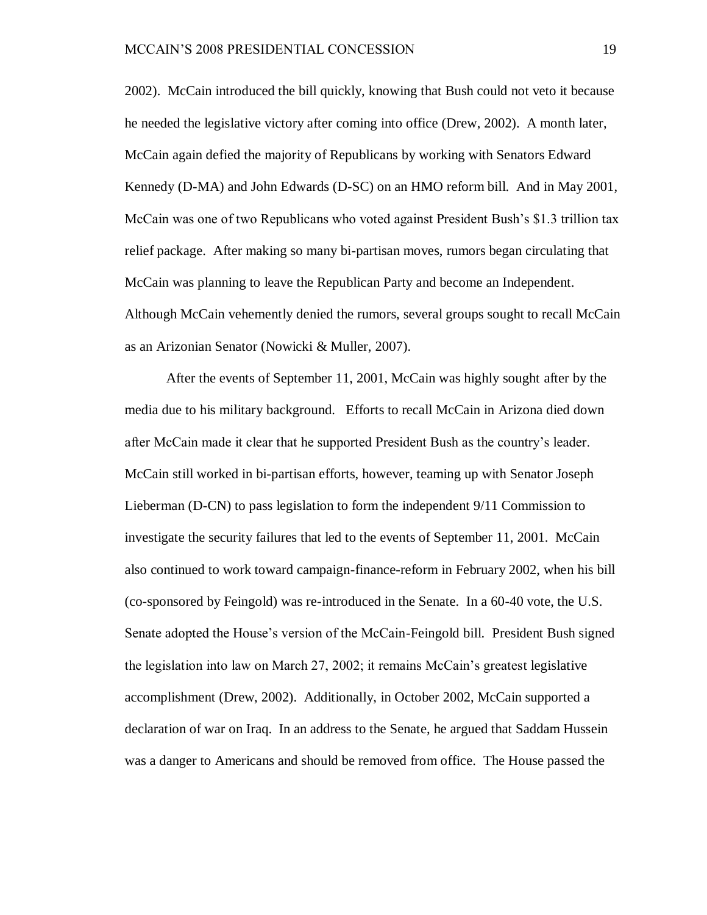2002). McCain introduced the bill quickly, knowing that Bush could not veto it because he needed the legislative victory after coming into office (Drew, 2002). A month later, McCain again defied the majority of Republicans by working with Senators Edward Kennedy (D-MA) and John Edwards (D-SC) on an HMO reform bill. And in May 2001, McCain was one of two Republicans who voted against President Bush's $1.3 trillion tax relief package. After making so many bi-partisan moves, rumors began circulating that McCain was planning to leave the Republican Party and become an Independent. Although McCain vehemently denied the rumors, several groups sought to recall McCain as an Arizonian Senator (Nowicki & Muller, 2007).

After the events of September 11, 2001, McCain was highly sought after by the media due to his military background. Efforts to recall McCain in Arizona died down after McCain made it clear that he supported President Bush as the country's leader. McCain still worked in bi-partisan efforts, however, teaming up with Senator Joseph Lieberman (D-CN) to pass legislation to form the independent 9/11 Commission to investigate the security failures that led to the events of September 11, 2001. McCain also continued to work toward campaign-finance-reform in February 2002, when his bill (co-sponsored by Feingold) was re-introduced in the Senate. In a 60-40 vote, the U.S. Senate adopted the House's version of the McCain-Feingold bill. President Bush signed the legislation into law on March 27, 2002; it remains McCain's greatest legislative accomplishment (Drew, 2002). Additionally, in October 2002, McCain supported a declaration of war on Iraq. In an address to the Senate, he argued that Saddam Hussein was a danger to Americans and should be removed from office. The House passed the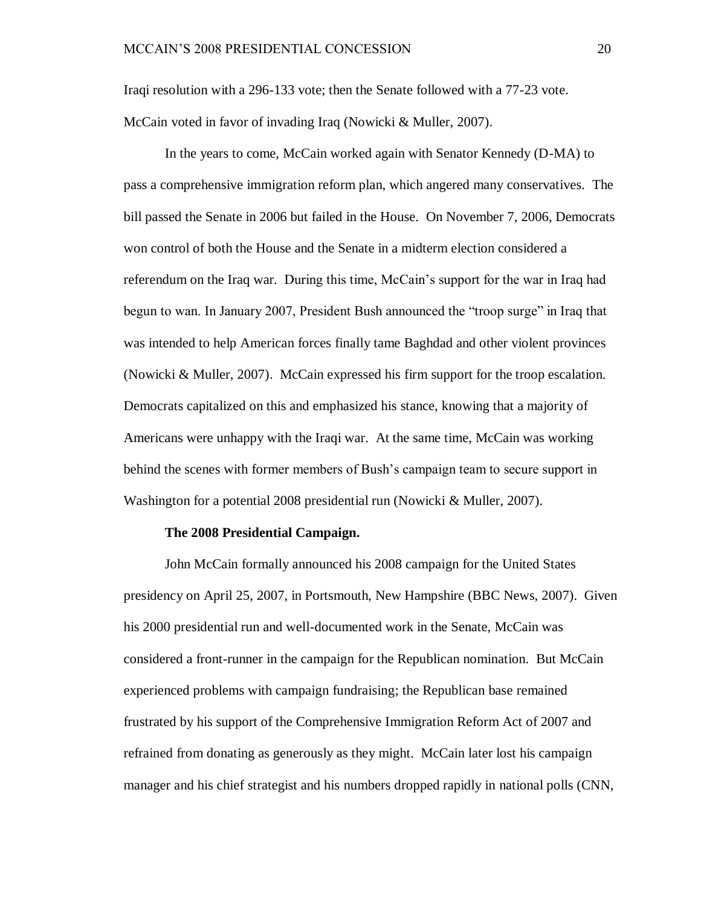Iraqi resolution with a 296-133 vote; then the Senate followed with a 77-23 vote. McCain voted in favor of invading Iraq (Nowicki & Muller, 2007).

In the years to come, McCain worked again with Senator Kennedy (D-MA) to pass a comprehensive immigration reform plan, which angered many conservatives. The bill passed the Senate in 2006 but failed in the House. On November 7, 2006, Democrats won control of both the House and the Senate in a midterm election considered a referendum on the Iraq war. During this time, McCain's support for the war in Iraq had begun to wan. In January 2007, President Bush announced the "troop surge" in Iraq that was intended to help American forces finally tame Baghdad and other violent provinces (Nowicki & Muller, 2007). McCain expressed his firm support for the troop escalation. Democrats capitalized on this and emphasized his stance, knowing that a majority of Americans were unhappy with the Iraqi war. At the same time, McCain was working behind the scenes with former members of Bush's campaign team to secure support in Washington for a potential 2008 presidential run (Nowicki & Muller, 2007).

**The 2008 Presidential Campaign.**

John McCain formally announced his 2008 campaign for the United States presidency on April 25, 2007, in Portsmouth, New Hampshire (BBC News, 2007). Given his 2000 presidential run and well-documented work in the Senate, McCain was considered a front-runner in the campaign for the Republican nomination. But McCain experienced problems with campaign fundraising; the Republican base remained frustrated by his support of the Comprehensive Immigration Reform Act of 2007 and refrained from donating as generously as they might. McCain later lost his campaign manager and his chief strategist and his numbers dropped rapidly in national polls (CNN,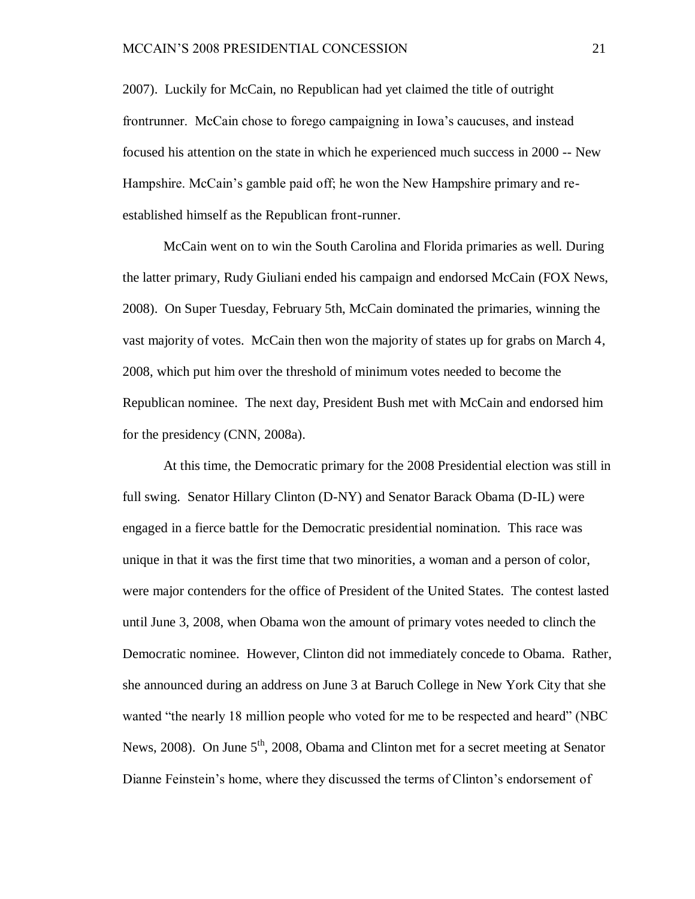2007). Luckily for McCain, no Republican had yet claimed the title of outright frontrunner. McCain chose to forego campaigning in Iowa's caucuses, and instead focused his attention on the state in which he experienced much success in 2000 -- New Hampshire. McCain's gamble paid off; he won the New Hampshire primary and re-established himself as the Republican front-runner.

McCain went on to win the South Carolina and Florida primaries as well. During the latter primary, Rudy Giuliani ended his campaign and endorsed McCain (FOX News, 2008). On Super Tuesday, February 5th, McCain dominated the primaries, winning the vast majority of votes. McCain then won the majority of states up for grabs on March 4, 2008, which put him over the threshold of minimum votes needed to become the Republican nominee. The next day, President Bush met with McCain and endorsed him for the presidency (CNN, 2008a).

At this time, the Democratic primary for the 2008 Presidential election was still in full swing. Senator Hillary Clinton (D-NY) and Senator Barack Obama (D-IL) were engaged in a fierce battle for the Democratic presidential nomination. This race was unique in that it was the first time that two minorities, a woman and a person of color, were major contenders for the office of President of the United States. The contest lasted until June 3, 2008, when Obama won the amount of primary votes needed to clinch the Democratic nominee. However, Clinton did not immediately concede to Obama. Rather, she announced during an address on June 3 at Baruch College in New York City that she wanted "the nearly 18 million people who voted for me to be respected and heard" (NBC News, 2008). On June 5th, 2008, Obama and Clinton met for a secret meeting at Senator Dianne Feinstein's home, where they discussed the terms of Clinton's endorsement of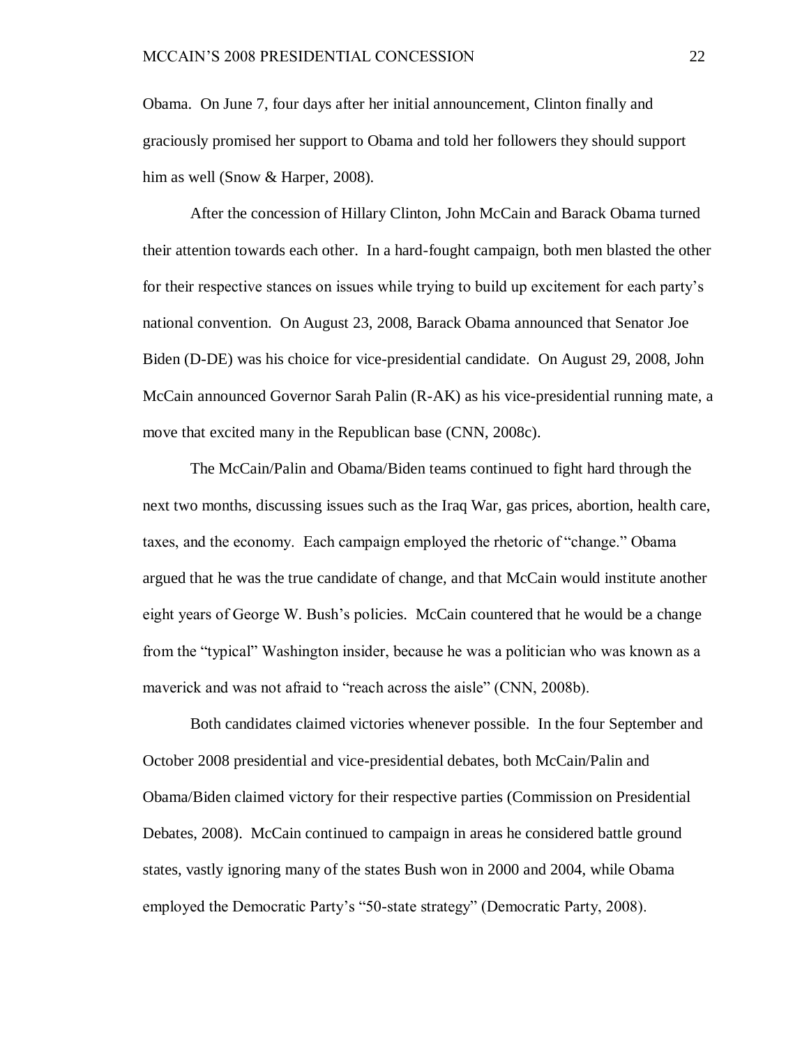Obama. On June 7, four days after her initial announcement, Clinton finally and graciously promised her support to Obama and told her followers they should support him as well (Snow & Harper, 2008).

After the concession of Hillary Clinton, John McCain and Barack Obama turned their attention towards each other. In a hard-fought campaign, both men blasted the other for their respective stances on issues while trying to build up excitement for each party's national convention. On August 23, 2008, Barack Obama announced that Senator Joe Biden (D-DE) was his choice for vice-presidential candidate. On August 29, 2008, John McCain announced Governor Sarah Palin (R-AK) as his vice-presidential running mate, a move that excited many in the Republican base (CNN, 2008c).

The McCain/Palin and Obama/Biden teams continued to fight hard through the next two months, discussing issues such as the Iraq War, gas prices, abortion, health care, taxes, and the economy. Each campaign employed the rhetoric of "change." Obama argued that he was the true candidate of change, and that McCain would institute another eight years of George W. Bush's policies. McCain countered that he would be a change from the "typical" Washington insider, because he was a politician who was known as a maverick and was not afraid to "reach across the aisle" (CNN, 2008b).

Both candidates claimed victories whenever possible. In the four September and October 2008 presidential and vice-presidential debates, both McCain/Palin and Obama/Biden claimed victory for their respective parties (Commission on Presidential Debates, 2008). McCain continued to campaign in areas he considered battle ground states, vastly ignoring many of the states Bush won in 2000 and 2004, while Obama employed the Democratic Party's "50-state strategy" (Democratic Party, 2008).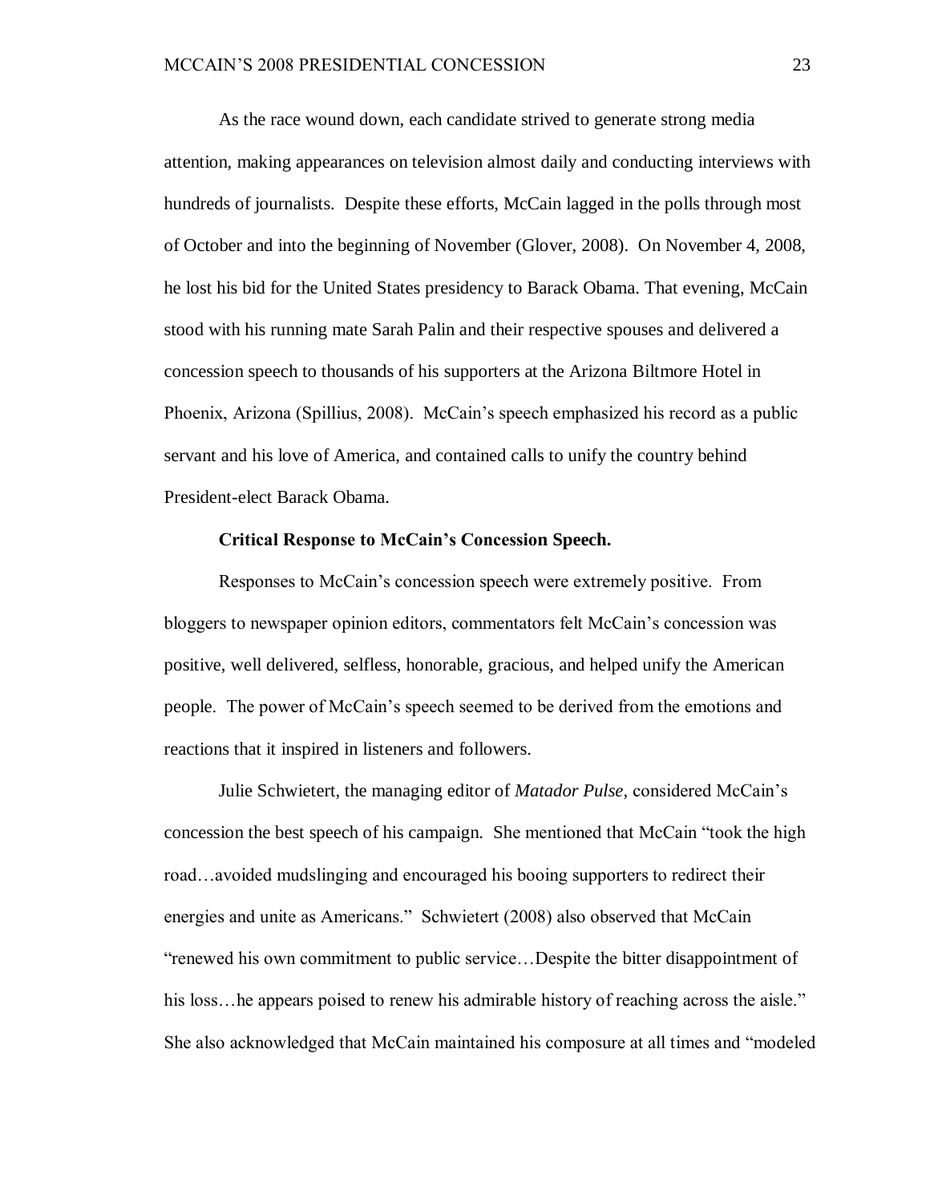As the race wound down, each candidate strived to generate strong media attention, making appearances on television almost daily and conducting interviews with hundreds of journalists. Despite these efforts, McCain lagged in the polls through most of October and into the beginning of November (Glover, 2008). On November 4, 2008, he lost his bid for the United States presidency to Barack Obama. That evening, McCain stood with his running mate Sarah Palin and their respective spouses and delivered a concession speech to thousands of his supporters at the Arizona Biltmore Hotel in Phoenix, Arizona (Spillius, 2008). McCain's speech emphasized his record as a public servant and his love of America, and contained calls to unify the country behind President-elect Barack Obama.

**Critical Response to McCain's Concession Speech.**

Responses to McCain's concession speech were extremely positive. From bloggers to newspaper opinion editors, commentators felt McCain's concession was positive, well delivered, selfless, honorable, gracious, and helped unify the American people. The power of McCain's speech seemed to be derived from the emotions and reactions that it inspired in listeners and followers.

Julie Schwietert, the managing editor of *Matador Pulse*, considered McCain's concession the best speech of his campaign. She mentioned that McCain "took the high road…avoided mudslinging and encouraged his booing supporters to redirect their energies and unite as Americans." Schwietert (2008) also observed that McCain "renewed his own commitment to public service…Despite the bitter disappointment of his loss…he appears poised to renew his admirable history of reaching across the aisle." She also acknowledged that McCain maintained his composure at all times and "modeled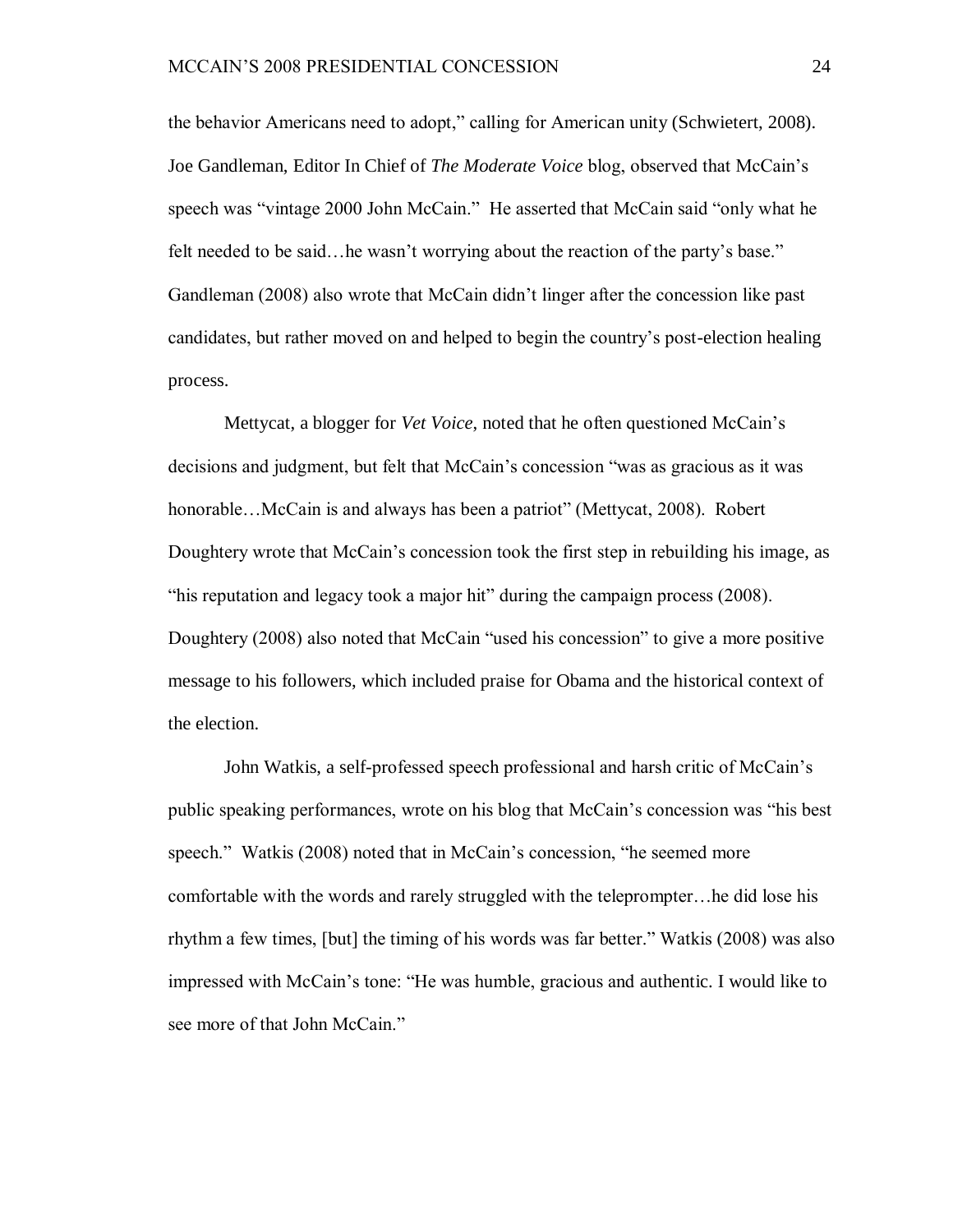the behavior Americans need to adopt," calling for American unity (Schwietert, 2008). Joe Gandleman, Editor In Chief of *The Moderate Voice* blog, observed that McCain's speech was "vintage 2000 John McCain." He asserted that McCain said "only what he felt needed to be said…he wasn't worrying about the reaction of the party's base." Gandleman (2008) also wrote that McCain didn't linger after the concession like past candidates, but rather moved on and helped to begin the country's post-election healing process.

Mettycat, a blogger for *Vet Voice*, noted that he often questioned McCain's decisions and judgment, but felt that McCain's concession "was as gracious as it was honorable…McCain is and always has been a patriot" (Mettycat, 2008). Robert Doughtery wrote that McCain's concession took the first step in rebuilding his image, as "his reputation and legacy took a major hit" during the campaign process (2008). Doughtery (2008) also noted that McCain "used his concession" to give a more positive message to his followers, which included praise for Obama and the historical context of the election.

John Watkis, a self-professed speech professional and harsh critic of McCain's public speaking performances, wrote on his blog that McCain's concession was "his best speech." Watkis (2008) noted that in McCain's concession, "he seemed more comfortable with the words and rarely struggled with the teleprompter…he did lose his rhythm a few times, [but] the timing of his words was far better." Watkis (2008) was also impressed with McCain's tone: "He was humble, gracious and authentic. I would like to see more of that John McCain."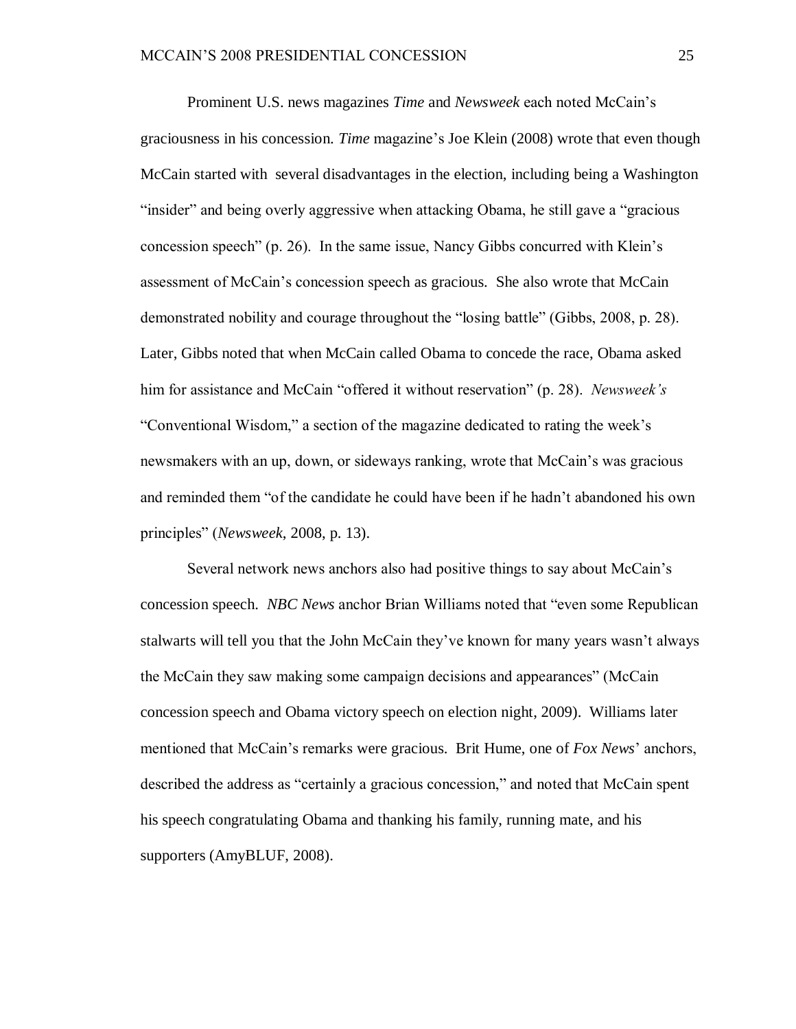Prominent U.S. news magazines *Time* and *Newsweek* each noted McCain's graciousness in his concession. *Time* magazine's Joe Klein (2008) wrote that even though McCain started with several disadvantages in the election, including being a Washington "insider" and being overly aggressive when attacking Obama, he still gave a "gracious concession speech" (p. 26). In the same issue, Nancy Gibbs concurred with Klein's assessment of McCain's concession speech as gracious. She also wrote that McCain demonstrated nobility and courage throughout the "losing battle" (Gibbs, 2008, p. 28). Later, Gibbs noted that when McCain called Obama to concede the race, Obama asked him for assistance and McCain "offered it without reservation" (p. 28). *Newsweek's* "Conventional Wisdom," a section of the magazine dedicated to rating the week's newsmakers with an up, down, or sideways ranking, wrote that McCain's was gracious and reminded them "of the candidate he could have been if he hadn't abandoned his own principles" (*Newsweek,* 2008, p. 13).

Several network news anchors also had positive things to say about McCain's concession speech. *NBC News* anchor Brian Williams noted that "even some Republican stalwarts will tell you that the John McCain they've known for many years wasn't always the McCain they saw making some campaign decisions and appearances" (McCain concession speech and Obama victory speech on election night, 2009). Williams later mentioned that McCain's remarks were gracious. Brit Hume, one of *Fox News*' anchors, described the address as "certainly a gracious concession," and noted that McCain spent his speech congratulating Obama and thanking his family, running mate, and his supporters (AmyBLUF, 2008).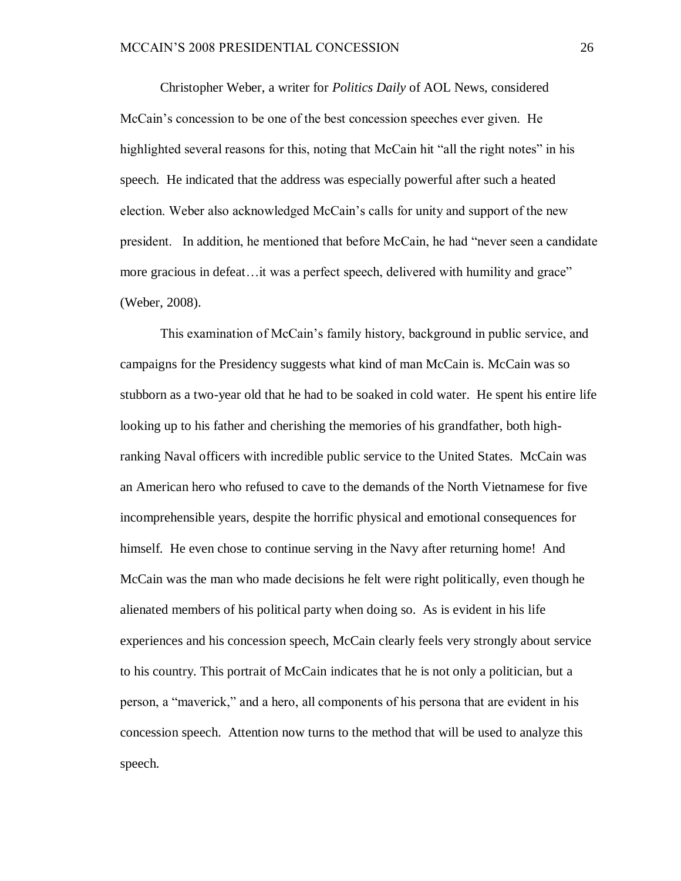Christopher Weber, a writer for *Politics Daily* of AOL News, considered McCain's concession to be one of the best concession speeches ever given. He highlighted several reasons for this, noting that McCain hit "all the right notes" in his speech. He indicated that the address was especially powerful after such a heated election. Weber also acknowledged McCain's calls for unity and support of the new president. In addition, he mentioned that before McCain, he had "never seen a candidate more gracious in defeat…it was a perfect speech, delivered with humility and grace" (Weber, 2008).

This examination of McCain's family history, background in public service, and campaigns for the Presidency suggests what kind of man McCain is. McCain was so stubborn as a two-year old that he had to be soaked in cold water. He spent his entire life looking up to his father and cherishing the memories of his grandfather, both high-ranking Naval officers with incredible public service to the United States. McCain was an American hero who refused to cave to the demands of the North Vietnamese for five incomprehensible years, despite the horrific physical and emotional consequences for himself. He even chose to continue serving in the Navy after returning home! And McCain was the man who made decisions he felt were right politically, even though he alienated members of his political party when doing so. As is evident in his life experiences and his concession speech, McCain clearly feels very strongly about service to his country. This portrait of McCain indicates that he is not only a politician, but a person, a "maverick," and a hero, all components of his persona that are evident in his concession speech. Attention now turns to the method that will be used to analyze this speech.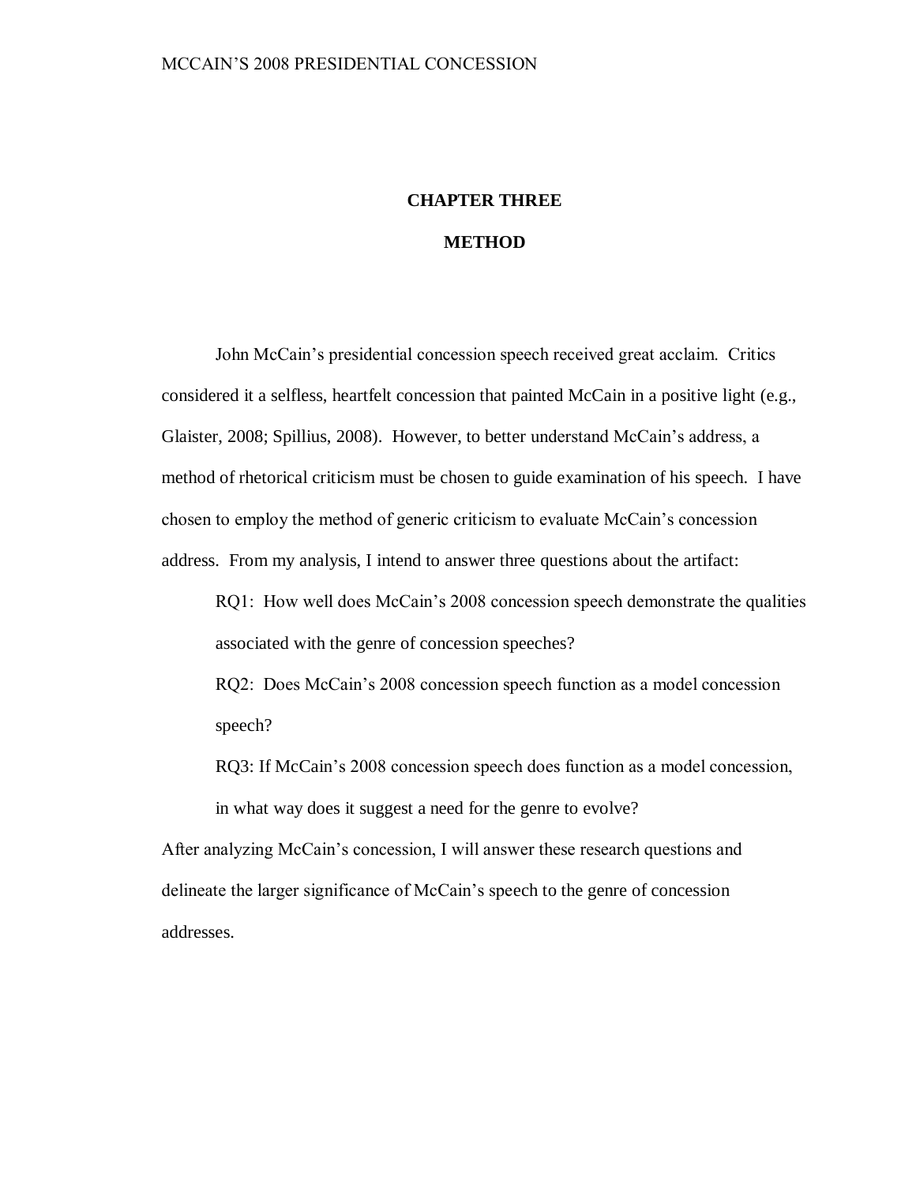# CHAPTER THREE

# METHOD

John McCain's presidential concession speech received great acclaim. Critics considered it a selfless, heartfelt concession that painted McCain in a positive light (e.g., Glaister, 2008; Spillius, 2008). However, to better understand McCain's address, a method of rhetorical criticism must be chosen to guide examination of his speech. I have chosen to employ the method of generic criticism to evaluate McCain's concession address. From my analysis, I intend to answer three questions about the artifact:

> RQ1: How well does McCain's 2008 concession speech demonstrate the qualities associated with the genre of concession speeches?
>
> RQ2: Does McCain's 2008 concession speech function as a model concession speech?
>
> RQ3: If McCain's 2008 concession speech does function as a model concession, in what way does it suggest a need for the genre to evolve?

After analyzing McCain's concession, I will answer these research questions and delineate the larger significance of McCain's speech to the genre of concession addresses.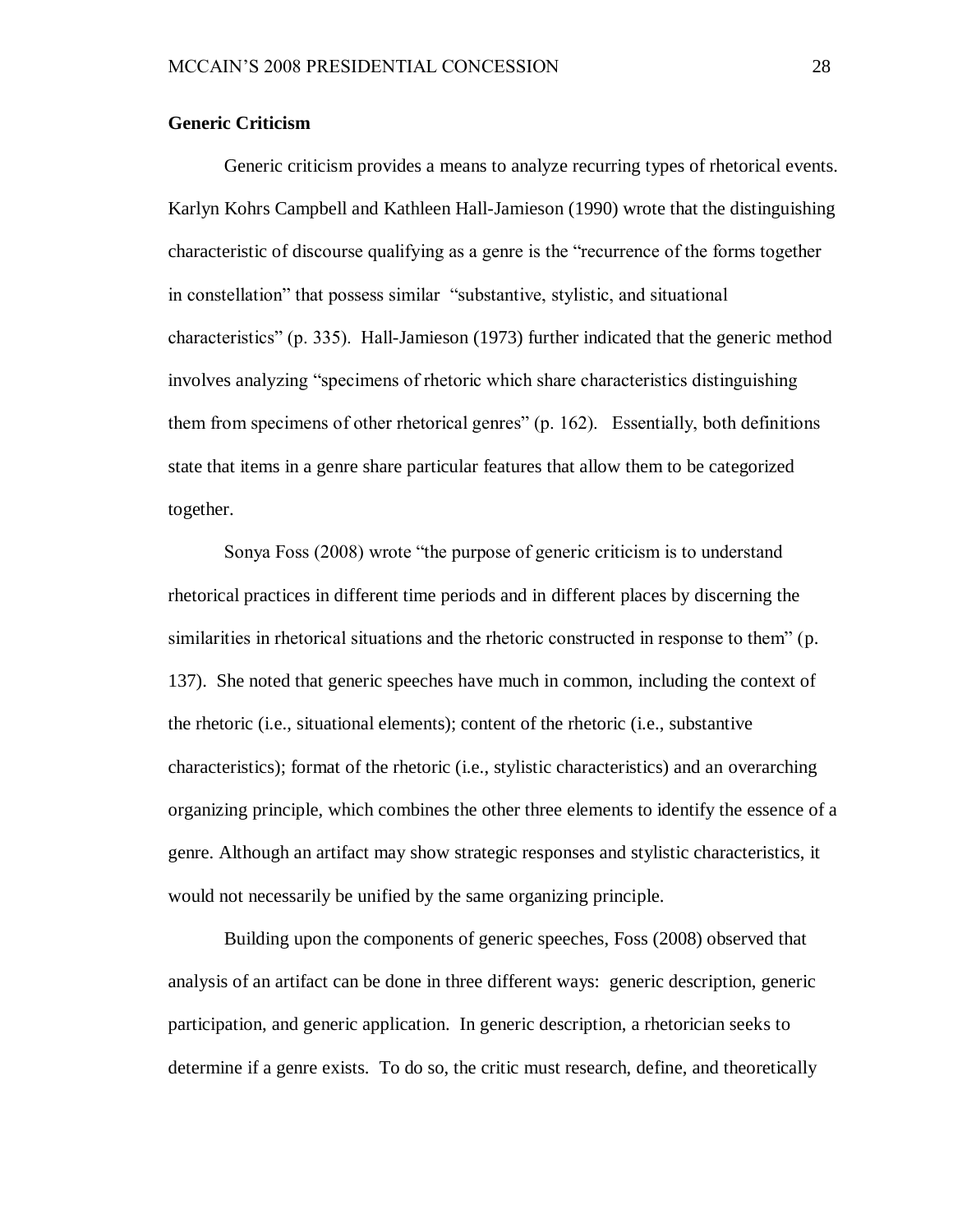**Generic Criticism**

Generic criticism provides a means to analyze recurring types of rhetorical events. Karlyn Kohrs Campbell and Kathleen Hall-Jamieson (1990) wrote that the distinguishing characteristic of discourse qualifying as a genre is the "recurrence of the forms together in constellation" that possess similar "substantive, stylistic, and situational characteristics" (p. 335). Hall-Jamieson (1973) further indicated that the generic method involves analyzing "specimens of rhetoric which share characteristics distinguishing them from specimens of other rhetorical genres" (p. 162). Essentially, both definitions state that items in a genre share particular features that allow them to be categorized together.

Sonya Foss (2008) wrote "the purpose of generic criticism is to understand rhetorical practices in different time periods and in different places by discerning the similarities in rhetorical situations and the rhetoric constructed in response to them" (p. 137). She noted that generic speeches have much in common, including the context of the rhetoric (i.e., situational elements); content of the rhetoric (i.e., substantive characteristics); format of the rhetoric (i.e., stylistic characteristics) and an overarching organizing principle, which combines the other three elements to identify the essence of a genre. Although an artifact may show strategic responses and stylistic characteristics, it would not necessarily be unified by the same organizing principle.

Building upon the components of generic speeches, Foss (2008) observed that analysis of an artifact can be done in three different ways: generic description, generic participation, and generic application. In generic description, a rhetorician seeks to determine if a genre exists. To do so, the critic must research, define, and theoretically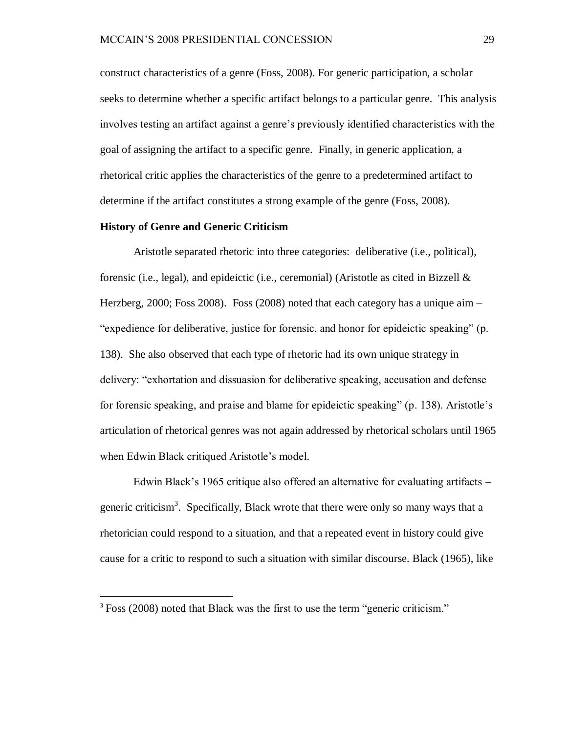construct characteristics of a genre (Foss, 2008). For generic participation, a scholar seeks to determine whether a specific artifact belongs to a particular genre. This analysis involves testing an artifact against a genre's previously identified characteristics with the goal of assigning the artifact to a specific genre. Finally, in generic application, a rhetorical critic applies the characteristics of the genre to a predetermined artifact to determine if the artifact constitutes a strong example of the genre (Foss, 2008).

**History of Genre and Generic Criticism**

Aristotle separated rhetoric into three categories: deliberative (i.e., political), forensic (i.e., legal), and epideictic (i.e., ceremonial) (Aristotle as cited in Bizzell & Herzberg, 2000; Foss 2008). Foss (2008) noted that each category has a unique aim – "expedience for deliberative, justice for forensic, and honor for epideictic speaking" (p. 138). She also observed that each type of rhetoric had its own unique strategy in delivery: "exhortation and dissuasion for deliberative speaking, accusation and defense for forensic speaking, and praise and blame for epideictic speaking" (p. 138). Aristotle's articulation of rhetorical genres was not again addressed by rhetorical scholars until 1965 when Edwin Black critiqued Aristotle's model.

Edwin Black's 1965 critique also offered an alternative for evaluating artifacts – generic criticism[3]. Specifically, Black wrote that there were only so many ways that a rhetorician could respond to a situation, and that a repeated event in history could give cause for a critic to respond to such a situation with similar discourse. Black (1965), like

[3] Foss (2008) noted that Black was the first to use the term "generic criticism."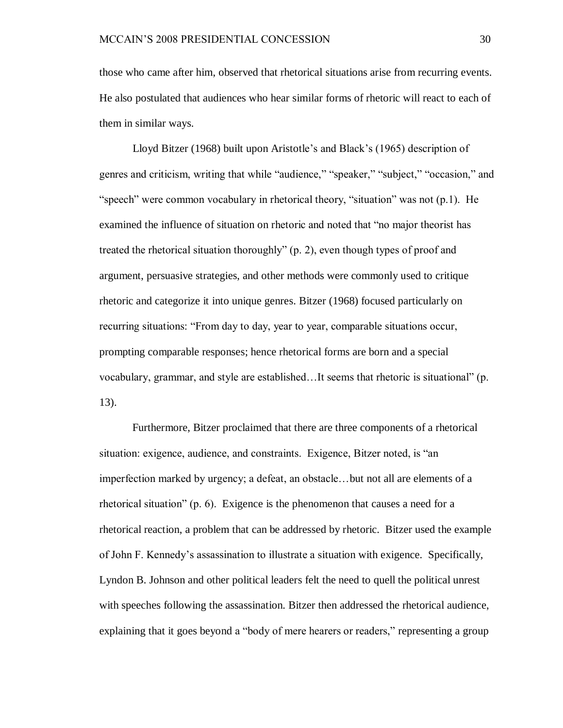those who came after him, observed that rhetorical situations arise from recurring events. He also postulated that audiences who hear similar forms of rhetoric will react to each of them in similar ways.

Lloyd Bitzer (1968) built upon Aristotle's and Black's (1965) description of genres and criticism, writing that while "audience," "speaker," "subject," "occasion," and "speech" were common vocabulary in rhetorical theory, "situation" was not (p.1). He examined the influence of situation on rhetoric and noted that "no major theorist has treated the rhetorical situation thoroughly" (p. 2), even though types of proof and argument, persuasive strategies, and other methods were commonly used to critique rhetoric and categorize it into unique genres. Bitzer (1968) focused particularly on recurring situations: "From day to day, year to year, comparable situations occur, prompting comparable responses; hence rhetorical forms are born and a special vocabulary, grammar, and style are established…It seems that rhetoric is situational" (p. 13).

Furthermore, Bitzer proclaimed that there are three components of a rhetorical situation: exigence, audience, and constraints. Exigence, Bitzer noted, is "an imperfection marked by urgency; a defeat, an obstacle…but not all are elements of a rhetorical situation" (p. 6). Exigence is the phenomenon that causes a need for a rhetorical reaction, a problem that can be addressed by rhetoric. Bitzer used the example of John F. Kennedy's assassination to illustrate a situation with exigence. Specifically, Lyndon B. Johnson and other political leaders felt the need to quell the political unrest with speeches following the assassination. Bitzer then addressed the rhetorical audience, explaining that it goes beyond a "body of mere hearers or readers," representing a group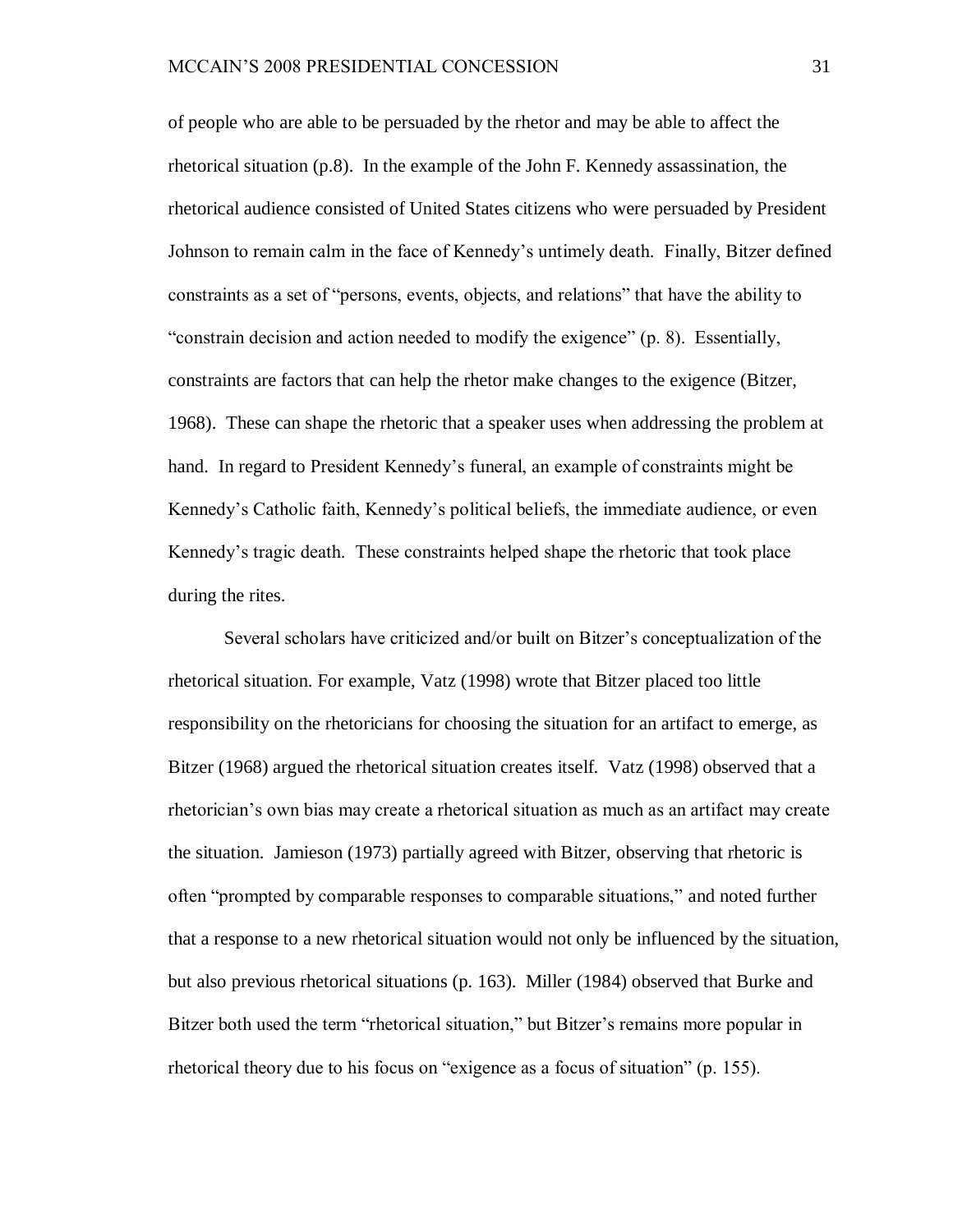of people who are able to be persuaded by the rhetor and may be able to affect the rhetorical situation (p.8). In the example of the John F. Kennedy assassination, the rhetorical audience consisted of United States citizens who were persuaded by President Johnson to remain calm in the face of Kennedy's untimely death. Finally, Bitzer defined constraints as a set of "persons, events, objects, and relations" that have the ability to "constrain decision and action needed to modify the exigence" (p. 8). Essentially, constraints are factors that can help the rhetor make changes to the exigence (Bitzer, 1968). These can shape the rhetoric that a speaker uses when addressing the problem at hand. In regard to President Kennedy's funeral, an example of constraints might be Kennedy's Catholic faith, Kennedy's political beliefs, the immediate audience, or even Kennedy's tragic death. These constraints helped shape the rhetoric that took place during the rites.

Several scholars have criticized and/or built on Bitzer's conceptualization of the rhetorical situation. For example, Vatz (1998) wrote that Bitzer placed too little responsibility on the rhetoricians for choosing the situation for an artifact to emerge, as Bitzer (1968) argued the rhetorical situation creates itself. Vatz (1998) observed that a rhetorician's own bias may create a rhetorical situation as much as an artifact may create the situation. Jamieson (1973) partially agreed with Bitzer, observing that rhetoric is often "prompted by comparable responses to comparable situations," and noted further that a response to a new rhetorical situation would not only be influenced by the situation, but also previous rhetorical situations (p. 163). Miller (1984) observed that Burke and Bitzer both used the term "rhetorical situation," but Bitzer's remains more popular in rhetorical theory due to his focus on "exigence as a focus of situation" (p. 155).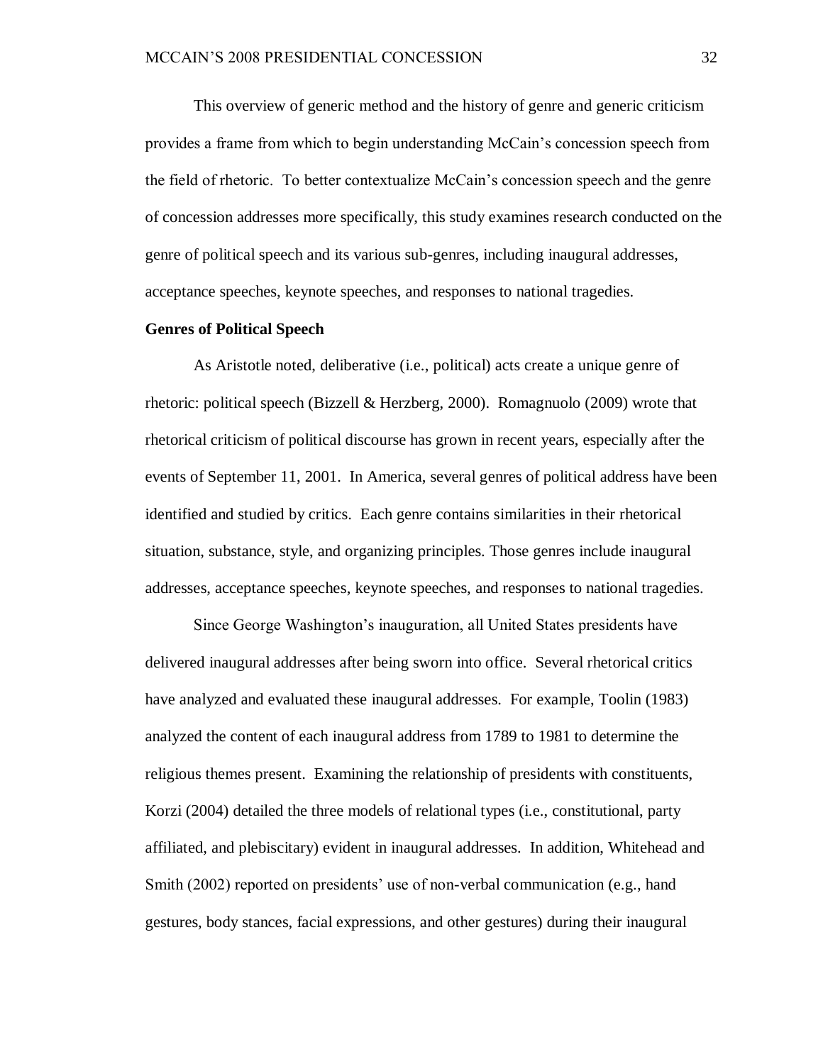This overview of generic method and the history of genre and generic criticism provides a frame from which to begin understanding McCain's concession speech from the field of rhetoric. To better contextualize McCain's concession speech and the genre of concession addresses more specifically, this study examines research conducted on the genre of political speech and its various sub-genres, including inaugural addresses, acceptance speeches, keynote speeches, and responses to national tragedies.

**Genres of Political Speech**

As Aristotle noted, deliberative (i.e., political) acts create a unique genre of rhetoric: political speech (Bizzell & Herzberg, 2000). Romagnuolo (2009) wrote that rhetorical criticism of political discourse has grown in recent years, especially after the events of September 11, 2001. In America, several genres of political address have been identified and studied by critics. Each genre contains similarities in their rhetorical situation, substance, style, and organizing principles. Those genres include inaugural addresses, acceptance speeches, keynote speeches, and responses to national tragedies.

Since George Washington's inauguration, all United States presidents have delivered inaugural addresses after being sworn into office. Several rhetorical critics have analyzed and evaluated these inaugural addresses. For example, Toolin (1983) analyzed the content of each inaugural address from 1789 to 1981 to determine the religious themes present. Examining the relationship of presidents with constituents, Korzi (2004) detailed the three models of relational types (i.e., constitutional, party affiliated, and plebiscitary) evident in inaugural addresses. In addition, Whitehead and Smith (2002) reported on presidents' use of non-verbal communication (e.g., hand gestures, body stances, facial expressions, and other gestures) during their inaugural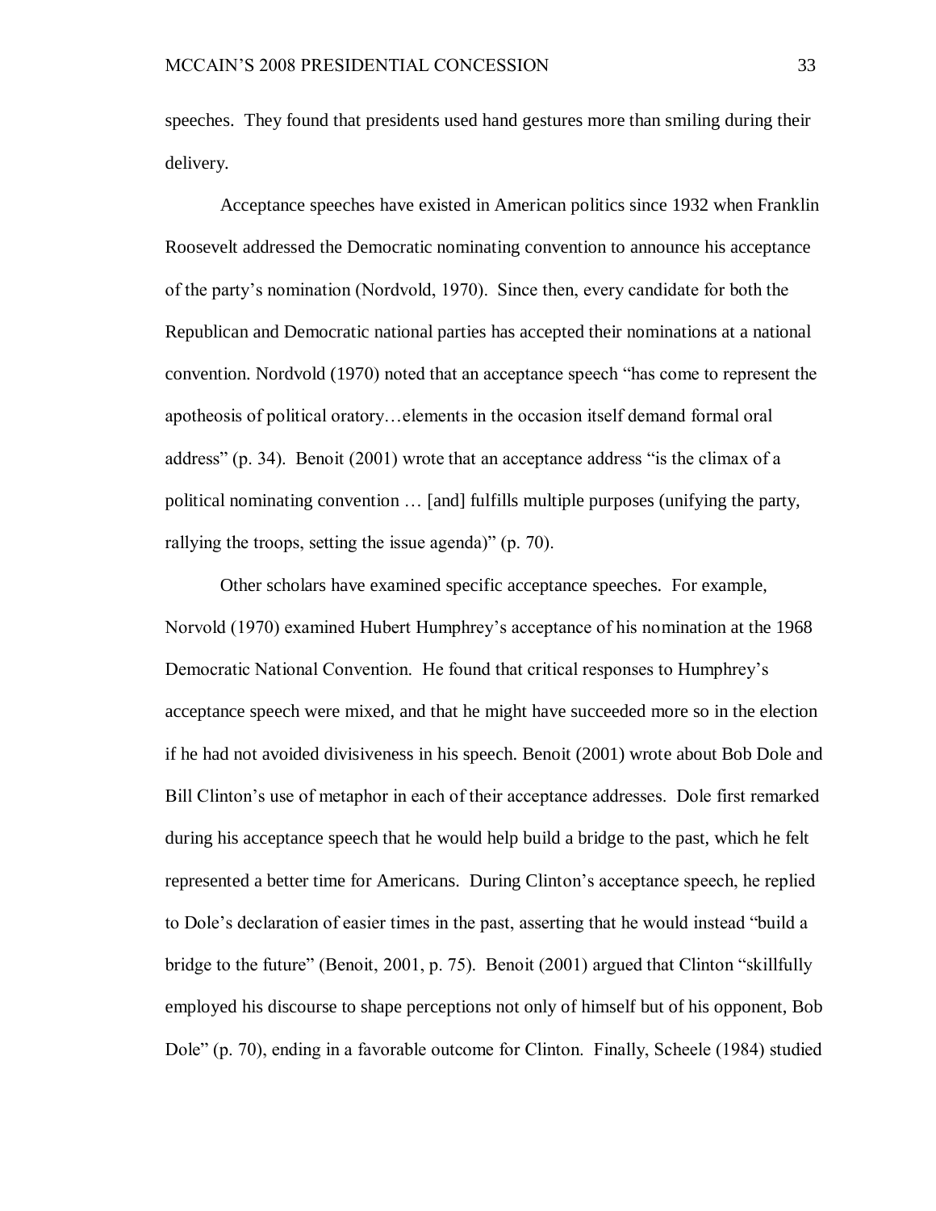speeches. They found that presidents used hand gestures more than smiling during their delivery.

Acceptance speeches have existed in American politics since 1932 when Franklin Roosevelt addressed the Democratic nominating convention to announce his acceptance of the party's nomination (Nordvold, 1970). Since then, every candidate for both the Republican and Democratic national parties has accepted their nominations at a national convention. Nordvold (1970) noted that an acceptance speech "has come to represent the apotheosis of political oratory…elements in the occasion itself demand formal oral address" (p. 34). Benoit (2001) wrote that an acceptance address "is the climax of a political nominating convention … [and] fulfills multiple purposes (unifying the party, rallying the troops, setting the issue agenda)" (p. 70).

Other scholars have examined specific acceptance speeches. For example, Norvold (1970) examined Hubert Humphrey's acceptance of his nomination at the 1968 Democratic National Convention. He found that critical responses to Humphrey's acceptance speech were mixed, and that he might have succeeded more so in the election if he had not avoided divisiveness in his speech. Benoit (2001) wrote about Bob Dole and Bill Clinton's use of metaphor in each of their acceptance addresses. Dole first remarked during his acceptance speech that he would help build a bridge to the past, which he felt represented a better time for Americans. During Clinton's acceptance speech, he replied to Dole's declaration of easier times in the past, asserting that he would instead "build a bridge to the future" (Benoit, 2001, p. 75). Benoit (2001) argued that Clinton "skillfully employed his discourse to shape perceptions not only of himself but of his opponent, Bob Dole" (p. 70), ending in a favorable outcome for Clinton. Finally, Scheele (1984) studied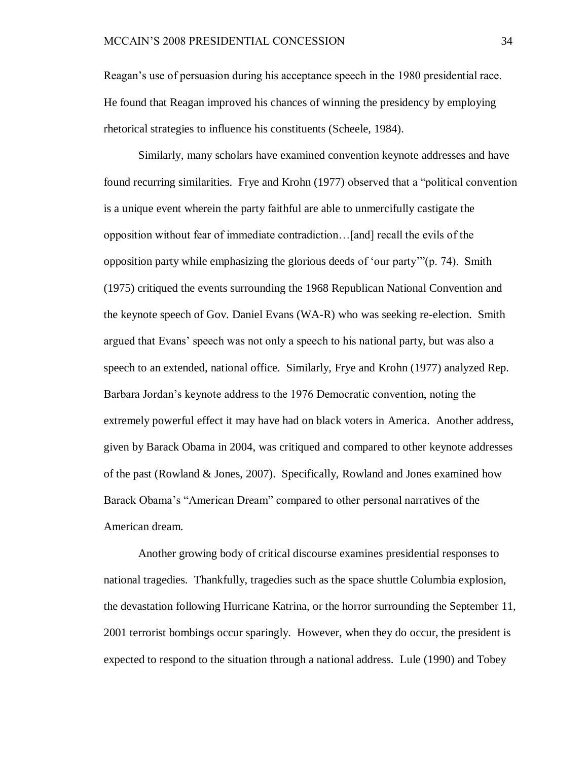Reagan's use of persuasion during his acceptance speech in the 1980 presidential race. He found that Reagan improved his chances of winning the presidency by employing rhetorical strategies to influence his constituents (Scheele, 1984).

Similarly, many scholars have examined convention keynote addresses and have found recurring similarities. Frye and Krohn (1977) observed that a "political convention is a unique event wherein the party faithful are able to unmercifully castigate the opposition without fear of immediate contradiction…[and] recall the evils of the opposition party while emphasizing the glorious deeds of 'our party'"(p. 74). Smith (1975) critiqued the events surrounding the 1968 Republican National Convention and the keynote speech of Gov. Daniel Evans (WA-R) who was seeking re-election. Smith argued that Evans' speech was not only a speech to his national party, but was also a speech to an extended, national office. Similarly, Frye and Krohn (1977) analyzed Rep. Barbara Jordan's keynote address to the 1976 Democratic convention, noting the extremely powerful effect it may have had on black voters in America. Another address, given by Barack Obama in 2004, was critiqued and compared to other keynote addresses of the past (Rowland & Jones, 2007). Specifically, Rowland and Jones examined how Barack Obama's "American Dream" compared to other personal narratives of the American dream.

Another growing body of critical discourse examines presidential responses to national tragedies. Thankfully, tragedies such as the space shuttle Columbia explosion, the devastation following Hurricane Katrina, or the horror surrounding the September 11, 2001 terrorist bombings occur sparingly. However, when they do occur, the president is expected to respond to the situation through a national address. Lule (1990) and Tobey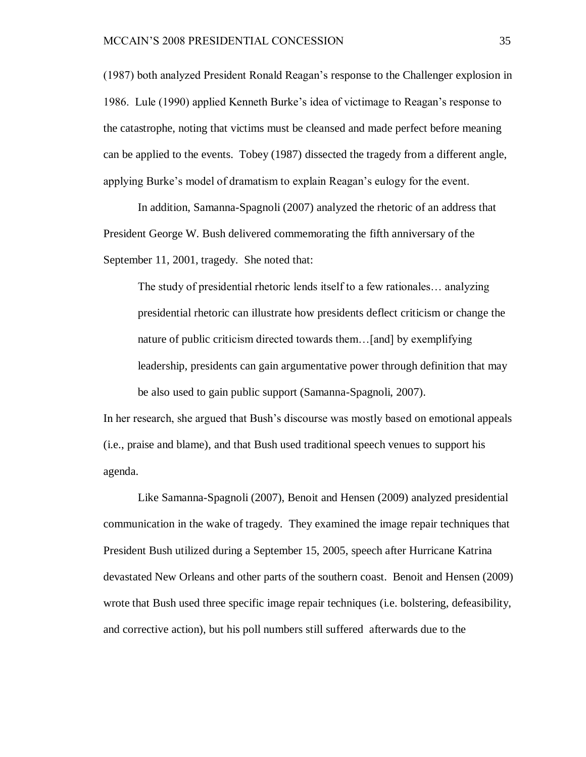(1987) both analyzed President Ronald Reagan's response to the Challenger explosion in 1986. Lule (1990) applied Kenneth Burke's idea of victimage to Reagan's response to the catastrophe, noting that victims must be cleansed and made perfect before meaning can be applied to the events. Tobey (1987) dissected the tragedy from a different angle, applying Burke's model of dramatism to explain Reagan's eulogy for the event.

In addition, Samanna-Spagnoli (2007) analyzed the rhetoric of an address that President George W. Bush delivered commemorating the fifth anniversary of the September 11, 2001, tragedy. She noted that:

> The study of presidential rhetoric lends itself to a few rationales… analyzing presidential rhetoric can illustrate how presidents deflect criticism or change the nature of public criticism directed towards them…[and] by exemplifying leadership, presidents can gain argumentative power through definition that may be also used to gain public support (Samanna-Spagnoli, 2007).

In her research, she argued that Bush's discourse was mostly based on emotional appeals (i.e., praise and blame), and that Bush used traditional speech venues to support his agenda.

Like Samanna-Spagnoli (2007), Benoit and Hensen (2009) analyzed presidential communication in the wake of tragedy. They examined the image repair techniques that President Bush utilized during a September 15, 2005, speech after Hurricane Katrina devastated New Orleans and other parts of the southern coast. Benoit and Hensen (2009) wrote that Bush used three specific image repair techniques (i.e. bolstering, defeasibility, and corrective action), but his poll numbers still suffered afterwards due to the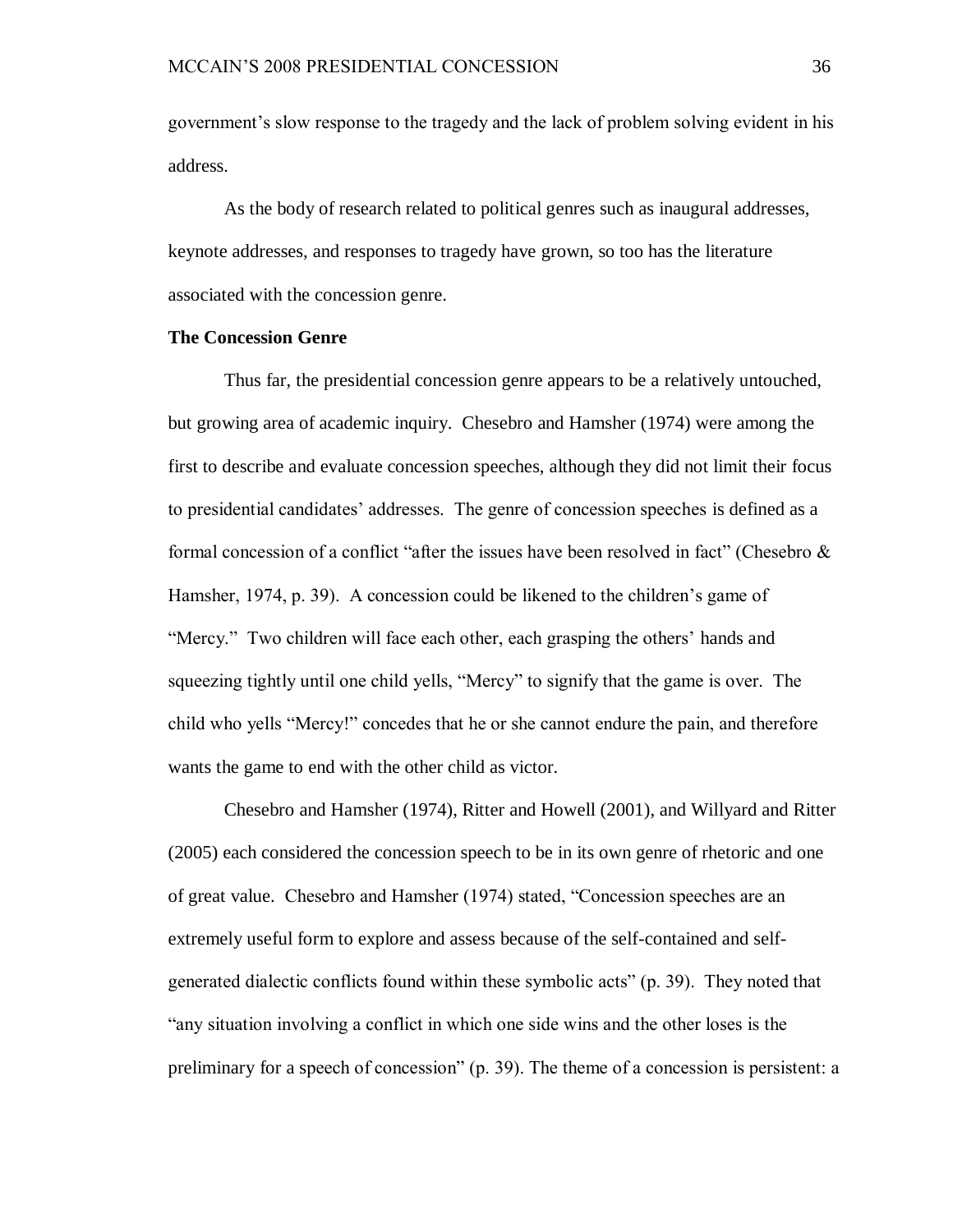government's slow response to the tragedy and the lack of problem solving evident in his address.

As the body of research related to political genres such as inaugural addresses, keynote addresses, and responses to tragedy have grown, so too has the literature associated with the concession genre.

**The Concession Genre**

Thus far, the presidential concession genre appears to be a relatively untouched, but growing area of academic inquiry. Chesebro and Hamsher (1974) were among the first to describe and evaluate concession speeches, although they did not limit their focus to presidential candidates' addresses. The genre of concession speeches is defined as a formal concession of a conflict "after the issues have been resolved in fact" (Chesebro & Hamsher, 1974, p. 39). A concession could be likened to the children's game of "Mercy." Two children will face each other, each grasping the others' hands and squeezing tightly until one child yells, "Mercy" to signify that the game is over. The child who yells "Mercy!" concedes that he or she cannot endure the pain, and therefore wants the game to end with the other child as victor.

Chesebro and Hamsher (1974), Ritter and Howell (2001), and Willyard and Ritter (2005) each considered the concession speech to be in its own genre of rhetoric and one of great value. Chesebro and Hamsher (1974) stated, "Concession speeches are an extremely useful form to explore and assess because of the self-contained and self-generated dialectic conflicts found within these symbolic acts" (p. 39). They noted that "any situation involving a conflict in which one side wins and the other loses is the preliminary for a speech of concession" (p. 39). The theme of a concession is persistent: a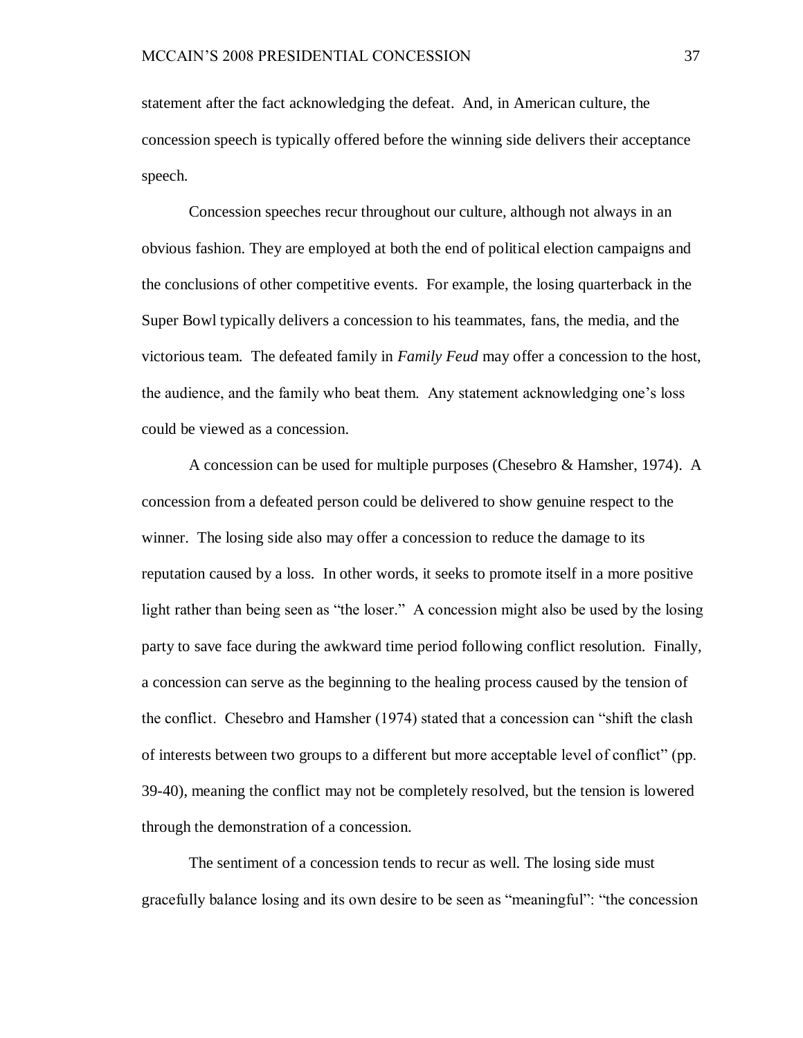statement after the fact acknowledging the defeat. And, in American culture, the concession speech is typically offered before the winning side delivers their acceptance speech.

Concession speeches recur throughout our culture, although not always in an obvious fashion. They are employed at both the end of political election campaigns and the conclusions of other competitive events. For example, the losing quarterback in the Super Bowl typically delivers a concession to his teammates, fans, the media, and the victorious team. The defeated family in *Family Feud* may offer a concession to the host, the audience, and the family who beat them. Any statement acknowledging one's loss could be viewed as a concession.

A concession can be used for multiple purposes (Chesebro & Hamsher, 1974). A concession from a defeated person could be delivered to show genuine respect to the winner. The losing side also may offer a concession to reduce the damage to its reputation caused by a loss. In other words, it seeks to promote itself in a more positive light rather than being seen as "the loser." A concession might also be used by the losing party to save face during the awkward time period following conflict resolution. Finally, a concession can serve as the beginning to the healing process caused by the tension of the conflict. Chesebro and Hamsher (1974) stated that a concession can "shift the clash of interests between two groups to a different but more acceptable level of conflict" (pp. 39-40), meaning the conflict may not be completely resolved, but the tension is lowered through the demonstration of a concession.

The sentiment of a concession tends to recur as well. The losing side must gracefully balance losing and its own desire to be seen as "meaningful": "the concession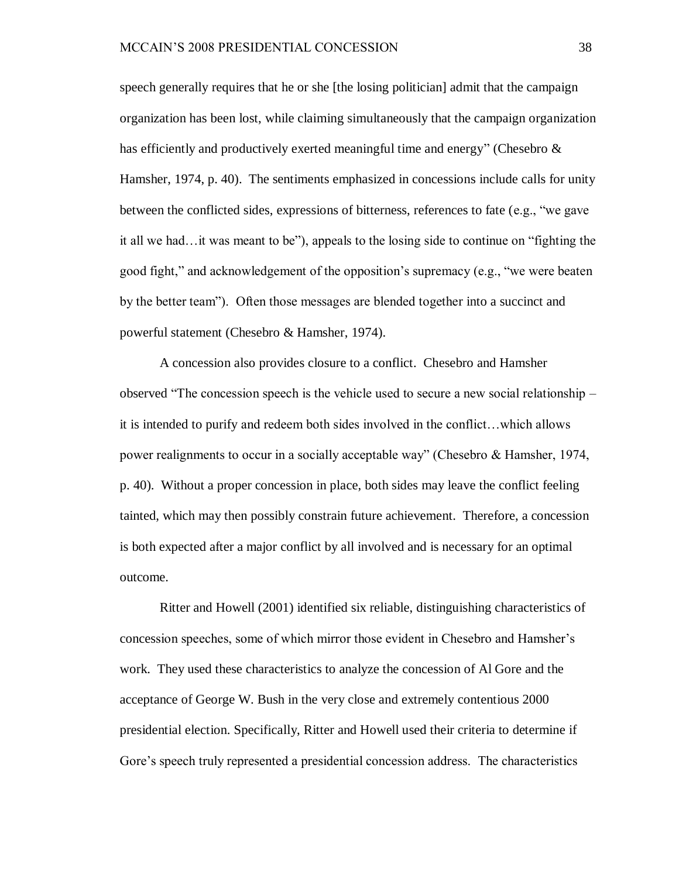speech generally requires that he or she [the losing politician] admit that the campaign organization has been lost, while claiming simultaneously that the campaign organization has efficiently and productively exerted meaningful time and energy" (Chesebro & Hamsher, 1974, p. 40). The sentiments emphasized in concessions include calls for unity between the conflicted sides, expressions of bitterness, references to fate (e.g., "we gave it all we had…it was meant to be"), appeals to the losing side to continue on "fighting the good fight," and acknowledgement of the opposition's supremacy (e.g., "we were beaten by the better team"). Often those messages are blended together into a succinct and powerful statement (Chesebro & Hamsher, 1974).

A concession also provides closure to a conflict. Chesebro and Hamsher observed "The concession speech is the vehicle used to secure a new social relationship – it is intended to purify and redeem both sides involved in the conflict…which allows power realignments to occur in a socially acceptable way" (Chesebro & Hamsher, 1974, p. 40). Without a proper concession in place, both sides may leave the conflict feeling tainted, which may then possibly constrain future achievement. Therefore, a concession is both expected after a major conflict by all involved and is necessary for an optimal outcome.

Ritter and Howell (2001) identified six reliable, distinguishing characteristics of concession speeches, some of which mirror those evident in Chesebro and Hamsher's work. They used these characteristics to analyze the concession of Al Gore and the acceptance of George W. Bush in the very close and extremely contentious 2000 presidential election. Specifically, Ritter and Howell used their criteria to determine if Gore's speech truly represented a presidential concession address. The characteristics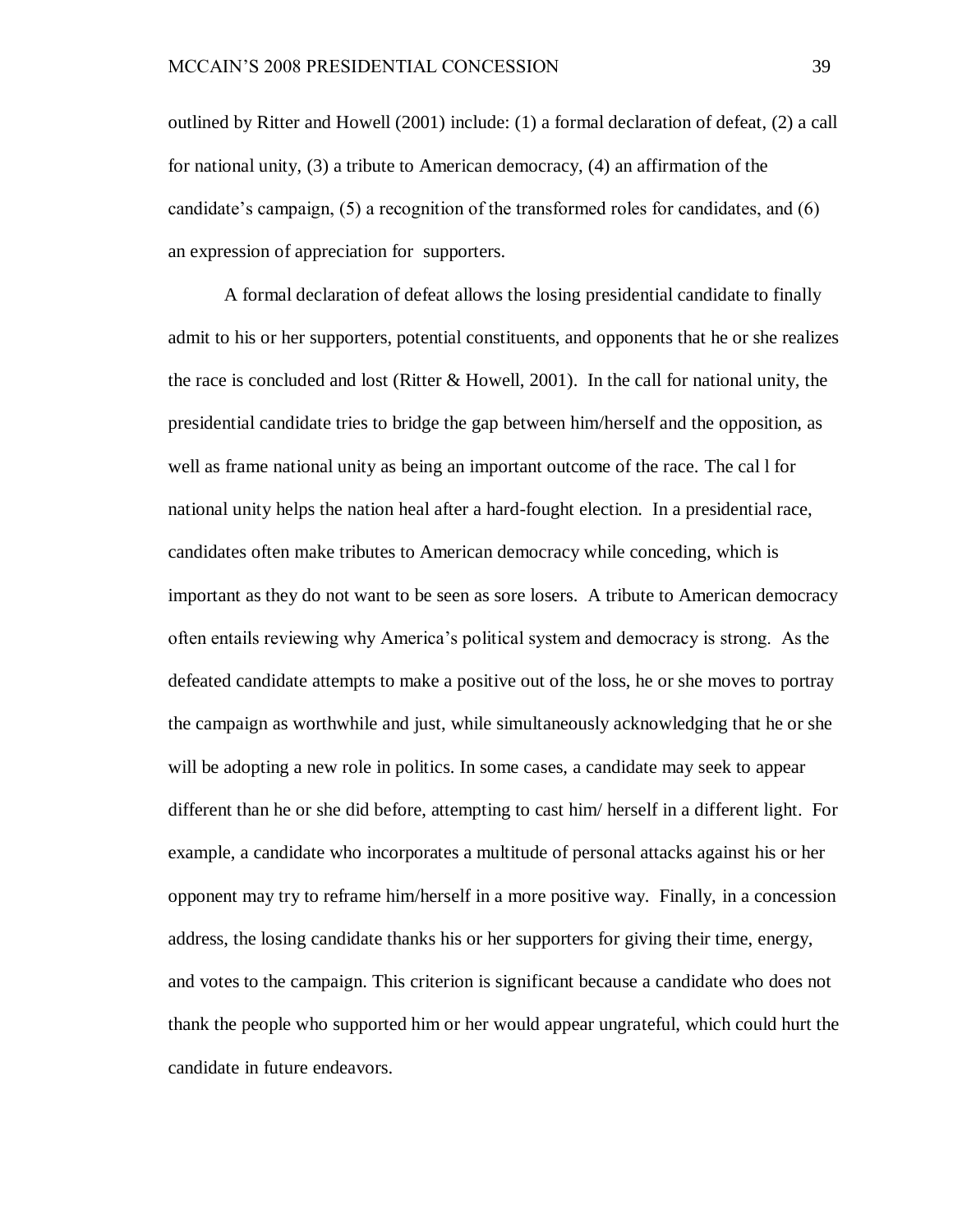outlined by Ritter and Howell (2001) include: (1) a formal declaration of defeat, (2) a call for national unity, (3) a tribute to American democracy, (4) an affirmation of the candidate's campaign, (5) a recognition of the transformed roles for candidates, and (6) an expression of appreciation for supporters.

A formal declaration of defeat allows the losing presidential candidate to finally admit to his or her supporters, potential constituents, and opponents that he or she realizes the race is concluded and lost (Ritter & Howell, 2001). In the call for national unity, the presidential candidate tries to bridge the gap between him/herself and the opposition, as well as frame national unity as being an important outcome of the race. The cal l for national unity helps the nation heal after a hard-fought election. In a presidential race, candidates often make tributes to American democracy while conceding, which is important as they do not want to be seen as sore losers. A tribute to American democracy often entails reviewing why America's political system and democracy is strong. As the defeated candidate attempts to make a positive out of the loss, he or she moves to portray the campaign as worthwhile and just, while simultaneously acknowledging that he or she will be adopting a new role in politics. In some cases, a candidate may seek to appear different than he or she did before, attempting to cast him/ herself in a different light. For example, a candidate who incorporates a multitude of personal attacks against his or her opponent may try to reframe him/herself in a more positive way. Finally, in a concession address, the losing candidate thanks his or her supporters for giving their time, energy, and votes to the campaign. This criterion is significant because a candidate who does not thank the people who supported him or her would appear ungrateful, which could hurt the candidate in future endeavors.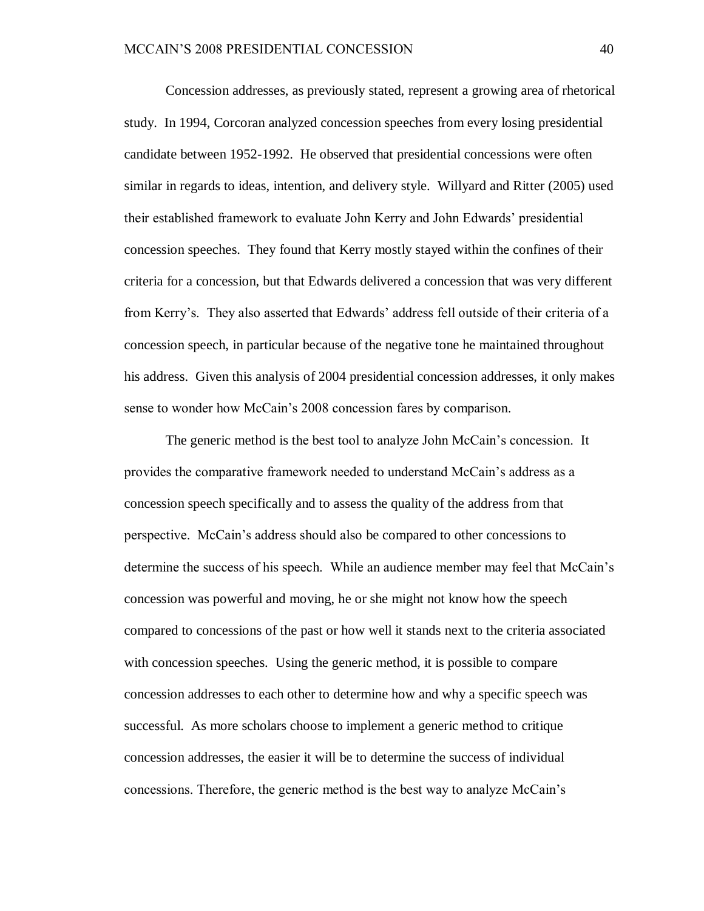Concession addresses, as previously stated, represent a growing area of rhetorical study. In 1994, Corcoran analyzed concession speeches from every losing presidential candidate between 1952-1992. He observed that presidential concessions were often similar in regards to ideas, intention, and delivery style. Willyard and Ritter (2005) used their established framework to evaluate John Kerry and John Edwards' presidential concession speeches. They found that Kerry mostly stayed within the confines of their criteria for a concession, but that Edwards delivered a concession that was very different from Kerry's. They also asserted that Edwards' address fell outside of their criteria of a concession speech, in particular because of the negative tone he maintained throughout his address. Given this analysis of 2004 presidential concession addresses, it only makes sense to wonder how McCain's 2008 concession fares by comparison.

The generic method is the best tool to analyze John McCain's concession. It provides the comparative framework needed to understand McCain's address as a concession speech specifically and to assess the quality of the address from that perspective. McCain's address should also be compared to other concessions to determine the success of his speech. While an audience member may feel that McCain's concession was powerful and moving, he or she might not know how the speech compared to concessions of the past or how well it stands next to the criteria associated with concession speeches. Using the generic method, it is possible to compare concession addresses to each other to determine how and why a specific speech was successful. As more scholars choose to implement a generic method to critique concession addresses, the easier it will be to determine the success of individual concessions. Therefore, the generic method is the best way to analyze McCain's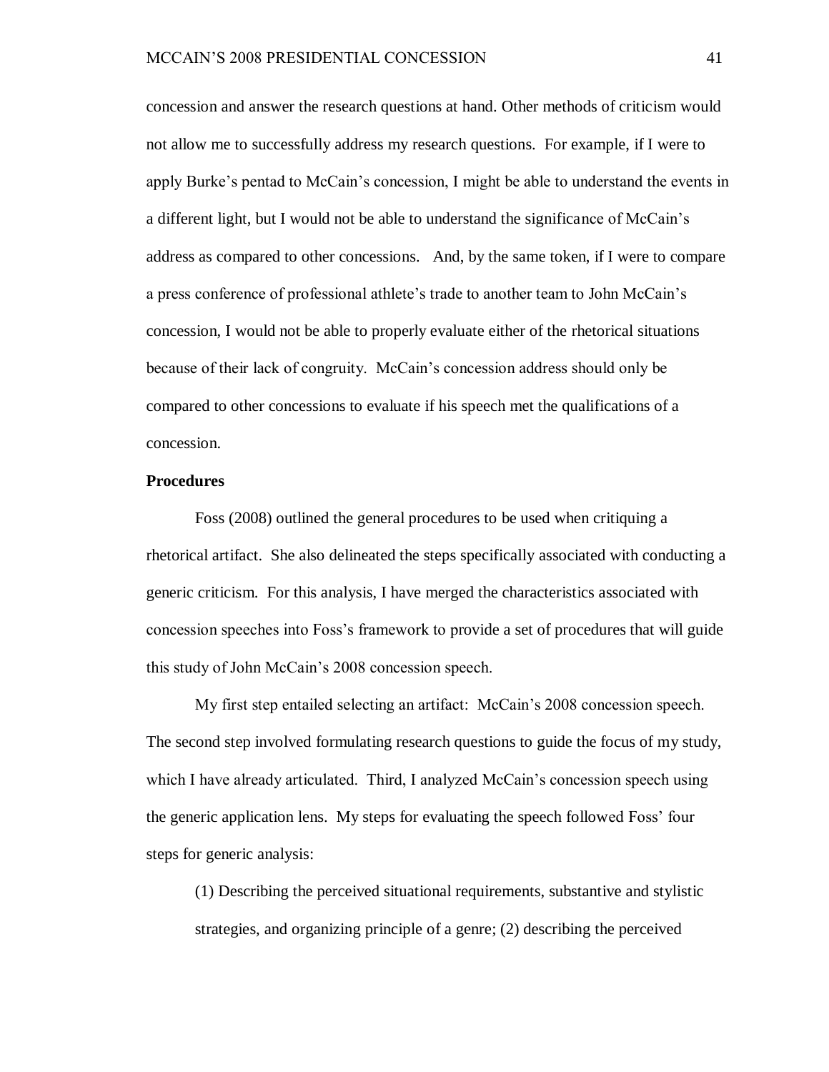concession and answer the research questions at hand. Other methods of criticism would not allow me to successfully address my research questions. For example, if I were to apply Burke's pentad to McCain's concession, I might be able to understand the events in a different light, but I would not be able to understand the significance of McCain's address as compared to other concessions. And, by the same token, if I were to compare a press conference of professional athlete's trade to another team to John McCain's concession, I would not be able to properly evaluate either of the rhetorical situations because of their lack of congruity. McCain's concession address should only be compared to other concessions to evaluate if his speech met the qualifications of a concession.

**Procedures**

Foss (2008) outlined the general procedures to be used when critiquing a rhetorical artifact. She also delineated the steps specifically associated with conducting a generic criticism. For this analysis, I have merged the characteristics associated with concession speeches into Foss's framework to provide a set of procedures that will guide this study of John McCain's 2008 concession speech.

My first step entailed selecting an artifact: McCain's 2008 concession speech. The second step involved formulating research questions to guide the focus of my study, which I have already articulated. Third, I analyzed McCain's concession speech using the generic application lens. My steps for evaluating the speech followed Foss' four steps for generic analysis:

> (1) Describing the perceived situational requirements, substantive and stylistic strategies, and organizing principle of a genre; (2) describing the perceived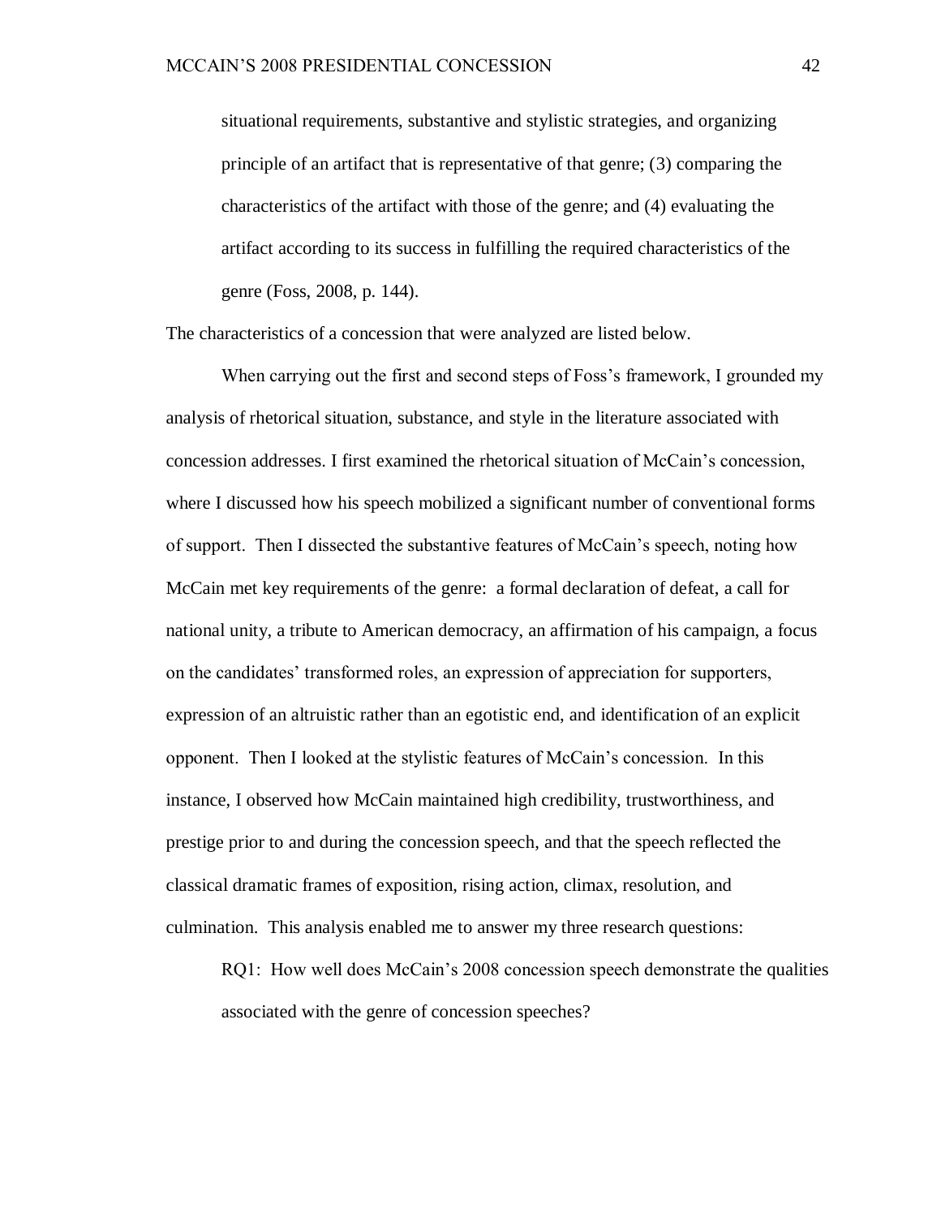situational requirements, substantive and stylistic strategies, and organizing principle of an artifact that is representative of that genre; (3) comparing the characteristics of the artifact with those of the genre; and (4) evaluating the artifact according to its success in fulfilling the required characteristics of the genre (Foss, 2008, p. 144).

The characteristics of a concession that were analyzed are listed below.

When carrying out the first and second steps of Foss's framework, I grounded my analysis of rhetorical situation, substance, and style in the literature associated with concession addresses. I first examined the rhetorical situation of McCain's concession, where I discussed how his speech mobilized a significant number of conventional forms of support. Then I dissected the substantive features of McCain's speech, noting how McCain met key requirements of the genre: a formal declaration of defeat, a call for national unity, a tribute to American democracy, an affirmation of his campaign, a focus on the candidates' transformed roles, an expression of appreciation for supporters, expression of an altruistic rather than an egotistic end, and identification of an explicit opponent. Then I looked at the stylistic features of McCain's concession. In this instance, I observed how McCain maintained high credibility, trustworthiness, and prestige prior to and during the concession speech, and that the speech reflected the classical dramatic frames of exposition, rising action, climax, resolution, and culmination. This analysis enabled me to answer my three research questions:

> RQ1: How well does McCain's 2008 concession speech demonstrate the qualities associated with the genre of concession speeches?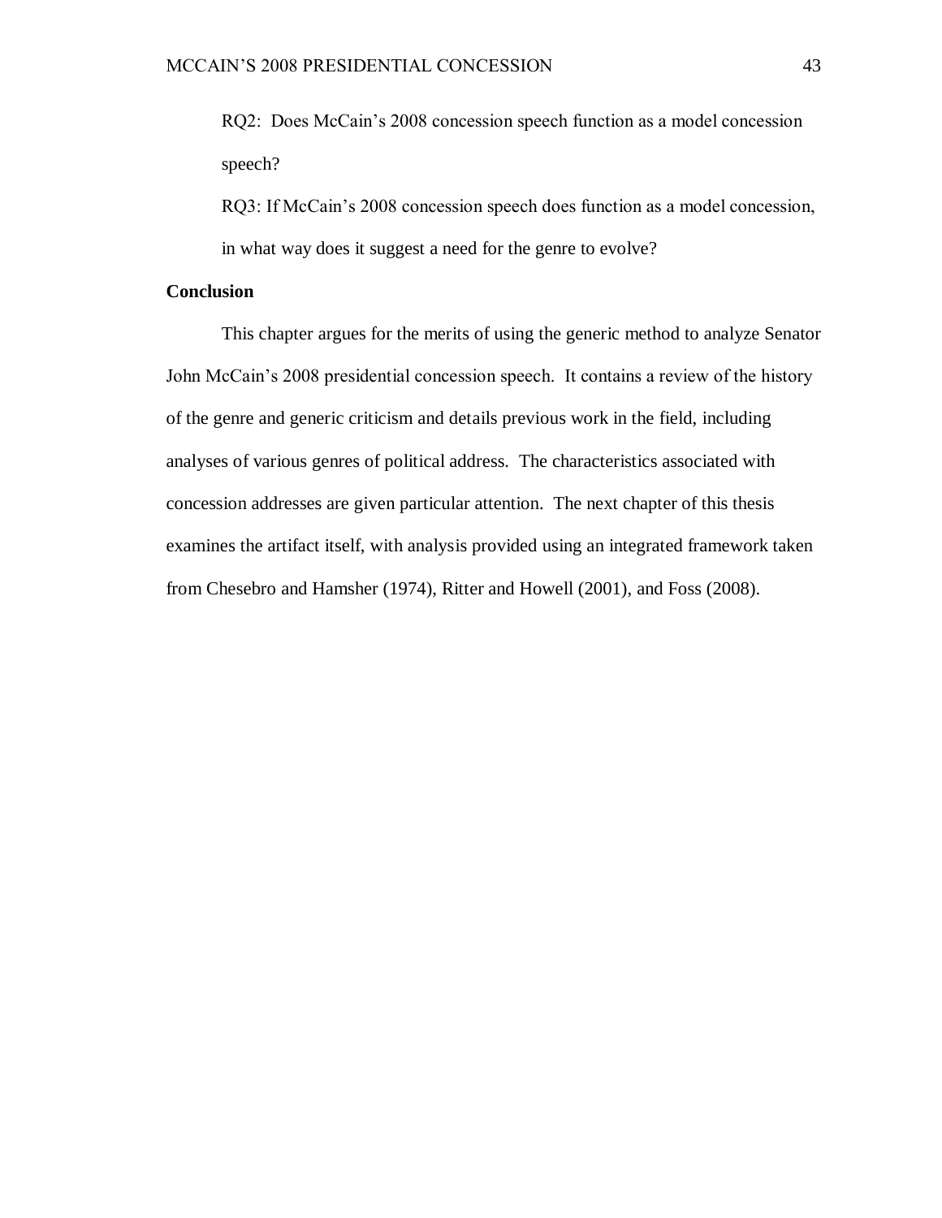RQ2: Does McCain's 2008 concession speech function as a model concession speech?

RQ3: If McCain's 2008 concession speech does function as a model concession, in what way does it suggest a need for the genre to evolve?

**Conclusion**

This chapter argues for the merits of using the generic method to analyze Senator John McCain's 2008 presidential concession speech. It contains a review of the history of the genre and generic criticism and details previous work in the field, including analyses of various genres of political address. The characteristics associated with concession addresses are given particular attention. The next chapter of this thesis examines the artifact itself, with analysis provided using an integrated framework taken from Chesebro and Hamsher (1974), Ritter and Howell (2001), and Foss (2008).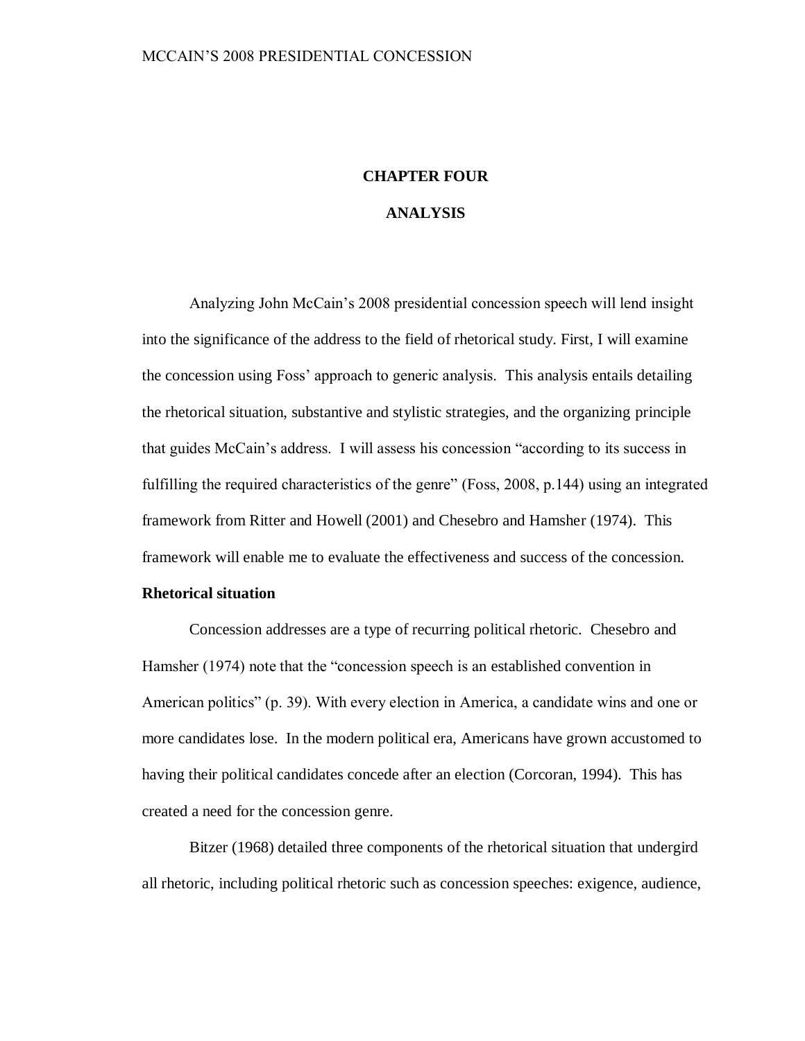# CHAPTER FOUR

# ANALYSIS

Analyzing John McCain's 2008 presidential concession speech will lend insight into the significance of the address to the field of rhetorical study. First, I will examine the concession using Foss' approach to generic analysis. This analysis entails detailing the rhetorical situation, substantive and stylistic strategies, and the organizing principle that guides McCain's address. I will assess his concession "according to its success in fulfilling the required characteristics of the genre" (Foss, 2008, p.144) using an integrated framework from Ritter and Howell (2001) and Chesebro and Hamsher (1974). This framework will enable me to evaluate the effectiveness and success of the concession.

**Rhetorical situation**

Concession addresses are a type of recurring political rhetoric. Chesebro and Hamsher (1974) note that the "concession speech is an established convention in American politics" (p. 39). With every election in America, a candidate wins and one or more candidates lose. In the modern political era, Americans have grown accustomed to having their political candidates concede after an election (Corcoran, 1994). This has created a need for the concession genre.

Bitzer (1968) detailed three components of the rhetorical situation that undergird all rhetoric, including political rhetoric such as concession speeches: exigence, audience,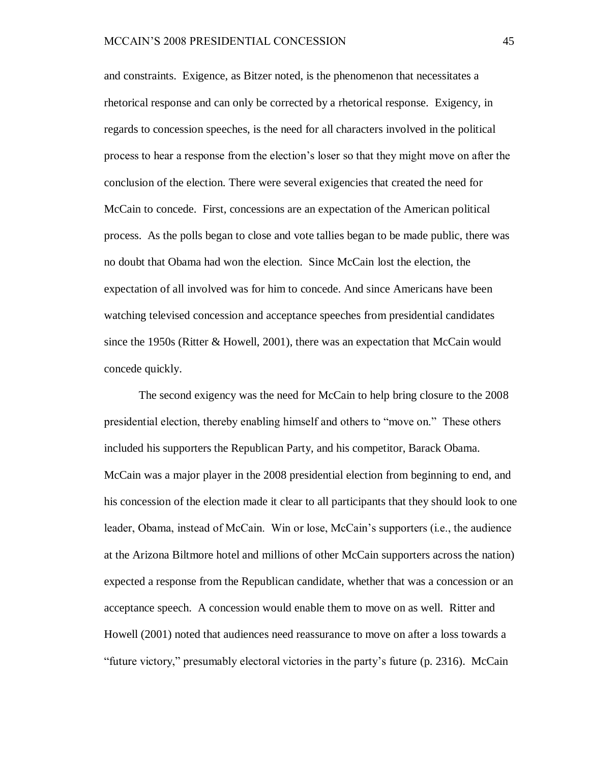and constraints. Exigence, as Bitzer noted, is the phenomenon that necessitates a rhetorical response and can only be corrected by a rhetorical response. Exigency, in regards to concession speeches, is the need for all characters involved in the political process to hear a response from the election's loser so that they might move on after the conclusion of the election. There were several exigencies that created the need for McCain to concede. First, concessions are an expectation of the American political process. As the polls began to close and vote tallies began to be made public, there was no doubt that Obama had won the election. Since McCain lost the election, the expectation of all involved was for him to concede. And since Americans have been watching televised concession and acceptance speeches from presidential candidates since the 1950s (Ritter & Howell, 2001), there was an expectation that McCain would concede quickly.

The second exigency was the need for McCain to help bring closure to the 2008 presidential election, thereby enabling himself and others to "move on." These others included his supporters the Republican Party, and his competitor, Barack Obama. McCain was a major player in the 2008 presidential election from beginning to end, and his concession of the election made it clear to all participants that they should look to one leader, Obama, instead of McCain. Win or lose, McCain's supporters (i.e., the audience at the Arizona Biltmore hotel and millions of other McCain supporters across the nation) expected a response from the Republican candidate, whether that was a concession or an acceptance speech. A concession would enable them to move on as well. Ritter and Howell (2001) noted that audiences need reassurance to move on after a loss towards a "future victory," presumably electoral victories in the party's future (p. 2316). McCain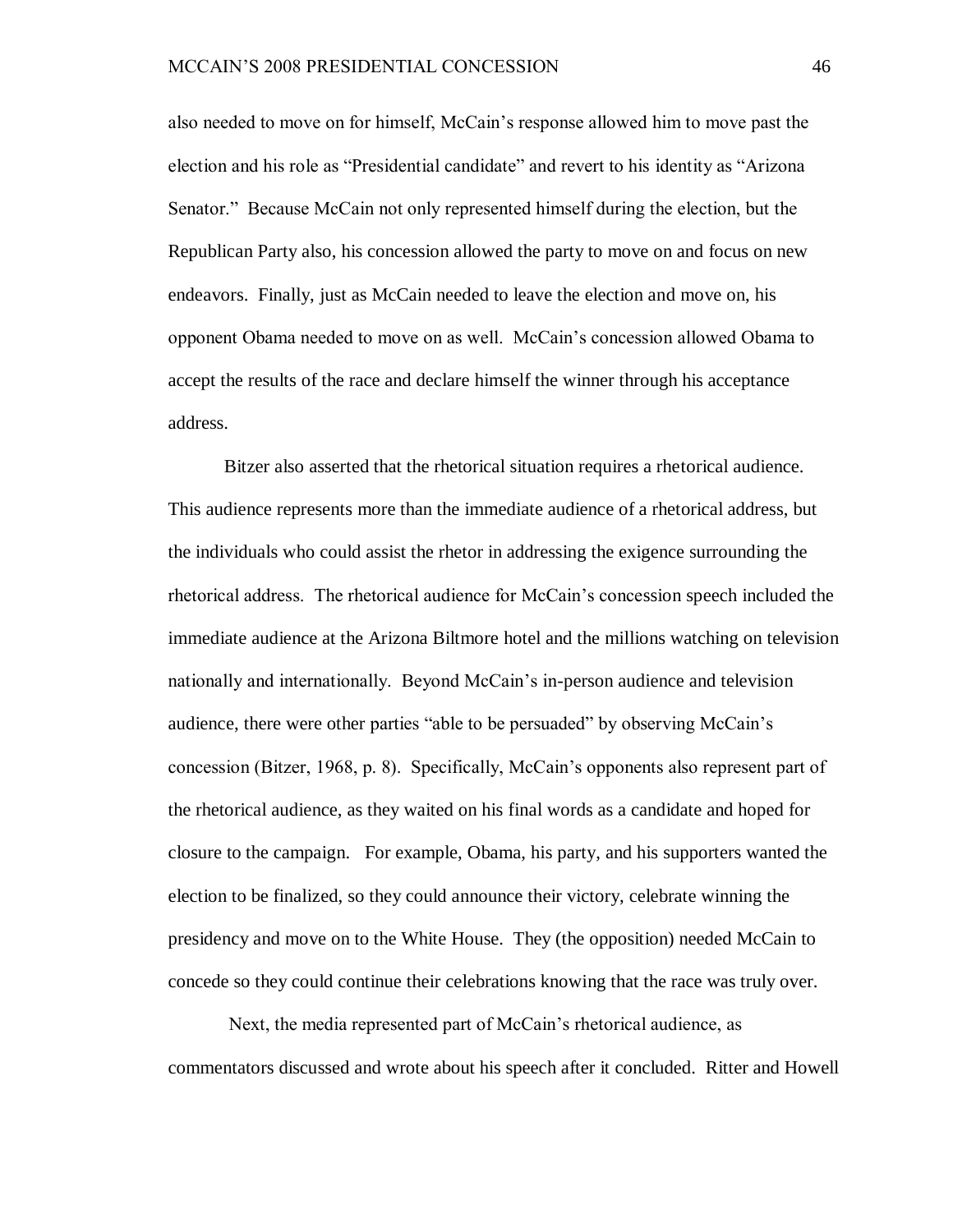also needed to move on for himself, McCain's response allowed him to move past the election and his role as "Presidential candidate" and revert to his identity as "Arizona Senator." Because McCain not only represented himself during the election, but the Republican Party also, his concession allowed the party to move on and focus on new endeavors. Finally, just as McCain needed to leave the election and move on, his opponent Obama needed to move on as well. McCain's concession allowed Obama to accept the results of the race and declare himself the winner through his acceptance address.

Bitzer also asserted that the rhetorical situation requires a rhetorical audience. This audience represents more than the immediate audience of a rhetorical address, but the individuals who could assist the rhetor in addressing the exigence surrounding the rhetorical address. The rhetorical audience for McCain's concession speech included the immediate audience at the Arizona Biltmore hotel and the millions watching on television nationally and internationally. Beyond McCain's in-person audience and television audience, there were other parties "able to be persuaded" by observing McCain's concession (Bitzer, 1968, p. 8). Specifically, McCain's opponents also represent part of the rhetorical audience, as they waited on his final words as a candidate and hoped for closure to the campaign. For example, Obama, his party, and his supporters wanted the election to be finalized, so they could announce their victory, celebrate winning the presidency and move on to the White House. They (the opposition) needed McCain to concede so they could continue their celebrations knowing that the race was truly over.

Next, the media represented part of McCain's rhetorical audience, as commentators discussed and wrote about his speech after it concluded. Ritter and Howell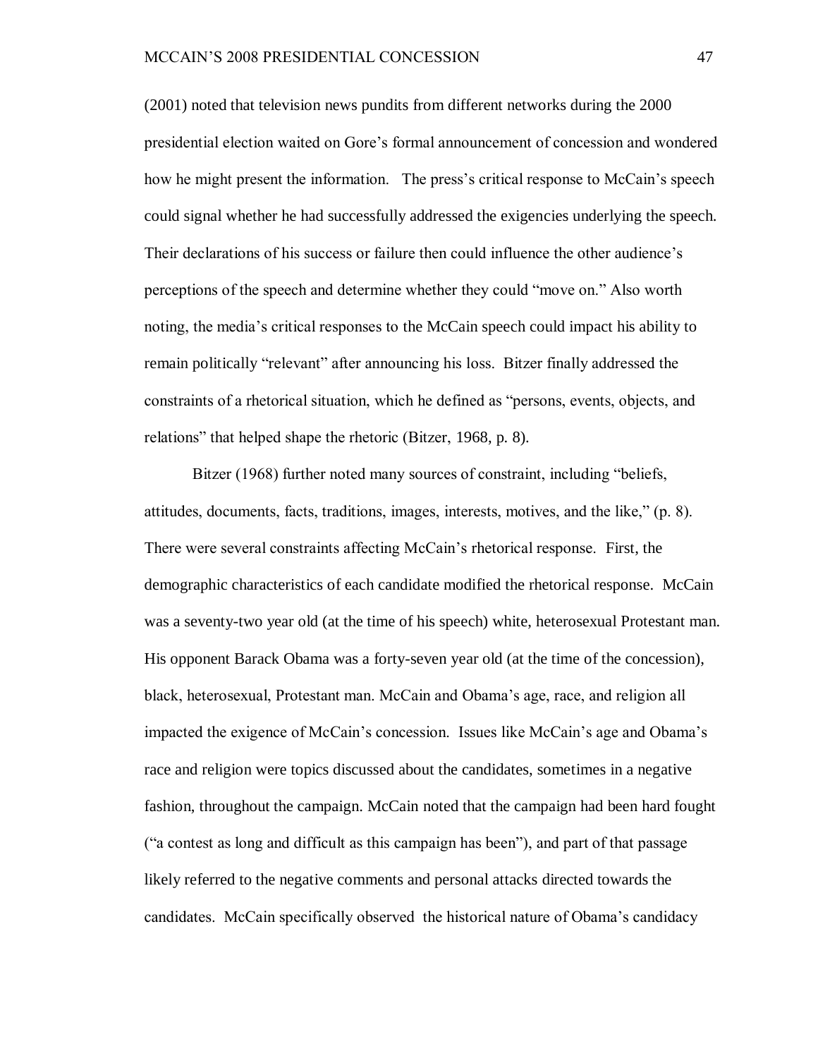(2001) noted that television news pundits from different networks during the 2000 presidential election waited on Gore's formal announcement of concession and wondered how he might present the information. The press's critical response to McCain's speech could signal whether he had successfully addressed the exigencies underlying the speech. Their declarations of his success or failure then could influence the other audience's perceptions of the speech and determine whether they could "move on." Also worth noting, the media's critical responses to the McCain speech could impact his ability to remain politically "relevant" after announcing his loss. Bitzer finally addressed the constraints of a rhetorical situation, which he defined as "persons, events, objects, and relations" that helped shape the rhetoric (Bitzer, 1968, p. 8).

Bitzer (1968) further noted many sources of constraint, including "beliefs, attitudes, documents, facts, traditions, images, interests, motives, and the like," (p. 8). There were several constraints affecting McCain's rhetorical response. First, the demographic characteristics of each candidate modified the rhetorical response. McCain was a seventy-two year old (at the time of his speech) white, heterosexual Protestant man. His opponent Barack Obama was a forty-seven year old (at the time of the concession), black, heterosexual, Protestant man. McCain and Obama's age, race, and religion all impacted the exigence of McCain's concession. Issues like McCain's age and Obama's race and religion were topics discussed about the candidates, sometimes in a negative fashion, throughout the campaign. McCain noted that the campaign had been hard fought ("a contest as long and difficult as this campaign has been"), and part of that passage likely referred to the negative comments and personal attacks directed towards the candidates. McCain specifically observed the historical nature of Obama's candidacy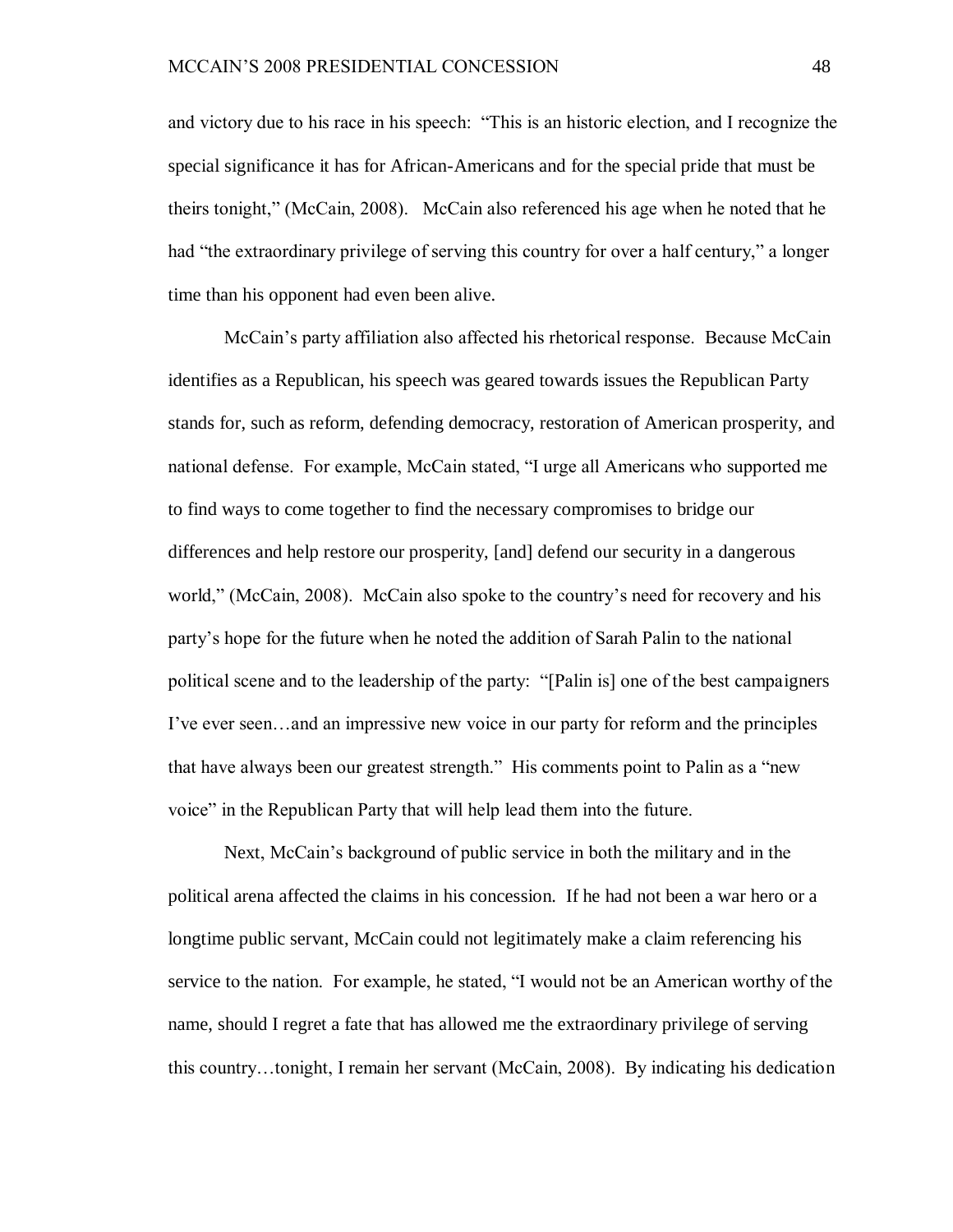and victory due to his race in his speech: "This is an historic election, and I recognize the special significance it has for African-Americans and for the special pride that must be theirs tonight," (McCain, 2008). McCain also referenced his age when he noted that he had "the extraordinary privilege of serving this country for over a half century," a longer time than his opponent had even been alive.

McCain's party affiliation also affected his rhetorical response. Because McCain identifies as a Republican, his speech was geared towards issues the Republican Party stands for, such as reform, defending democracy, restoration of American prosperity, and national defense. For example, McCain stated, "I urge all Americans who supported me to find ways to come together to find the necessary compromises to bridge our differences and help restore our prosperity, [and] defend our security in a dangerous world," (McCain, 2008). McCain also spoke to the country's need for recovery and his party's hope for the future when he noted the addition of Sarah Palin to the national political scene and to the leadership of the party: "[Palin is] one of the best campaigners I've ever seen…and an impressive new voice in our party for reform and the principles that have always been our greatest strength." His comments point to Palin as a "new voice" in the Republican Party that will help lead them into the future.

Next, McCain's background of public service in both the military and in the political arena affected the claims in his concession. If he had not been a war hero or a longtime public servant, McCain could not legitimately make a claim referencing his service to the nation. For example, he stated, "I would not be an American worthy of the name, should I regret a fate that has allowed me the extraordinary privilege of serving this country…tonight, I remain her servant (McCain, 2008). By indicating his dedication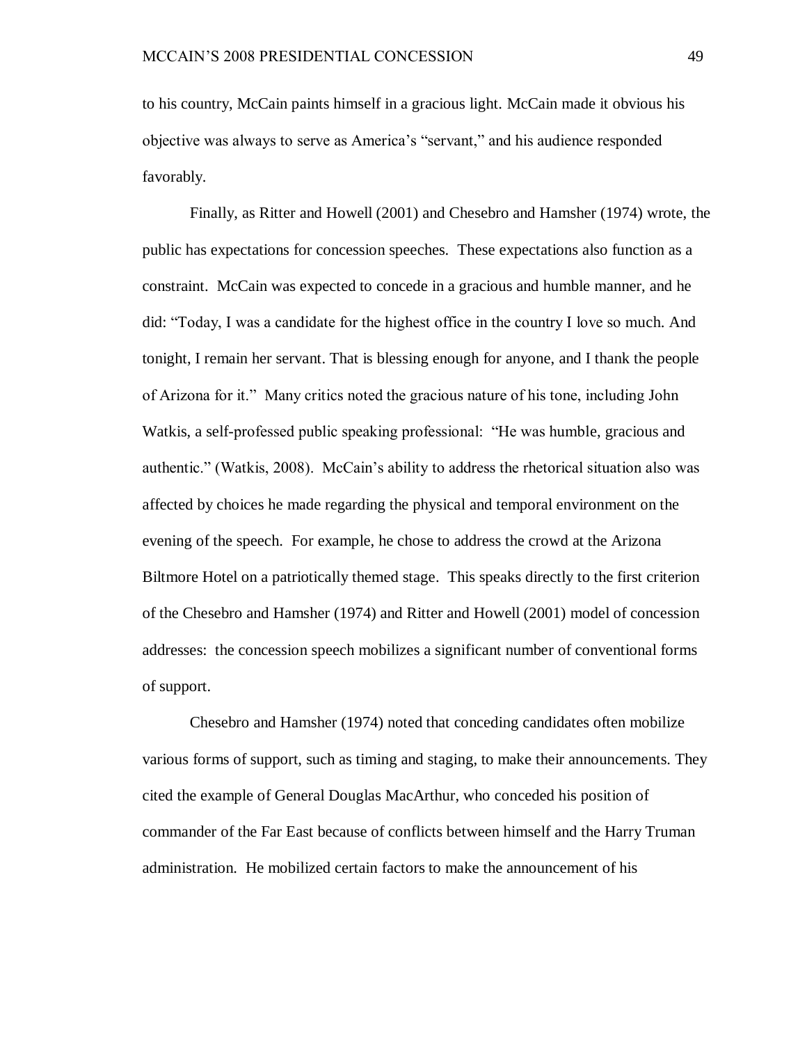to his country, McCain paints himself in a gracious light. McCain made it obvious his objective was always to serve as America's "servant," and his audience responded favorably.

Finally, as Ritter and Howell (2001) and Chesebro and Hamsher (1974) wrote, the public has expectations for concession speeches. These expectations also function as a constraint. McCain was expected to concede in a gracious and humble manner, and he did: "Today, I was a candidate for the highest office in the country I love so much. And tonight, I remain her servant. That is blessing enough for anyone, and I thank the people of Arizona for it." Many critics noted the gracious nature of his tone, including John Watkis, a self-professed public speaking professional: "He was humble, gracious and authentic." (Watkis, 2008). McCain's ability to address the rhetorical situation also was affected by choices he made regarding the physical and temporal environment on the evening of the speech. For example, he chose to address the crowd at the Arizona Biltmore Hotel on a patriotically themed stage. This speaks directly to the first criterion of the Chesebro and Hamsher (1974) and Ritter and Howell (2001) model of concession addresses: the concession speech mobilizes a significant number of conventional forms of support.

Chesebro and Hamsher (1974) noted that conceding candidates often mobilize various forms of support, such as timing and staging, to make their announcements. They cited the example of General Douglas MacArthur, who conceded his position of commander of the Far East because of conflicts between himself and the Harry Truman administration. He mobilized certain factors to make the announcement of his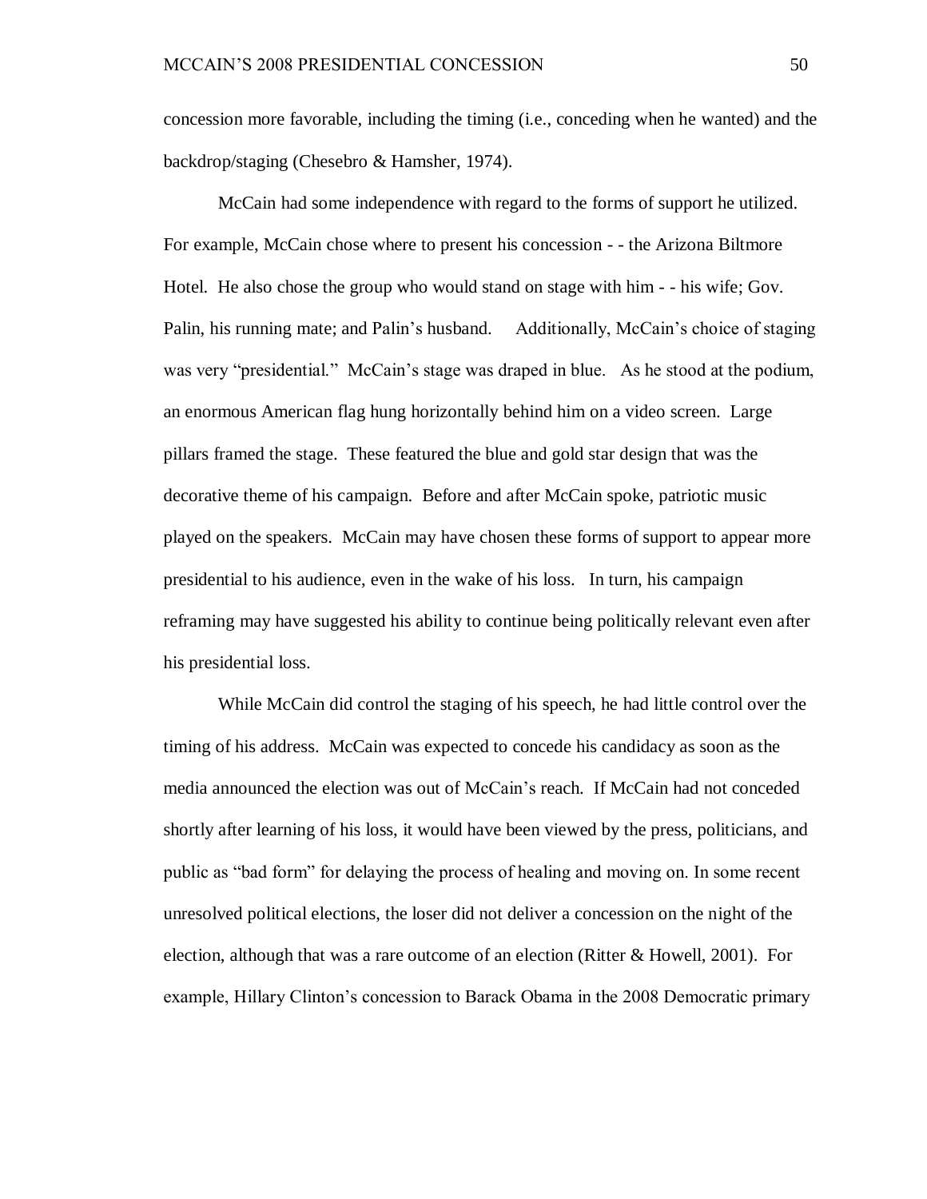concession more favorable, including the timing (i.e., conceding when he wanted) and the backdrop/staging (Chesebro & Hamsher, 1974).

McCain had some independence with regard to the forms of support he utilized. For example, McCain chose where to present his concession - - the Arizona Biltmore Hotel. He also chose the group who would stand on stage with him - - his wife; Gov. Palin, his running mate; and Palin's husband. Additionally, McCain's choice of staging was very "presidential." McCain's stage was draped in blue. As he stood at the podium, an enormous American flag hung horizontally behind him on a video screen. Large pillars framed the stage. These featured the blue and gold star design that was the decorative theme of his campaign. Before and after McCain spoke, patriotic music played on the speakers. McCain may have chosen these forms of support to appear more presidential to his audience, even in the wake of his loss. In turn, his campaign reframing may have suggested his ability to continue being politically relevant even after his presidential loss.

While McCain did control the staging of his speech, he had little control over the timing of his address. McCain was expected to concede his candidacy as soon as the media announced the election was out of McCain's reach. If McCain had not conceded shortly after learning of his loss, it would have been viewed by the press, politicians, and public as "bad form" for delaying the process of healing and moving on. In some recent unresolved political elections, the loser did not deliver a concession on the night of the election, although that was a rare outcome of an election (Ritter & Howell, 2001). For example, Hillary Clinton's concession to Barack Obama in the 2008 Democratic primary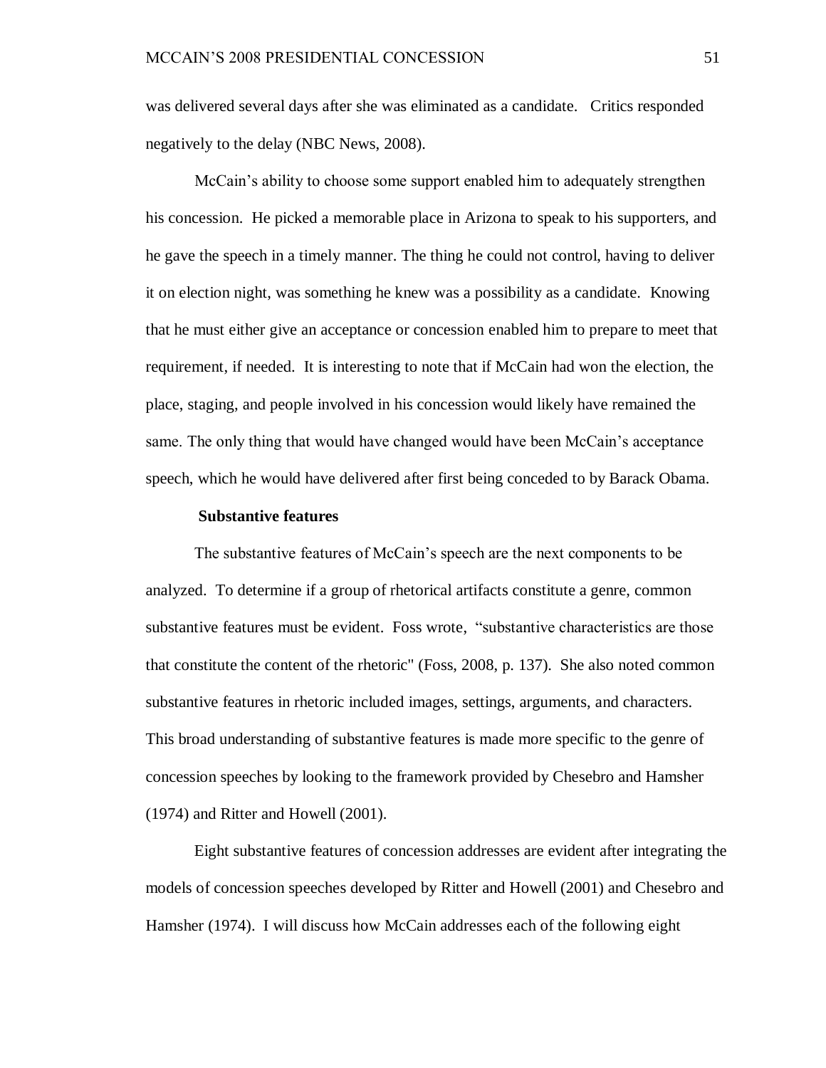was delivered several days after she was eliminated as a candidate. Critics responded negatively to the delay (NBC News, 2008).

McCain's ability to choose some support enabled him to adequately strengthen his concession. He picked a memorable place in Arizona to speak to his supporters, and he gave the speech in a timely manner. The thing he could not control, having to deliver it on election night, was something he knew was a possibility as a candidate. Knowing that he must either give an acceptance or concession enabled him to prepare to meet that requirement, if needed. It is interesting to note that if McCain had won the election, the place, staging, and people involved in his concession would likely have remained the same. The only thing that would have changed would have been McCain's acceptance speech, which he would have delivered after first being conceded to by Barack Obama.

**Substantive features**

The substantive features of McCain's speech are the next components to be analyzed. To determine if a group of rhetorical artifacts constitute a genre, common substantive features must be evident. Foss wrote, "substantive characteristics are those that constitute the content of the rhetoric" (Foss, 2008, p. 137). She also noted common substantive features in rhetoric included images, settings, arguments, and characters. This broad understanding of substantive features is made more specific to the genre of concession speeches by looking to the framework provided by Chesebro and Hamsher (1974) and Ritter and Howell (2001).

Eight substantive features of concession addresses are evident after integrating the models of concession speeches developed by Ritter and Howell (2001) and Chesebro and Hamsher (1974). I will discuss how McCain addresses each of the following eight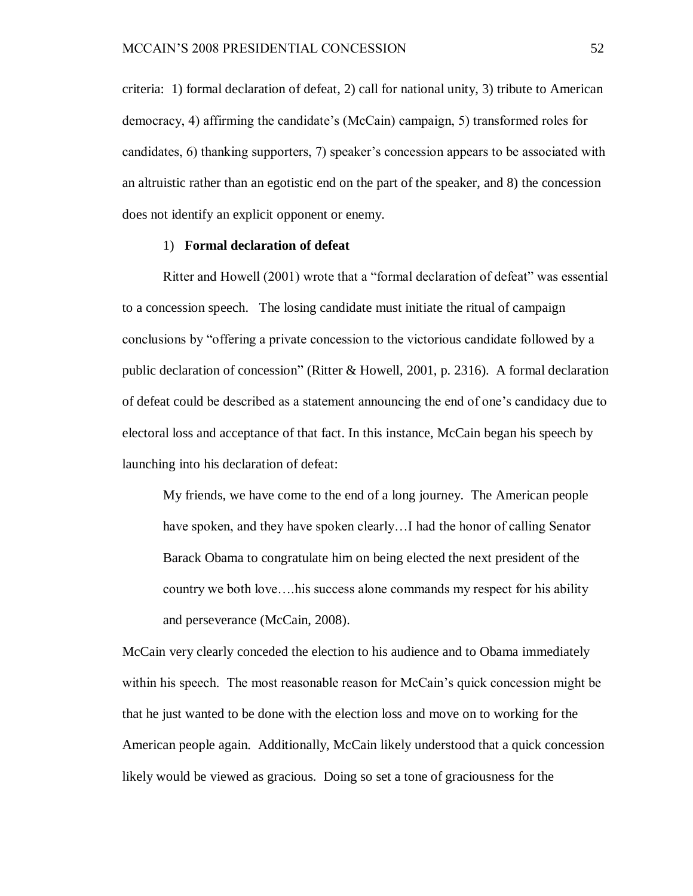criteria: 1) formal declaration of defeat, 2) call for national unity, 3) tribute to American democracy, 4) affirming the candidate's (McCain) campaign, 5) transformed roles for candidates, 6) thanking supporters, 7) speaker's concession appears to be associated with an altruistic rather than an egotistic end on the part of the speaker, and 8) the concession does not identify an explicit opponent or enemy.

1) **Formal declaration of defeat**

Ritter and Howell (2001) wrote that a "formal declaration of defeat" was essential to a concession speech. The losing candidate must initiate the ritual of campaign conclusions by "offering a private concession to the victorious candidate followed by a public declaration of concession" (Ritter & Howell, 2001, p. 2316). A formal declaration of defeat could be described as a statement announcing the end of one's candidacy due to electoral loss and acceptance of that fact. In this instance, McCain began his speech by launching into his declaration of defeat:

> My friends, we have come to the end of a long journey. The American people have spoken, and they have spoken clearly…I had the honor of calling Senator Barack Obama to congratulate him on being elected the next president of the country we both love….his success alone commands my respect for his ability and perseverance (McCain, 2008).

McCain very clearly conceded the election to his audience and to Obama immediately within his speech. The most reasonable reason for McCain's quick concession might be that he just wanted to be done with the election loss and move on to working for the American people again. Additionally, McCain likely understood that a quick concession likely would be viewed as gracious. Doing so set a tone of graciousness for the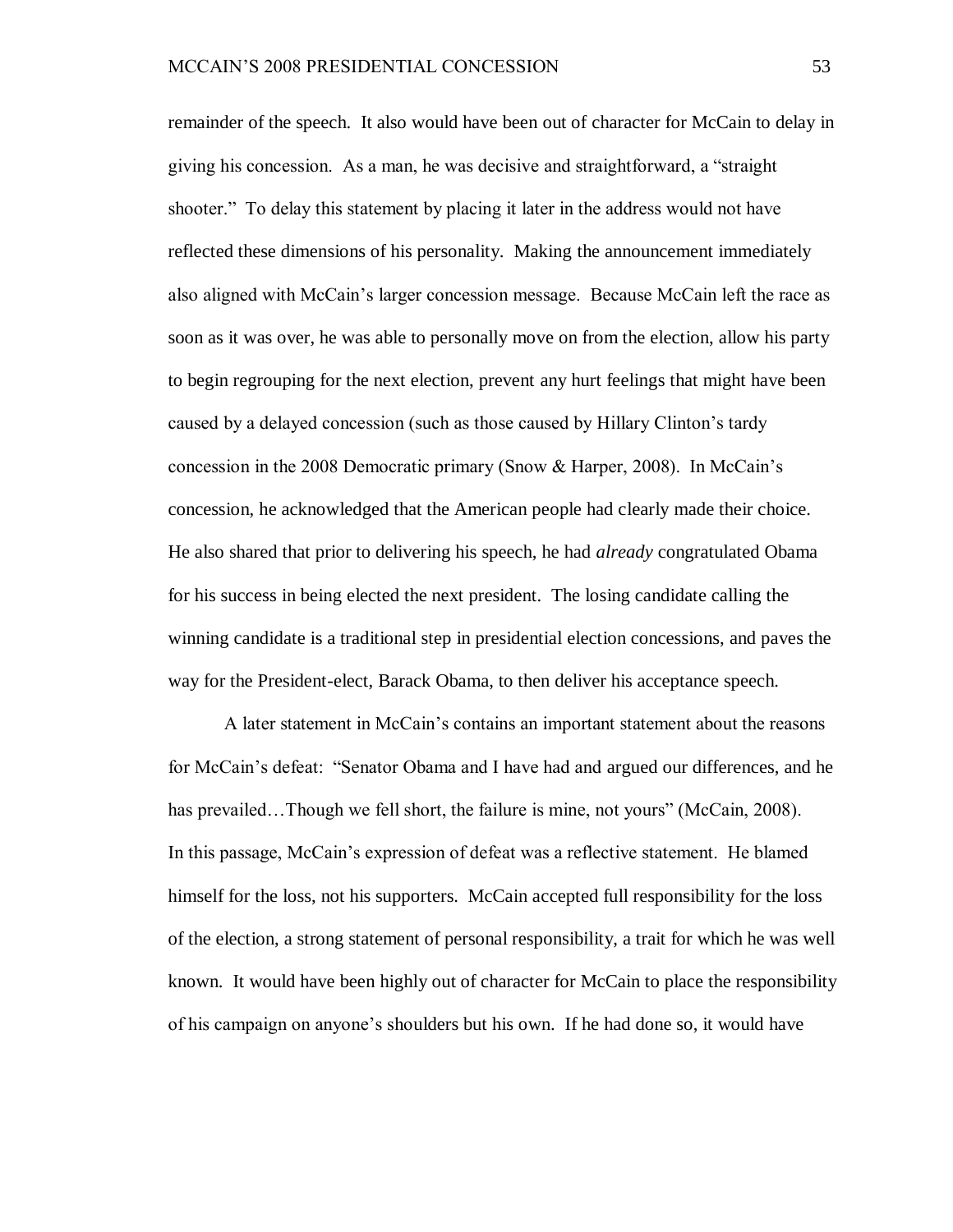remainder of the speech. It also would have been out of character for McCain to delay in giving his concession. As a man, he was decisive and straightforward, a "straight shooter." To delay this statement by placing it later in the address would not have reflected these dimensions of his personality. Making the announcement immediately also aligned with McCain's larger concession message. Because McCain left the race as soon as it was over, he was able to personally move on from the election, allow his party to begin regrouping for the next election, prevent any hurt feelings that might have been caused by a delayed concession (such as those caused by Hillary Clinton's tardy concession in the 2008 Democratic primary (Snow & Harper, 2008). In McCain's concession, he acknowledged that the American people had clearly made their choice. He also shared that prior to delivering his speech, he had *already* congratulated Obama for his success in being elected the next president. The losing candidate calling the winning candidate is a traditional step in presidential election concessions, and paves the way for the President-elect, Barack Obama, to then deliver his acceptance speech.

A later statement in McCain's contains an important statement about the reasons for McCain's defeat: "Senator Obama and I have had and argued our differences, and he has prevailed…Though we fell short, the failure is mine, not yours" (McCain, 2008). In this passage, McCain's expression of defeat was a reflective statement. He blamed himself for the loss, not his supporters. McCain accepted full responsibility for the loss of the election, a strong statement of personal responsibility, a trait for which he was well known. It would have been highly out of character for McCain to place the responsibility of his campaign on anyone's shoulders but his own. If he had done so, it would have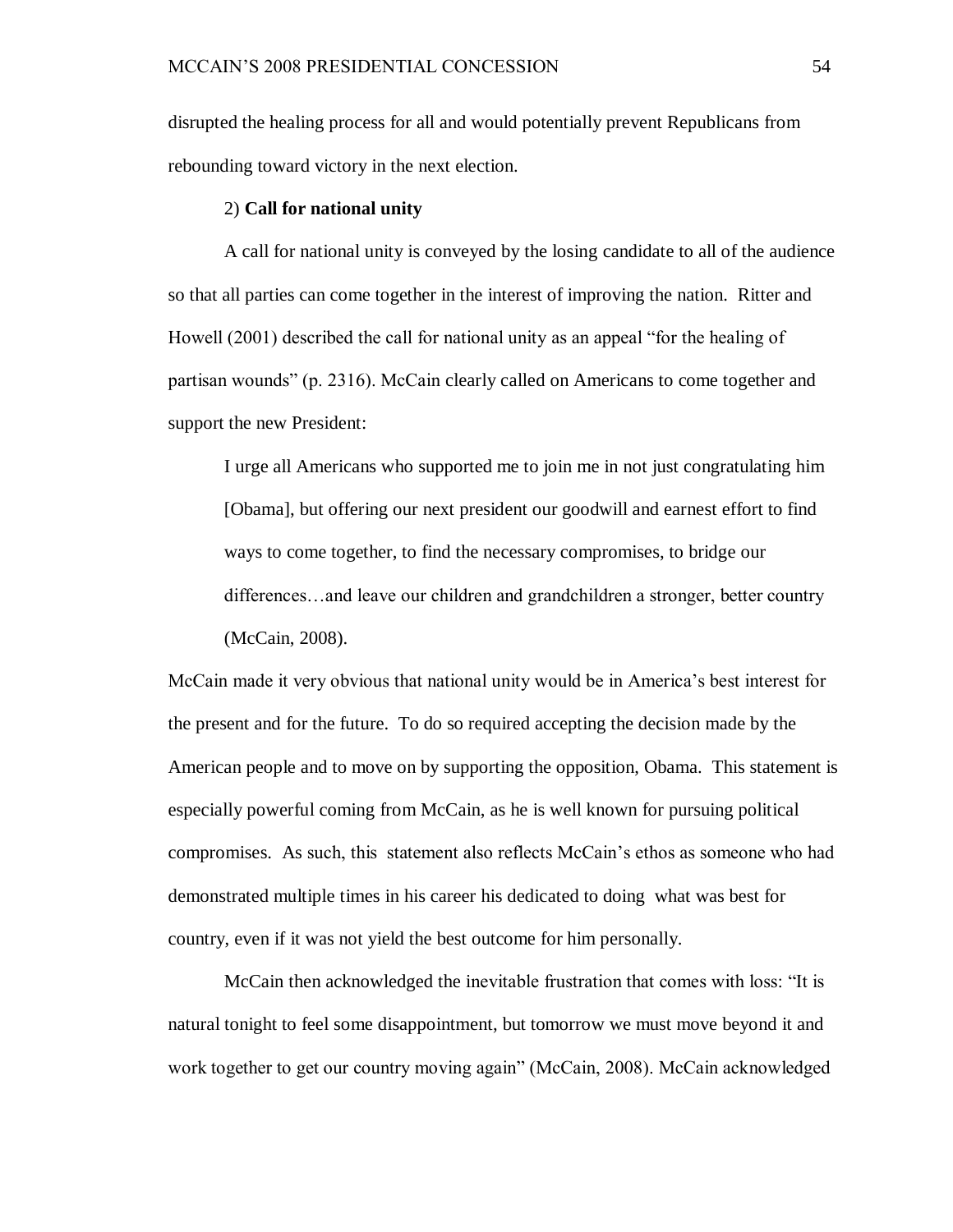disrupted the healing process for all and would potentially prevent Republicans from rebounding toward victory in the next election.

2) **Call for national unity**

A call for national unity is conveyed by the losing candidate to all of the audience so that all parties can come together in the interest of improving the nation. Ritter and Howell (2001) described the call for national unity as an appeal "for the healing of partisan wounds" (p. 2316). McCain clearly called on Americans to come together and support the new President:

> I urge all Americans who supported me to join me in not just congratulating him [Obama], but offering our next president our goodwill and earnest effort to find ways to come together, to find the necessary compromises, to bridge our differences…and leave our children and grandchildren a stronger, better country (McCain, 2008).

McCain made it very obvious that national unity would be in America's best interest for the present and for the future. To do so required accepting the decision made by the American people and to move on by supporting the opposition, Obama. This statement is especially powerful coming from McCain, as he is well known for pursuing political compromises. As such, this statement also reflects McCain's ethos as someone who had demonstrated multiple times in his career his dedicated to doing what was best for country, even if it was not yield the best outcome for him personally.

McCain then acknowledged the inevitable frustration that comes with loss: "It is natural tonight to feel some disappointment, but tomorrow we must move beyond it and work together to get our country moving again" (McCain, 2008). McCain acknowledged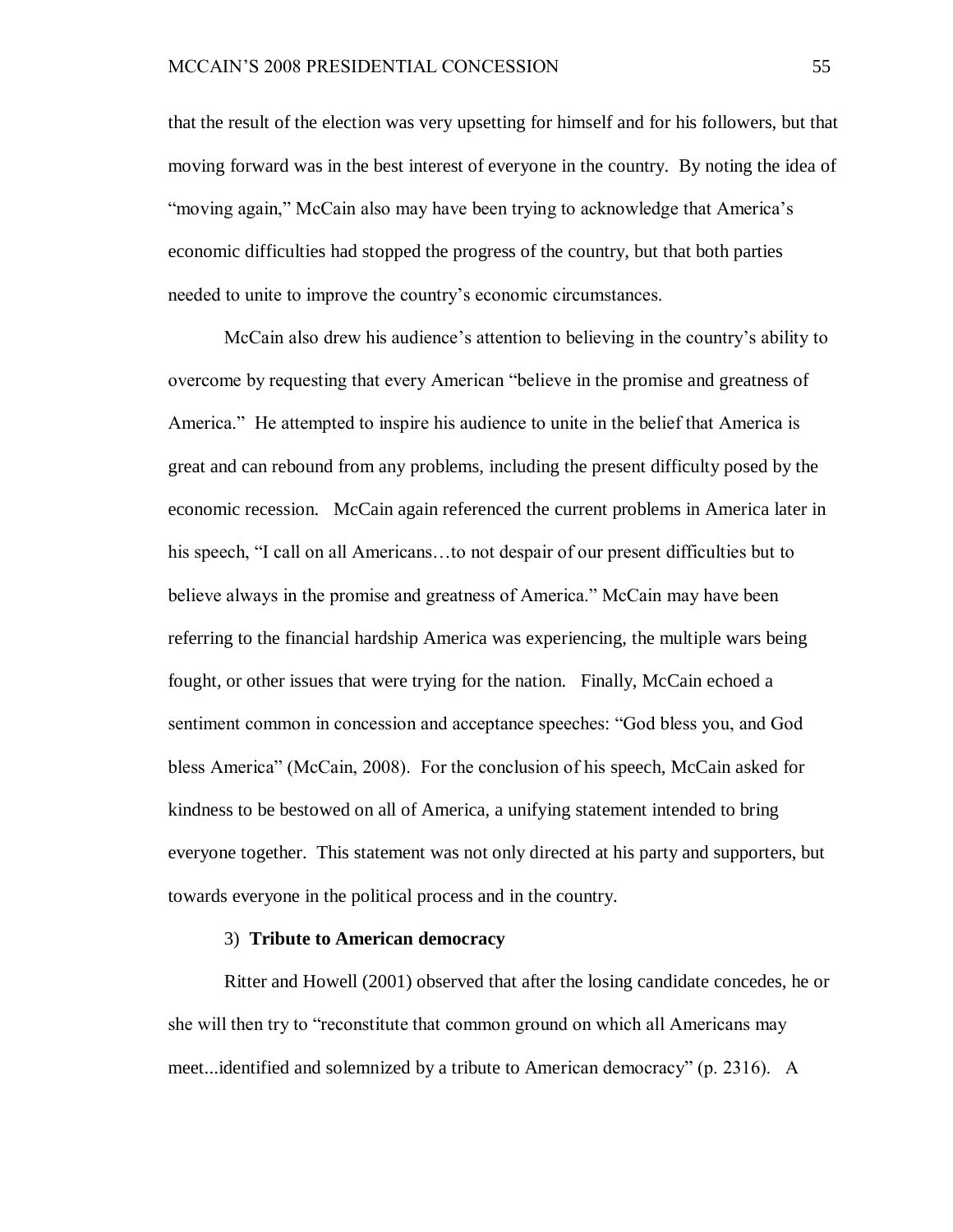that the result of the election was very upsetting for himself and for his followers, but that moving forward was in the best interest of everyone in the country. By noting the idea of "moving again," McCain also may have been trying to acknowledge that America's economic difficulties had stopped the progress of the country, but that both parties needed to unite to improve the country's economic circumstances.

McCain also drew his audience's attention to believing in the country's ability to overcome by requesting that every American "believe in the promise and greatness of America." He attempted to inspire his audience to unite in the belief that America is great and can rebound from any problems, including the present difficulty posed by the economic recession. McCain again referenced the current problems in America later in his speech, "I call on all Americans…to not despair of our present difficulties but to believe always in the promise and greatness of America." McCain may have been referring to the financial hardship America was experiencing, the multiple wars being fought, or other issues that were trying for the nation. Finally, McCain echoed a sentiment common in concession and acceptance speeches: "God bless you, and God bless America" (McCain, 2008). For the conclusion of his speech, McCain asked for kindness to be bestowed on all of America, a unifying statement intended to bring everyone together. This statement was not only directed at his party and supporters, but towards everyone in the political process and in the country.

3) **Tribute to American democracy**

Ritter and Howell (2001) observed that after the losing candidate concedes, he or she will then try to "reconstitute that common ground on which all Americans may meet...identified and solemnized by a tribute to American democracy" (p. 2316). A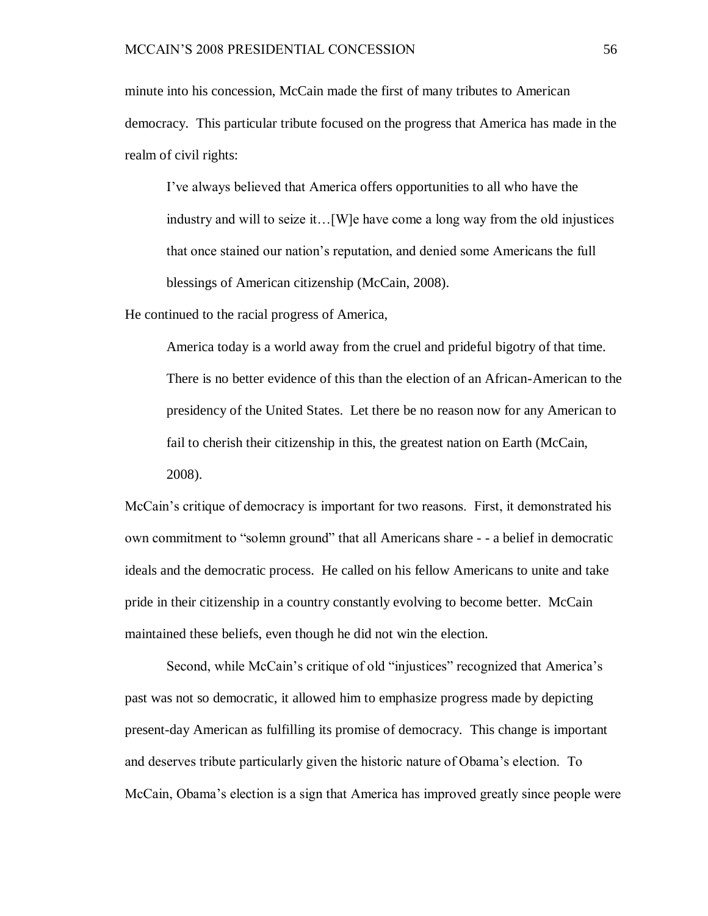minute into his concession, McCain made the first of many tributes to American democracy. This particular tribute focused on the progress that America has made in the realm of civil rights:

> I've always believed that America offers opportunities to all who have the industry and will to seize it…[W]e have come a long way from the old injustices that once stained our nation's reputation, and denied some Americans the full blessings of American citizenship (McCain, 2008).

He continued to the racial progress of America,

> America today is a world away from the cruel and prideful bigotry of that time. There is no better evidence of this than the election of an African-American to the presidency of the United States. Let there be no reason now for any American to fail to cherish their citizenship in this, the greatest nation on Earth (McCain, 2008).

McCain's critique of democracy is important for two reasons. First, it demonstrated his own commitment to "solemn ground" that all Americans share - - a belief in democratic ideals and the democratic process. He called on his fellow Americans to unite and take pride in their citizenship in a country constantly evolving to become better. McCain maintained these beliefs, even though he did not win the election.

Second, while McCain's critique of old "injustices" recognized that America's past was not so democratic, it allowed him to emphasize progress made by depicting present-day American as fulfilling its promise of democracy. This change is important and deserves tribute particularly given the historic nature of Obama's election. To McCain, Obama's election is a sign that America has improved greatly since people were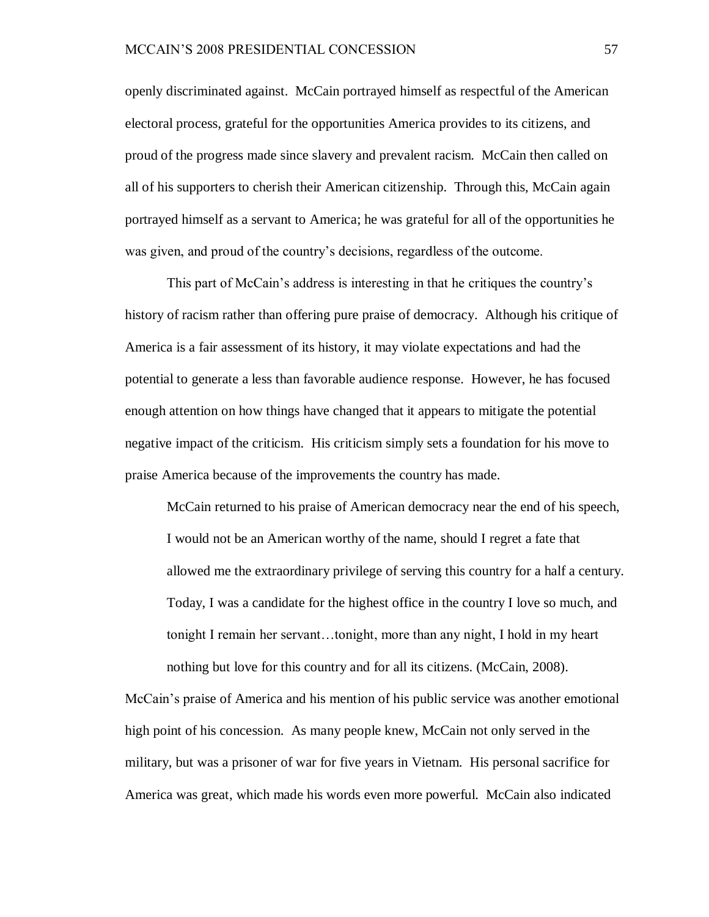openly discriminated against. McCain portrayed himself as respectful of the American electoral process, grateful for the opportunities America provides to its citizens, and proud of the progress made since slavery and prevalent racism. McCain then called on all of his supporters to cherish their American citizenship. Through this, McCain again portrayed himself as a servant to America; he was grateful for all of the opportunities he was given, and proud of the country's decisions, regardless of the outcome.

This part of McCain's address is interesting in that he critiques the country's history of racism rather than offering pure praise of democracy. Although his critique of America is a fair assessment of its history, it may violate expectations and had the potential to generate a less than favorable audience response. However, he has focused enough attention on how things have changed that it appears to mitigate the potential negative impact of the criticism. His criticism simply sets a foundation for his move to praise America because of the improvements the country has made.

McCain returned to his praise of American democracy near the end of his speech,

> I would not be an American worthy of the name, should I regret a fate that allowed me the extraordinary privilege of serving this country for a half a century. Today, I was a candidate for the highest office in the country I love so much, and tonight I remain her servant…tonight, more than any night, I hold in my heart nothing but love for this country and for all its citizens. (McCain, 2008).

McCain's praise of America and his mention of his public service was another emotional high point of his concession. As many people knew, McCain not only served in the military, but was a prisoner of war for five years in Vietnam. His personal sacrifice for America was great, which made his words even more powerful. McCain also indicated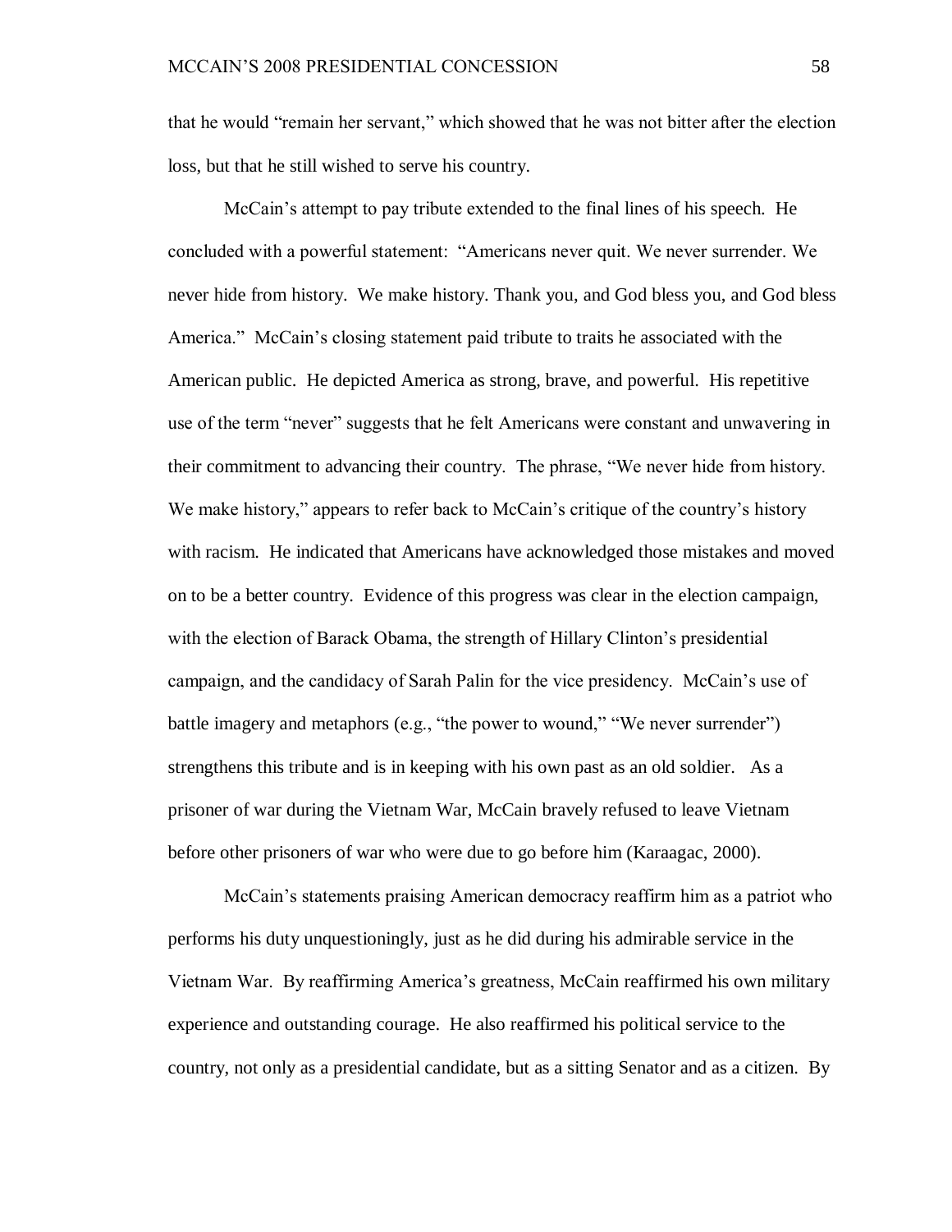that he would "remain her servant," which showed that he was not bitter after the election loss, but that he still wished to serve his country.

McCain's attempt to pay tribute extended to the final lines of his speech. He concluded with a powerful statement: "Americans never quit. We never surrender. We never hide from history. We make history. Thank you, and God bless you, and God bless America." McCain's closing statement paid tribute to traits he associated with the American public. He depicted America as strong, brave, and powerful. His repetitive use of the term "never" suggests that he felt Americans were constant and unwavering in their commitment to advancing their country. The phrase, "We never hide from history. We make history," appears to refer back to McCain's critique of the country's history with racism. He indicated that Americans have acknowledged those mistakes and moved on to be a better country. Evidence of this progress was clear in the election campaign, with the election of Barack Obama, the strength of Hillary Clinton's presidential campaign, and the candidacy of Sarah Palin for the vice presidency. McCain's use of battle imagery and metaphors (e.g., "the power to wound," "We never surrender") strengthens this tribute and is in keeping with his own past as an old soldier. As a prisoner of war during the Vietnam War, McCain bravely refused to leave Vietnam before other prisoners of war who were due to go before him (Karaagac, 2000).

McCain's statements praising American democracy reaffirm him as a patriot who performs his duty unquestioningly, just as he did during his admirable service in the Vietnam War. By reaffirming America's greatness, McCain reaffirmed his own military experience and outstanding courage. He also reaffirmed his political service to the country, not only as a presidential candidate, but as a sitting Senator and as a citizen. By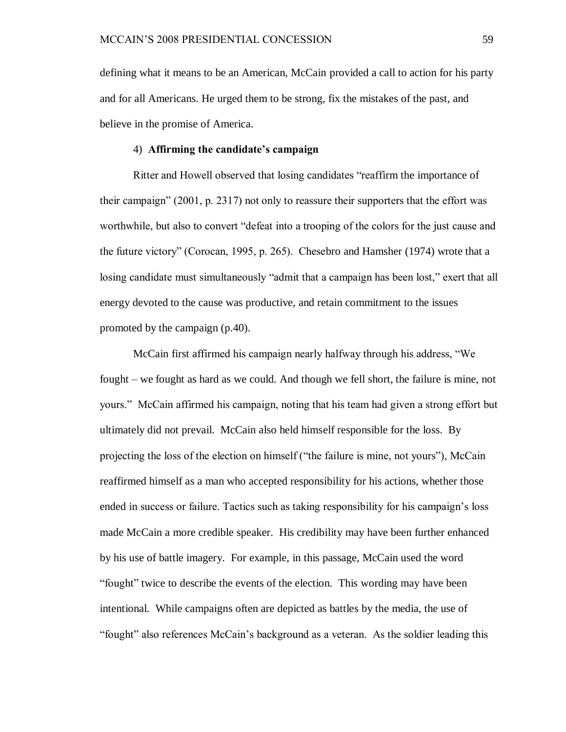defining what it means to be an American, McCain provided a call to action for his party and for all Americans. He urged them to be strong, fix the mistakes of the past, and believe in the promise of America.

4) **Affirming the candidate's campaign**

Ritter and Howell observed that losing candidates "reaffirm the importance of their campaign" (2001, p. 2317) not only to reassure their supporters that the effort was worthwhile, but also to convert "defeat into a trooping of the colors for the just cause and the future victory" (Corocan, 1995, p. 265). Chesebro and Hamsher (1974) wrote that a losing candidate must simultaneously "admit that a campaign has been lost," exert that all energy devoted to the cause was productive, and retain commitment to the issues promoted by the campaign (p.40).

McCain first affirmed his campaign nearly halfway through his address, "We fought – we fought as hard as we could. And though we fell short, the failure is mine, not yours." McCain affirmed his campaign, noting that his team had given a strong effort but ultimately did not prevail. McCain also held himself responsible for the loss. By projecting the loss of the election on himself ("the failure is mine, not yours"), McCain reaffirmed himself as a man who accepted responsibility for his actions, whether those ended in success or failure. Tactics such as taking responsibility for his campaign's loss made McCain a more credible speaker. His credibility may have been further enhanced by his use of battle imagery. For example, in this passage, McCain used the word "fought" twice to describe the events of the election. This wording may have been intentional. While campaigns often are depicted as battles by the media, the use of "fought" also references McCain's background as a veteran. As the soldier leading this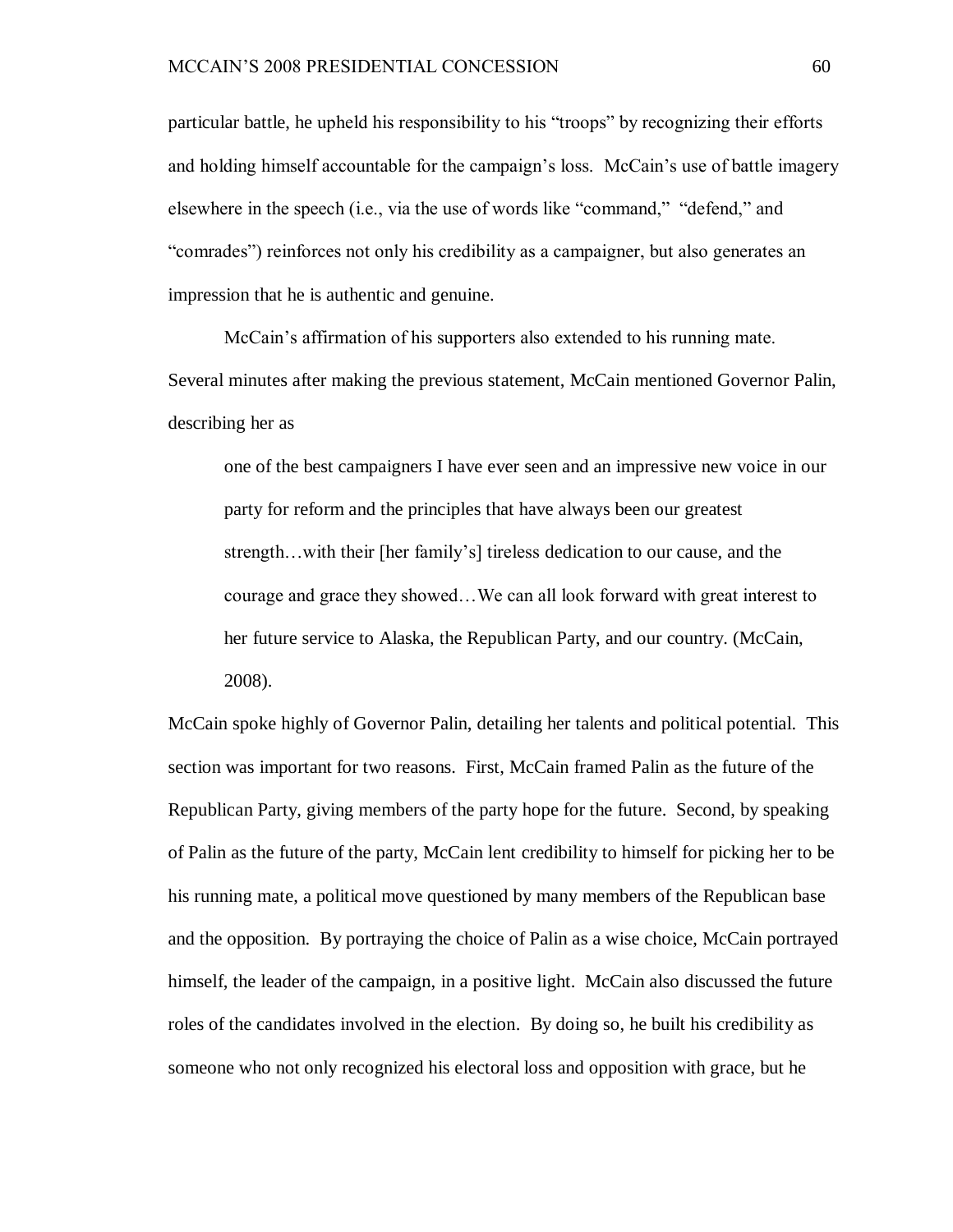particular battle, he upheld his responsibility to his "troops" by recognizing their efforts and holding himself accountable for the campaign's loss. McCain's use of battle imagery elsewhere in the speech (i.e., via the use of words like "command," "defend," and "comrades") reinforces not only his credibility as a campaigner, but also generates an impression that he is authentic and genuine.

McCain's affirmation of his supporters also extended to his running mate. Several minutes after making the previous statement, McCain mentioned Governor Palin, describing her as

> one of the best campaigners I have ever seen and an impressive new voice in our party for reform and the principles that have always been our greatest strength…with their [her family's] tireless dedication to our cause, and the courage and grace they showed…We can all look forward with great interest to her future service to Alaska, the Republican Party, and our country. (McCain, 2008).

McCain spoke highly of Governor Palin, detailing her talents and political potential. This section was important for two reasons. First, McCain framed Palin as the future of the Republican Party, giving members of the party hope for the future. Second, by speaking of Palin as the future of the party, McCain lent credibility to himself for picking her to be his running mate, a political move questioned by many members of the Republican base and the opposition. By portraying the choice of Palin as a wise choice, McCain portrayed himself, the leader of the campaign, in a positive light. McCain also discussed the future roles of the candidates involved in the election. By doing so, he built his credibility as someone who not only recognized his electoral loss and opposition with grace, but he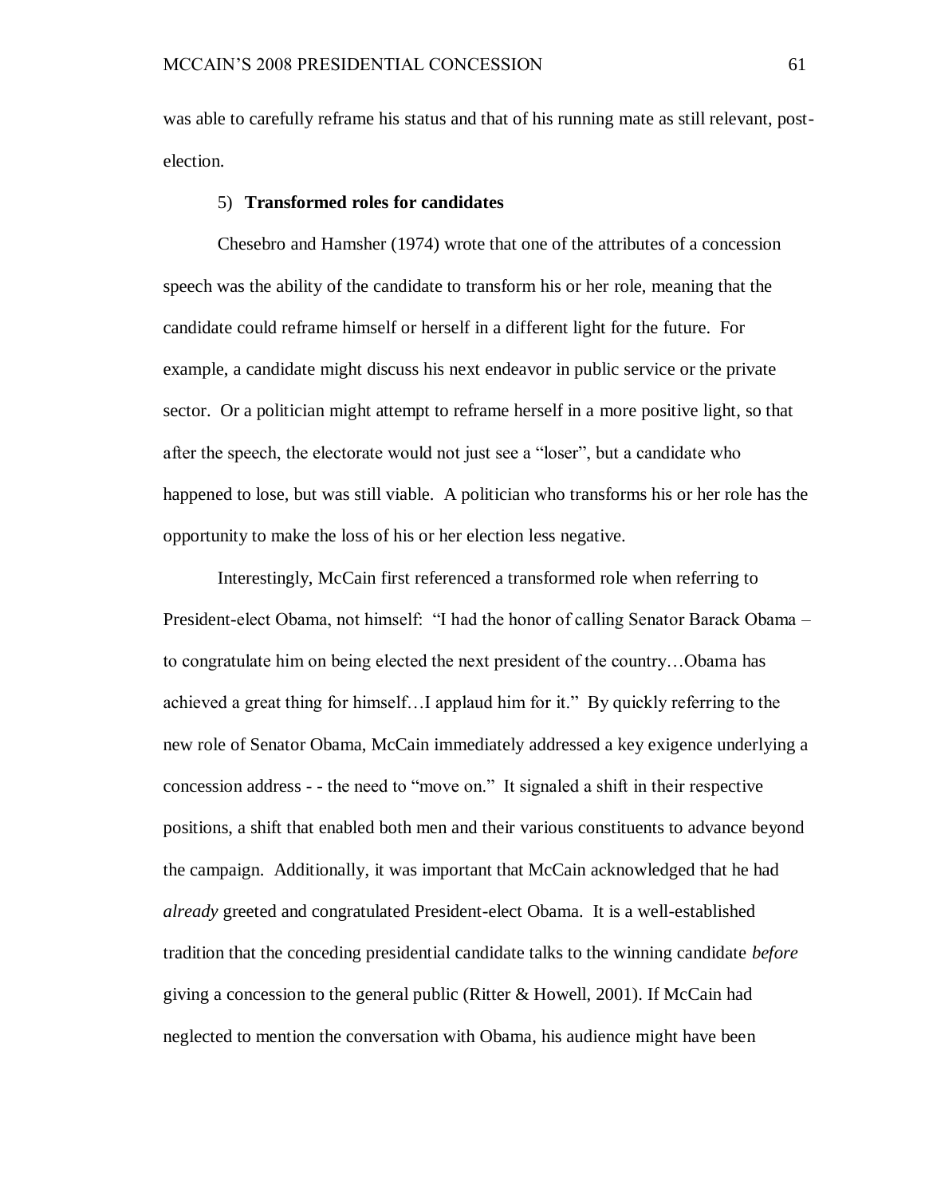was able to carefully reframe his status and that of his running mate as still relevant, post-election.

5) **Transformed roles for candidates**

Chesebro and Hamsher (1974) wrote that one of the attributes of a concession speech was the ability of the candidate to transform his or her role, meaning that the candidate could reframe himself or herself in a different light for the future. For example, a candidate might discuss his next endeavor in public service or the private sector. Or a politician might attempt to reframe herself in a more positive light, so that after the speech, the electorate would not just see a "loser", but a candidate who happened to lose, but was still viable. A politician who transforms his or her role has the opportunity to make the loss of his or her election less negative.

Interestingly, McCain first referenced a transformed role when referring to President-elect Obama, not himself: "I had the honor of calling Senator Barack Obama – to congratulate him on being elected the next president of the country…Obama has achieved a great thing for himself…I applaud him for it." By quickly referring to the new role of Senator Obama, McCain immediately addressed a key exigence underlying a concession address - - the need to "move on." It signaled a shift in their respective positions, a shift that enabled both men and their various constituents to advance beyond the campaign. Additionally, it was important that McCain acknowledged that he had *already* greeted and congratulated President-elect Obama. It is a well-established tradition that the conceding presidential candidate talks to the winning candidate *before* giving a concession to the general public (Ritter & Howell, 2001). If McCain had neglected to mention the conversation with Obama, his audience might have been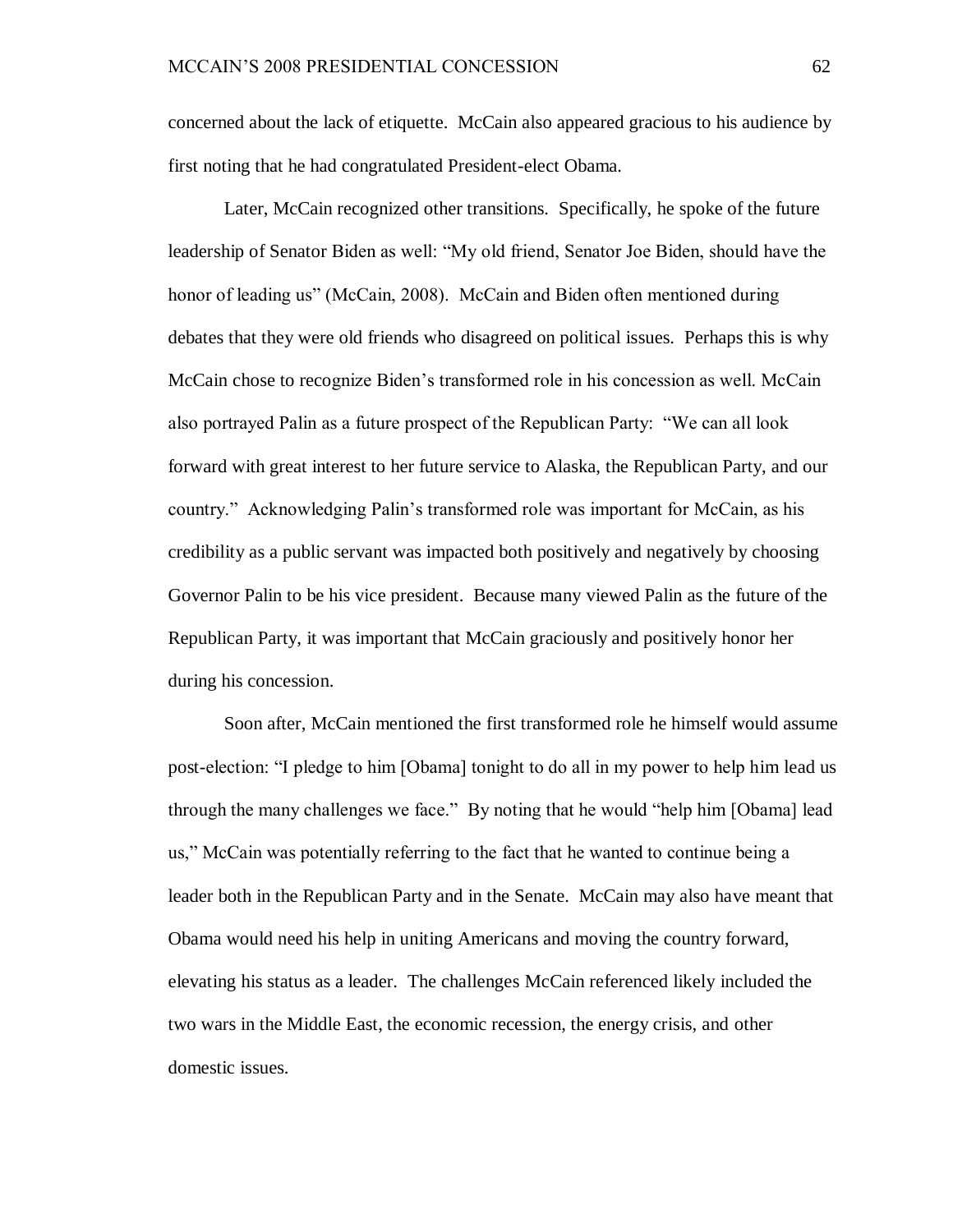concerned about the lack of etiquette. McCain also appeared gracious to his audience by first noting that he had congratulated President-elect Obama.

Later, McCain recognized other transitions. Specifically, he spoke of the future leadership of Senator Biden as well: “My old friend, Senator Joe Biden, should have the honor of leading us” (McCain, 2008). McCain and Biden often mentioned during debates that they were old friends who disagreed on political issues. Perhaps this is why McCain chose to recognize Biden’s transformed role in his concession as well. McCain also portrayed Palin as a future prospect of the Republican Party: “We can all look forward with great interest to her future service to Alaska, the Republican Party, and our country.” Acknowledging Palin’s transformed role was important for McCain, as his credibility as a public servant was impacted both positively and negatively by choosing Governor Palin to be his vice president. Because many viewed Palin as the future of the Republican Party, it was important that McCain graciously and positively honor her during his concession.

Soon after, McCain mentioned the first transformed role he himself would assume post-election: “I pledge to him [Obama] tonight to do all in my power to help him lead us through the many challenges we face.” By noting that he would “help him [Obama] lead us,” McCain was potentially referring to the fact that he wanted to continue being a leader both in the Republican Party and in the Senate. McCain may also have meant that Obama would need his help in uniting Americans and moving the country forward, elevating his status as a leader. The challenges McCain referenced likely included the two wars in the Middle East, the economic recession, the energy crisis, and other domestic issues.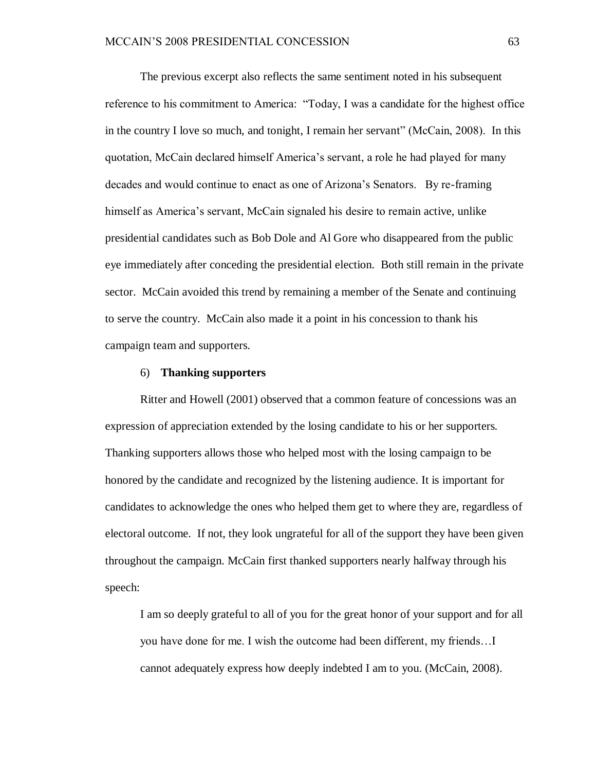The previous excerpt also reflects the same sentiment noted in his subsequent reference to his commitment to America: "Today, I was a candidate for the highest office in the country I love so much, and tonight, I remain her servant" (McCain, 2008). In this quotation, McCain declared himself America's servant, a role he had played for many decades and would continue to enact as one of Arizona's Senators. By re-framing himself as America's servant, McCain signaled his desire to remain active, unlike presidential candidates such as Bob Dole and Al Gore who disappeared from the public eye immediately after conceding the presidential election. Both still remain in the private sector. McCain avoided this trend by remaining a member of the Senate and continuing to serve the country. McCain also made it a point in his concession to thank his campaign team and supporters.

6) **Thanking supporters**

Ritter and Howell (2001) observed that a common feature of concessions was an expression of appreciation extended by the losing candidate to his or her supporters. Thanking supporters allows those who helped most with the losing campaign to be honored by the candidate and recognized by the listening audience. It is important for candidates to acknowledge the ones who helped them get to where they are, regardless of electoral outcome. If not, they look ungrateful for all of the support they have been given throughout the campaign. McCain first thanked supporters nearly halfway through his speech:

> I am so deeply grateful to all of you for the great honor of your support and for all you have done for me. I wish the outcome had been different, my friends…I cannot adequately express how deeply indebted I am to you. (McCain, 2008).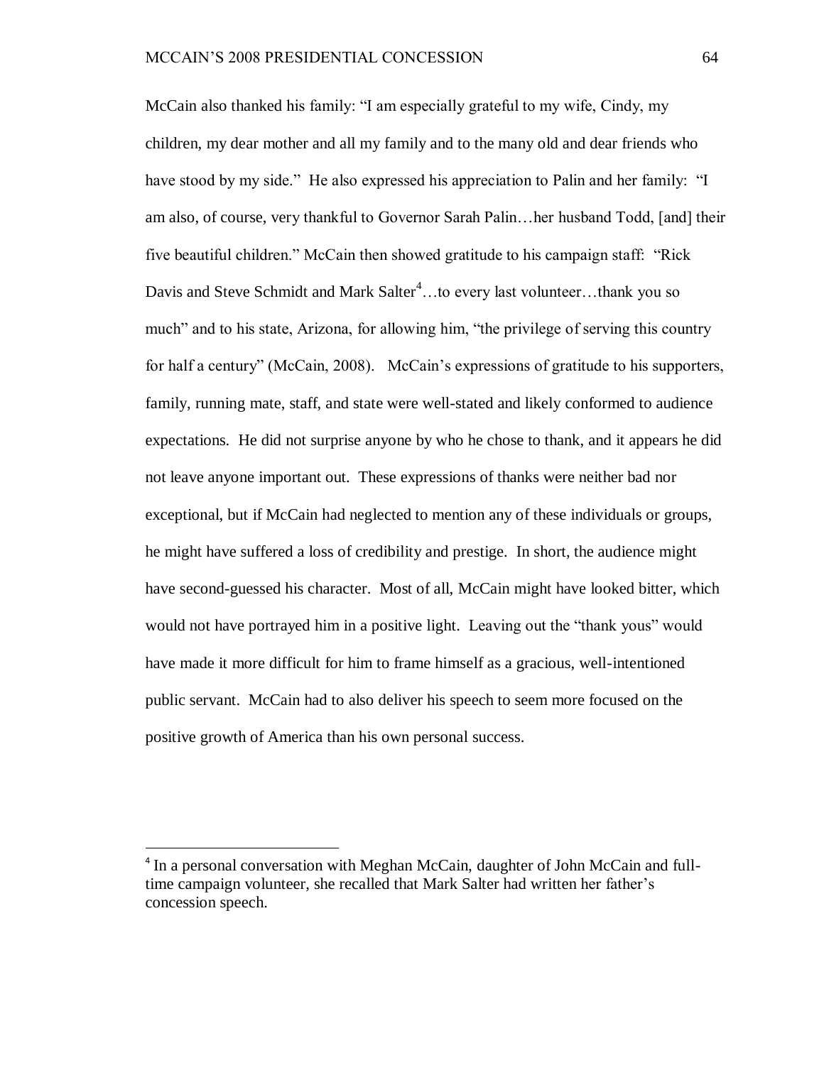McCain also thanked his family: "I am especially grateful to my wife, Cindy, my children, my dear mother and all my family and to the many old and dear friends who have stood by my side." He also expressed his appreciation to Palin and her family: "I am also, of course, very thankful to Governor Sarah Palin…her husband Todd, [and] their five beautiful children." McCain then showed gratitude to his campaign staff: "Rick Davis and Steve Schmidt and Mark Salter[4]…to every last volunteer…thank you so much" and to his state, Arizona, for allowing him, "the privilege of serving this country for half a century" (McCain, 2008). McCain's expressions of gratitude to his supporters, family, running mate, staff, and state were well-stated and likely conformed to audience expectations. He did not surprise anyone by who he chose to thank, and it appears he did not leave anyone important out. These expressions of thanks were neither bad nor exceptional, but if McCain had neglected to mention any of these individuals or groups, he might have suffered a loss of credibility and prestige. In short, the audience might have second-guessed his character. Most of all, McCain might have looked bitter, which would not have portrayed him in a positive light. Leaving out the "thank yous" would have made it more difficult for him to frame himself as a gracious, well-intentioned public servant. McCain had to also deliver his speech to seem more focused on the positive growth of America than his own personal success.

---

[4] In a personal conversation with Meghan McCain, daughter of John McCain and full-time campaign volunteer, she recalled that Mark Salter had written her father's concession speech.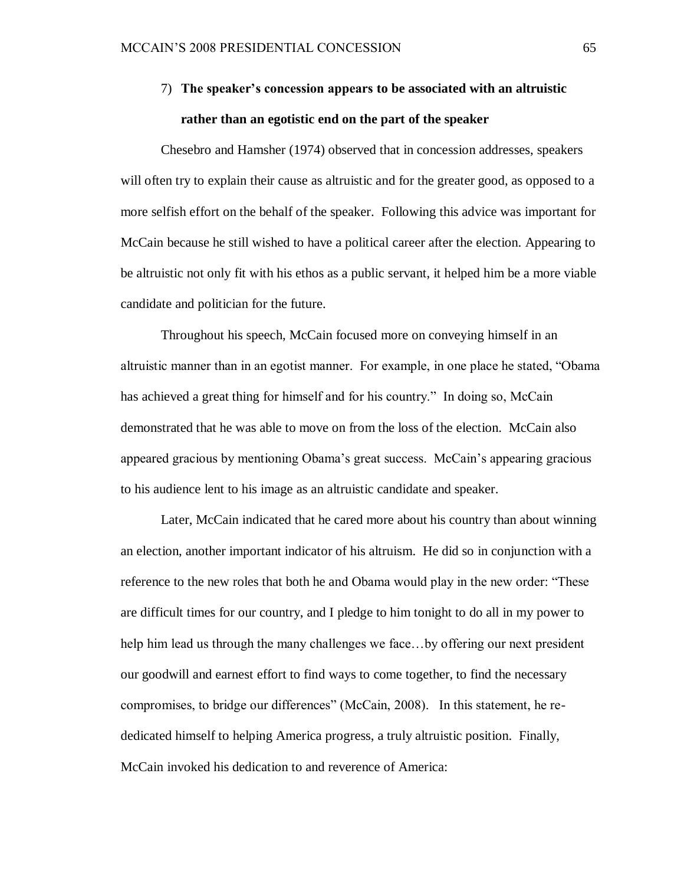7) **The speaker's concession appears to be associated with an altruistic rather than an egotistic end on the part of the speaker**

Chesebro and Hamsher (1974) observed that in concession addresses, speakers will often try to explain their cause as altruistic and for the greater good, as opposed to a more selfish effort on the behalf of the speaker. Following this advice was important for McCain because he still wished to have a political career after the election. Appearing to be altruistic not only fit with his ethos as a public servant, it helped him be a more viable candidate and politician for the future.

Throughout his speech, McCain focused more on conveying himself in an altruistic manner than in an egotist manner. For example, in one place he stated, "Obama has achieved a great thing for himself and for his country." In doing so, McCain demonstrated that he was able to move on from the loss of the election. McCain also appeared gracious by mentioning Obama's great success. McCain's appearing gracious to his audience lent to his image as an altruistic candidate and speaker.

Later, McCain indicated that he cared more about his country than about winning an election, another important indicator of his altruism. He did so in conjunction with a reference to the new roles that both he and Obama would play in the new order: "These are difficult times for our country, and I pledge to him tonight to do all in my power to help him lead us through the many challenges we face…by offering our next president our goodwill and earnest effort to find ways to come together, to find the necessary compromises, to bridge our differences" (McCain, 2008). In this statement, he re-dedicated himself to helping America progress, a truly altruistic position. Finally, McCain invoked his dedication to and reverence of America: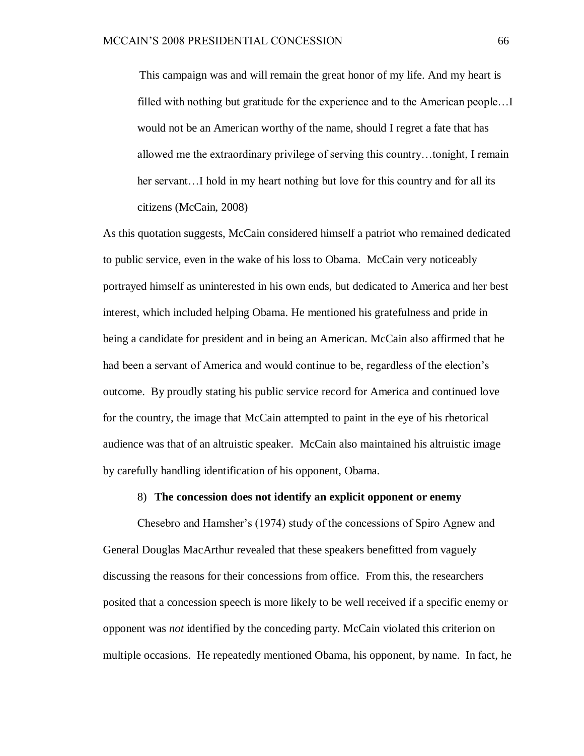> This campaign was and will remain the great honor of my life. And my heart is filled with nothing but gratitude for the experience and to the American people…I would not be an American worthy of the name, should I regret a fate that has allowed me the extraordinary privilege of serving this country…tonight, I remain her servant…I hold in my heart nothing but love for this country and for all its citizens (McCain, 2008)

As this quotation suggests, McCain considered himself a patriot who remained dedicated to public service, even in the wake of his loss to Obama. McCain very noticeably portrayed himself as uninterested in his own ends, but dedicated to America and her best interest, which included helping Obama. He mentioned his gratefulness and pride in being a candidate for president and in being an American. McCain also affirmed that he had been a servant of America and would continue to be, regardless of the election's outcome. By proudly stating his public service record for America and continued love for the country, the image that McCain attempted to paint in the eye of his rhetorical audience was that of an altruistic speaker. McCain also maintained his altruistic image by carefully handling identification of his opponent, Obama.

8) **The concession does not identify an explicit opponent or enemy**

Chesebro and Hamsher's (1974) study of the concessions of Spiro Agnew and General Douglas MacArthur revealed that these speakers benefitted from vaguely discussing the reasons for their concessions from office. From this, the researchers posited that a concession speech is more likely to be well received if a specific enemy or opponent was *not* identified by the conceding party. McCain violated this criterion on multiple occasions. He repeatedly mentioned Obama, his opponent, by name. In fact, he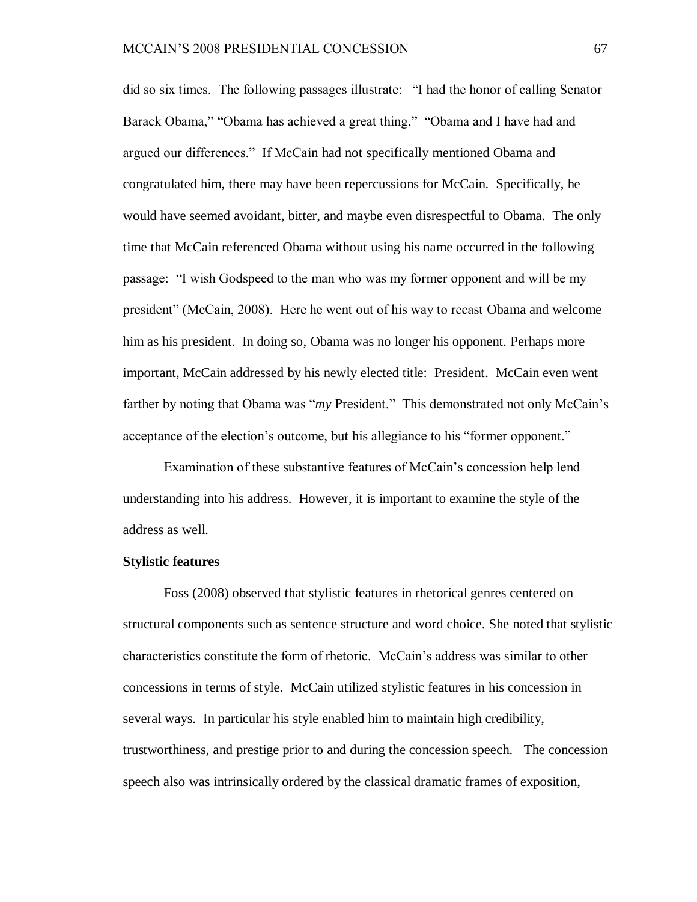did so six times. The following passages illustrate: "I had the honor of calling Senator Barack Obama," "Obama has achieved a great thing," "Obama and I have had and argued our differences." If McCain had not specifically mentioned Obama and congratulated him, there may have been repercussions for McCain. Specifically, he would have seemed avoidant, bitter, and maybe even disrespectful to Obama. The only time that McCain referenced Obama without using his name occurred in the following passage: "I wish Godspeed to the man who was my former opponent and will be my president" (McCain, 2008). Here he went out of his way to recast Obama and welcome him as his president. In doing so, Obama was no longer his opponent. Perhaps more important, McCain addressed by his newly elected title: President. McCain even went farther by noting that Obama was "*my* President." This demonstrated not only McCain's acceptance of the election's outcome, but his allegiance to his "former opponent."

Examination of these substantive features of McCain's concession help lend understanding into his address. However, it is important to examine the style of the address as well.

**Stylistic features**

Foss (2008) observed that stylistic features in rhetorical genres centered on structural components such as sentence structure and word choice. She noted that stylistic characteristics constitute the form of rhetoric. McCain's address was similar to other concessions in terms of style. McCain utilized stylistic features in his concession in several ways. In particular his style enabled him to maintain high credibility, trustworthiness, and prestige prior to and during the concession speech. The concession speech also was intrinsically ordered by the classical dramatic frames of exposition,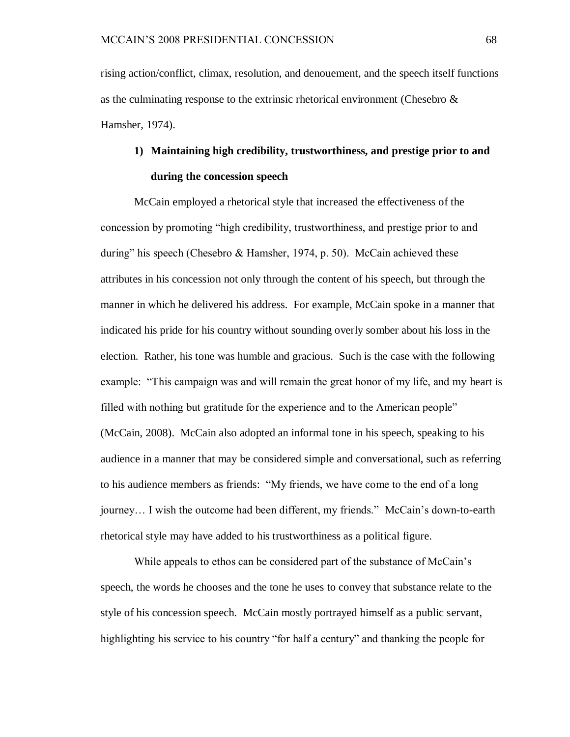rising action/conflict, climax, resolution, and denouement, and the speech itself functions as the culminating response to the extrinsic rhetorical environment (Chesebro & Hamsher, 1974).

1) **Maintaining high credibility, trustworthiness, and prestige prior to and during the concession speech**

McCain employed a rhetorical style that increased the effectiveness of the concession by promoting "high credibility, trustworthiness, and prestige prior to and during" his speech (Chesebro & Hamsher, 1974, p. 50). McCain achieved these attributes in his concession not only through the content of his speech, but through the manner in which he delivered his address. For example, McCain spoke in a manner that indicated his pride for his country without sounding overly somber about his loss in the election. Rather, his tone was humble and gracious. Such is the case with the following example: "This campaign was and will remain the great honor of my life, and my heart is filled with nothing but gratitude for the experience and to the American people" (McCain, 2008). McCain also adopted an informal tone in his speech, speaking to his audience in a manner that may be considered simple and conversational, such as referring to his audience members as friends: "My friends, we have come to the end of a long journey… I wish the outcome had been different, my friends." McCain's down-to-earth rhetorical style may have added to his trustworthiness as a political figure.

While appeals to ethos can be considered part of the substance of McCain's speech, the words he chooses and the tone he uses to convey that substance relate to the style of his concession speech. McCain mostly portrayed himself as a public servant, highlighting his service to his country "for half a century" and thanking the people for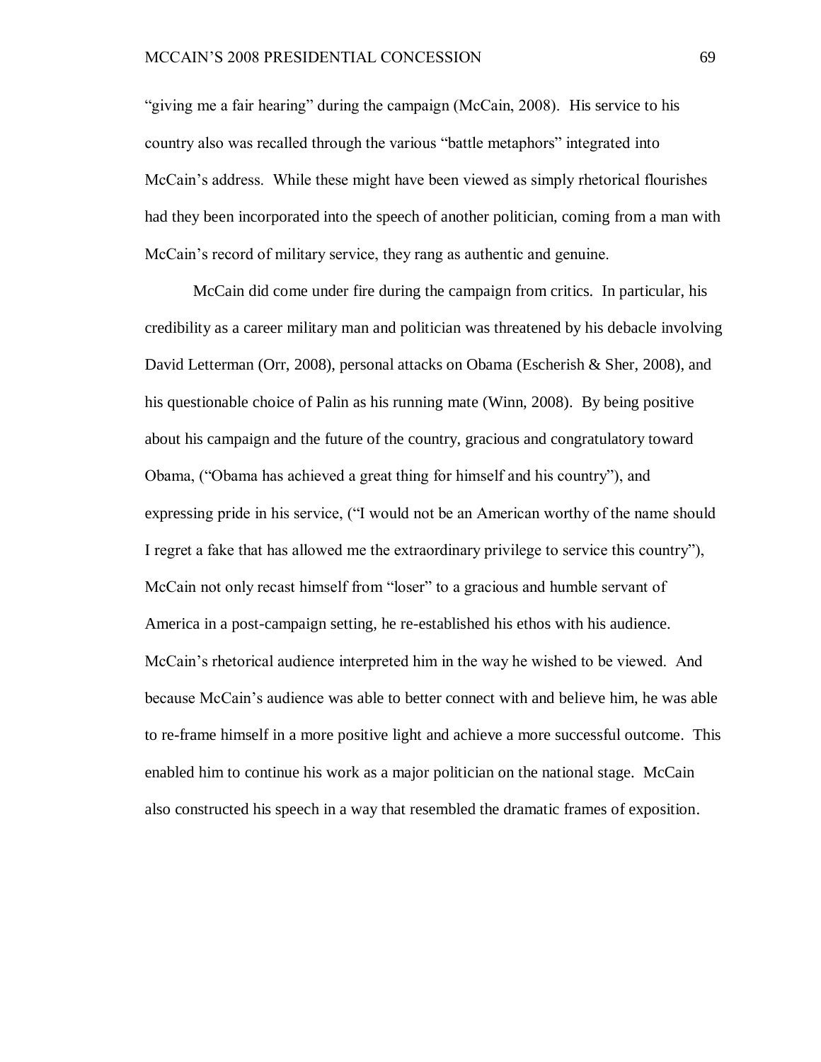"giving me a fair hearing" during the campaign (McCain, 2008). His service to his country also was recalled through the various "battle metaphors" integrated into McCain's address. While these might have been viewed as simply rhetorical flourishes had they been incorporated into the speech of another politician, coming from a man with McCain's record of military service, they rang as authentic and genuine.

McCain did come under fire during the campaign from critics. In particular, his credibility as a career military man and politician was threatened by his debacle involving David Letterman (Orr, 2008), personal attacks on Obama (Escherish & Sher, 2008), and his questionable choice of Palin as his running mate (Winn, 2008). By being positive about his campaign and the future of the country, gracious and congratulatory toward Obama, ("Obama has achieved a great thing for himself and his country"), and expressing pride in his service, ("I would not be an American worthy of the name should I regret a fake that has allowed me the extraordinary privilege to service this country"), McCain not only recast himself from "loser" to a gracious and humble servant of America in a post-campaign setting, he re-established his ethos with his audience. McCain's rhetorical audience interpreted him in the way he wished to be viewed. And because McCain's audience was able to better connect with and believe him, he was able to re-frame himself in a more positive light and achieve a more successful outcome. This enabled him to continue his work as a major politician on the national stage. McCain also constructed his speech in a way that resembled the dramatic frames of exposition.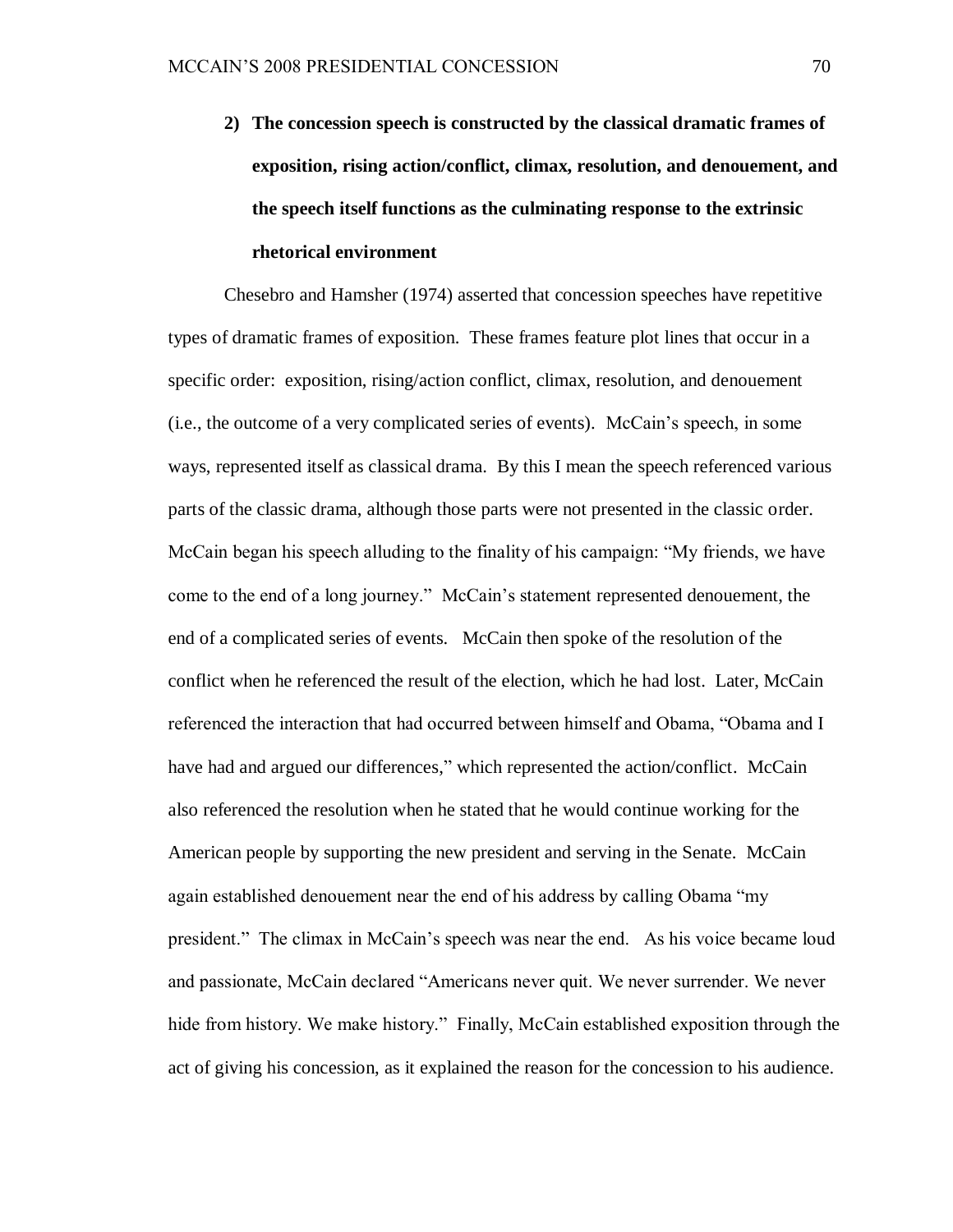**2) The concession speech is constructed by the classical dramatic frames of exposition, rising action/conflict, climax, resolution, and denouement, and the speech itself functions as the culminating response to the extrinsic rhetorical environment**

Chesebro and Hamsher (1974) asserted that concession speeches have repetitive types of dramatic frames of exposition. These frames feature plot lines that occur in a specific order: exposition, rising/action conflict, climax, resolution, and denouement (i.e., the outcome of a very complicated series of events). McCain's speech, in some ways, represented itself as classical drama. By this I mean the speech referenced various parts of the classic drama, although those parts were not presented in the classic order. McCain began his speech alluding to the finality of his campaign: "My friends, we have come to the end of a long journey." McCain's statement represented denouement, the end of a complicated series of events. McCain then spoke of the resolution of the conflict when he referenced the result of the election, which he had lost. Later, McCain referenced the interaction that had occurred between himself and Obama, "Obama and I have had and argued our differences," which represented the action/conflict. McCain also referenced the resolution when he stated that he would continue working for the American people by supporting the new president and serving in the Senate. McCain again established denouement near the end of his address by calling Obama "my president." The climax in McCain's speech was near the end. As his voice became loud and passionate, McCain declared "Americans never quit. We never surrender. We never hide from history. We make history." Finally, McCain established exposition through the act of giving his concession, as it explained the reason for the concession to his audience.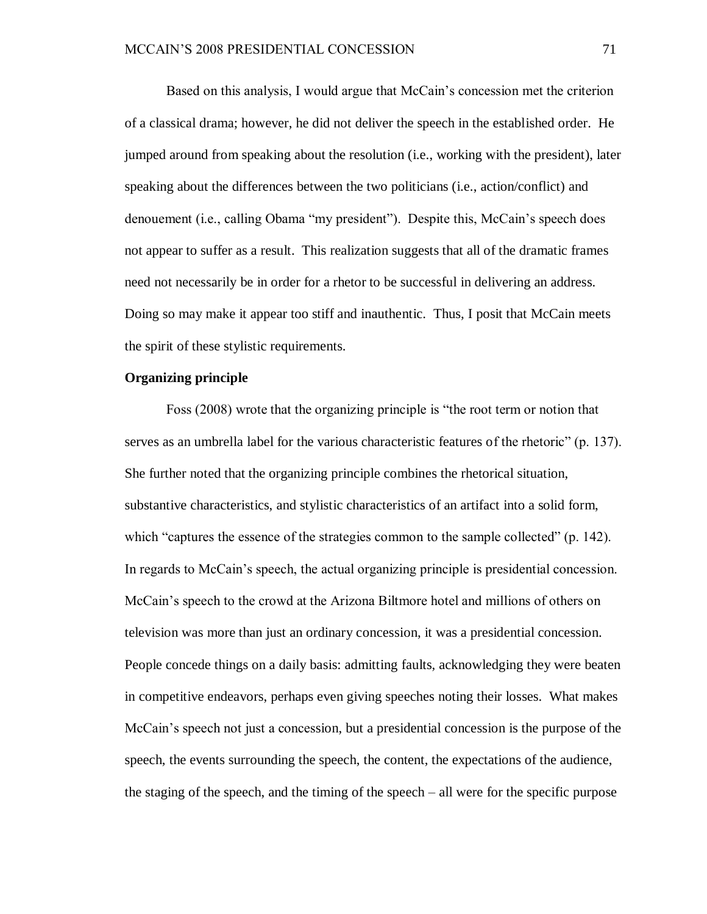Based on this analysis, I would argue that McCain's concession met the criterion of a classical drama; however, he did not deliver the speech in the established order. He jumped around from speaking about the resolution (i.e., working with the president), later speaking about the differences between the two politicians (i.e., action/conflict) and denouement (i.e., calling Obama "my president"). Despite this, McCain's speech does not appear to suffer as a result. This realization suggests that all of the dramatic frames need not necessarily be in order for a rhetor to be successful in delivering an address. Doing so may make it appear too stiff and inauthentic. Thus, I posit that McCain meets the spirit of these stylistic requirements.

**Organizing principle**

Foss (2008) wrote that the organizing principle is "the root term or notion that serves as an umbrella label for the various characteristic features of the rhetoric" (p. 137). She further noted that the organizing principle combines the rhetorical situation, substantive characteristics, and stylistic characteristics of an artifact into a solid form, which "captures the essence of the strategies common to the sample collected" (p. 142). In regards to McCain's speech, the actual organizing principle is presidential concession. McCain's speech to the crowd at the Arizona Biltmore hotel and millions of others on television was more than just an ordinary concession, it was a presidential concession. People concede things on a daily basis: admitting faults, acknowledging they were beaten in competitive endeavors, perhaps even giving speeches noting their losses. What makes McCain's speech not just a concession, but a presidential concession is the purpose of the speech, the events surrounding the speech, the content, the expectations of the audience, the staging of the speech, and the timing of the speech – all were for the specific purpose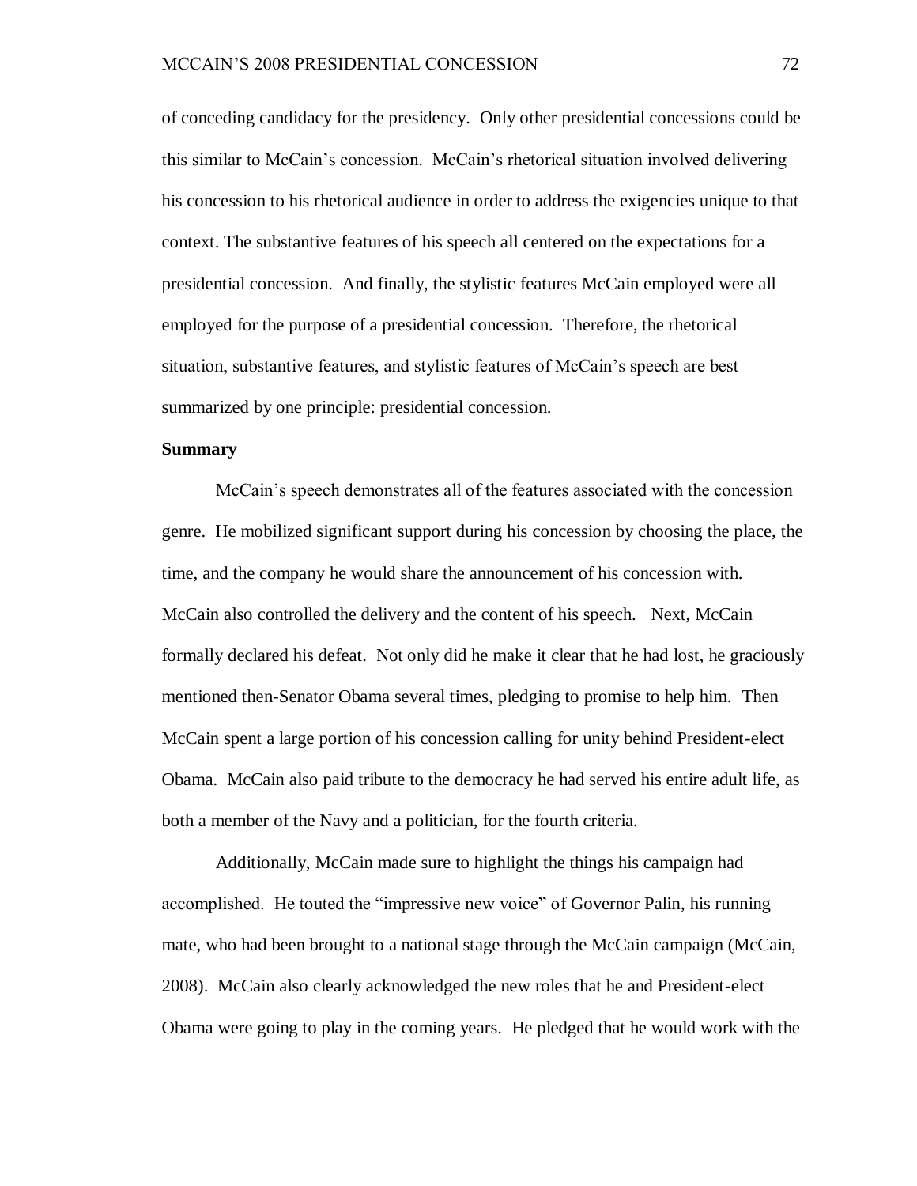of conceding candidacy for the presidency. Only other presidential concessions could be this similar to McCain's concession. McCain's rhetorical situation involved delivering his concession to his rhetorical audience in order to address the exigencies unique to that context. The substantive features of his speech all centered on the expectations for a presidential concession. And finally, the stylistic features McCain employed were all employed for the purpose of a presidential concession. Therefore, the rhetorical situation, substantive features, and stylistic features of McCain's speech are best summarized by one principle: presidential concession.

**Summary**

McCain's speech demonstrates all of the features associated with the concession genre. He mobilized significant support during his concession by choosing the place, the time, and the company he would share the announcement of his concession with. McCain also controlled the delivery and the content of his speech. Next, McCain formally declared his defeat. Not only did he make it clear that he had lost, he graciously mentioned then-Senator Obama several times, pledging to promise to help him. Then McCain spent a large portion of his concession calling for unity behind President-elect Obama. McCain also paid tribute to the democracy he had served his entire adult life, as both a member of the Navy and a politician, for the fourth criteria.

Additionally, McCain made sure to highlight the things his campaign had accomplished. He touted the "impressive new voice" of Governor Palin, his running mate, who had been brought to a national stage through the McCain campaign (McCain, 2008). McCain also clearly acknowledged the new roles that he and President-elect Obama were going to play in the coming years. He pledged that he would work with the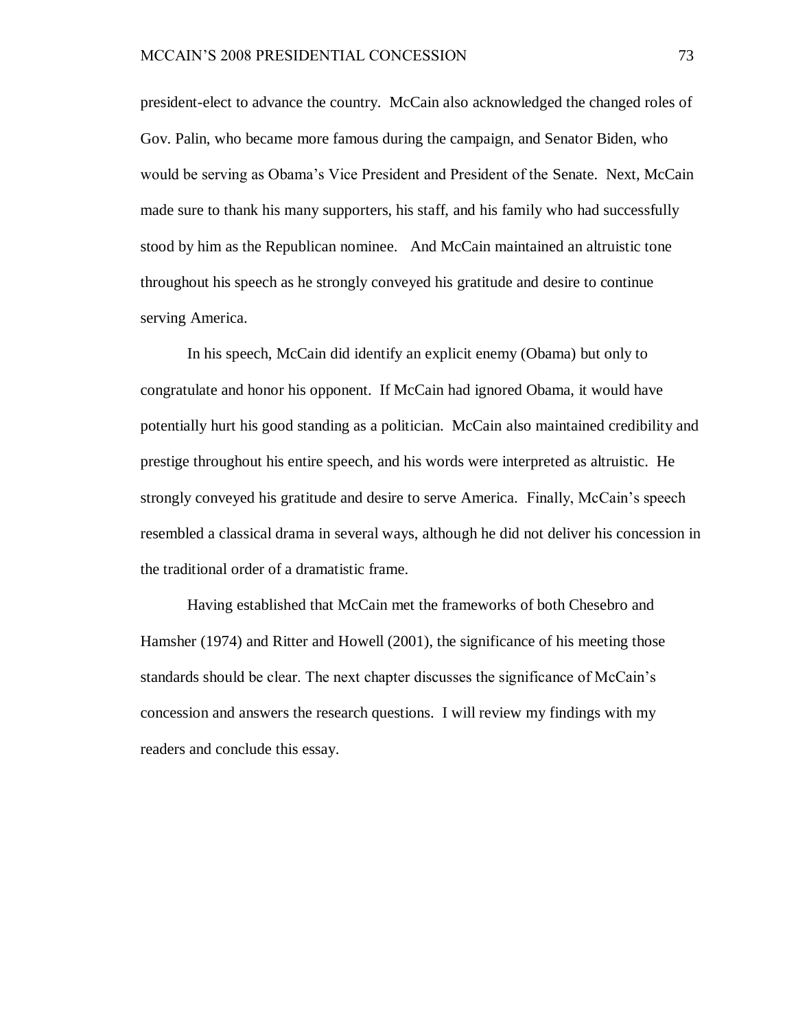president-elect to advance the country. McCain also acknowledged the changed roles of Gov. Palin, who became more famous during the campaign, and Senator Biden, who would be serving as Obama's Vice President and President of the Senate. Next, McCain made sure to thank his many supporters, his staff, and his family who had successfully stood by him as the Republican nominee. And McCain maintained an altruistic tone throughout his speech as he strongly conveyed his gratitude and desire to continue serving America.

In his speech, McCain did identify an explicit enemy (Obama) but only to congratulate and honor his opponent. If McCain had ignored Obama, it would have potentially hurt his good standing as a politician. McCain also maintained credibility and prestige throughout his entire speech, and his words were interpreted as altruistic. He strongly conveyed his gratitude and desire to serve America. Finally, McCain's speech resembled a classical drama in several ways, although he did not deliver his concession in the traditional order of a dramatistic frame.

Having established that McCain met the frameworks of both Chesebro and Hamsher (1974) and Ritter and Howell (2001), the significance of his meeting those standards should be clear. The next chapter discusses the significance of McCain's concession and answers the research questions. I will review my findings with my readers and conclude this essay.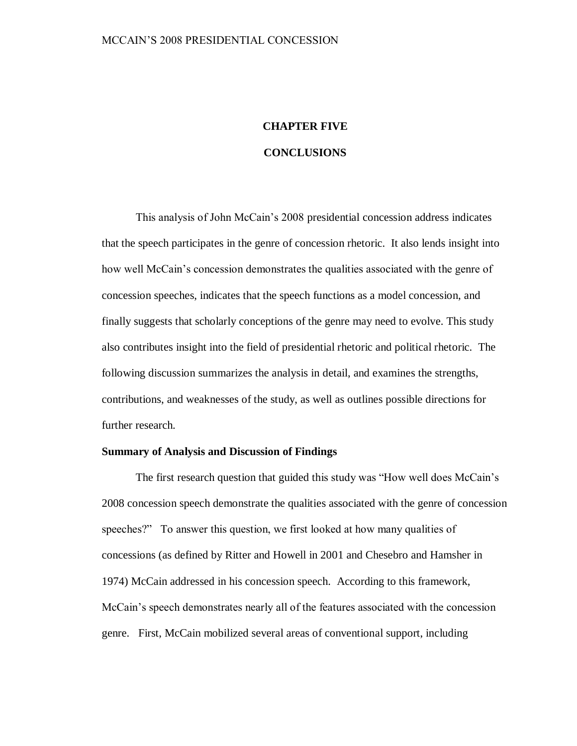# CHAPTER FIVE

# CONCLUSIONS

This analysis of John McCain's 2008 presidential concession address indicates that the speech participates in the genre of concession rhetoric. It also lends insight into how well McCain's concession demonstrates the qualities associated with the genre of concession speeches, indicates that the speech functions as a model concession, and finally suggests that scholarly conceptions of the genre may need to evolve. This study also contributes insight into the field of presidential rhetoric and political rhetoric. The following discussion summarizes the analysis in detail, and examines the strengths, contributions, and weaknesses of the study, as well as outlines possible directions for further research.

**Summary of Analysis and Discussion of Findings**

The first research question that guided this study was "How well does McCain's 2008 concession speech demonstrate the qualities associated with the genre of concession speeches?" To answer this question, we first looked at how many qualities of concessions (as defined by Ritter and Howell in 2001 and Chesebro and Hamsher in 1974) McCain addressed in his concession speech. According to this framework, McCain's speech demonstrates nearly all of the features associated with the concession genre. First, McCain mobilized several areas of conventional support, including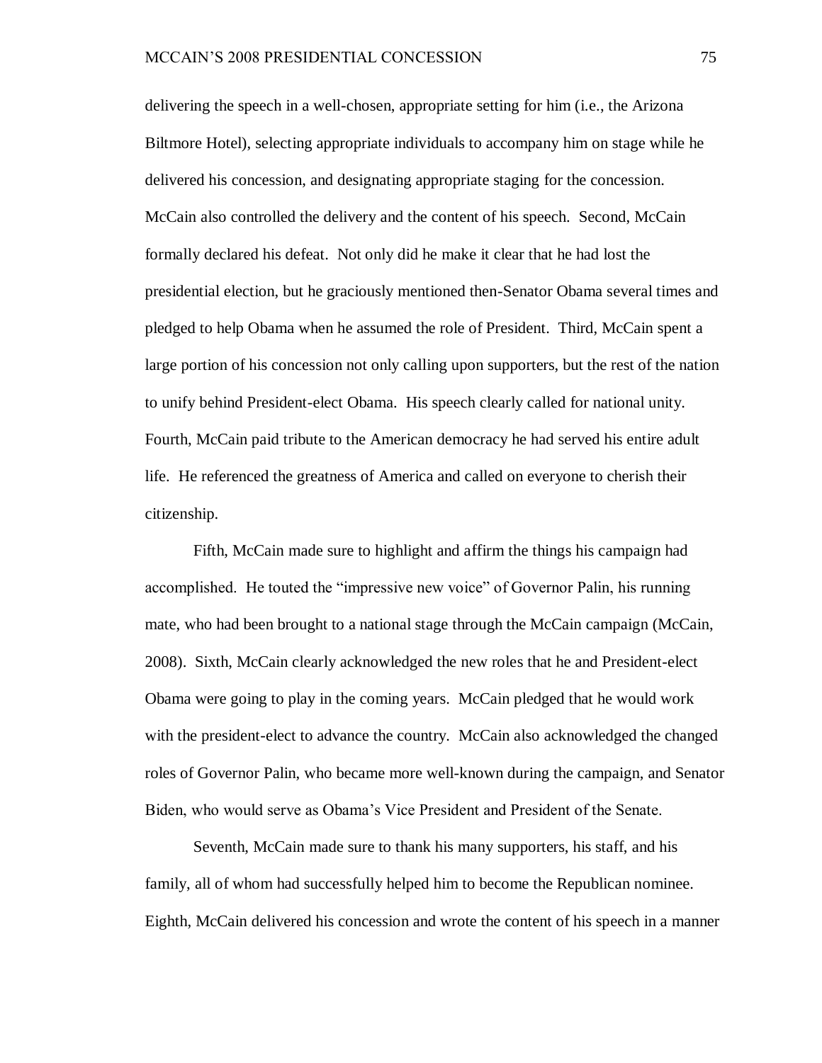delivering the speech in a well-chosen, appropriate setting for him (i.e., the Arizona Biltmore Hotel), selecting appropriate individuals to accompany him on stage while he delivered his concession, and designating appropriate staging for the concession. McCain also controlled the delivery and the content of his speech. Second, McCain formally declared his defeat. Not only did he make it clear that he had lost the presidential election, but he graciously mentioned then-Senator Obama several times and pledged to help Obama when he assumed the role of President. Third, McCain spent a large portion of his concession not only calling upon supporters, but the rest of the nation to unify behind President-elect Obama. His speech clearly called for national unity. Fourth, McCain paid tribute to the American democracy he had served his entire adult life. He referenced the greatness of America and called on everyone to cherish their citizenship.

Fifth, McCain made sure to highlight and affirm the things his campaign had accomplished. He touted the "impressive new voice" of Governor Palin, his running mate, who had been brought to a national stage through the McCain campaign (McCain, 2008). Sixth, McCain clearly acknowledged the new roles that he and President-elect Obama were going to play in the coming years. McCain pledged that he would work with the president-elect to advance the country. McCain also acknowledged the changed roles of Governor Palin, who became more well-known during the campaign, and Senator Biden, who would serve as Obama's Vice President and President of the Senate.

Seventh, McCain made sure to thank his many supporters, his staff, and his family, all of whom had successfully helped him to become the Republican nominee. Eighth, McCain delivered his concession and wrote the content of his speech in a manner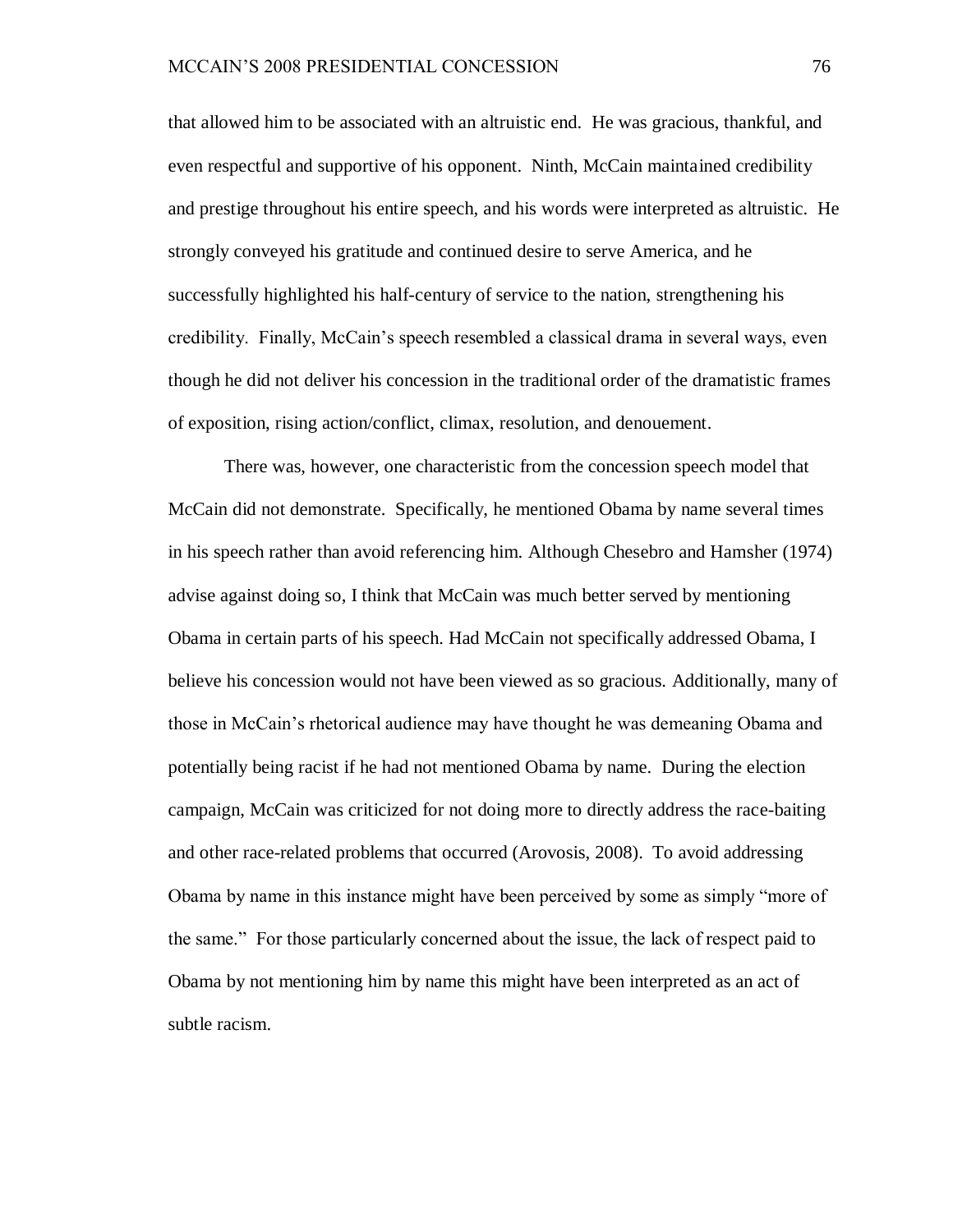that allowed him to be associated with an altruistic end. He was gracious, thankful, and even respectful and supportive of his opponent. Ninth, McCain maintained credibility and prestige throughout his entire speech, and his words were interpreted as altruistic. He strongly conveyed his gratitude and continued desire to serve America, and he successfully highlighted his half-century of service to the nation, strengthening his credibility. Finally, McCain's speech resembled a classical drama in several ways, even though he did not deliver his concession in the traditional order of the dramatistic frames of exposition, rising action/conflict, climax, resolution, and denouement.

There was, however, one characteristic from the concession speech model that McCain did not demonstrate. Specifically, he mentioned Obama by name several times in his speech rather than avoid referencing him. Although Chesebro and Hamsher (1974) advise against doing so, I think that McCain was much better served by mentioning Obama in certain parts of his speech. Had McCain not specifically addressed Obama, I believe his concession would not have been viewed as so gracious. Additionally, many of those in McCain's rhetorical audience may have thought he was demeaning Obama and potentially being racist if he had not mentioned Obama by name. During the election campaign, McCain was criticized for not doing more to directly address the race-baiting and other race-related problems that occurred (Arovosis, 2008). To avoid addressing Obama by name in this instance might have been perceived by some as simply "more of the same." For those particularly concerned about the issue, the lack of respect paid to Obama by not mentioning him by name this might have been interpreted as an act of subtle racism.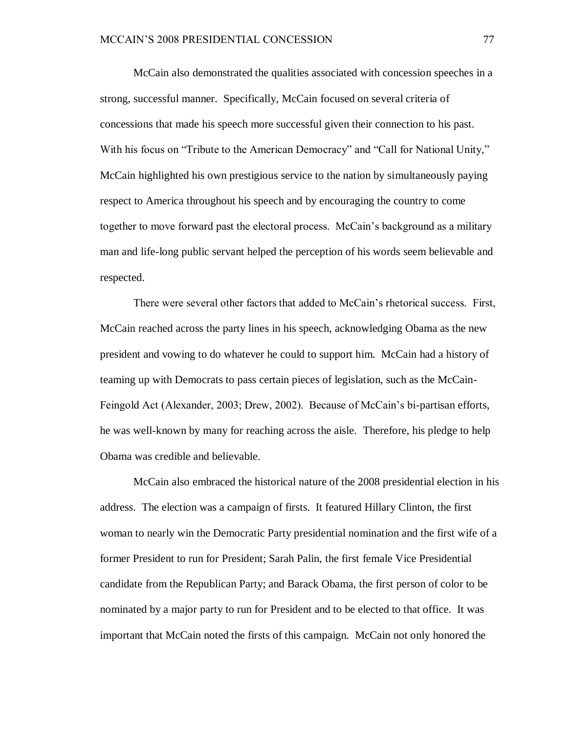McCain also demonstrated the qualities associated with concession speeches in a strong, successful manner. Specifically, McCain focused on several criteria of concessions that made his speech more successful given their connection to his past. With his focus on "Tribute to the American Democracy" and "Call for National Unity," McCain highlighted his own prestigious service to the nation by simultaneously paying respect to America throughout his speech and by encouraging the country to come together to move forward past the electoral process. McCain's background as a military man and life-long public servant helped the perception of his words seem believable and respected.

There were several other factors that added to McCain's rhetorical success. First, McCain reached across the party lines in his speech, acknowledging Obama as the new president and vowing to do whatever he could to support him. McCain had a history of teaming up with Democrats to pass certain pieces of legislation, such as the McCain-Feingold Act (Alexander, 2003; Drew, 2002). Because of McCain's bi-partisan efforts, he was well-known by many for reaching across the aisle. Therefore, his pledge to help Obama was credible and believable.

McCain also embraced the historical nature of the 2008 presidential election in his address. The election was a campaign of firsts. It featured Hillary Clinton, the first woman to nearly win the Democratic Party presidential nomination and the first wife of a former President to run for President; Sarah Palin, the first female Vice Presidential candidate from the Republican Party; and Barack Obama, the first person of color to be nominated by a major party to run for President and to be elected to that office. It was important that McCain noted the firsts of this campaign. McCain not only honored the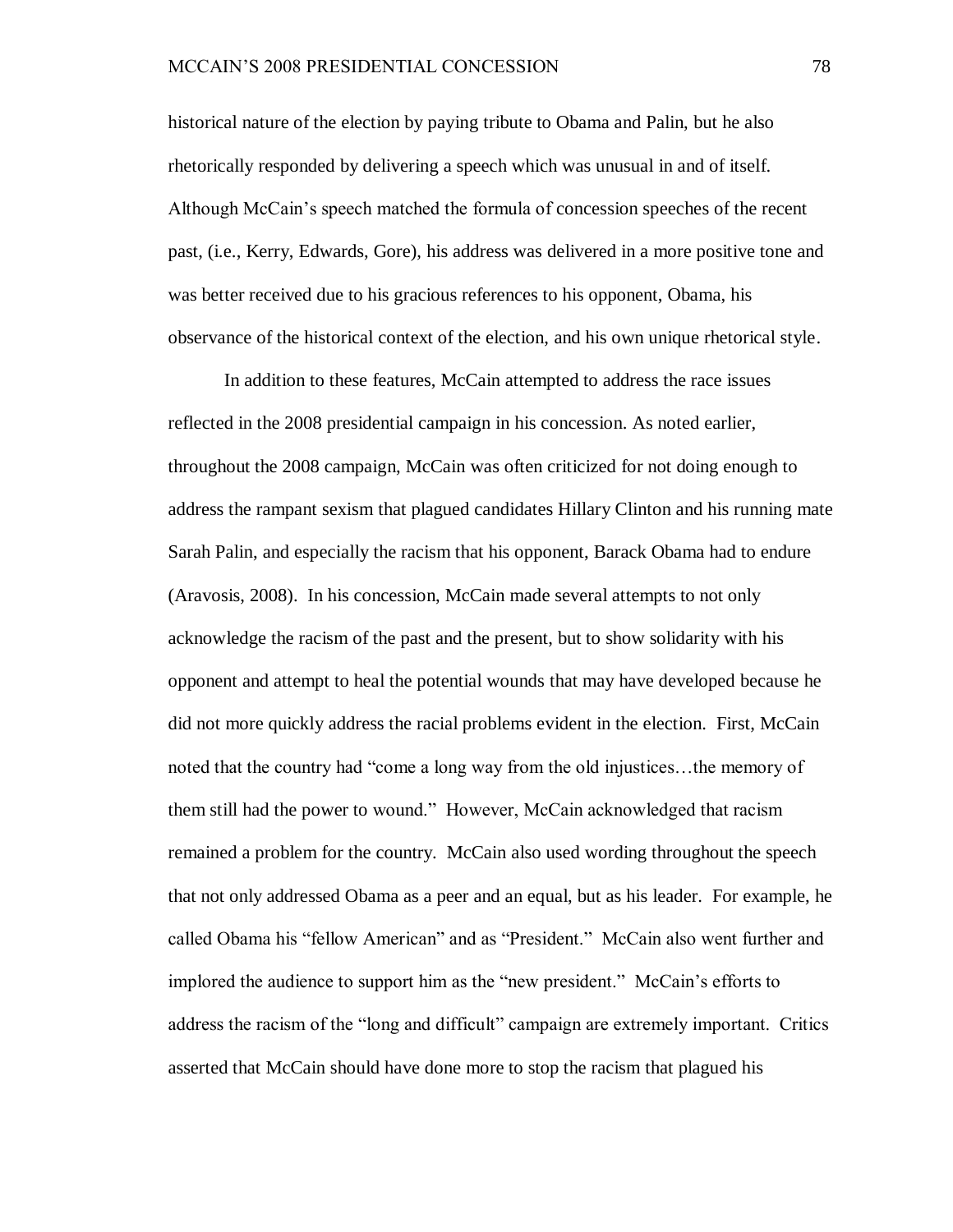historical nature of the election by paying tribute to Obama and Palin, but he also rhetorically responded by delivering a speech which was unusual in and of itself. Although McCain's speech matched the formula of concession speeches of the recent past, (i.e., Kerry, Edwards, Gore), his address was delivered in a more positive tone and was better received due to his gracious references to his opponent, Obama, his observance of the historical context of the election, and his own unique rhetorical style.

In addition to these features, McCain attempted to address the race issues reflected in the 2008 presidential campaign in his concession. As noted earlier, throughout the 2008 campaign, McCain was often criticized for not doing enough to address the rampant sexism that plagued candidates Hillary Clinton and his running mate Sarah Palin, and especially the racism that his opponent, Barack Obama had to endure (Aravosis, 2008). In his concession, McCain made several attempts to not only acknowledge the racism of the past and the present, but to show solidarity with his opponent and attempt to heal the potential wounds that may have developed because he did not more quickly address the racial problems evident in the election. First, McCain noted that the country had "come a long way from the old injustices…the memory of them still had the power to wound." However, McCain acknowledged that racism remained a problem for the country. McCain also used wording throughout the speech that not only addressed Obama as a peer and an equal, but as his leader. For example, he called Obama his "fellow American" and as "President." McCain also went further and implored the audience to support him as the "new president." McCain's efforts to address the racism of the "long and difficult" campaign are extremely important. Critics asserted that McCain should have done more to stop the racism that plagued his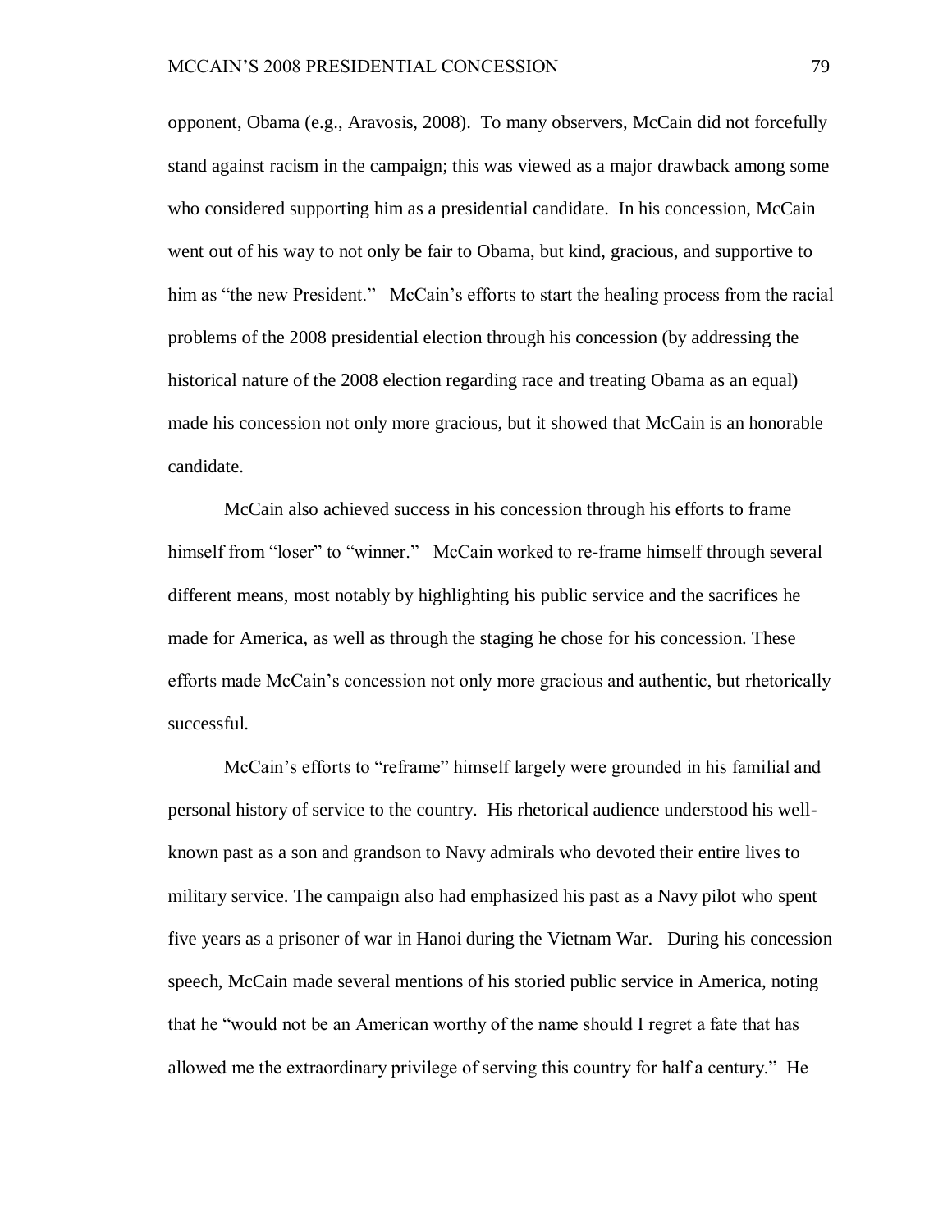opponent, Obama (e.g., Aravosis, 2008). To many observers, McCain did not forcefully stand against racism in the campaign; this was viewed as a major drawback among some who considered supporting him as a presidential candidate. In his concession, McCain went out of his way to not only be fair to Obama, but kind, gracious, and supportive to him as "the new President." McCain's efforts to start the healing process from the racial problems of the 2008 presidential election through his concession (by addressing the historical nature of the 2008 election regarding race and treating Obama as an equal) made his concession not only more gracious, but it showed that McCain is an honorable candidate.

McCain also achieved success in his concession through his efforts to frame himself from "loser" to "winner." McCain worked to re-frame himself through several different means, most notably by highlighting his public service and the sacrifices he made for America, as well as through the staging he chose for his concession. These efforts made McCain's concession not only more gracious and authentic, but rhetorically successful.

McCain's efforts to "reframe" himself largely were grounded in his familial and personal history of service to the country. His rhetorical audience understood his well-known past as a son and grandson to Navy admirals who devoted their entire lives to military service. The campaign also had emphasized his past as a Navy pilot who spent five years as a prisoner of war in Hanoi during the Vietnam War. During his concession speech, McCain made several mentions of his storied public service in America, noting that he "would not be an American worthy of the name should I regret a fate that has allowed me the extraordinary privilege of serving this country for half a century." He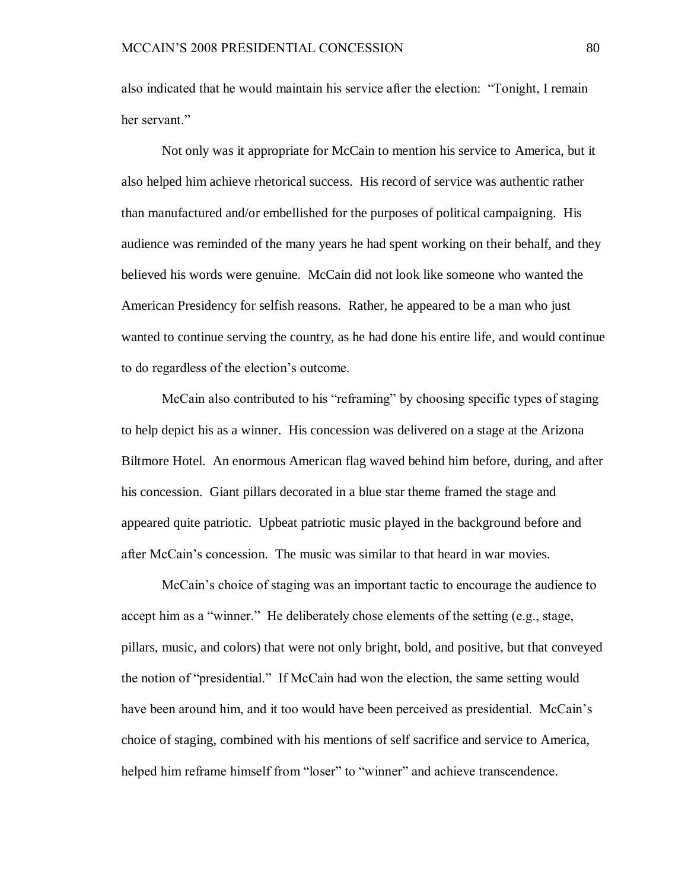also indicated that he would maintain his service after the election: "Tonight, I remain her servant."

Not only was it appropriate for McCain to mention his service to America, but it also helped him achieve rhetorical success. His record of service was authentic rather than manufactured and/or embellished for the purposes of political campaigning. His audience was reminded of the many years he had spent working on their behalf, and they believed his words were genuine. McCain did not look like someone who wanted the American Presidency for selfish reasons. Rather, he appeared to be a man who just wanted to continue serving the country, as he had done his entire life, and would continue to do regardless of the election's outcome.

McCain also contributed to his "reframing" by choosing specific types of staging to help depict his as a winner. His concession was delivered on a stage at the Arizona Biltmore Hotel. An enormous American flag waved behind him before, during, and after his concession. Giant pillars decorated in a blue star theme framed the stage and appeared quite patriotic. Upbeat patriotic music played in the background before and after McCain's concession. The music was similar to that heard in war movies.

McCain's choice of staging was an important tactic to encourage the audience to accept him as a "winner." He deliberately chose elements of the setting (e.g., stage, pillars, music, and colors) that were not only bright, bold, and positive, but that conveyed the notion of "presidential." If McCain had won the election, the same setting would have been around him, and it too would have been perceived as presidential. McCain's choice of staging, combined with his mentions of self sacrifice and service to America, helped him reframe himself from "loser" to "winner" and achieve transcendence.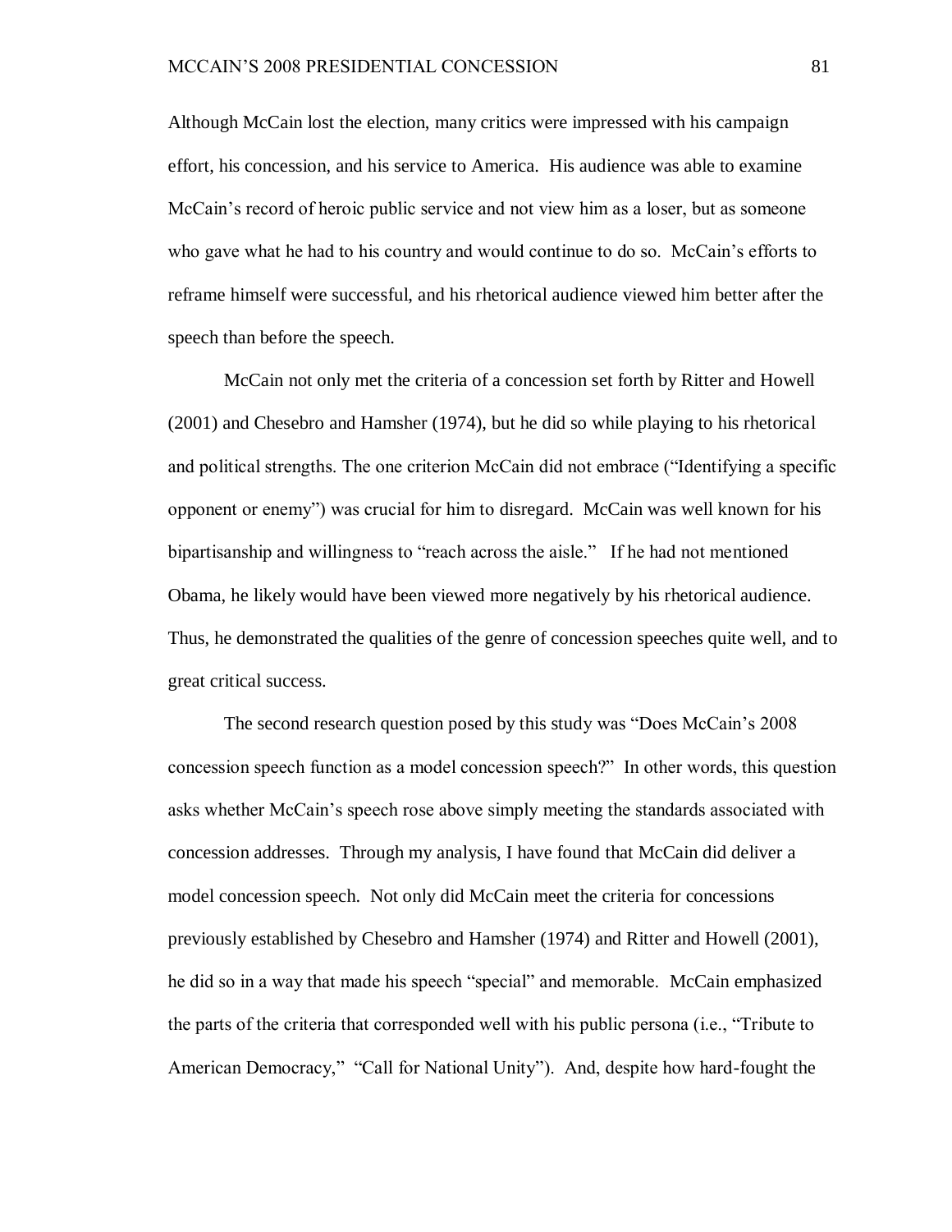Although McCain lost the election, many critics were impressed with his campaign effort, his concession, and his service to America. His audience was able to examine McCain's record of heroic public service and not view him as a loser, but as someone who gave what he had to his country and would continue to do so. McCain's efforts to reframe himself were successful, and his rhetorical audience viewed him better after the speech than before the speech.

McCain not only met the criteria of a concession set forth by Ritter and Howell (2001) and Chesebro and Hamsher (1974), but he did so while playing to his rhetorical and political strengths. The one criterion McCain did not embrace ("Identifying a specific opponent or enemy") was crucial for him to disregard. McCain was well known for his bipartisanship and willingness to "reach across the aisle." If he had not mentioned Obama, he likely would have been viewed more negatively by his rhetorical audience. Thus, he demonstrated the qualities of the genre of concession speeches quite well, and to great critical success.

The second research question posed by this study was "Does McCain's 2008 concession speech function as a model concession speech?" In other words, this question asks whether McCain's speech rose above simply meeting the standards associated with concession addresses. Through my analysis, I have found that McCain did deliver a model concession speech. Not only did McCain meet the criteria for concessions previously established by Chesebro and Hamsher (1974) and Ritter and Howell (2001), he did so in a way that made his speech "special" and memorable. McCain emphasized the parts of the criteria that corresponded well with his public persona (i.e., "Tribute to American Democracy," "Call for National Unity"). And, despite how hard-fought the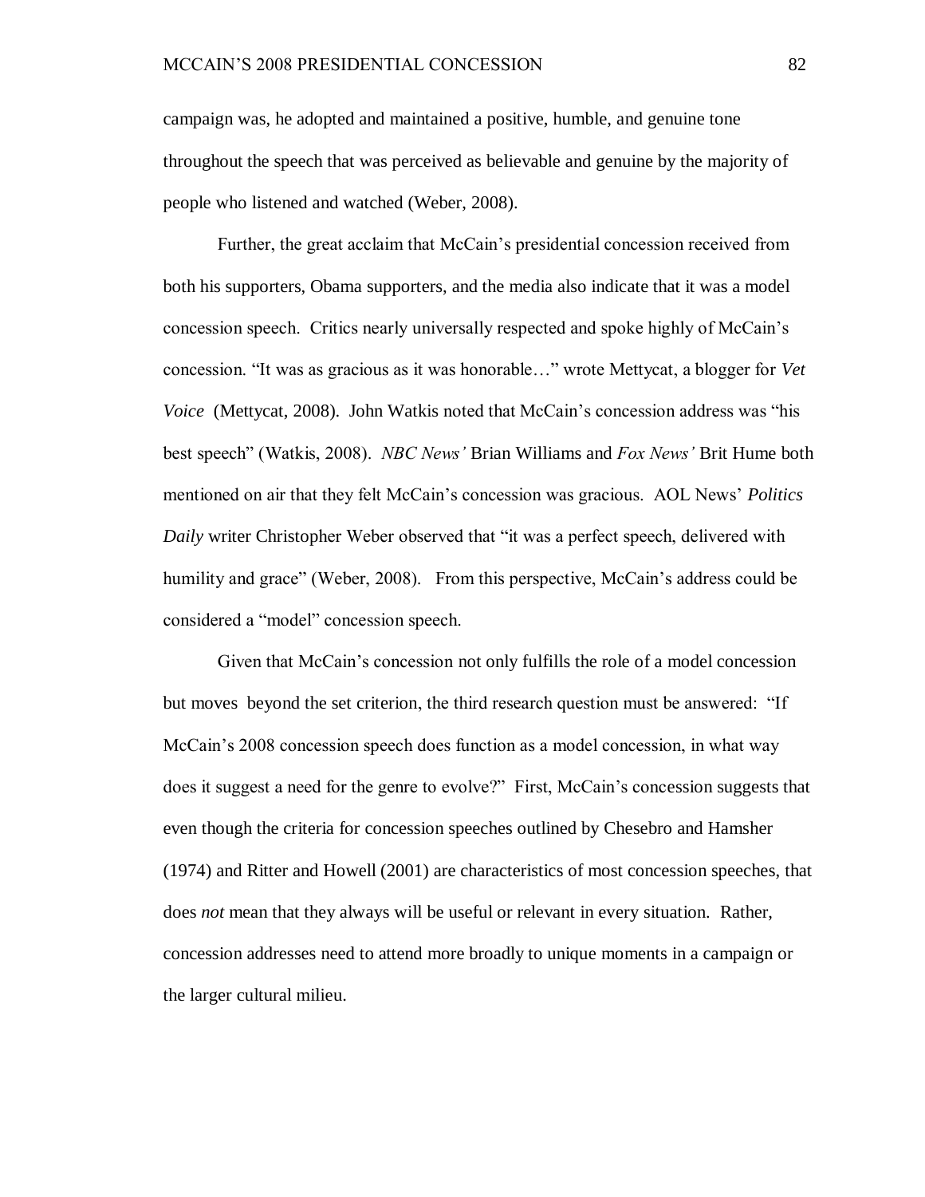campaign was, he adopted and maintained a positive, humble, and genuine tone throughout the speech that was perceived as believable and genuine by the majority of people who listened and watched (Weber, 2008).

Further, the great acclaim that McCain's presidential concession received from both his supporters, Obama supporters, and the media also indicate that it was a model concession speech. Critics nearly universally respected and spoke highly of McCain's concession. "It was as gracious as it was honorable…" wrote Mettycat, a blogger for *Vet Voice* (Mettycat, 2008). John Watkis noted that McCain's concession address was "his best speech" (Watkis, 2008). *NBC News'* Brian Williams and *Fox News'* Brit Hume both mentioned on air that they felt McCain's concession was gracious. AOL News' *Politics Daily* writer Christopher Weber observed that "it was a perfect speech, delivered with humility and grace" (Weber, 2008). From this perspective, McCain's address could be considered a "model" concession speech.

Given that McCain's concession not only fulfills the role of a model concession but moves beyond the set criterion, the third research question must be answered: "If McCain's 2008 concession speech does function as a model concession, in what way does it suggest a need for the genre to evolve?" First, McCain's concession suggests that even though the criteria for concession speeches outlined by Chesebro and Hamsher (1974) and Ritter and Howell (2001) are characteristics of most concession speeches, that does *not* mean that they always will be useful or relevant in every situation. Rather, concession addresses need to attend more broadly to unique moments in a campaign or the larger cultural milieu.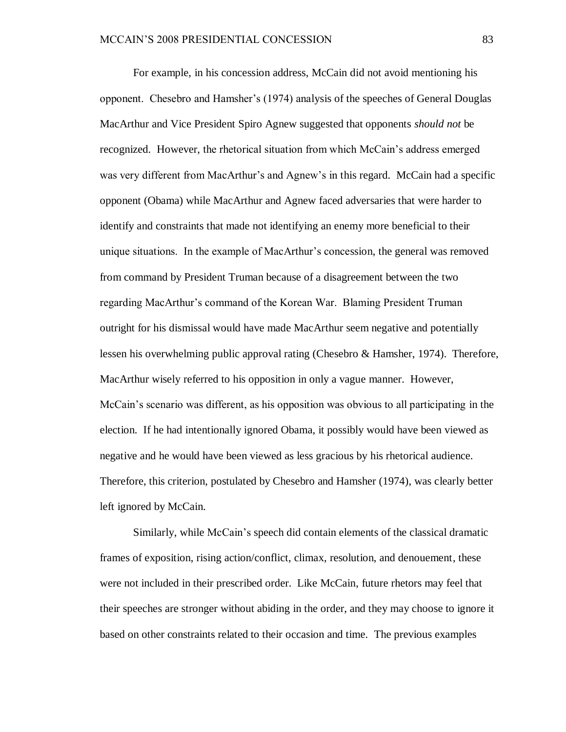For example, in his concession address, McCain did not avoid mentioning his opponent. Chesebro and Hamsher's (1974) analysis of the speeches of General Douglas MacArthur and Vice President Spiro Agnew suggested that opponents *should not* be recognized. However, the rhetorical situation from which McCain's address emerged was very different from MacArthur's and Agnew's in this regard. McCain had a specific opponent (Obama) while MacArthur and Agnew faced adversaries that were harder to identify and constraints that made not identifying an enemy more beneficial to their unique situations. In the example of MacArthur's concession, the general was removed from command by President Truman because of a disagreement between the two regarding MacArthur's command of the Korean War. Blaming President Truman outright for his dismissal would have made MacArthur seem negative and potentially lessen his overwhelming public approval rating (Chesebro & Hamsher, 1974). Therefore, MacArthur wisely referred to his opposition in only a vague manner. However, McCain's scenario was different, as his opposition was obvious to all participating in the election. If he had intentionally ignored Obama, it possibly would have been viewed as negative and he would have been viewed as less gracious by his rhetorical audience. Therefore, this criterion, postulated by Chesebro and Hamsher (1974), was clearly better left ignored by McCain.

Similarly, while McCain's speech did contain elements of the classical dramatic frames of exposition, rising action/conflict, climax, resolution, and denouement, these were not included in their prescribed order. Like McCain, future rhetors may feel that their speeches are stronger without abiding in the order, and they may choose to ignore it based on other constraints related to their occasion and time. The previous examples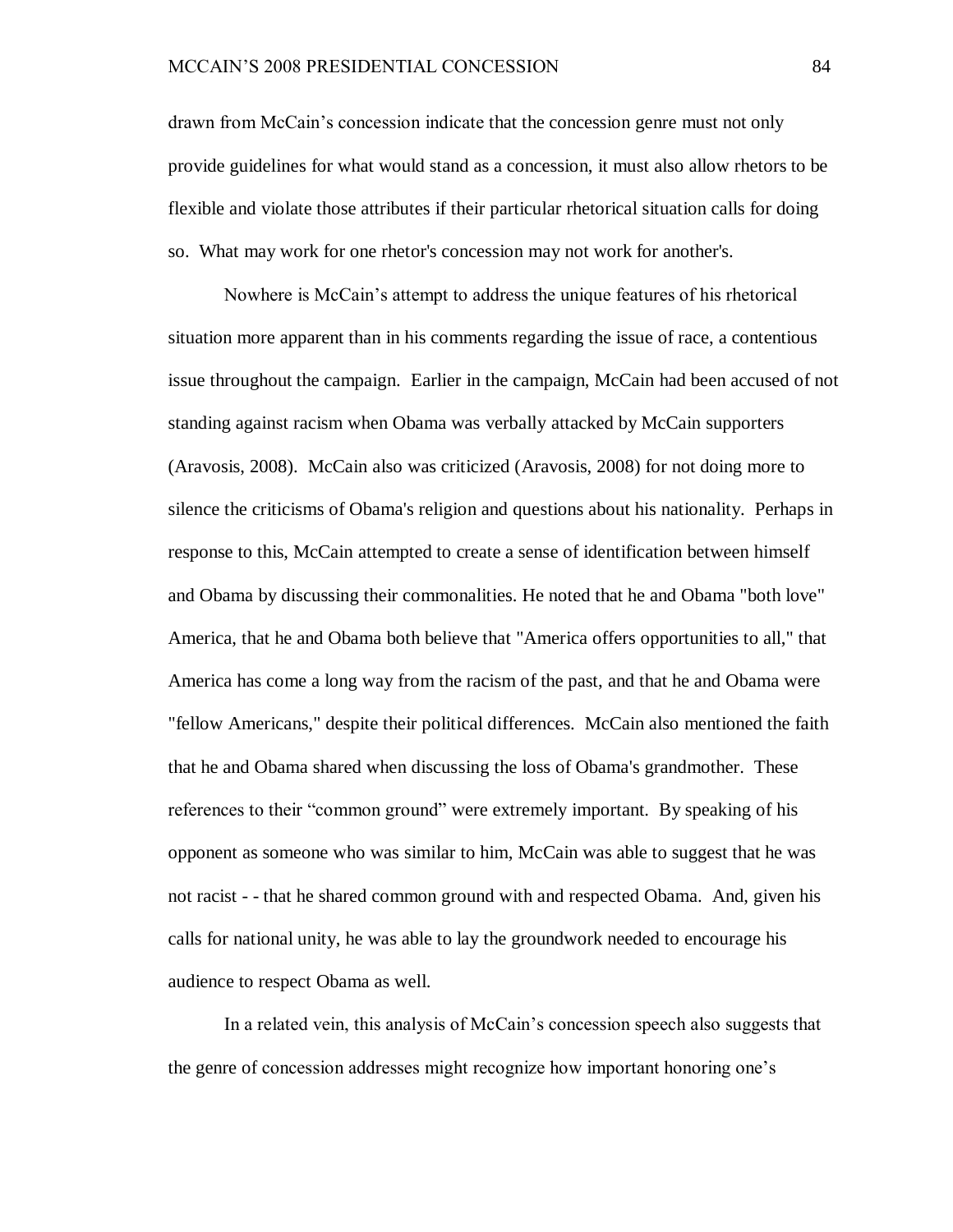drawn from McCain's concession indicate that the concession genre must not only provide guidelines for what would stand as a concession, it must also allow rhetors to be flexible and violate those attributes if their particular rhetorical situation calls for doing so. What may work for one rhetor's concession may not work for another's.

Nowhere is McCain's attempt to address the unique features of his rhetorical situation more apparent than in his comments regarding the issue of race, a contentious issue throughout the campaign. Earlier in the campaign, McCain had been accused of not standing against racism when Obama was verbally attacked by McCain supporters (Aravosis, 2008). McCain also was criticized (Aravosis, 2008) for not doing more to silence the criticisms of Obama's religion and questions about his nationality. Perhaps in response to this, McCain attempted to create a sense of identification between himself and Obama by discussing their commonalities. He noted that he and Obama "both love" America, that he and Obama both believe that "America offers opportunities to all," that America has come a long way from the racism of the past, and that he and Obama were "fellow Americans," despite their political differences. McCain also mentioned the faith that he and Obama shared when discussing the loss of Obama's grandmother. These references to their "common ground" were extremely important. By speaking of his opponent as someone who was similar to him, McCain was able to suggest that he was not racist - - that he shared common ground with and respected Obama. And, given his calls for national unity, he was able to lay the groundwork needed to encourage his audience to respect Obama as well.

In a related vein, this analysis of McCain's concession speech also suggests that the genre of concession addresses might recognize how important honoring one's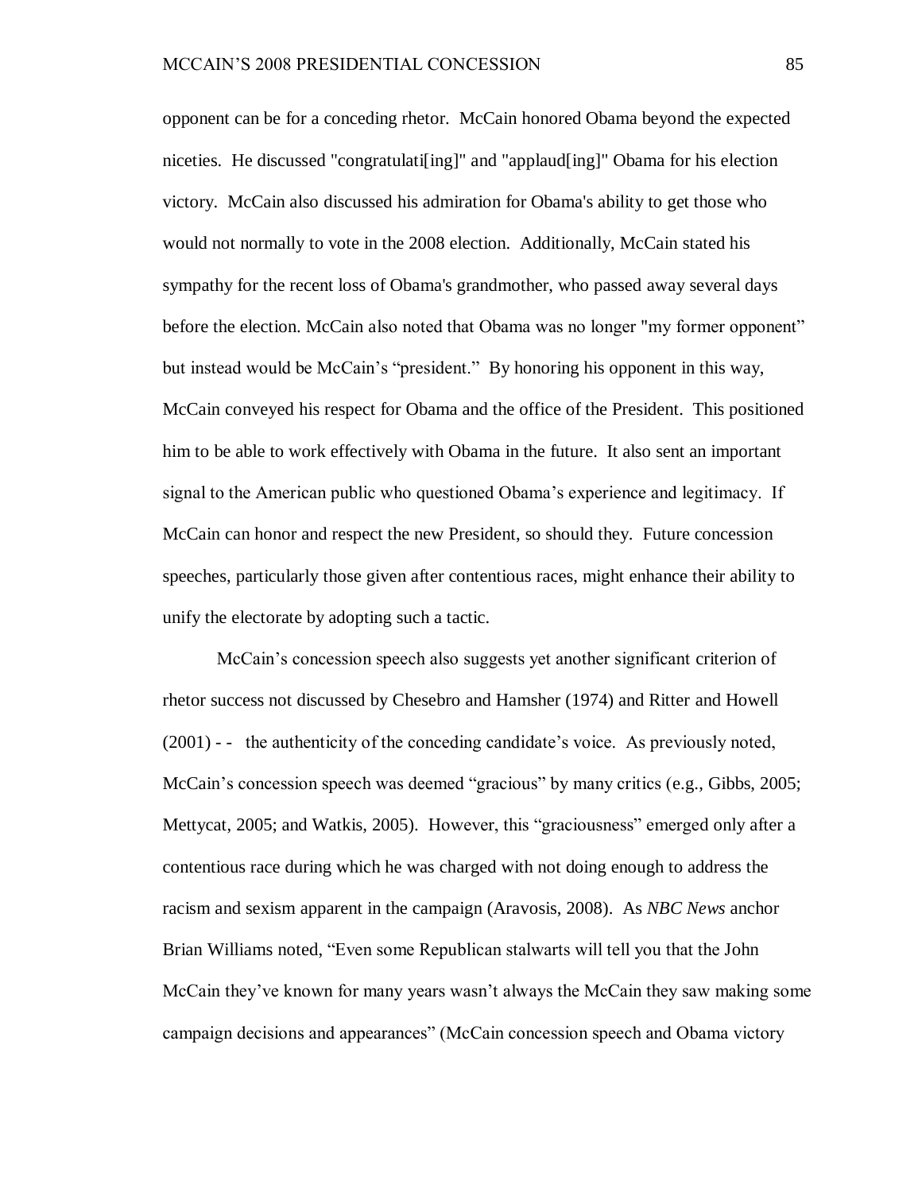opponent can be for a conceding rhetor. McCain honored Obama beyond the expected niceties. He discussed "congratulati[ing]" and "applaud[ing]" Obama for his election victory. McCain also discussed his admiration for Obama's ability to get those who would not normally to vote in the 2008 election. Additionally, McCain stated his sympathy for the recent loss of Obama's grandmother, who passed away several days before the election. McCain also noted that Obama was no longer "my former opponent" but instead would be McCain's "president." By honoring his opponent in this way, McCain conveyed his respect for Obama and the office of the President. This positioned him to be able to work effectively with Obama in the future. It also sent an important signal to the American public who questioned Obama's experience and legitimacy. If McCain can honor and respect the new President, so should they. Future concession speeches, particularly those given after contentious races, might enhance their ability to unify the electorate by adopting such a tactic.

McCain's concession speech also suggests yet another significant criterion of rhetor success not discussed by Chesebro and Hamsher (1974) and Ritter and Howell (2001) - - the authenticity of the conceding candidate's voice. As previously noted, McCain's concession speech was deemed "gracious" by many critics (e.g., Gibbs, 2005; Mettycat, 2005; and Watkis, 2005). However, this "graciousness" emerged only after a contentious race during which he was charged with not doing enough to address the racism and sexism apparent in the campaign (Aravosis, 2008). As *NBC News* anchor Brian Williams noted, "Even some Republican stalwarts will tell you that the John McCain they've known for many years wasn't always the McCain they saw making some campaign decisions and appearances" (McCain concession speech and Obama victory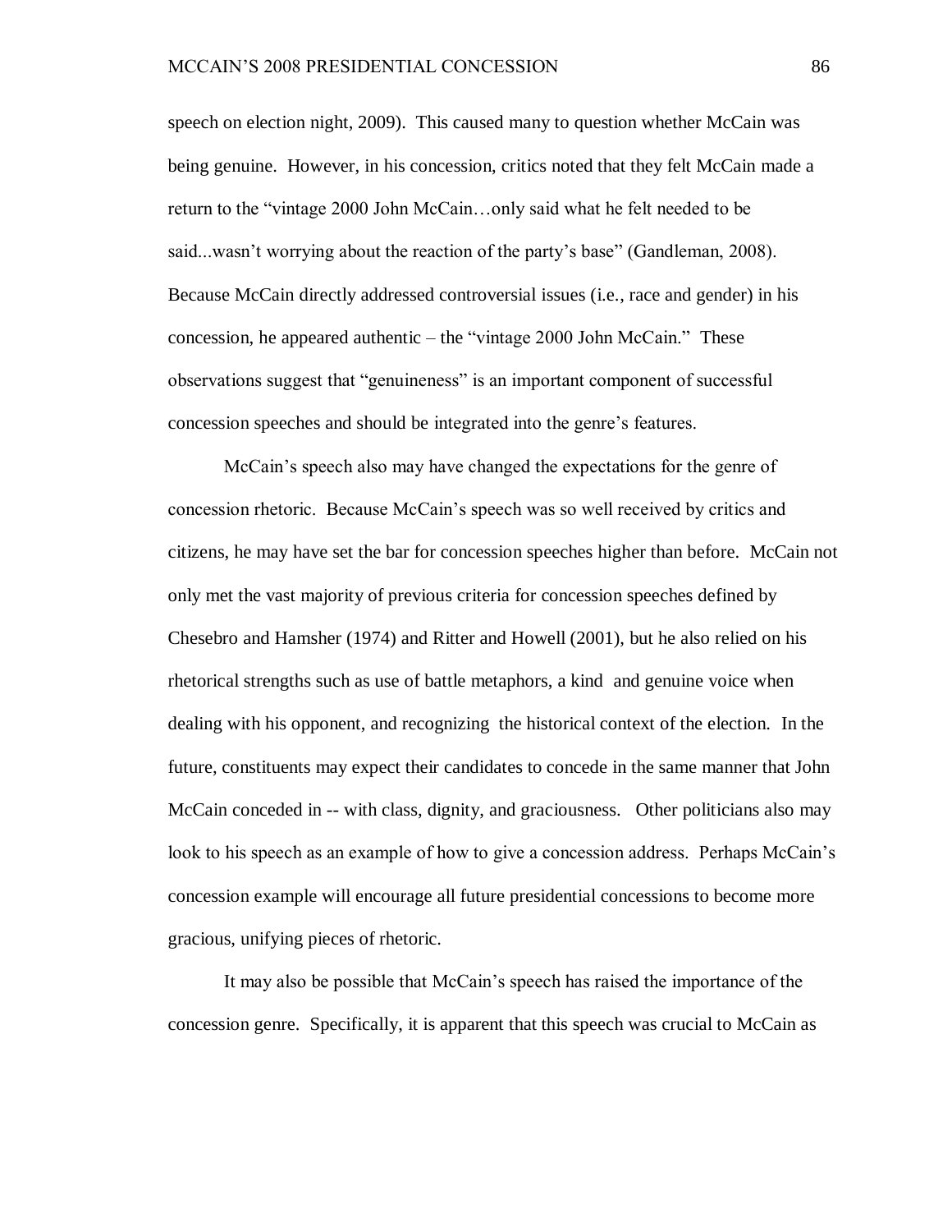speech on election night, 2009). This caused many to question whether McCain was being genuine. However, in his concession, critics noted that they felt McCain made a return to the "vintage 2000 John McCain…only said what he felt needed to be said...wasn't worrying about the reaction of the party's base" (Gandleman, 2008). Because McCain directly addressed controversial issues (i.e., race and gender) in his concession, he appeared authentic – the "vintage 2000 John McCain." These observations suggest that "genuineness" is an important component of successful concession speeches and should be integrated into the genre's features.

McCain's speech also may have changed the expectations for the genre of concession rhetoric. Because McCain's speech was so well received by critics and citizens, he may have set the bar for concession speeches higher than before. McCain not only met the vast majority of previous criteria for concession speeches defined by Chesebro and Hamsher (1974) and Ritter and Howell (2001), but he also relied on his rhetorical strengths such as use of battle metaphors, a kind and genuine voice when dealing with his opponent, and recognizing the historical context of the election. In the future, constituents may expect their candidates to concede in the same manner that John McCain conceded in -- with class, dignity, and graciousness. Other politicians also may look to his speech as an example of how to give a concession address. Perhaps McCain's concession example will encourage all future presidential concessions to become more gracious, unifying pieces of rhetoric.

It may also be possible that McCain's speech has raised the importance of the concession genre. Specifically, it is apparent that this speech was crucial to McCain as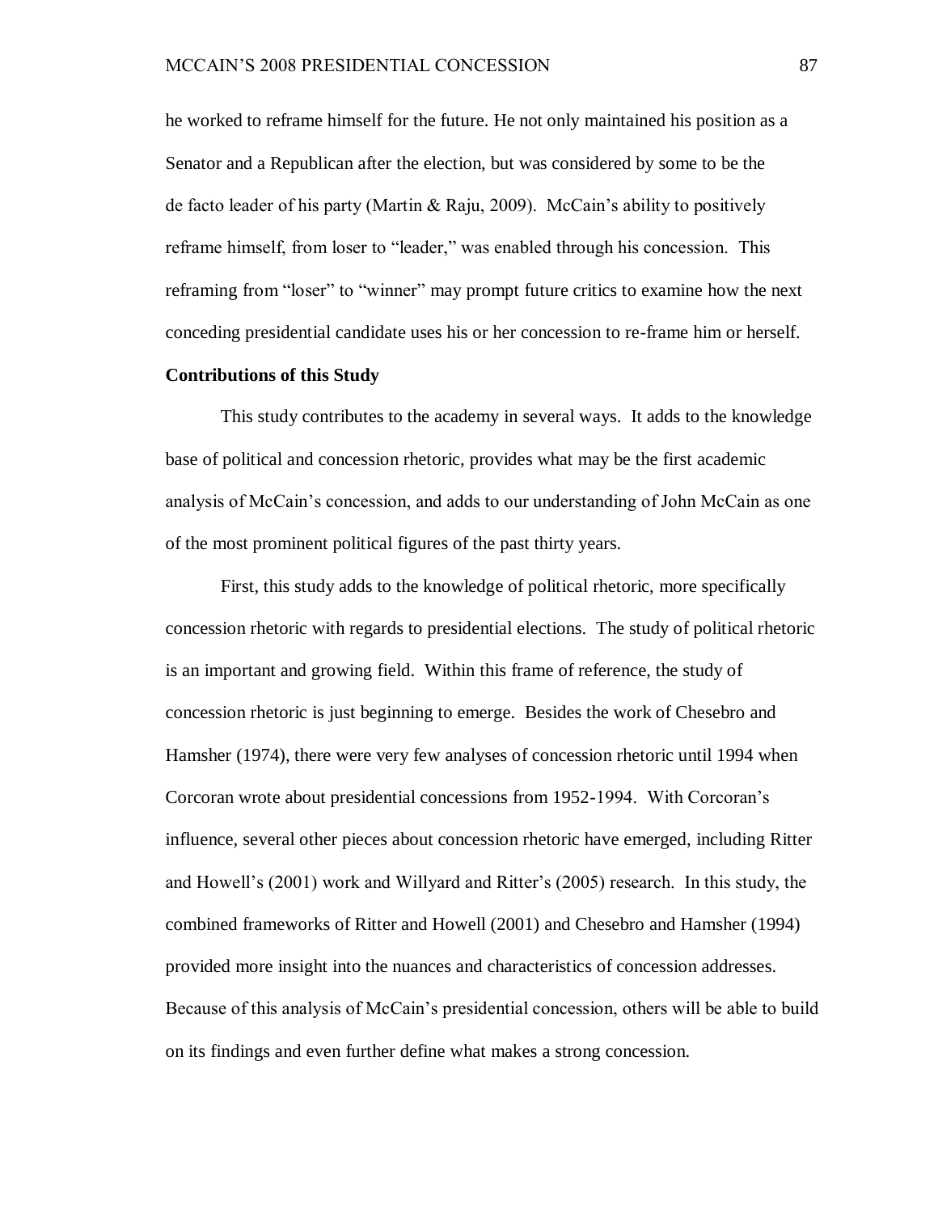he worked to reframe himself for the future. He not only maintained his position as a Senator and a Republican after the election, but was considered by some to be the de facto leader of his party (Martin & Raju, 2009). McCain's ability to positively reframe himself, from loser to "leader," was enabled through his concession. This reframing from "loser" to "winner" may prompt future critics to examine how the next conceding presidential candidate uses his or her concession to re-frame him or herself.

**Contributions of this Study**

This study contributes to the academy in several ways. It adds to the knowledge base of political and concession rhetoric, provides what may be the first academic analysis of McCain's concession, and adds to our understanding of John McCain as one of the most prominent political figures of the past thirty years.

First, this study adds to the knowledge of political rhetoric, more specifically concession rhetoric with regards to presidential elections. The study of political rhetoric is an important and growing field. Within this frame of reference, the study of concession rhetoric is just beginning to emerge. Besides the work of Chesebro and Hamsher (1974), there were very few analyses of concession rhetoric until 1994 when Corcoran wrote about presidential concessions from 1952-1994. With Corcoran's influence, several other pieces about concession rhetoric have emerged, including Ritter and Howell's (2001) work and Willyard and Ritter's (2005) research. In this study, the combined frameworks of Ritter and Howell (2001) and Chesebro and Hamsher (1994) provided more insight into the nuances and characteristics of concession addresses. Because of this analysis of McCain's presidential concession, others will be able to build on its findings and even further define what makes a strong concession.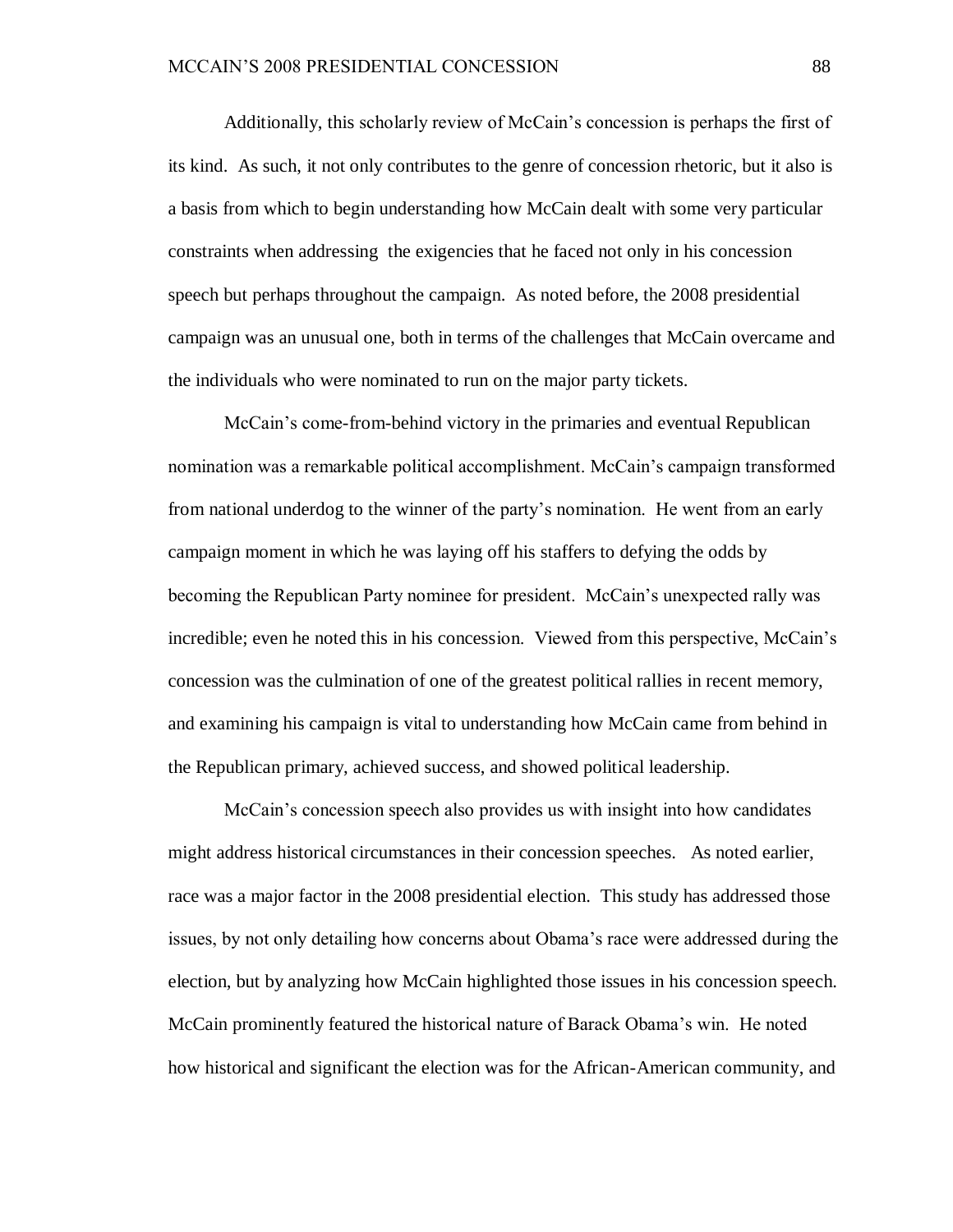Additionally, this scholarly review of McCain's concession is perhaps the first of its kind. As such, it not only contributes to the genre of concession rhetoric, but it also is a basis from which to begin understanding how McCain dealt with some very particular constraints when addressing the exigencies that he faced not only in his concession speech but perhaps throughout the campaign. As noted before, the 2008 presidential campaign was an unusual one, both in terms of the challenges that McCain overcame and the individuals who were nominated to run on the major party tickets.

McCain's come-from-behind victory in the primaries and eventual Republican nomination was a remarkable political accomplishment. McCain's campaign transformed from national underdog to the winner of the party's nomination. He went from an early campaign moment in which he was laying off his staffers to defying the odds by becoming the Republican Party nominee for president. McCain's unexpected rally was incredible; even he noted this in his concession. Viewed from this perspective, McCain's concession was the culmination of one of the greatest political rallies in recent memory, and examining his campaign is vital to understanding how McCain came from behind in the Republican primary, achieved success, and showed political leadership.

McCain's concession speech also provides us with insight into how candidates might address historical circumstances in their concession speeches. As noted earlier, race was a major factor in the 2008 presidential election. This study has addressed those issues, by not only detailing how concerns about Obama's race were addressed during the election, but by analyzing how McCain highlighted those issues in his concession speech. McCain prominently featured the historical nature of Barack Obama's win. He noted how historical and significant the election was for the African-American community, and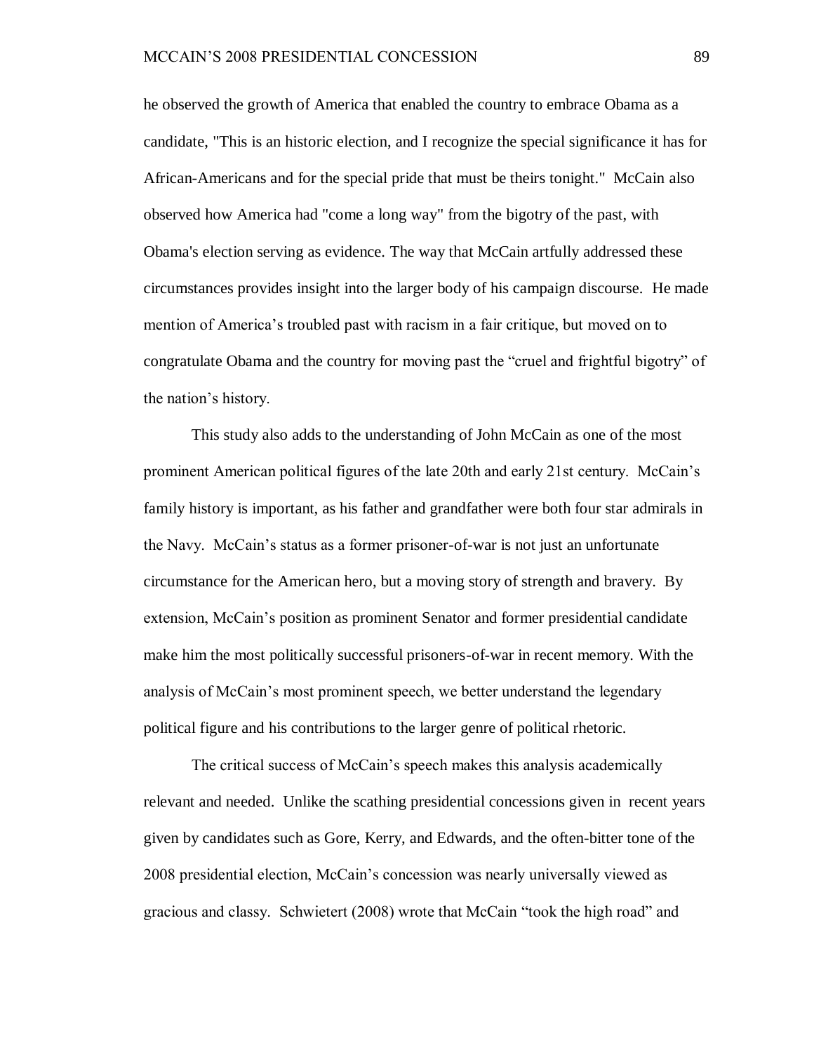he observed the growth of America that enabled the country to embrace Obama as a candidate, "This is an historic election, and I recognize the special significance it has for African-Americans and for the special pride that must be theirs tonight." McCain also observed how America had "come a long way" from the bigotry of the past, with Obama's election serving as evidence. The way that McCain artfully addressed these circumstances provides insight into the larger body of his campaign discourse. He made mention of America's troubled past with racism in a fair critique, but moved on to congratulate Obama and the country for moving past the "cruel and frightful bigotry" of the nation's history.

This study also adds to the understanding of John McCain as one of the most prominent American political figures of the late 20th and early 21st century. McCain's family history is important, as his father and grandfather were both four star admirals in the Navy. McCain's status as a former prisoner-of-war is not just an unfortunate circumstance for the American hero, but a moving story of strength and bravery. By extension, McCain's position as prominent Senator and former presidential candidate make him the most politically successful prisoners-of-war in recent memory. With the analysis of McCain's most prominent speech, we better understand the legendary political figure and his contributions to the larger genre of political rhetoric.

The critical success of McCain's speech makes this analysis academically relevant and needed. Unlike the scathing presidential concessions given in recent years given by candidates such as Gore, Kerry, and Edwards, and the often-bitter tone of the 2008 presidential election, McCain's concession was nearly universally viewed as gracious and classy. Schwietert (2008) wrote that McCain "took the high road" and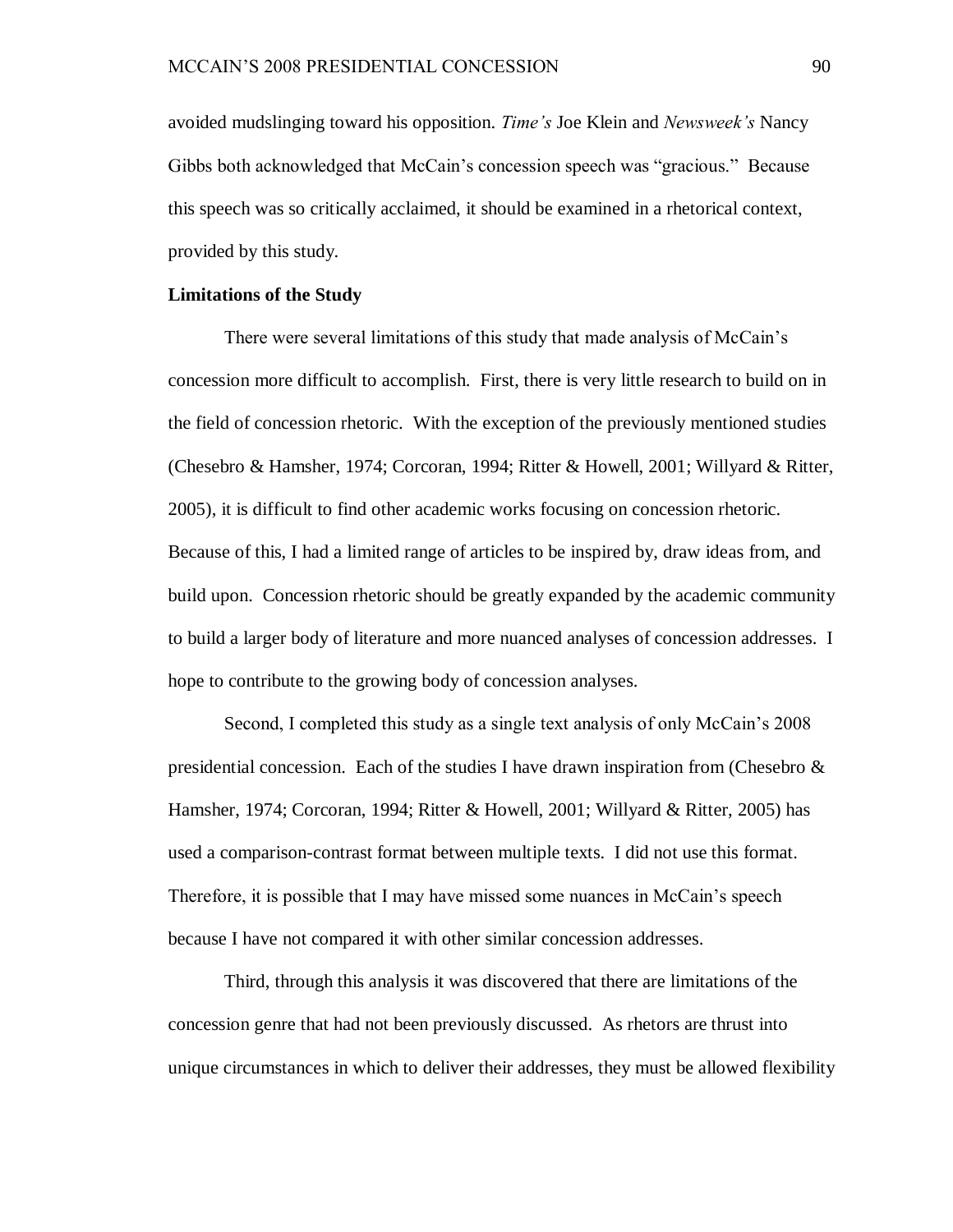avoided mudslinging toward his opposition. *Time's* Joe Klein and *Newsweek's* Nancy Gibbs both acknowledged that McCain's concession speech was "gracious." Because this speech was so critically acclaimed, it should be examined in a rhetorical context, provided by this study.

**Limitations of the Study**

There were several limitations of this study that made analysis of McCain's concession more difficult to accomplish. First, there is very little research to build on in the field of concession rhetoric. With the exception of the previously mentioned studies (Chesebro & Hamsher, 1974; Corcoran, 1994; Ritter & Howell, 2001; Willyard & Ritter, 2005), it is difficult to find other academic works focusing on concession rhetoric. Because of this, I had a limited range of articles to be inspired by, draw ideas from, and build upon. Concession rhetoric should be greatly expanded by the academic community to build a larger body of literature and more nuanced analyses of concession addresses. I hope to contribute to the growing body of concession analyses.

Second, I completed this study as a single text analysis of only McCain's 2008 presidential concession. Each of the studies I have drawn inspiration from (Chesebro & Hamsher, 1974; Corcoran, 1994; Ritter & Howell, 2001; Willyard & Ritter, 2005) has used a comparison-contrast format between multiple texts. I did not use this format. Therefore, it is possible that I may have missed some nuances in McCain's speech because I have not compared it with other similar concession addresses.

Third, through this analysis it was discovered that there are limitations of the concession genre that had not been previously discussed. As rhetors are thrust into unique circumstances in which to deliver their addresses, they must be allowed flexibility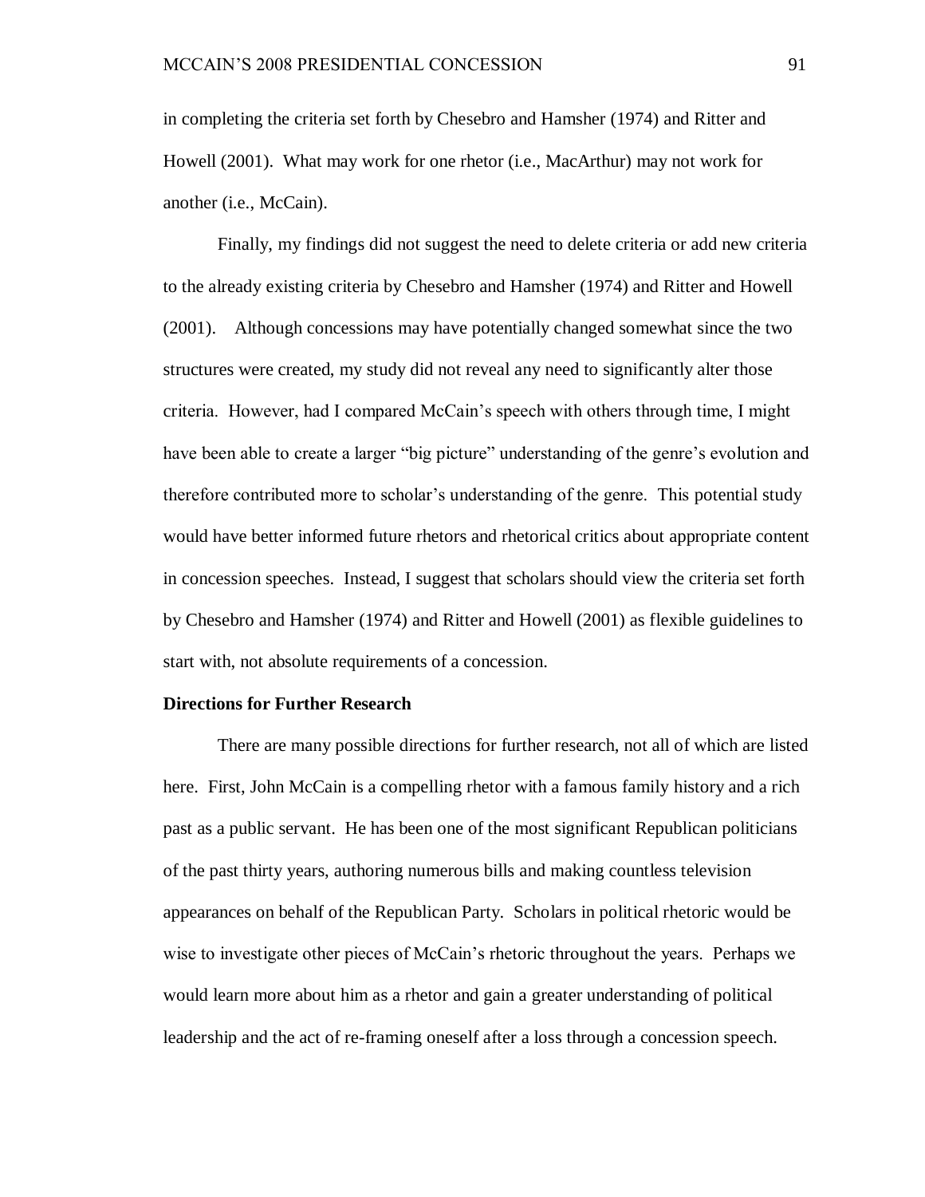in completing the criteria set forth by Chesebro and Hamsher (1974) and Ritter and Howell (2001). What may work for one rhetor (i.e., MacArthur) may not work for another (i.e., McCain).

Finally, my findings did not suggest the need to delete criteria or add new criteria to the already existing criteria by Chesebro and Hamsher (1974) and Ritter and Howell (2001). Although concessions may have potentially changed somewhat since the two structures were created, my study did not reveal any need to significantly alter those criteria. However, had I compared McCain's speech with others through time, I might have been able to create a larger "big picture" understanding of the genre's evolution and therefore contributed more to scholar's understanding of the genre. This potential study would have better informed future rhetors and rhetorical critics about appropriate content in concession speeches. Instead, I suggest that scholars should view the criteria set forth by Chesebro and Hamsher (1974) and Ritter and Howell (2001) as flexible guidelines to start with, not absolute requirements of a concession.

**Directions for Further Research**

There are many possible directions for further research, not all of which are listed here. First, John McCain is a compelling rhetor with a famous family history and a rich past as a public servant. He has been one of the most significant Republican politicians of the past thirty years, authoring numerous bills and making countless television appearances on behalf of the Republican Party. Scholars in political rhetoric would be wise to investigate other pieces of McCain's rhetoric throughout the years. Perhaps we would learn more about him as a rhetor and gain a greater understanding of political leadership and the act of re-framing oneself after a loss through a concession speech.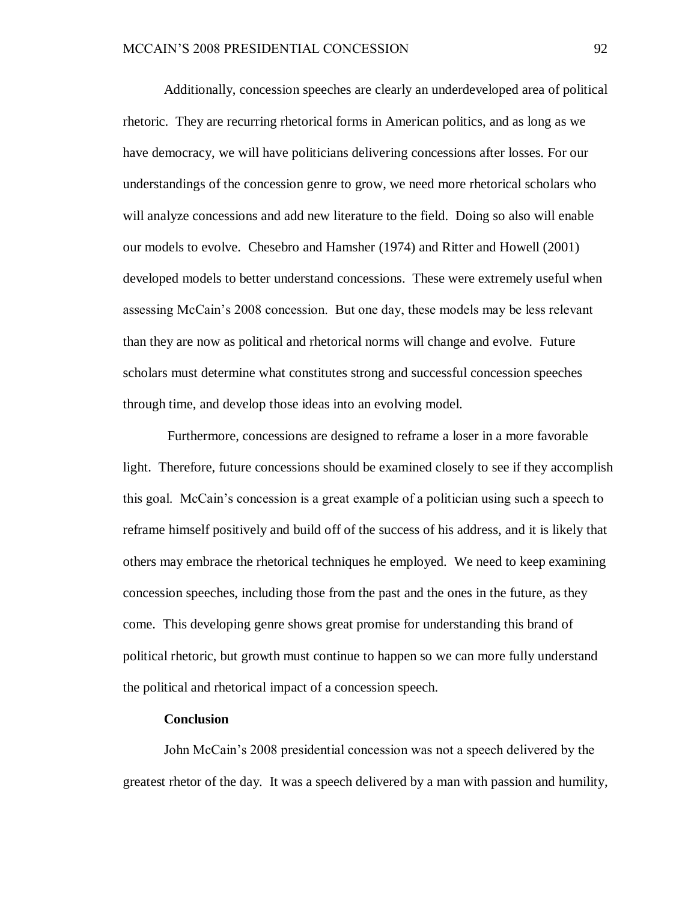Additionally, concession speeches are clearly an underdeveloped area of political rhetoric. They are recurring rhetorical forms in American politics, and as long as we have democracy, we will have politicians delivering concessions after losses. For our understandings of the concession genre to grow, we need more rhetorical scholars who will analyze concessions and add new literature to the field. Doing so also will enable our models to evolve. Chesebro and Hamsher (1974) and Ritter and Howell (2001) developed models to better understand concessions. These were extremely useful when assessing McCain's 2008 concession. But one day, these models may be less relevant than they are now as political and rhetorical norms will change and evolve. Future scholars must determine what constitutes strong and successful concession speeches through time, and develop those ideas into an evolving model.

Furthermore, concessions are designed to reframe a loser in a more favorable light. Therefore, future concessions should be examined closely to see if they accomplish this goal. McCain's concession is a great example of a politician using such a speech to reframe himself positively and build off of the success of his address, and it is likely that others may embrace the rhetorical techniques he employed. We need to keep examining concession speeches, including those from the past and the ones in the future, as they come. This developing genre shows great promise for understanding this brand of political rhetoric, but growth must continue to happen so we can more fully understand the political and rhetorical impact of a concession speech.

## Conclusion

John McCain's 2008 presidential concession was not a speech delivered by the greatest rhetor of the day. It was a speech delivered by a man with passion and humility,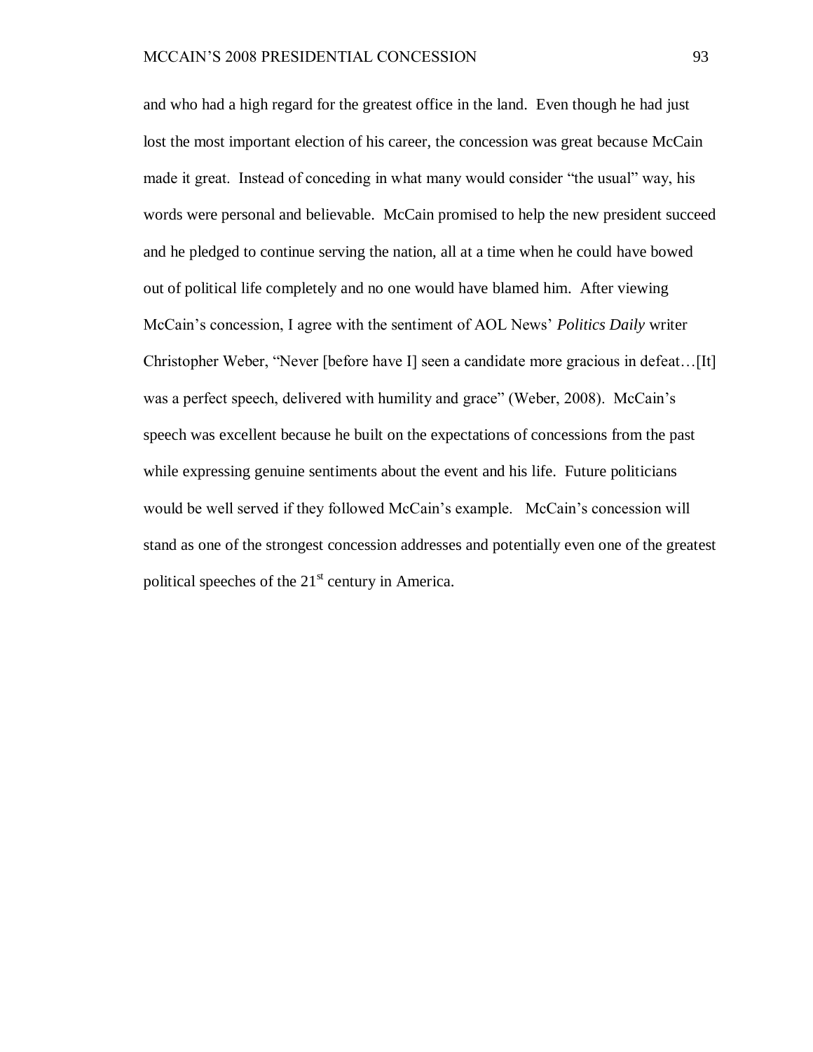and who had a high regard for the greatest office in the land. Even though he had just lost the most important election of his career, the concession was great because McCain made it great. Instead of conceding in what many would consider "the usual" way, his words were personal and believable. McCain promised to help the new president succeed and he pledged to continue serving the nation, all at a time when he could have bowed out of political life completely and no one would have blamed him. After viewing McCain's concession, I agree with the sentiment of AOL News' *Politics Daily* writer Christopher Weber, "Never [before have I] seen a candidate more gracious in defeat…[It] was a perfect speech, delivered with humility and grace" (Weber, 2008). McCain's speech was excellent because he built on the expectations of concessions from the past while expressing genuine sentiments about the event and his life. Future politicians would be well served if they followed McCain's example. McCain's concession will stand as one of the strongest concession addresses and potentially even one of the greatest political speeches of the 21st century in America.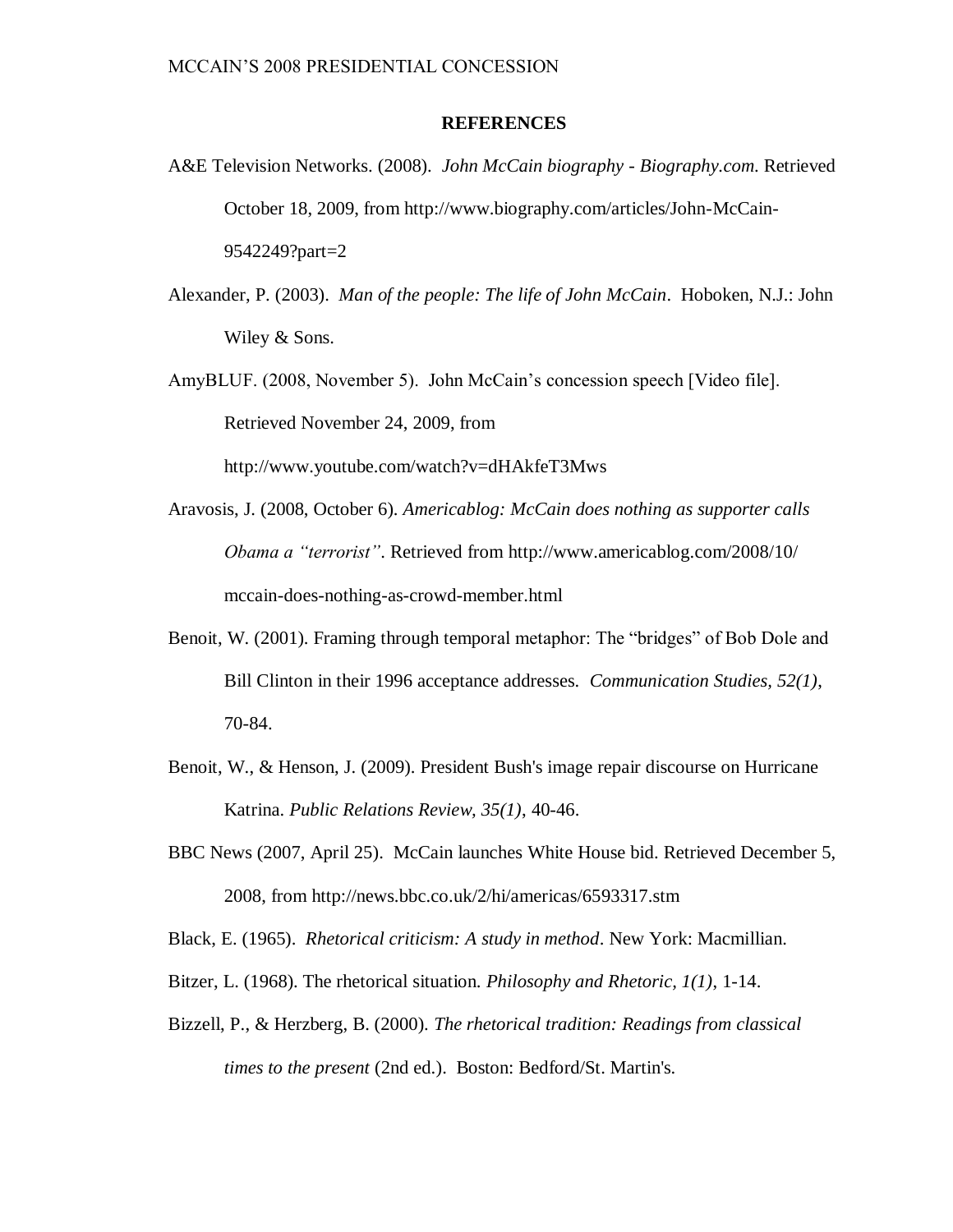**REFERENCES**

A&E Television Networks. (2008). *John McCain biography - Biography.com*. Retrieved October 18, 2009, from http://www.biography.com/articles/John-McCain-9542249?part=2

Alexander, P. (2003). *Man of the people: The life of John McCain*. Hoboken, N.J.: John Wiley & Sons.

AmyBLUF. (2008, November 5). John McCain's concession speech [Video file]. Retrieved November 24, 2009, from http://www.youtube.com/watch?v=dHAkfeT3Mws

Aravosis, J. (2008, October 6). *Americablog: McCain does nothing as supporter calls Obama a "terrorist"*. Retrieved from http://www.americablog.com/2008/10/mccain-does-nothing-as-crowd-member.html

Benoit, W. (2001). Framing through temporal metaphor: The "bridges" of Bob Dole and Bill Clinton in their 1996 acceptance addresses. *Communication Studies, 52(1)*, 70-84.

Benoit, W., & Henson, J. (2009). President Bush's image repair discourse on Hurricane Katrina. *Public Relations Review, 35(1)*, 40-46.

BBC News (2007, April 25). McCain launches White House bid. Retrieved December 5, 2008, from http://news.bbc.co.uk/2/hi/americas/6593317.stm

Black, E. (1965). *Rhetorical criticism: A study in method*. New York: Macmillian.

Bitzer, L. (1968). The rhetorical situation. *Philosophy and Rhetoric, 1(1)*, 1-14.

Bizzell, P., & Herzberg, B. (2000). *The rhetorical tradition: Readings from classical times to the present* (2nd ed.). Boston: Bedford/St. Martin's.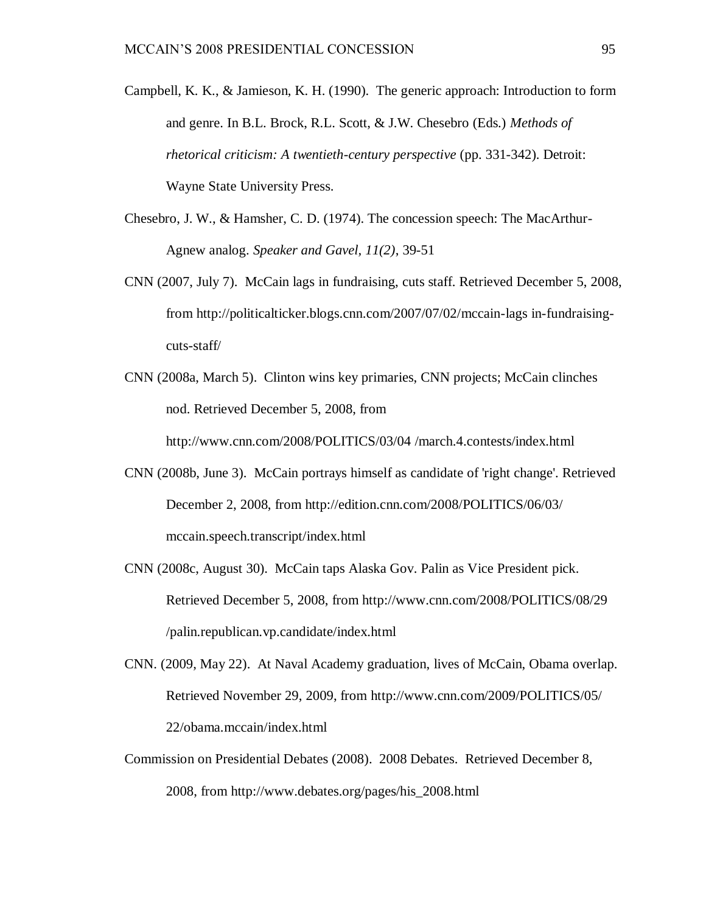Campbell, K. K., & Jamieson, K. H. (1990). The generic approach: Introduction to form and genre. In B.L. Brock, R.L. Scott, & J.W. Chesebro (Eds.) *Methods of rhetorical criticism: A twentieth-century perspective* (pp. 331-342). Detroit: Wayne State University Press.

Chesebro, J. W., & Hamsher, C. D. (1974). The concession speech: The MacArthur-Agnew analog. *Speaker and Gavel, 11(2)*, 39-51

CNN (2007, July 7). McCain lags in fundraising, cuts staff. Retrieved December 5, 2008, from http://politicalticker.blogs.cnn.com/2007/07/02/mccain-lags in-fundraising-cuts-staff/

CNN (2008a, March 5). Clinton wins key primaries, CNN projects; McCain clinches nod. Retrieved December 5, 2008, from http://www.cnn.com/2008/POLITICS/03/04 /march.4.contests/index.html

CNN (2008b, June 3). McCain portrays himself as candidate of 'right change'. Retrieved December 2, 2008, from http://edition.cnn.com/2008/POLITICS/06/03/ mccain.speech.transcript/index.html

CNN (2008c, August 30). McCain taps Alaska Gov. Palin as Vice President pick. Retrieved December 5, 2008, from http://www.cnn.com/2008/POLITICS/08/29 /palin.republican.vp.candidate/index.html

CNN. (2009, May 22). At Naval Academy graduation, lives of McCain, Obama overlap. Retrieved November 29, 2009, from http://www.cnn.com/2009/POLITICS/05/ 22/obama.mccain/index.html

Commission on Presidential Debates (2008). 2008 Debates. Retrieved December 8, 2008, from http://www.debates.org/pages/his_2008.html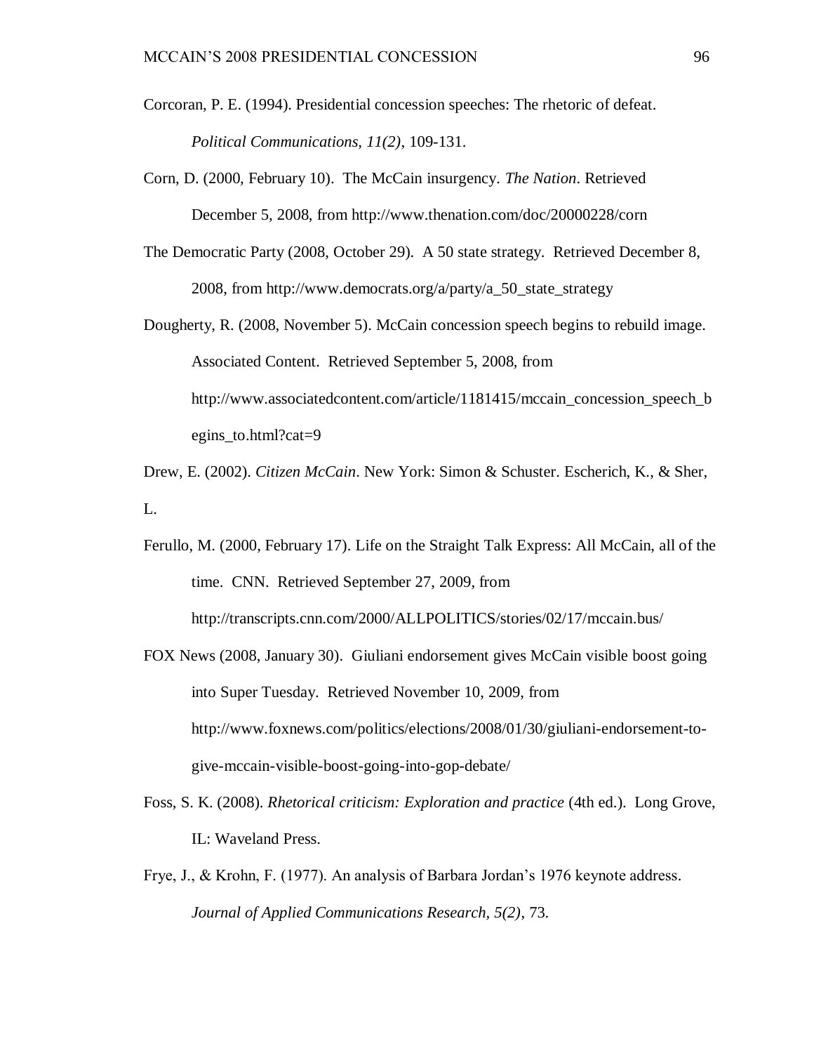Corcoran, P. E. (1994). Presidential concession speeches: The rhetoric of defeat. *Political Communications, 11(2)*, 109-131.

Corn, D. (2000, February 10). The McCain insurgency. *The Nation*. Retrieved December 5, 2008, from http://www.thenation.com/doc/20000228/corn

The Democratic Party (2008, October 29). A 50 state strategy. Retrieved December 8, 2008, from http://www.democrats.org/a/party/a_50_state_strategy

Dougherty, R. (2008, November 5). McCain concession speech begins to rebuild image. Associated Content. Retrieved September 5, 2008, from http://www.associatedcontent.com/article/1181415/mccain_concession_speech_begins_to.html?cat=9

Drew, E. (2002). *Citizen McCain*. New York: Simon & Schuster. Escherich, K., & Sher, L.

Ferullo, M. (2000, February 17). Life on the Straight Talk Express: All McCain, all of the time. CNN. Retrieved September 27, 2009, from http://transcripts.cnn.com/2000/ALLPOLITICS/stories/02/17/mccain.bus/

FOX News (2008, January 30). Giuliani endorsement gives McCain visible boost going into Super Tuesday. Retrieved November 10, 2009, from http://www.foxnews.com/politics/elections/2008/01/30/giuliani-endorsement-to-give-mccain-visible-boost-going-into-gop-debate/

Foss, S. K. (2008). *Rhetorical criticism: Exploration and practice* (4th ed.). Long Grove, IL: Waveland Press.

Frye, J., & Krohn, F. (1977). An analysis of Barbara Jordan's 1976 keynote address. *Journal of Applied Communications Research, 5(2)*, 73.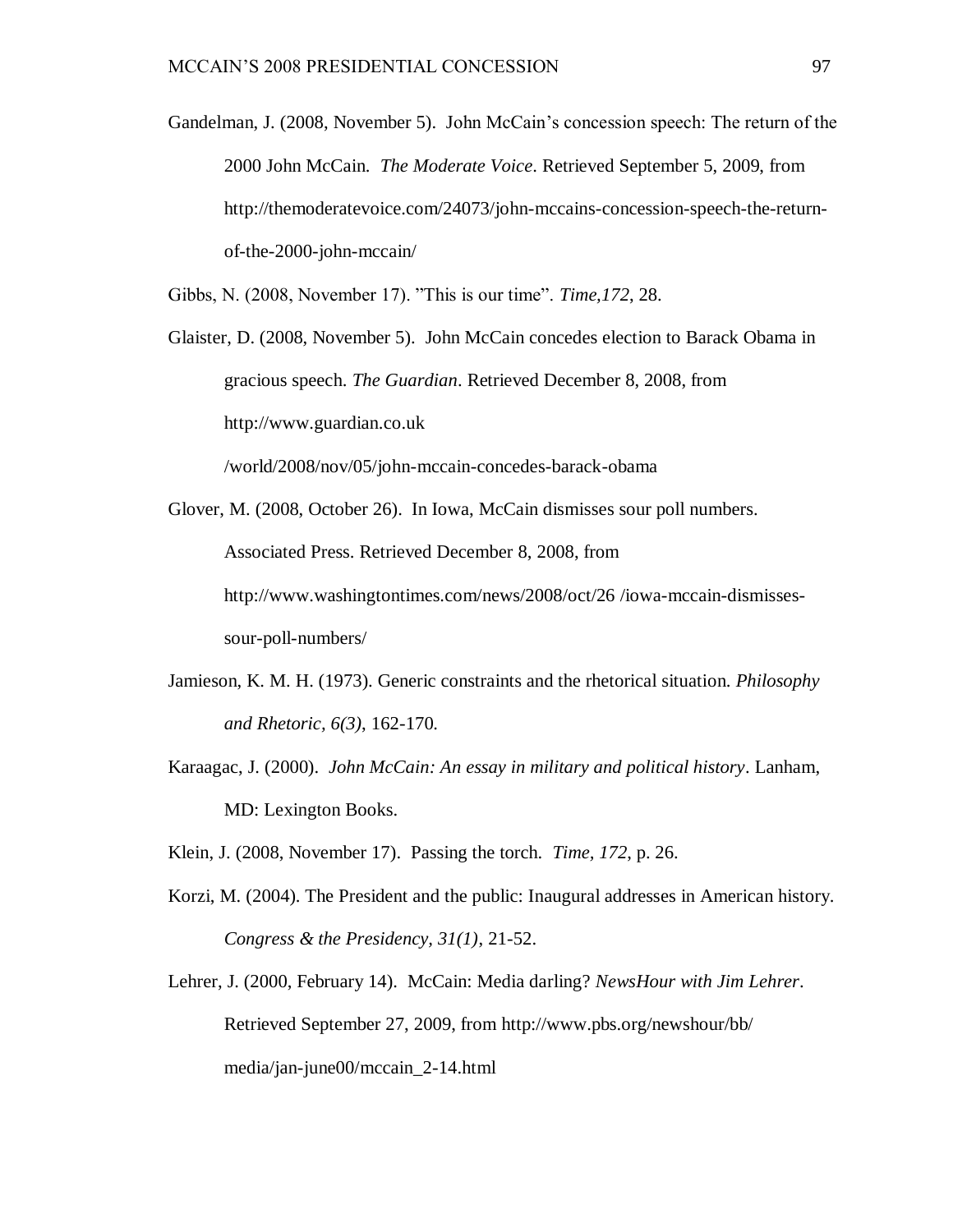Gandelman, J. (2008, November 5). John McCain's concession speech: The return of the 2000 John McCain. *The Moderate Voice*. Retrieved September 5, 2009, from http://themoderatevoice.com/24073/john-mccains-concession-speech-the-return-of-the-2000-john-mccain/

Gibbs, N. (2008, November 17). "This is our time". *Time,172*, 28.

Glaister, D. (2008, November 5). John McCain concedes election to Barack Obama in gracious speech. *The Guardian*. Retrieved December 8, 2008, from http://www.guardian.co.uk /world/2008/nov/05/john-mccain-concedes-barack-obama

Glover, M. (2008, October 26). In Iowa, McCain dismisses sour poll numbers. Associated Press. Retrieved December 8, 2008, from http://www.washingtontimes.com/news/2008/oct/26 /iowa-mccain-dismisses-sour-poll-numbers/

Jamieson, K. M. H. (1973). Generic constraints and the rhetorical situation. *Philosophy and Rhetoric, 6(3)*, 162-170.

Karaagac, J. (2000). *John McCain: An essay in military and political history*. Lanham, MD: Lexington Books.

Klein, J. (2008, November 17). Passing the torch. *Time, 172*, p. 26.

Korzi, M. (2004). The President and the public: Inaugural addresses in American history. *Congress & the Presidency, 31(1)*, 21-52.

Lehrer, J. (2000, February 14). McCain: Media darling? *NewsHour with Jim Lehrer*. Retrieved September 27, 2009, from http://www.pbs.org/newshour/bb/ media/jan-june00/mccain_2-14.html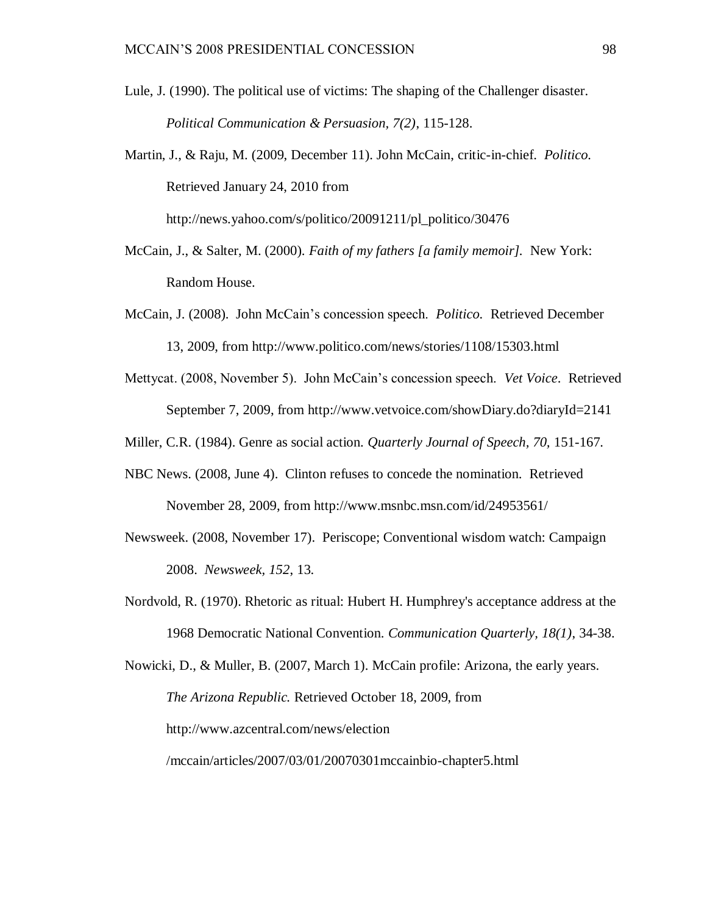Lule, J. (1990). The political use of victims: The shaping of the Challenger disaster. *Political Communication & Persuasion, 7(2)*, 115-128.

Martin, J., & Raju, M. (2009, December 11). John McCain, critic-in-chief. *Politico.* Retrieved January 24, 2010 from http://news.yahoo.com/s/politico/20091211/pl_politico/30476

McCain, J., & Salter, M. (2000). *Faith of my fathers [a family memoir].* New York: Random House.

McCain, J. (2008). John McCain's concession speech. *Politico.* Retrieved December 13, 2009, from http://www.politico.com/news/stories/1108/15303.html

Mettycat. (2008, November 5). John McCain's concession speech. *Vet Voice*. Retrieved September 7, 2009, from http://www.vetvoice.com/showDiary.do?diaryId=2141

Miller, C.R. (1984). Genre as social action. *Quarterly Journal of Speech, 70*, 151-167.

NBC News. (2008, June 4). Clinton refuses to concede the nomination. Retrieved November 28, 2009, from http://www.msnbc.msn.com/id/24953561/

Newsweek. (2008, November 17). Periscope; Conventional wisdom watch: Campaign 2008. *Newsweek, 152*, 13.

Nordvold, R. (1970). Rhetoric as ritual: Hubert H. Humphrey's acceptance address at the 1968 Democratic National Convention. *Communication Quarterly, 18(1)*, 34-38.

Nowicki, D., & Muller, B. (2007, March 1). McCain profile: Arizona, the early years. *The Arizona Republic.* Retrieved October 18, 2009, from http://www.azcentral.com/news/election /mccain/articles/2007/03/01/20070301mccainbio-chapter5.html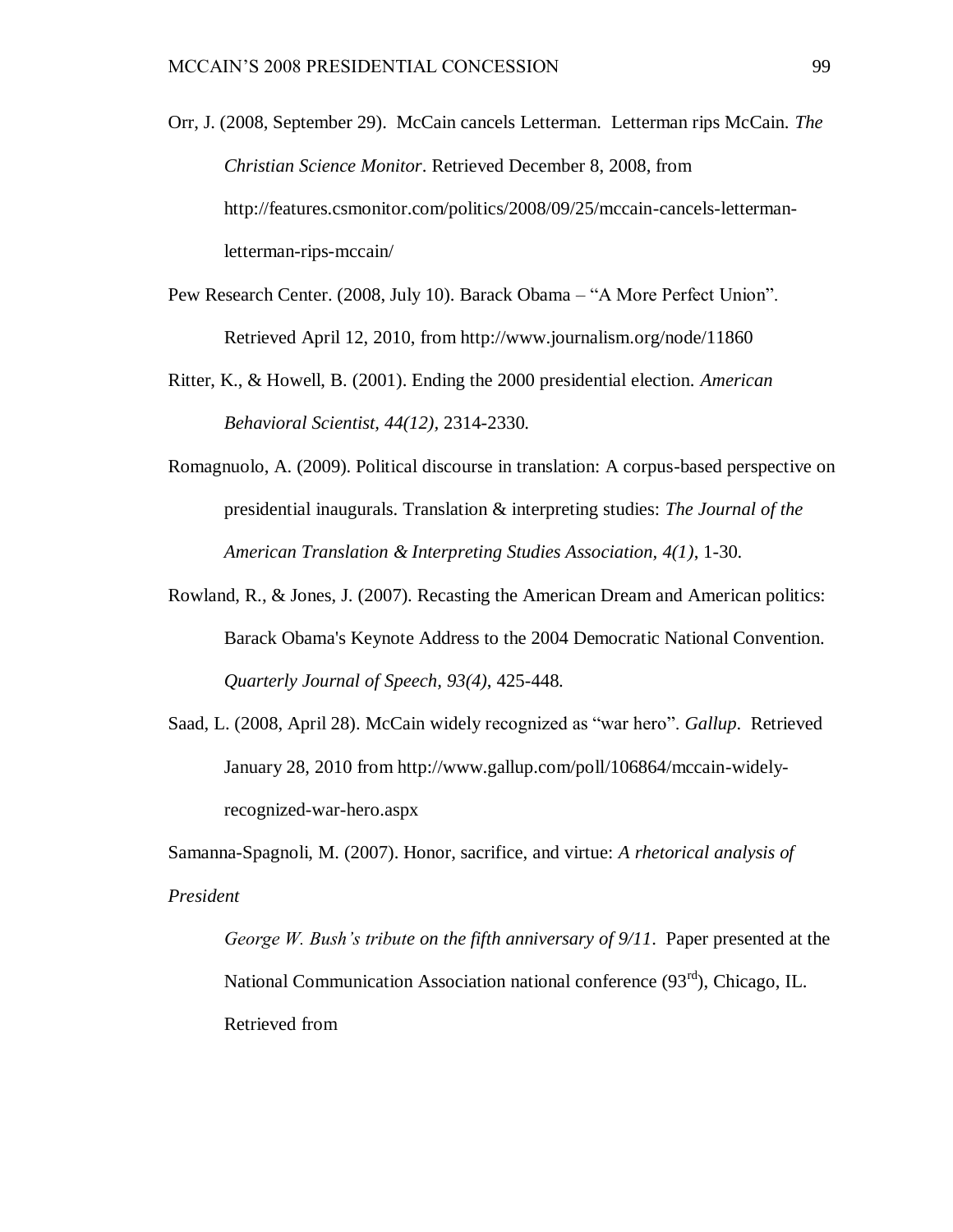Orr, J. (2008, September 29). McCain cancels Letterman. Letterman rips McCain. *The Christian Science Monitor*. Retrieved December 8, 2008, from http://features.csmonitor.com/politics/2008/09/25/mccain-cancels-letterman-letterman-rips-mccain/

Pew Research Center. (2008, July 10). Barack Obama – "A More Perfect Union". Retrieved April 12, 2010, from http://www.journalism.org/node/11860

Ritter, K., & Howell, B. (2001). Ending the 2000 presidential election. *American Behavioral Scientist, 44(12)*, 2314-2330.

Romagnuolo, A. (2009). Political discourse in translation: A corpus-based perspective on presidential inaugurals. Translation & interpreting studies: *The Journal of the American Translation & Interpreting Studies Association, 4(1)*, 1-30.

Rowland, R., & Jones, J. (2007). Recasting the American Dream and American politics: Barack Obama's Keynote Address to the 2004 Democratic National Convention. *Quarterly Journal of Speech, 93(4)*, 425-448.

Saad, L. (2008, April 28). McCain widely recognized as "war hero". *Gallup*. Retrieved January 28, 2010 from http://www.gallup.com/poll/106864/mccain-widely-recognized-war-hero.aspx

Samanna-Spagnoli, M. (2007). Honor, sacrifice, and virtue: *A rhetorical analysis of President*

*George W. Bush's tribute on the fifth anniversary of 9/11*. Paper presented at the National Communication Association national conference (93rd), Chicago, IL. Retrieved from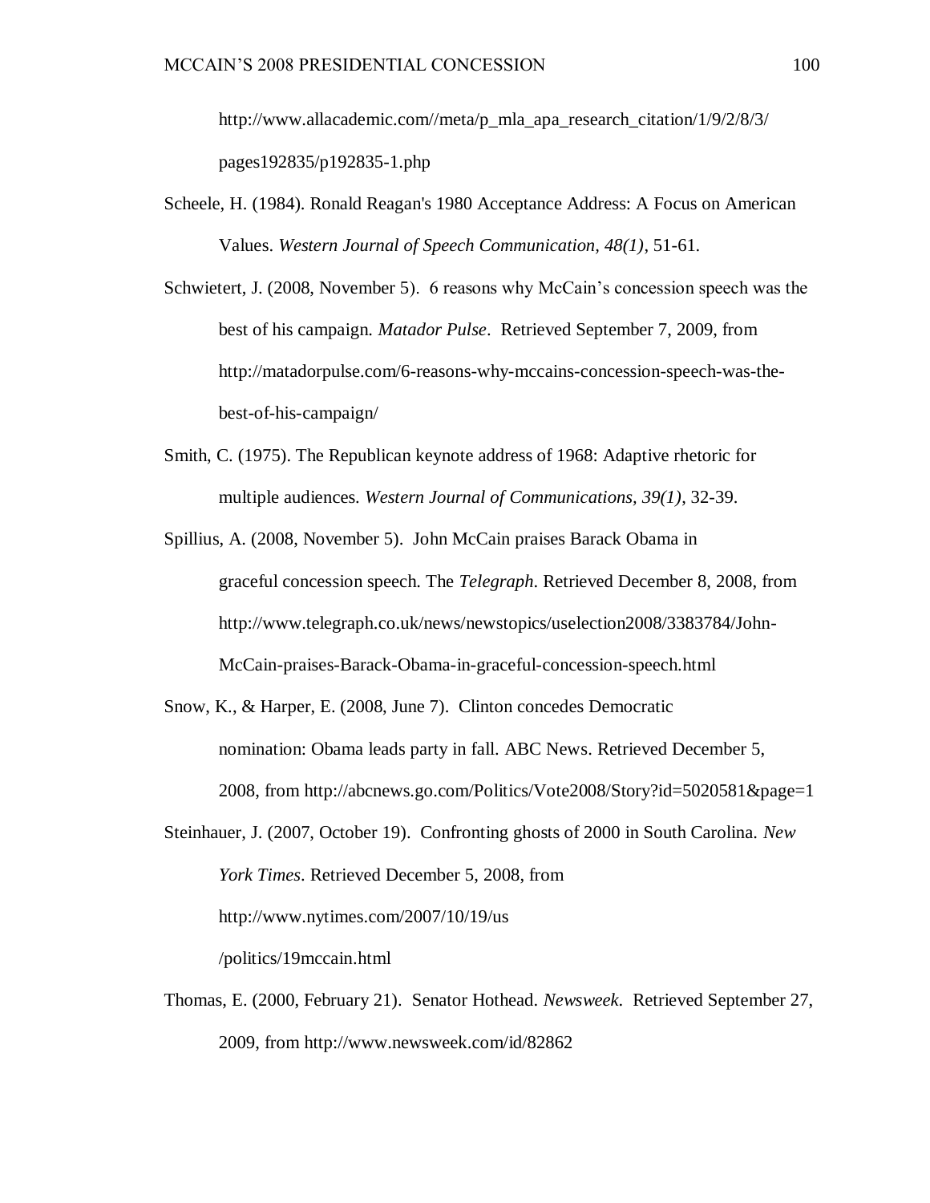http://www.allacademic.com//meta/p_mla_apa_research_citation/1/9/2/8/3/pages192835/p192835-1.php

Scheele, H. (1984). Ronald Reagan's 1980 Acceptance Address: A Focus on American Values. *Western Journal of Speech Communication, 48(1)*, 51-61.

Schwietert, J. (2008, November 5). 6 reasons why McCain's concession speech was the best of his campaign. *Matador Pulse*. Retrieved September 7, 2009, from http://matadorpulse.com/6-reasons-why-mccains-concession-speech-was-the-best-of-his-campaign/

Smith, C. (1975). The Republican keynote address of 1968: Adaptive rhetoric for multiple audiences. *Western Journal of Communications, 39(1)*, 32-39.

Spillius, A. (2008, November 5). John McCain praises Barack Obama in graceful concession speech. The *Telegraph*. Retrieved December 8, 2008, from http://www.telegraph.co.uk/news/newstopics/uselection2008/3383784/John-McCain-praises-Barack-Obama-in-graceful-concession-speech.html

Snow, K., & Harper, E. (2008, June 7). Clinton concedes Democratic nomination: Obama leads party in fall. ABC News. Retrieved December 5, 2008, from http://abcnews.go.com/Politics/Vote2008/Story?id=5020581&page=1

Steinhauer, J. (2007, October 19). Confronting ghosts of 2000 in South Carolina. *New York Times*. Retrieved December 5, 2008, from http://www.nytimes.com/2007/10/19/us/politics/19mccain.html

Thomas, E. (2000, February 21). Senator Hothead. *Newsweek.* Retrieved September 27, 2009, from http://www.newsweek.com/id/82862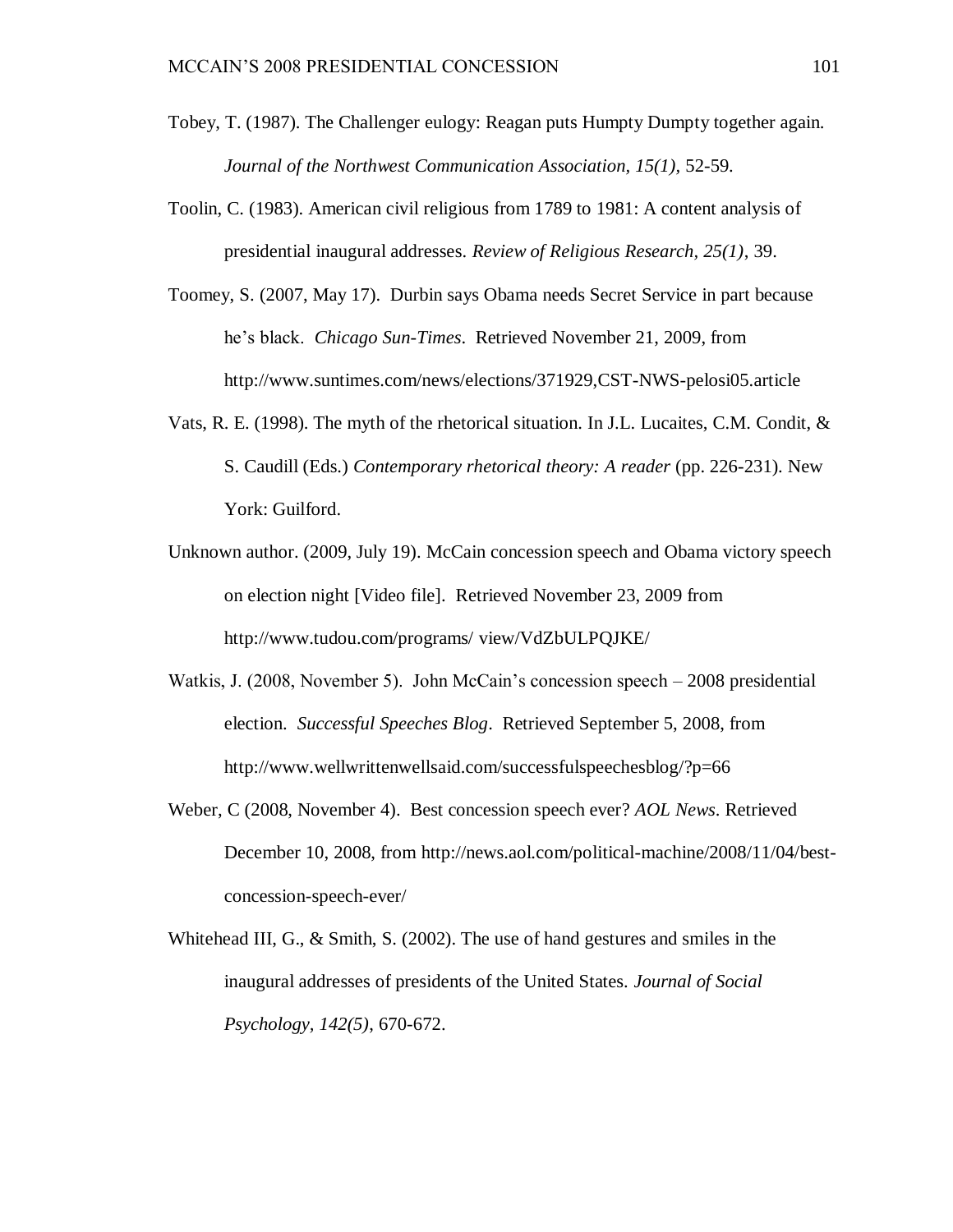Tobey, T. (1987). The Challenger eulogy: Reagan puts Humpty Dumpty together again. *Journal of the Northwest Communication Association, 15(1),* 52-59.

Toolin, C. (1983). American civil religious from 1789 to 1981: A content analysis of presidential inaugural addresses. *Review of Religious Research, 25(1)*, 39.

Toomey, S. (2007, May 17). Durbin says Obama needs Secret Service in part because he's black. *Chicago Sun-Times*. Retrieved November 21, 2009, from http://www.suntimes.com/news/elections/371929,CST-NWS-pelosi05.article

Vats, R. E. (1998). The myth of the rhetorical situation. In J.L. Lucaites, C.M. Condit, & S. Caudill (Eds.) *Contemporary rhetorical theory: A reader* (pp. 226-231). New York: Guilford.

Unknown author. (2009, July 19). McCain concession speech and Obama victory speech on election night [Video file]. Retrieved November 23, 2009 from http://www.tudou.com/programs/ view/VdZbULPQJKE/

Watkis, J. (2008, November 5). John McCain's concession speech – 2008 presidential election. *Successful Speeches Blog*. Retrieved September 5, 2008, from http://www.wellwrittenwellsaid.com/successfulspeechesblog/?p=66

Weber, C (2008, November 4). Best concession speech ever? *AOL News*. Retrieved December 10, 2008, from http://news.aol.com/political-machine/2008/11/04/best-concession-speech-ever/

Whitehead III, G., & Smith, S. (2002). The use of hand gestures and smiles in the inaugural addresses of presidents of the United States. *Journal of Social Psychology, 142(5)*, 670-672.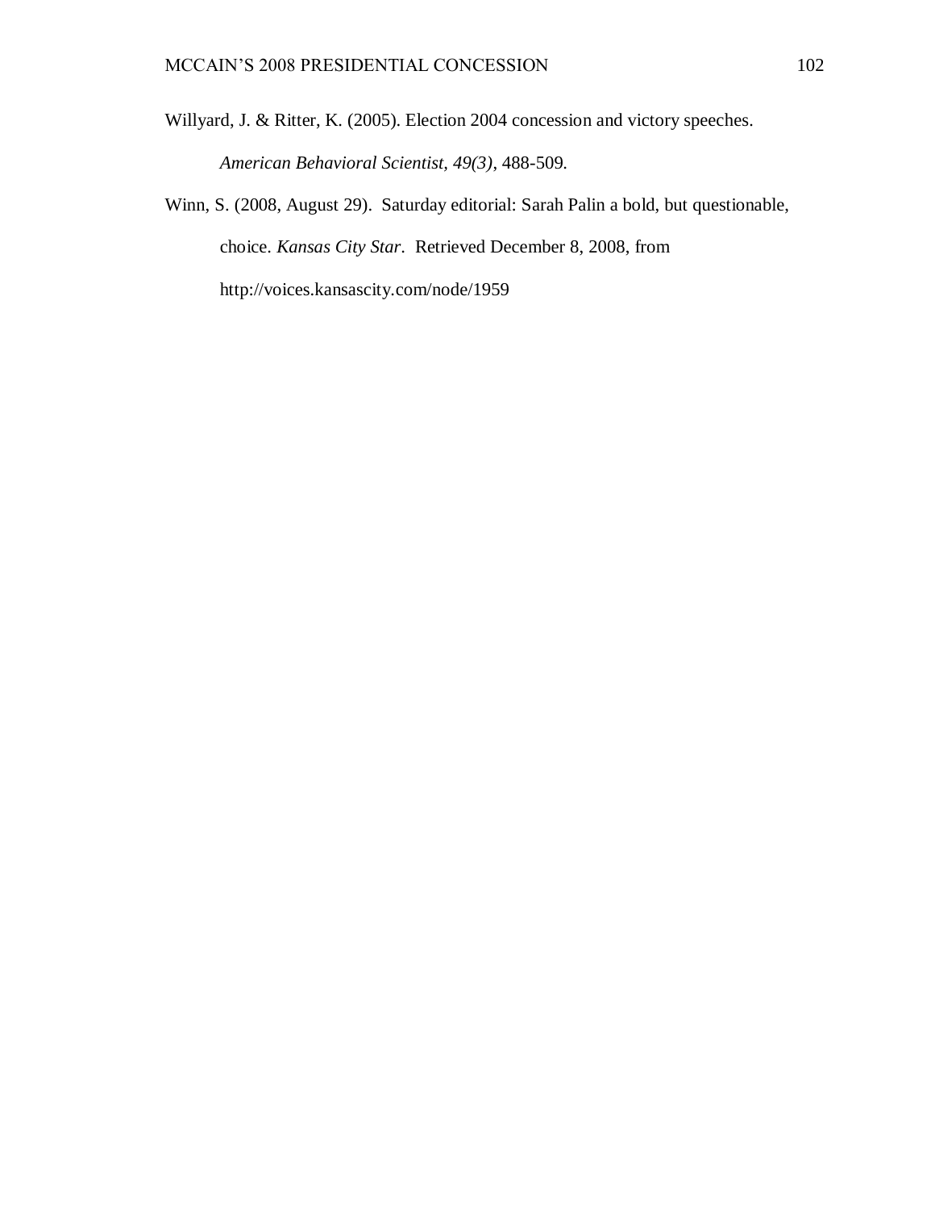Willyard, J. & Ritter, K. (2005). Election 2004 concession and victory speeches. *American Behavioral Scientist, 49(3)*, 488-509.

Winn, S. (2008, August 29). Saturday editorial: Sarah Palin a bold, but questionable, choice. *Kansas City Star*. Retrieved December 8, 2008, from http://voices.kansascity.com/node/1959